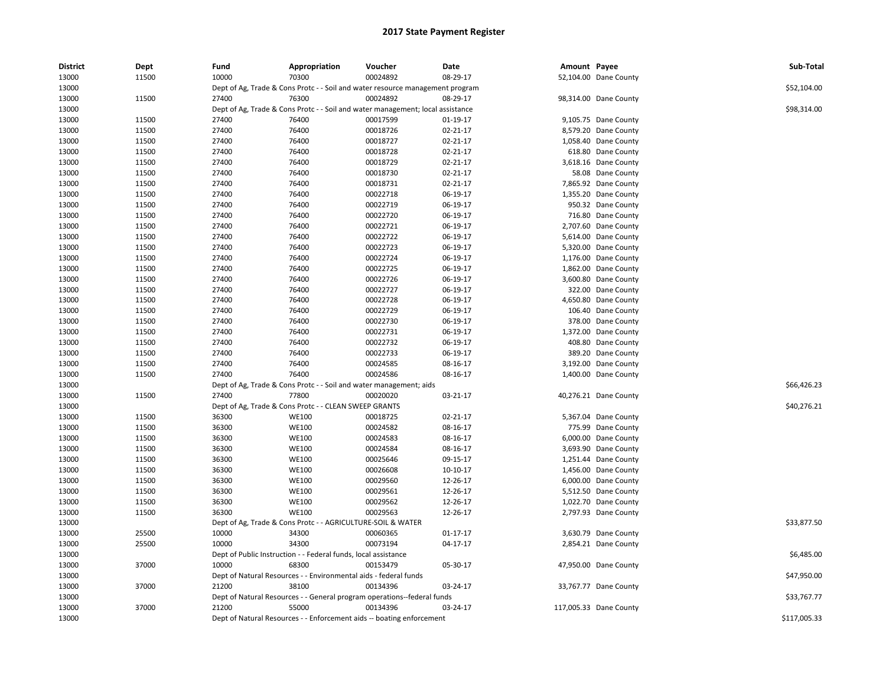# 2017 State Payment Register

| District | Dept | Fund | Appropriation | Voucher | Date | Amount | Payee | Sub-Total |
|---|---|---|---|---|---|---|---|---|
| 13000 | 11500 | 10000 | 70300 | 00024892 | 08-29-17 | 52,104.00 | Dane County | |
| 13000 | | Dept of Ag, Trade & Cons Protc - - Soil and water resource management program | | | | | | $52,104.00 |
| 13000 | 11500 | 27400 | 76300 | 00024892 | 08-29-17 | 98,314.00 | Dane County | |
| 13000 | | Dept of Ag, Trade & Cons Protc - - Soil and water management; local assistance | | | | | | $98,314.00 |
| 13000 | 11500 | 27400 | 76400 | 00017599 | 01-19-17 | 9,105.75 | Dane County | |
| 13000 | 11500 | 27400 | 76400 | 00018726 | 02-21-17 | 8,579.20 | Dane County | |
| 13000 | 11500 | 27400 | 76400 | 00018727 | 02-21-17 | 1,058.40 | Dane County | |
| 13000 | 11500 | 27400 | 76400 | 00018728 | 02-21-17 | 618.80 | Dane County | |
| 13000 | 11500 | 27400 | 76400 | 00018729 | 02-21-17 | 3,618.16 | Dane County | |
| 13000 | 11500 | 27400 | 76400 | 00018730 | 02-21-17 | 58.08 | Dane County | |
| 13000 | 11500 | 27400 | 76400 | 00018731 | 02-21-17 | 7,865.92 | Dane County | |
| 13000 | 11500 | 27400 | 76400 | 00022718 | 06-19-17 | 1,355.20 | Dane County | |
| 13000 | 11500 | 27400 | 76400 | 00022719 | 06-19-17 | 950.32 | Dane County | |
| 13000 | 11500 | 27400 | 76400 | 00022720 | 06-19-17 | 716.80 | Dane County | |
| 13000 | 11500 | 27400 | 76400 | 00022721 | 06-19-17 | 2,707.60 | Dane County | |
| 13000 | 11500 | 27400 | 76400 | 00022722 | 06-19-17 | 5,614.00 | Dane County | |
| 13000 | 11500 | 27400 | 76400 | 00022723 | 06-19-17 | 5,320.00 | Dane County | |
| 13000 | 11500 | 27400 | 76400 | 00022724 | 06-19-17 | 1,176.00 | Dane County | |
| 13000 | 11500 | 27400 | 76400 | 00022725 | 06-19-17 | 1,862.00 | Dane County | |
| 13000 | 11500 | 27400 | 76400 | 00022726 | 06-19-17 | 3,600.80 | Dane County | |
| 13000 | 11500 | 27400 | 76400 | 00022727 | 06-19-17 | 322.00 | Dane County | |
| 13000 | 11500 | 27400 | 76400 | 00022728 | 06-19-17 | 4,650.80 | Dane County | |
| 13000 | 11500 | 27400 | 76400 | 00022729 | 06-19-17 | 106.40 | Dane County | |
| 13000 | 11500 | 27400 | 76400 | 00022730 | 06-19-17 | 378.00 | Dane County | |
| 13000 | 11500 | 27400 | 76400 | 00022731 | 06-19-17 | 1,372.00 | Dane County | |
| 13000 | 11500 | 27400 | 76400 | 00022732 | 06-19-17 | 408.80 | Dane County | |
| 13000 | 11500 | 27400 | 76400 | 00022733 | 06-19-17 | 389.20 | Dane County | |
| 13000 | 11500 | 27400 | 76400 | 00024585 | 08-16-17 | 3,192.00 | Dane County | |
| 13000 | 11500 | 27400 | 76400 | 00024586 | 08-16-17 | 1,400.00 | Dane County | |
| 13000 | | Dept of Ag, Trade & Cons Protc - - Soil and water management; aids | | | | | | $66,426.23 |
| 13000 | 11500 | 27400 | 77800 | 00020020 | 03-21-17 | 40,276.21 | Dane County | |
| 13000 | | Dept of Ag, Trade & Cons Protc - - CLEAN SWEEP GRANTS | | | | | | $40,276.21 |
| 13000 | 11500 | 36300 | WE100 | 00018725 | 02-21-17 | 5,367.04 | Dane County | |
| 13000 | 11500 | 36300 | WE100 | 00024582 | 08-16-17 | 775.99 | Dane County | |
| 13000 | 11500 | 36300 | WE100 | 00024583 | 08-16-17 | 6,000.00 | Dane County | |
| 13000 | 11500 | 36300 | WE100 | 00024584 | 08-16-17 | 3,693.90 | Dane County | |
| 13000 | 11500 | 36300 | WE100 | 00025646 | 09-15-17 | 1,251.44 | Dane County | |
| 13000 | 11500 | 36300 | WE100 | 00026608 | 10-10-17 | 1,456.00 | Dane County | |
| 13000 | 11500 | 36300 | WE100 | 00029560 | 12-26-17 | 6,000.00 | Dane County | |
| 13000 | 11500 | 36300 | WE100 | 00029561 | 12-26-17 | 5,512.50 | Dane County | |
| 13000 | 11500 | 36300 | WE100 | 00029562 | 12-26-17 | 1,022.70 | Dane County | |
| 13000 | 11500 | 36300 | WE100 | 00029563 | 12-26-17 | 2,797.93 | Dane County | |
| 13000 | | Dept of Ag, Trade & Cons Protc - - AGRICULTURE-SOIL & WATER | | | | | | $33,877.50 |
| 13000 | 25500 | 10000 | 34300 | 00060365 | 01-17-17 | 3,630.79 | Dane County | |
| 13000 | 25500 | 10000 | 34300 | 00073194 | 04-17-17 | 2,854.21 | Dane County | |
| 13000 | | Dept of Public Instruction - - Federal funds, local assistance | | | | | | $6,485.00 |
| 13000 | 37000 | 10000 | 68300 | 00153479 | 05-30-17 | 47,950.00 | Dane County | |
| 13000 | | Dept of Natural Resources - - Environmental aids - federal funds | | | | | | $47,950.00 |
| 13000 | 37000 | 21200 | 38100 | 00134396 | 03-24-17 | 33,767.77 | Dane County | |
| 13000 | | Dept of Natural Resources - - General program operations--federal funds | | | | | | $33,767.77 |
| 13000 | 37000 | 21200 | 55000 | 00134396 | 03-24-17 | 117,005.33 | Dane County | |
| 13000 | | Dept of Natural Resources - - Enforcement aids -- boating enforcement | | | | | | $117,005.33 |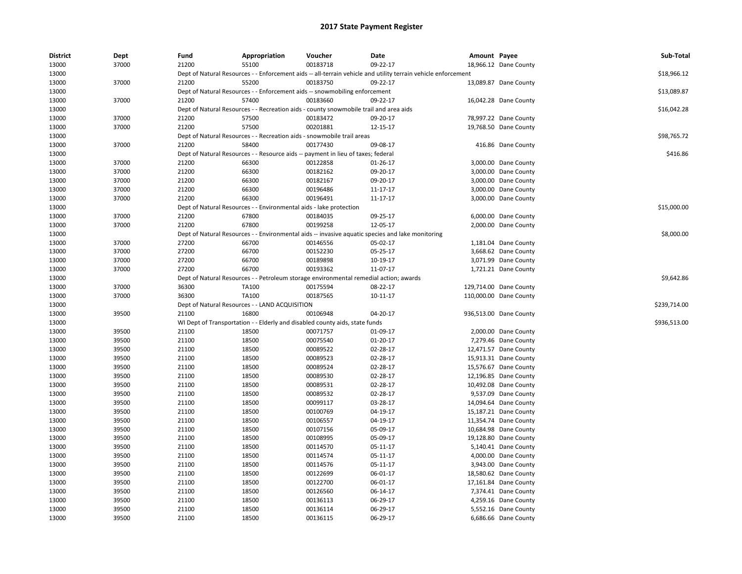# 2017 State Payment Register

| District | Dept | Fund | Appropriation | Voucher | Date | Amount | Payee | Sub-Total |
|---|---|---|---|---|---|---|---|---|
| 13000 | 37000 | 21200 | 55100 | 00183718 | 09-22-17 | 18,966.12 | Dane County | |
| 13000 | | Dept of Natural Resources - - Enforcement aids -- all-terrain vehicle and utility terrain vehicle enforcement | | | | | | $18,966.12 |
| 13000 | 37000 | 21200 | 55200 | 00183750 | 09-22-17 | 13,089.87 | Dane County | |
| 13000 | | Dept of Natural Resources - - Enforcement aids -- snowmobiling enforcement | | | | | | $13,089.87 |
| 13000 | 37000 | 21200 | 57400 | 00183660 | 09-22-17 | 16,042.28 | Dane County | |
| 13000 | | Dept of Natural Resources - - Recreation aids - county snowmobile trail and area aids | | | | | | $16,042.28 |
| 13000 | 37000 | 21200 | 57500 | 00183472 | 09-20-17 | 78,997.22 | Dane County | |
| 13000 | 37000 | 21200 | 57500 | 00201881 | 12-15-17 | 19,768.50 | Dane County | |
| 13000 | | Dept of Natural Resources - - Recreation aids - snowmobile trail areas | | | | | | $98,765.72 |
| 13000 | 37000 | 21200 | 58400 | 00177430 | 09-08-17 | 416.86 | Dane County | |
| 13000 | | Dept of Natural Resources - - Resource aids -- payment in lieu of taxes; federal | | | | | | $416.86 |
| 13000 | 37000 | 21200 | 66300 | 00122858 | 01-26-17 | 3,000.00 | Dane County | |
| 13000 | 37000 | 21200 | 66300 | 00182162 | 09-20-17 | 3,000.00 | Dane County | |
| 13000 | 37000 | 21200 | 66300 | 00182167 | 09-20-17 | 3,000.00 | Dane County | |
| 13000 | 37000 | 21200 | 66300 | 00196486 | 11-17-17 | 3,000.00 | Dane County | |
| 13000 | 37000 | 21200 | 66300 | 00196491 | 11-17-17 | 3,000.00 | Dane County | |
| 13000 | | Dept of Natural Resources - - Environmental aids - lake protection | | | | | | $15,000.00 |
| 13000 | 37000 | 21200 | 67800 | 00184035 | 09-25-17 | 6,000.00 | Dane County | |
| 13000 | 37000 | 21200 | 67800 | 00199258 | 12-05-17 | 2,000.00 | Dane County | |
| 13000 | | Dept of Natural Resources - - Environmental aids -- invasive aquatic species and lake monitoring | | | | | | $8,000.00 |
| 13000 | 37000 | 27200 | 66700 | 00146556 | 05-02-17 | 1,181.04 | Dane County | |
| 13000 | 37000 | 27200 | 66700 | 00152230 | 05-25-17 | 3,668.62 | Dane County | |
| 13000 | 37000 | 27200 | 66700 | 00189898 | 10-19-17 | 3,071.99 | Dane County | |
| 13000 | 37000 | 27200 | 66700 | 00193362 | 11-07-17 | 1,721.21 | Dane County | |
| 13000 | | Dept of Natural Resources - - Petroleum storage environmental remedial action; awards | | | | | | $9,642.86 |
| 13000 | 37000 | 36300 | TA100 | 00175594 | 08-22-17 | 129,714.00 | Dane County | |
| 13000 | 37000 | 36300 | TA100 | 00187565 | 10-11-17 | 110,000.00 | Dane County | |
| 13000 | | Dept of Natural Resources - - LAND ACQUISITION | | | | | | $239,714.00 |
| 13000 | 39500 | 21100 | 16800 | 00106948 | 04-20-17 | 936,513.00 | Dane County | |
| 13000 | | WI Dept of Transportation - - Elderly and disabled county aids, state funds | | | | | | $936,513.00 |
| 13000 | 39500 | 21100 | 18500 | 00071757 | 01-09-17 | 2,000.00 | Dane County | |
| 13000 | 39500 | 21100 | 18500 | 00075540 | 01-20-17 | 7,279.46 | Dane County | |
| 13000 | 39500 | 21100 | 18500 | 00089522 | 02-28-17 | 12,471.57 | Dane County | |
| 13000 | 39500 | 21100 | 18500 | 00089523 | 02-28-17 | 15,913.31 | Dane County | |
| 13000 | 39500 | 21100 | 18500 | 00089524 | 02-28-17 | 15,576.67 | Dane County | |
| 13000 | 39500 | 21100 | 18500 | 00089530 | 02-28-17 | 12,196.85 | Dane County | |
| 13000 | 39500 | 21100 | 18500 | 00089531 | 02-28-17 | 10,492.08 | Dane County | |
| 13000 | 39500 | 21100 | 18500 | 00089532 | 02-28-17 | 9,537.09 | Dane County | |
| 13000 | 39500 | 21100 | 18500 | 00099117 | 03-28-17 | 14,094.64 | Dane County | |
| 13000 | 39500 | 21100 | 18500 | 00100769 | 04-19-17 | 15,187.21 | Dane County | |
| 13000 | 39500 | 21100 | 18500 | 00106557 | 04-19-17 | 11,354.74 | Dane County | |
| 13000 | 39500 | 21100 | 18500 | 00107156 | 05-09-17 | 10,684.98 | Dane County | |
| 13000 | 39500 | 21100 | 18500 | 00108995 | 05-09-17 | 19,128.80 | Dane County | |
| 13000 | 39500 | 21100 | 18500 | 00114570 | 05-11-17 | 5,140.41 | Dane County | |
| 13000 | 39500 | 21100 | 18500 | 00114574 | 05-11-17 | 4,000.00 | Dane County | |
| 13000 | 39500 | 21100 | 18500 | 00114576 | 05-11-17 | 3,943.00 | Dane County | |
| 13000 | 39500 | 21100 | 18500 | 00122699 | 06-01-17 | 18,580.62 | Dane County | |
| 13000 | 39500 | 21100 | 18500 | 00122700 | 06-01-17 | 17,161.84 | Dane County | |
| 13000 | 39500 | 21100 | 18500 | 00126560 | 06-14-17 | 7,374.41 | Dane County | |
| 13000 | 39500 | 21100 | 18500 | 00136113 | 06-29-17 | 4,259.16 | Dane County | |
| 13000 | 39500 | 21100 | 18500 | 00136114 | 06-29-17 | 5,552.16 | Dane County | |
| 13000 | 39500 | 21100 | 18500 | 00136115 | 06-29-17 | 6,686.66 | Dane County | |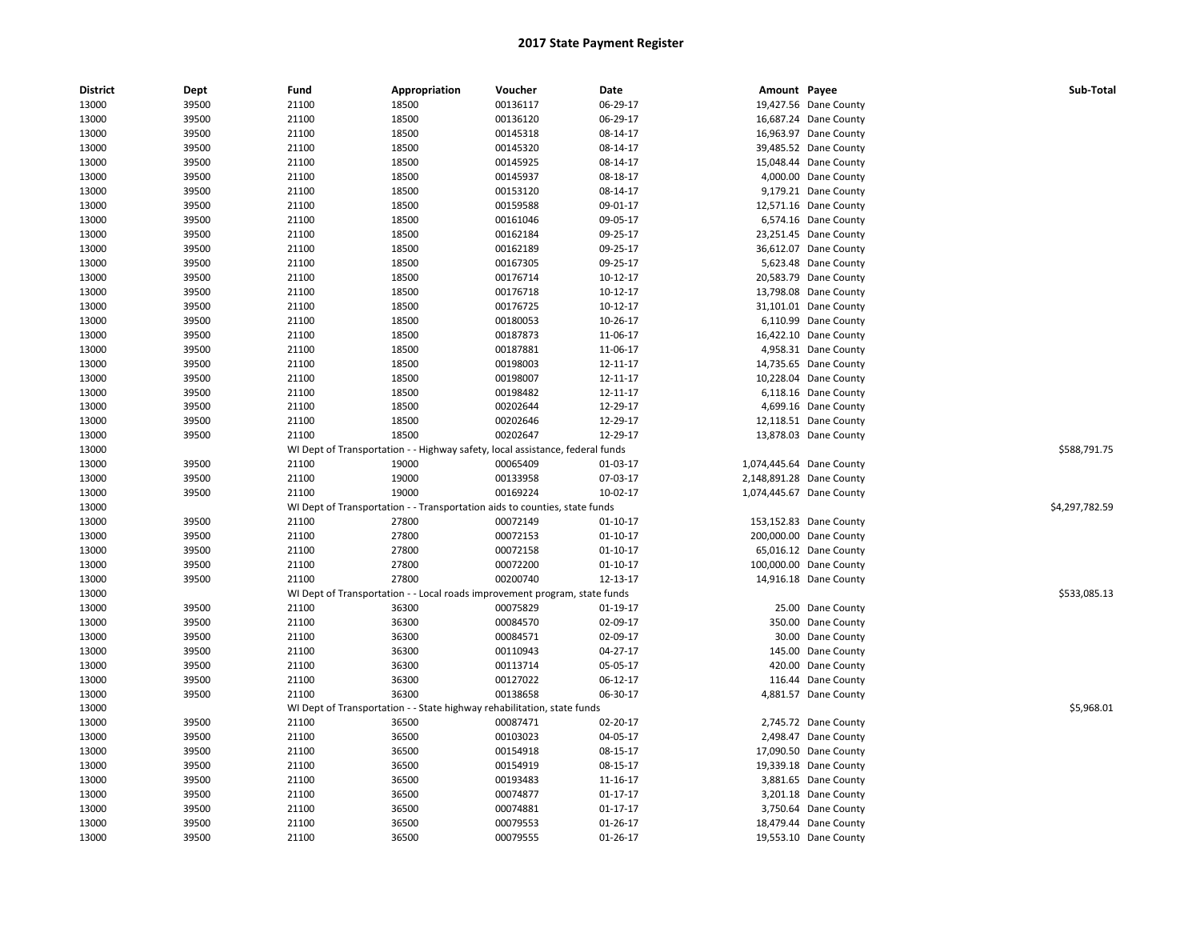# 2017 State Payment Register

| District | Dept | Fund | Appropriation | Voucher | Date | Amount | Payee | Sub-Total |
|---|---|---|---|---|---|---|---|---|
| 13000 | 39500 | 21100 | 18500 | 00136117 | 06-29-17 | 19,427.56 | Dane County | |
| 13000 | 39500 | 21100 | 18500 | 00136120 | 06-29-17 | 16,687.24 | Dane County | |
| 13000 | 39500 | 21100 | 18500 | 00145318 | 08-14-17 | 16,963.97 | Dane County | |
| 13000 | 39500 | 21100 | 18500 | 00145320 | 08-14-17 | 39,485.52 | Dane County | |
| 13000 | 39500 | 21100 | 18500 | 00145925 | 08-14-17 | 15,048.44 | Dane County | |
| 13000 | 39500 | 21100 | 18500 | 00145937 | 08-18-17 | 4,000.00 | Dane County | |
| 13000 | 39500 | 21100 | 18500 | 00153120 | 08-14-17 | 9,179.21 | Dane County | |
| 13000 | 39500 | 21100 | 18500 | 00159588 | 09-01-17 | 12,571.16 | Dane County | |
| 13000 | 39500 | 21100 | 18500 | 00161046 | 09-05-17 | 6,574.16 | Dane County | |
| 13000 | 39500 | 21100 | 18500 | 00162184 | 09-25-17 | 23,251.45 | Dane County | |
| 13000 | 39500 | 21100 | 18500 | 00162189 | 09-25-17 | 36,612.07 | Dane County | |
| 13000 | 39500 | 21100 | 18500 | 00167305 | 09-25-17 | 5,623.48 | Dane County | |
| 13000 | 39500 | 21100 | 18500 | 00176714 | 10-12-17 | 20,583.79 | Dane County | |
| 13000 | 39500 | 21100 | 18500 | 00176718 | 10-12-17 | 13,798.08 | Dane County | |
| 13000 | 39500 | 21100 | 18500 | 00176725 | 10-12-17 | 31,101.01 | Dane County | |
| 13000 | 39500 | 21100 | 18500 | 00180053 | 10-26-17 | 6,110.99 | Dane County | |
| 13000 | 39500 | 21100 | 18500 | 00187873 | 11-06-17 | 16,422.10 | Dane County | |
| 13000 | 39500 | 21100 | 18500 | 00187881 | 11-06-17 | 4,958.31 | Dane County | |
| 13000 | 39500 | 21100 | 18500 | 00198003 | 12-11-17 | 14,735.65 | Dane County | |
| 13000 | 39500 | 21100 | 18500 | 00198007 | 12-11-17 | 10,228.04 | Dane County | |
| 13000 | 39500 | 21100 | 18500 | 00198482 | 12-11-17 | 6,118.16 | Dane County | |
| 13000 | 39500 | 21100 | 18500 | 00202644 | 12-29-17 | 4,699.16 | Dane County | |
| 13000 | 39500 | 21100 | 18500 | 00202646 | 12-29-17 | 12,118.51 | Dane County | |
| 13000 | 39500 | 21100 | 18500 | 00202647 | 12-29-17 | 13,878.03 | Dane County | |
| 13000 | | WI Dept of Transportation - - Highway safety, local assistance, federal funds | | | | | | $588,791.75 |
| 13000 | 39500 | 21100 | 19000 | 00065409 | 01-03-17 | 1,074,445.64 | Dane County | |
| 13000 | 39500 | 21100 | 19000 | 00133958 | 07-03-17 | 2,148,891.28 | Dane County | |
| 13000 | 39500 | 21100 | 19000 | 00169224 | 10-02-17 | 1,074,445.67 | Dane County | |
| 13000 | | WI Dept of Transportation - - Transportation aids to counties, state funds | | | | | | $4,297,782.59 |
| 13000 | 39500 | 21100 | 27800 | 00072149 | 01-10-17 | 153,152.83 | Dane County | |
| 13000 | 39500 | 21100 | 27800 | 00072153 | 01-10-17 | 200,000.00 | Dane County | |
| 13000 | 39500 | 21100 | 27800 | 00072158 | 01-10-17 | 65,016.12 | Dane County | |
| 13000 | 39500 | 21100 | 27800 | 00072200 | 01-10-17 | 100,000.00 | Dane County | |
| 13000 | 39500 | 21100 | 27800 | 00200740 | 12-13-17 | 14,916.18 | Dane County | |
| 13000 | | WI Dept of Transportation - - Local roads improvement program, state funds | | | | | | $533,085.13 |
| 13000 | 39500 | 21100 | 36300 | 00075829 | 01-19-17 | 25.00 | Dane County | |
| 13000 | 39500 | 21100 | 36300 | 00084570 | 02-09-17 | 350.00 | Dane County | |
| 13000 | 39500 | 21100 | 36300 | 00084571 | 02-09-17 | 30.00 | Dane County | |
| 13000 | 39500 | 21100 | 36300 | 00110943 | 04-27-17 | 145.00 | Dane County | |
| 13000 | 39500 | 21100 | 36300 | 00113714 | 05-05-17 | 420.00 | Dane County | |
| 13000 | 39500 | 21100 | 36300 | 00127022 | 06-12-17 | 116.44 | Dane County | |
| 13000 | 39500 | 21100 | 36300 | 00138658 | 06-30-17 | 4,881.57 | Dane County | |
| 13000 | | WI Dept of Transportation - - State highway rehabilitation, state funds | | | | | | $5,968.01 |
| 13000 | 39500 | 21100 | 36500 | 00087471 | 02-20-17 | 2,745.72 | Dane County | |
| 13000 | 39500 | 21100 | 36500 | 00103023 | 04-05-17 | 2,498.47 | Dane County | |
| 13000 | 39500 | 21100 | 36500 | 00154918 | 08-15-17 | 17,090.50 | Dane County | |
| 13000 | 39500 | 21100 | 36500 | 00154919 | 08-15-17 | 19,339.18 | Dane County | |
| 13000 | 39500 | 21100 | 36500 | 00193483 | 11-16-17 | 3,881.65 | Dane County | |
| 13000 | 39500 | 21100 | 36500 | 00074877 | 01-17-17 | 3,201.18 | Dane County | |
| 13000 | 39500 | 21100 | 36500 | 00074881 | 01-17-17 | 3,750.64 | Dane County | |
| 13000 | 39500 | 21100 | 36500 | 00079553 | 01-26-17 | 18,479.44 | Dane County | |
| 13000 | 39500 | 21100 | 36500 | 00079555 | 01-26-17 | 19,553.10 | Dane County | |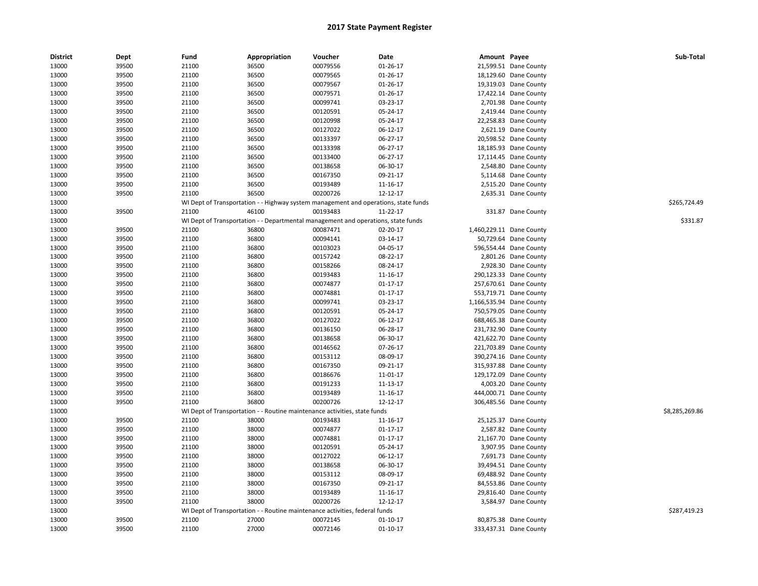## 2017 State Payment Register

| District | Dept | Fund | Appropriation | Voucher | Date | Amount | Payee | Sub-Total |
|---|---|---|---|---|---|---|---|---|
| 13000 | 39500 | 21100 | 36500 | 00079556 | 01-26-17 | 21,599.51 | Dane County | |
| 13000 | 39500 | 21100 | 36500 | 00079565 | 01-26-17 | 18,129.60 | Dane County | |
| 13000 | 39500 | 21100 | 36500 | 00079567 | 01-26-17 | 19,319.03 | Dane County | |
| 13000 | 39500 | 21100 | 36500 | 00079571 | 01-26-17 | 17,422.14 | Dane County | |
| 13000 | 39500 | 21100 | 36500 | 00099741 | 03-23-17 | 2,701.98 | Dane County | |
| 13000 | 39500 | 21100 | 36500 | 00120591 | 05-24-17 | 2,419.44 | Dane County | |
| 13000 | 39500 | 21100 | 36500 | 00120998 | 05-24-17 | 22,258.83 | Dane County | |
| 13000 | 39500 | 21100 | 36500 | 00127022 | 06-12-17 | 2,621.19 | Dane County | |
| 13000 | 39500 | 21100 | 36500 | 00133397 | 06-27-17 | 20,598.52 | Dane County | |
| 13000 | 39500 | 21100 | 36500 | 00133398 | 06-27-17 | 18,185.93 | Dane County | |
| 13000 | 39500 | 21100 | 36500 | 00133400 | 06-27-17 | 17,114.45 | Dane County | |
| 13000 | 39500 | 21100 | 36500 | 00138658 | 06-30-17 | 2,548.80 | Dane County | |
| 13000 | 39500 | 21100 | 36500 | 00167350 | 09-21-17 | 5,114.68 | Dane County | |
| 13000 | 39500 | 21100 | 36500 | 00193489 | 11-16-17 | 2,515.20 | Dane County | |
| 13000 | 39500 | 21100 | 36500 | 00200726 | 12-12-17 | 2,635.31 | Dane County | |
| 13000 | | WI Dept of Transportation - - Highway system management and operations, state funds | | | | | | $265,724.49 |
| 13000 | 39500 | 21100 | 46100 | 00193483 | 11-22-17 | 331.87 | Dane County | |
| 13000 | | WI Dept of Transportation - - Departmental management and operations, state funds | | | | | | $331.87 |
| 13000 | 39500 | 21100 | 36800 | 00087471 | 02-20-17 | 1,460,229.11 | Dane County | |
| 13000 | 39500 | 21100 | 36800 | 00094141 | 03-14-17 | 50,729.64 | Dane County | |
| 13000 | 39500 | 21100 | 36800 | 00103023 | 04-05-17 | 596,554.44 | Dane County | |
| 13000 | 39500 | 21100 | 36800 | 00157242 | 08-22-17 | 2,801.26 | Dane County | |
| 13000 | 39500 | 21100 | 36800 | 00158266 | 08-24-17 | 2,928.30 | Dane County | |
| 13000 | 39500 | 21100 | 36800 | 00193483 | 11-16-17 | 290,123.33 | Dane County | |
| 13000 | 39500 | 21100 | 36800 | 00074877 | 01-17-17 | 257,670.61 | Dane County | |
| 13000 | 39500 | 21100 | 36800 | 00074881 | 01-17-17 | 553,719.71 | Dane County | |
| 13000 | 39500 | 21100 | 36800 | 00099741 | 03-23-17 | 1,166,535.94 | Dane County | |
| 13000 | 39500 | 21100 | 36800 | 00120591 | 05-24-17 | 750,579.05 | Dane County | |
| 13000 | 39500 | 21100 | 36800 | 00127022 | 06-12-17 | 688,465.38 | Dane County | |
| 13000 | 39500 | 21100 | 36800 | 00136150 | 06-28-17 | 231,732.90 | Dane County | |
| 13000 | 39500 | 21100 | 36800 | 00138658 | 06-30-17 | 421,622.70 | Dane County | |
| 13000 | 39500 | 21100 | 36800 | 00146562 | 07-26-17 | 221,703.89 | Dane County | |
| 13000 | 39500 | 21100 | 36800 | 00153112 | 08-09-17 | 390,274.16 | Dane County | |
| 13000 | 39500 | 21100 | 36800 | 00167350 | 09-21-17 | 315,937.88 | Dane County | |
| 13000 | 39500 | 21100 | 36800 | 00186676 | 11-01-17 | 129,172.09 | Dane County | |
| 13000 | 39500 | 21100 | 36800 | 00191233 | 11-13-17 | 4,003.20 | Dane County | |
| 13000 | 39500 | 21100 | 36800 | 00193489 | 11-16-17 | 444,000.71 | Dane County | |
| 13000 | 39500 | 21100 | 36800 | 00200726 | 12-12-17 | 306,485.56 | Dane County | |
| 13000 | | WI Dept of Transportation - - Routine maintenance activities, state funds | | | | | | $8,285,269.86 |
| 13000 | 39500 | 21100 | 38000 | 00193483 | 11-16-17 | 25,125.37 | Dane County | |
| 13000 | 39500 | 21100 | 38000 | 00074877 | 01-17-17 | 2,587.82 | Dane County | |
| 13000 | 39500 | 21100 | 38000 | 00074881 | 01-17-17 | 21,167.70 | Dane County | |
| 13000 | 39500 | 21100 | 38000 | 00120591 | 05-24-17 | 3,907.95 | Dane County | |
| 13000 | 39500 | 21100 | 38000 | 00127022 | 06-12-17 | 7,691.73 | Dane County | |
| 13000 | 39500 | 21100 | 38000 | 00138658 | 06-30-17 | 39,494.51 | Dane County | |
| 13000 | 39500 | 21100 | 38000 | 00153112 | 08-09-17 | 69,488.92 | Dane County | |
| 13000 | 39500 | 21100 | 38000 | 00167350 | 09-21-17 | 84,553.86 | Dane County | |
| 13000 | 39500 | 21100 | 38000 | 00193489 | 11-16-17 | 29,816.40 | Dane County | |
| 13000 | 39500 | 21100 | 38000 | 00200726 | 12-12-17 | 3,584.97 | Dane County | |
| 13000 | | WI Dept of Transportation - - Routine maintenance activities, federal funds | | | | | | $287,419.23 |
| 13000 | 39500 | 21100 | 27000 | 00072145 | 01-10-17 | 80,875.38 | Dane County | |
| 13000 | 39500 | 21100 | 27000 | 00072146 | 01-10-17 | 333,437.31 | Dane County | |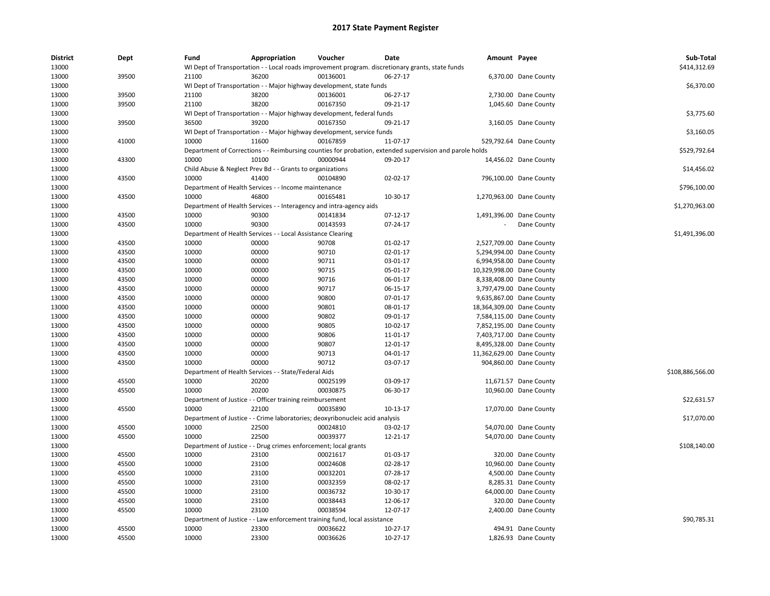# 2017 State Payment Register

| District | Dept | Fund | Appropriation | Voucher | Date | Amount | Payee | Sub-Total |
|---|---|---|---|---|---|---|---|---|
| 13000 | | WI Dept of Transportation - - Local roads improvement program. discretionary grants, state funds | | | | | | $414,312.69 |
| 13000 | 39500 | 21100 | 36200 | 00136001 | 06-27-17 | 6,370.00 | Dane County | |
| 13000 | | WI Dept of Transportation - - Major highway development, state funds | | | | | | $6,370.00 |
| 13000 | 39500 | 21100 | 38200 | 00136001 | 06-27-17 | 2,730.00 | Dane County | |
| 13000 | 39500 | 21100 | 38200 | 00167350 | 09-21-17 | 1,045.60 | Dane County | |
| 13000 | | WI Dept of Transportation - - Major highway development, federal funds | | | | | | $3,775.60 |
| 13000 | 39500 | 36500 | 39200 | 00167350 | 09-21-17 | 3,160.05 | Dane County | |
| 13000 | | WI Dept of Transportation - - Major highway development, service funds | | | | | | $3,160.05 |
| 13000 | 41000 | 10000 | 11600 | 00167859 | 11-07-17 | 529,792.64 | Dane County | |
| 13000 | | Department of Corrections - - Reimbursing counties for probation, extended supervision and parole holds | | | | | | $529,792.64 |
| 13000 | 43300 | 10100 | 10100 | 00000944 | 09-20-17 | 14,456.02 | Dane County | |
| 13000 | | Child Abuse & Neglect Prev Bd - - Grants to organizations | | | | | | $14,456.02 |
| 13000 | 43500 | 10000 | 41400 | 00104890 | 02-02-17 | 796,100.00 | Dane County | |
| 13000 | | Department of Health Services - - Income maintenance | | | | | | $796,100.00 |
| 13000 | 43500 | 10000 | 46800 | 00165481 | 10-30-17 | 1,270,963.00 | Dane County | |
| 13000 | | Department of Health Services - - Interagency and intra-agency aids | | | | | | $1,270,963.00 |
| 13000 | 43500 | 10000 | 90300 | 00141834 | 07-12-17 | 1,491,396.00 | Dane County | |
| 13000 | 43500 | 10000 | 90300 | 00143593 | 07-24-17 | - | Dane County | |
| 13000 | | Department of Health Services - - Local Assistance Clearing | | | | | | $1,491,396.00 |
| 13000 | 43500 | 10000 | 00000 | 90708 | 01-02-17 | 2,527,709.00 | Dane County | |
| 13000 | 43500 | 10000 | 00000 | 90710 | 02-01-17 | 5,294,994.00 | Dane County | |
| 13000 | 43500 | 10000 | 00000 | 90711 | 03-01-17 | 6,994,958.00 | Dane County | |
| 13000 | 43500 | 10000 | 00000 | 90715 | 05-01-17 | 10,329,998.00 | Dane County | |
| 13000 | 43500 | 10000 | 00000 | 90716 | 06-01-17 | 8,338,408.00 | Dane County | |
| 13000 | 43500 | 10000 | 00000 | 90717 | 06-15-17 | 3,797,479.00 | Dane County | |
| 13000 | 43500 | 10000 | 00000 | 90800 | 07-01-17 | 9,635,867.00 | Dane County | |
| 13000 | 43500 | 10000 | 00000 | 90801 | 08-01-17 | 18,364,309.00 | Dane County | |
| 13000 | 43500 | 10000 | 00000 | 90802 | 09-01-17 | 7,584,115.00 | Dane County | |
| 13000 | 43500 | 10000 | 00000 | 90805 | 10-02-17 | 7,852,195.00 | Dane County | |
| 13000 | 43500 | 10000 | 00000 | 90806 | 11-01-17 | 7,403,717.00 | Dane County | |
| 13000 | 43500 | 10000 | 00000 | 90807 | 12-01-17 | 8,495,328.00 | Dane County | |
| 13000 | 43500 | 10000 | 00000 | 90713 | 04-01-17 | 11,362,629.00 | Dane County | |
| 13000 | 43500 | 10000 | 00000 | 90712 | 03-07-17 | 904,860.00 | Dane County | |
| 13000 | | Department of Health Services - - State/Federal Aids | | | | | | $108,886,566.00 |
| 13000 | 45500 | 10000 | 20200 | 00025199 | 03-09-17 | 11,671.57 | Dane County | |
| 13000 | 45500 | 10000 | 20200 | 00030875 | 06-30-17 | 10,960.00 | Dane County | |
| 13000 | | Department of Justice - - Officer training reimbursement | | | | | | $22,631.57 |
| 13000 | 45500 | 10000 | 22100 | 00035890 | 10-13-17 | 17,070.00 | Dane County | |
| 13000 | | Department of Justice - - Crime laboratories; deoxyribonucleic acid analysis | | | | | | $17,070.00 |
| 13000 | 45500 | 10000 | 22500 | 00024810 | 03-02-17 | 54,070.00 | Dane County | |
| 13000 | 45500 | 10000 | 22500 | 00039377 | 12-21-17 | 54,070.00 | Dane County | |
| 13000 | | Department of Justice - - Drug crimes enforcement; local grants | | | | | | $108,140.00 |
| 13000 | 45500 | 10000 | 23100 | 00021617 | 01-03-17 | 320.00 | Dane County | |
| 13000 | 45500 | 10000 | 23100 | 00024608 | 02-28-17 | 10,960.00 | Dane County | |
| 13000 | 45500 | 10000 | 23100 | 00032201 | 07-28-17 | 4,500.00 | Dane County | |
| 13000 | 45500 | 10000 | 23100 | 00032359 | 08-02-17 | 8,285.31 | Dane County | |
| 13000 | 45500 | 10000 | 23100 | 00036732 | 10-30-17 | 64,000.00 | Dane County | |
| 13000 | 45500 | 10000 | 23100 | 00038443 | 12-06-17 | 320.00 | Dane County | |
| 13000 | 45500 | 10000 | 23100 | 00038594 | 12-07-17 | 2,400.00 | Dane County | |
| 13000 | | Department of Justice - - Law enforcement training fund, local assistance | | | | | | $90,785.31 |
| 13000 | 45500 | 10000 | 23300 | 00036622 | 10-27-17 | 494.91 | Dane County | |
| 13000 | 45500 | 10000 | 23300 | 00036626 | 10-27-17 | 1,826.93 | Dane County | |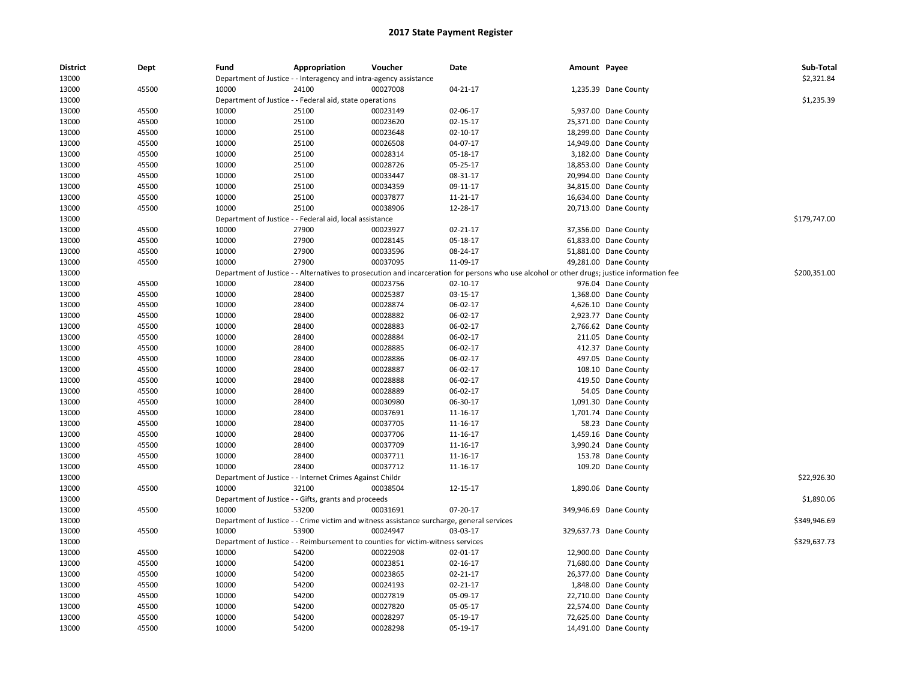# 2017 State Payment Register

| District | Dept | Fund | Appropriation | Voucher | Date | Amount | Payee | Sub-Total |
|---|---|---|---|---|---|---|---|---|
| 13000 | | Department of Justice - - Interagency and intra-agency assistance | | | | | | $2,321.84 |
| 13000 | 45500 | 10000 | 24100 | 00027008 | 04-21-17 | 1,235.39 | Dane County | |
| 13000 | | Department of Justice - - Federal aid, state operations | | | | | | $1,235.39 |
| 13000 | 45500 | 10000 | 25100 | 00023149 | 02-06-17 | 5,937.00 | Dane County | |
| 13000 | 45500 | 10000 | 25100 | 00023620 | 02-15-17 | 25,371.00 | Dane County | |
| 13000 | 45500 | 10000 | 25100 | 00023648 | 02-10-17 | 18,299.00 | Dane County | |
| 13000 | 45500 | 10000 | 25100 | 00026508 | 04-07-17 | 14,949.00 | Dane County | |
| 13000 | 45500 | 10000 | 25100 | 00028314 | 05-18-17 | 3,182.00 | Dane County | |
| 13000 | 45500 | 10000 | 25100 | 00028726 | 05-25-17 | 18,853.00 | Dane County | |
| 13000 | 45500 | 10000 | 25100 | 00033447 | 08-31-17 | 20,994.00 | Dane County | |
| 13000 | 45500 | 10000 | 25100 | 00034359 | 09-11-17 | 34,815.00 | Dane County | |
| 13000 | 45500 | 10000 | 25100 | 00037877 | 11-21-17 | 16,634.00 | Dane County | |
| 13000 | 45500 | 10000 | 25100 | 00038906 | 12-28-17 | 20,713.00 | Dane County | |
| 13000 | | Department of Justice - - Federal aid, local assistance | | | | | | $179,747.00 |
| 13000 | 45500 | 10000 | 27900 | 00023927 | 02-21-17 | 37,356.00 | Dane County | |
| 13000 | 45500 | 10000 | 27900 | 00028145 | 05-18-17 | 61,833.00 | Dane County | |
| 13000 | 45500 | 10000 | 27900 | 00033596 | 08-24-17 | 51,881.00 | Dane County | |
| 13000 | 45500 | 10000 | 27900 | 00037095 | 11-09-17 | 49,281.00 | Dane County | |
| 13000 | | Department of Justice - - Alternatives to prosecution and incarceration for persons who use alcohol or other drugs; justice information fee | | | | | | $200,351.00 |
| 13000 | 45500 | 10000 | 28400 | 00023756 | 02-10-17 | 976.04 | Dane County | |
| 13000 | 45500 | 10000 | 28400 | 00025387 | 03-15-17 | 1,368.00 | Dane County | |
| 13000 | 45500 | 10000 | 28400 | 00028874 | 06-02-17 | 4,626.10 | Dane County | |
| 13000 | 45500 | 10000 | 28400 | 00028882 | 06-02-17 | 2,923.77 | Dane County | |
| 13000 | 45500 | 10000 | 28400 | 00028883 | 06-02-17 | 2,766.62 | Dane County | |
| 13000 | 45500 | 10000 | 28400 | 00028884 | 06-02-17 | 211.05 | Dane County | |
| 13000 | 45500 | 10000 | 28400 | 00028885 | 06-02-17 | 412.37 | Dane County | |
| 13000 | 45500 | 10000 | 28400 | 00028886 | 06-02-17 | 497.05 | Dane County | |
| 13000 | 45500 | 10000 | 28400 | 00028887 | 06-02-17 | 108.10 | Dane County | |
| 13000 | 45500 | 10000 | 28400 | 00028888 | 06-02-17 | 419.50 | Dane County | |
| 13000 | 45500 | 10000 | 28400 | 00028889 | 06-02-17 | 54.05 | Dane County | |
| 13000 | 45500 | 10000 | 28400 | 00030980 | 06-30-17 | 1,091.30 | Dane County | |
| 13000 | 45500 | 10000 | 28400 | 00037691 | 11-16-17 | 1,701.74 | Dane County | |
| 13000 | 45500 | 10000 | 28400 | 00037705 | 11-16-17 | 58.23 | Dane County | |
| 13000 | 45500 | 10000 | 28400 | 00037706 | 11-16-17 | 1,459.16 | Dane County | |
| 13000 | 45500 | 10000 | 28400 | 00037709 | 11-16-17 | 3,990.24 | Dane County | |
| 13000 | 45500 | 10000 | 28400 | 00037711 | 11-16-17 | 153.78 | Dane County | |
| 13000 | 45500 | 10000 | 28400 | 00037712 | 11-16-17 | 109.20 | Dane County | |
| 13000 | | Department of Justice - - Internet Crimes Against Childr | | | | | | $22,926.30 |
| 13000 | 45500 | 10000 | 32100 | 00038504 | 12-15-17 | 1,890.06 | Dane County | |
| 13000 | | Department of Justice - - Gifts, grants and proceeds | | | | | | $1,890.06 |
| 13000 | 45500 | 10000 | 53200 | 00031691 | 07-20-17 | 349,946.69 | Dane County | |
| 13000 | | Department of Justice - - Crime victim and witness assistance surcharge, general services | | | | | | $349,946.69 |
| 13000 | 45500 | 10000 | 53900 | 00024947 | 03-03-17 | 329,637.73 | Dane County | |
| 13000 | | Department of Justice - - Reimbursement to counties for victim-witness services | | | | | | $329,637.73 |
| 13000 | 45500 | 10000 | 54200 | 00022908 | 02-01-17 | 12,900.00 | Dane County | |
| 13000 | 45500 | 10000 | 54200 | 00023851 | 02-16-17 | 71,680.00 | Dane County | |
| 13000 | 45500 | 10000 | 54200 | 00023865 | 02-21-17 | 26,377.00 | Dane County | |
| 13000 | 45500 | 10000 | 54200 | 00024193 | 02-21-17 | 1,848.00 | Dane County | |
| 13000 | 45500 | 10000 | 54200 | 00027819 | 05-09-17 | 22,710.00 | Dane County | |
| 13000 | 45500 | 10000 | 54200 | 00027820 | 05-05-17 | 22,574.00 | Dane County | |
| 13000 | 45500 | 10000 | 54200 | 00028297 | 05-19-17 | 72,625.00 | Dane County | |
| 13000 | 45500 | 10000 | 54200 | 00028298 | 05-19-17 | 14,491.00 | Dane County | |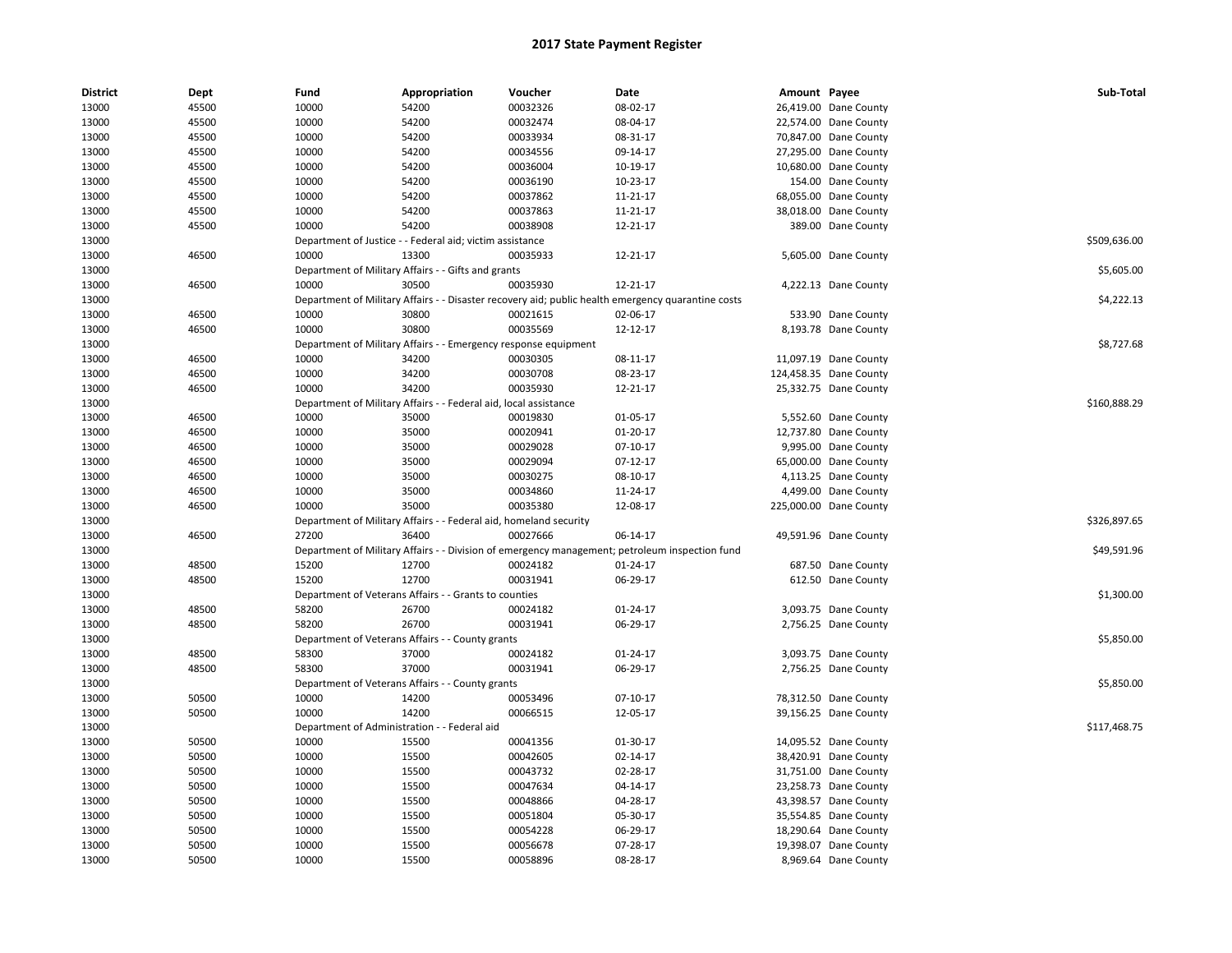# 2017 State Payment Register

| District | Dept | Fund | Appropriation | Voucher | Date | Amount | Payee | Sub-Total |
|---|---|---|---|---|---|---|---|---|
| 13000 | 45500 | 10000 | 54200 | 00032326 | 08-02-17 | 26,419.00 | Dane County | |
| 13000 | 45500 | 10000 | 54200 | 00032474 | 08-04-17 | 22,574.00 | Dane County | |
| 13000 | 45500 | 10000 | 54200 | 00033934 | 08-31-17 | 70,847.00 | Dane County | |
| 13000 | 45500 | 10000 | 54200 | 00034556 | 09-14-17 | 27,295.00 | Dane County | |
| 13000 | 45500 | 10000 | 54200 | 00036004 | 10-19-17 | 10,680.00 | Dane County | |
| 13000 | 45500 | 10000 | 54200 | 00036190 | 10-23-17 | 154.00 | Dane County | |
| 13000 | 45500 | 10000 | 54200 | 00037862 | 11-21-17 | 68,055.00 | Dane County | |
| 13000 | 45500 | 10000 | 54200 | 00037863 | 11-21-17 | 38,018.00 | Dane County | |
| 13000 | 45500 | 10000 | 54200 | 00038908 | 12-21-17 | 389.00 | Dane County | |
| 13000 | | Department of Justice - - Federal aid; victim assistance | | | | | | $509,636.00 |
| 13000 | 46500 | 10000 | 13300 | 00035933 | 12-21-17 | 5,605.00 | Dane County | |
| 13000 | | Department of Military Affairs - - Gifts and grants | | | | | | $5,605.00 |
| 13000 | 46500 | 10000 | 30500 | 00035930 | 12-21-17 | 4,222.13 | Dane County | |
| 13000 | | Department of Military Affairs - - Disaster recovery aid; public health emergency quarantine costs | | | | | | $4,222.13 |
| 13000 | 46500 | 10000 | 30800 | 00021615 | 02-06-17 | 533.90 | Dane County | |
| 13000 | 46500 | 10000 | 30800 | 00035569 | 12-12-17 | 8,193.78 | Dane County | |
| 13000 | | Department of Military Affairs - - Emergency response equipment | | | | | | $8,727.68 |
| 13000 | 46500 | 10000 | 34200 | 00030305 | 08-11-17 | 11,097.19 | Dane County | |
| 13000 | 46500 | 10000 | 34200 | 00030708 | 08-23-17 | 124,458.35 | Dane County | |
| 13000 | 46500 | 10000 | 34200 | 00035930 | 12-21-17 | 25,332.75 | Dane County | |
| 13000 | | Department of Military Affairs - - Federal aid, local assistance | | | | | | $160,888.29 |
| 13000 | 46500 | 10000 | 35000 | 00019830 | 01-05-17 | 5,552.60 | Dane County | |
| 13000 | 46500 | 10000 | 35000 | 00020941 | 01-20-17 | 12,737.80 | Dane County | |
| 13000 | 46500 | 10000 | 35000 | 00029028 | 07-10-17 | 9,995.00 | Dane County | |
| 13000 | 46500 | 10000 | 35000 | 00029094 | 07-12-17 | 65,000.00 | Dane County | |
| 13000 | 46500 | 10000 | 35000 | 00030275 | 08-10-17 | 4,113.25 | Dane County | |
| 13000 | 46500 | 10000 | 35000 | 00034860 | 11-24-17 | 4,499.00 | Dane County | |
| 13000 | 46500 | 10000 | 35000 | 00035380 | 12-08-17 | 225,000.00 | Dane County | |
| 13000 | | Department of Military Affairs - - Federal aid, homeland security | | | | | | $326,897.65 |
| 13000 | 46500 | 27200 | 36400 | 00027666 | 06-14-17 | 49,591.96 | Dane County | |
| 13000 | | Department of Military Affairs - - Division of emergency management; petroleum inspection fund | | | | | | $49,591.96 |
| 13000 | 48500 | 15200 | 12700 | 00024182 | 01-24-17 | 687.50 | Dane County | |
| 13000 | 48500 | 15200 | 12700 | 00031941 | 06-29-17 | 612.50 | Dane County | |
| 13000 | | Department of Veterans Affairs - - Grants to counties | | | | | | $1,300.00 |
| 13000 | 48500 | 58200 | 26700 | 00024182 | 01-24-17 | 3,093.75 | Dane County | |
| 13000 | 48500 | 58200 | 26700 | 00031941 | 06-29-17 | 2,756.25 | Dane County | |
| 13000 | | Department of Veterans Affairs - - County grants | | | | | | $5,850.00 |
| 13000 | 48500 | 58300 | 37000 | 00024182 | 01-24-17 | 3,093.75 | Dane County | |
| 13000 | 48500 | 58300 | 37000 | 00031941 | 06-29-17 | 2,756.25 | Dane County | |
| 13000 | | Department of Veterans Affairs - - County grants | | | | | | $5,850.00 |
| 13000 | 50500 | 10000 | 14200 | 00053496 | 07-10-17 | 78,312.50 | Dane County | |
| 13000 | 50500 | 10000 | 14200 | 00066515 | 12-05-17 | 39,156.25 | Dane County | |
| 13000 | | Department of Administration - - Federal aid | | | | | | $117,468.75 |
| 13000 | 50500 | 10000 | 15500 | 00041356 | 01-30-17 | 14,095.52 | Dane County | |
| 13000 | 50500 | 10000 | 15500 | 00042605 | 02-14-17 | 38,420.91 | Dane County | |
| 13000 | 50500 | 10000 | 15500 | 00043732 | 02-28-17 | 31,751.00 | Dane County | |
| 13000 | 50500 | 10000 | 15500 | 00047634 | 04-14-17 | 23,258.73 | Dane County | |
| 13000 | 50500 | 10000 | 15500 | 00048866 | 04-28-17 | 43,398.57 | Dane County | |
| 13000 | 50500 | 10000 | 15500 | 00051804 | 05-30-17 | 35,554.85 | Dane County | |
| 13000 | 50500 | 10000 | 15500 | 00054228 | 06-29-17 | 18,290.64 | Dane County | |
| 13000 | 50500 | 10000 | 15500 | 00056678 | 07-28-17 | 19,398.07 | Dane County | |
| 13000 | 50500 | 10000 | 15500 | 00058896 | 08-28-17 | 8,969.64 | Dane County | |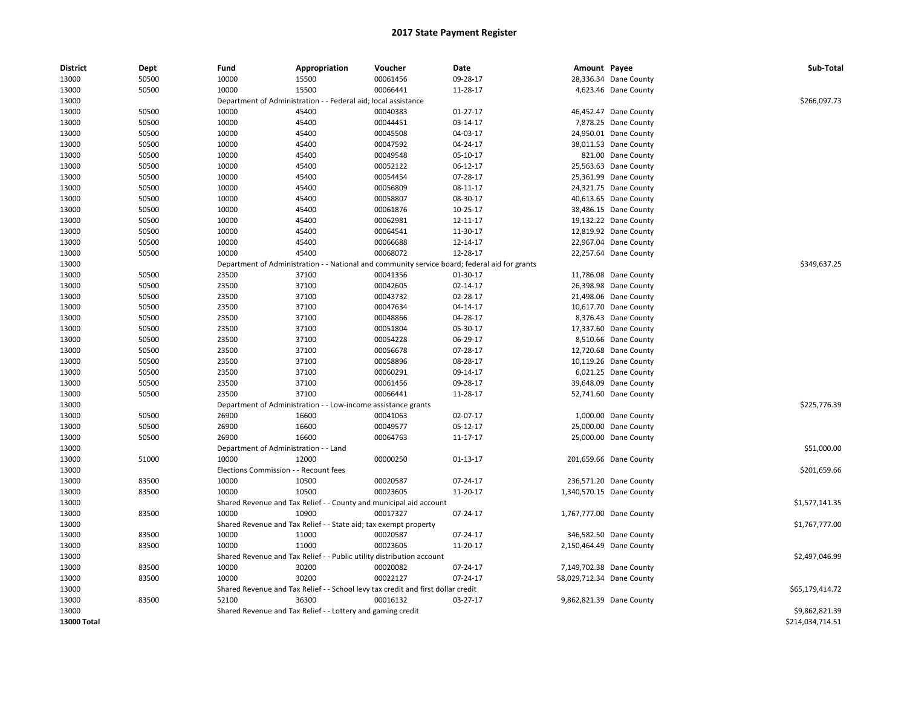# 2017 State Payment Register

| District | Dept | Fund | Appropriation | Voucher | Date | Amount | Payee | Sub-Total |
|---|---|---|---|---|---|---|---|---|
| 13000 | 50500 | 10000 | 15500 | 00061456 | 09-28-17 | 28,336.34 | Dane County | |
| 13000 | 50500 | 10000 | 15500 | 00066441 | 11-28-17 | 4,623.46 | Dane County | |
| 13000 | | Department of Administration - - Federal aid; local assistance | | | | | | $266,097.73 |
| 13000 | 50500 | 10000 | 45400 | 00040383 | 01-27-17 | 46,452.47 | Dane County | |
| 13000 | 50500 | 10000 | 45400 | 00044451 | 03-14-17 | 7,878.25 | Dane County | |
| 13000 | 50500 | 10000 | 45400 | 00045508 | 04-03-17 | 24,950.01 | Dane County | |
| 13000 | 50500 | 10000 | 45400 | 00047592 | 04-24-17 | 38,011.53 | Dane County | |
| 13000 | 50500 | 10000 | 45400 | 00049548 | 05-10-17 | 821.00 | Dane County | |
| 13000 | 50500 | 10000 | 45400 | 00052122 | 06-12-17 | 25,563.63 | Dane County | |
| 13000 | 50500 | 10000 | 45400 | 00054454 | 07-28-17 | 25,361.99 | Dane County | |
| 13000 | 50500 | 10000 | 45400 | 00056809 | 08-11-17 | 24,321.75 | Dane County | |
| 13000 | 50500 | 10000 | 45400 | 00058807 | 08-30-17 | 40,613.65 | Dane County | |
| 13000 | 50500 | 10000 | 45400 | 00061876 | 10-25-17 | 38,486.15 | Dane County | |
| 13000 | 50500 | 10000 | 45400 | 00062981 | 12-11-17 | 19,132.22 | Dane County | |
| 13000 | 50500 | 10000 | 45400 | 00064541 | 11-30-17 | 12,819.92 | Dane County | |
| 13000 | 50500 | 10000 | 45400 | 00066688 | 12-14-17 | 22,967.04 | Dane County | |
| 13000 | 50500 | 10000 | 45400 | 00068072 | 12-28-17 | 22,257.64 | Dane County | |
| 13000 | | Department of Administration - - National and community service board; federal aid for grants | | | | | | $349,637.25 |
| 13000 | 50500 | 23500 | 37100 | 00041356 | 01-30-17 | 11,786.08 | Dane County | |
| 13000 | 50500 | 23500 | 37100 | 00042605 | 02-14-17 | 26,398.98 | Dane County | |
| 13000 | 50500 | 23500 | 37100 | 00043732 | 02-28-17 | 21,498.06 | Dane County | |
| 13000 | 50500 | 23500 | 37100 | 00047634 | 04-14-17 | 10,617.70 | Dane County | |
| 13000 | 50500 | 23500 | 37100 | 00048866 | 04-28-17 | 8,376.43 | Dane County | |
| 13000 | 50500 | 23500 | 37100 | 00051804 | 05-30-17 | 17,337.60 | Dane County | |
| 13000 | 50500 | 23500 | 37100 | 00054228 | 06-29-17 | 8,510.66 | Dane County | |
| 13000 | 50500 | 23500 | 37100 | 00056678 | 07-28-17 | 12,720.68 | Dane County | |
| 13000 | 50500 | 23500 | 37100 | 00058896 | 08-28-17 | 10,119.26 | Dane County | |
| 13000 | 50500 | 23500 | 37100 | 00060291 | 09-14-17 | 6,021.25 | Dane County | |
| 13000 | 50500 | 23500 | 37100 | 00061456 | 09-28-17 | 39,648.09 | Dane County | |
| 13000 | 50500 | 23500 | 37100 | 00066441 | 11-28-17 | 52,741.60 | Dane County | |
| 13000 | | Department of Administration - - Low-income assistance grants | | | | | | $225,776.39 |
| 13000 | 50500 | 26900 | 16600 | 00041063 | 02-07-17 | 1,000.00 | Dane County | |
| 13000 | 50500 | 26900 | 16600 | 00049577 | 05-12-17 | 25,000.00 | Dane County | |
| 13000 | 50500 | 26900 | 16600 | 00064763 | 11-17-17 | 25,000.00 | Dane County | |
| 13000 | | Department of Administration - - Land | | | | | | $51,000.00 |
| 13000 | 51000 | 10000 | 12000 | 00000250 | 01-13-17 | 201,659.66 | Dane County | |
| 13000 | | Elections Commission - - Recount fees | | | | | | $201,659.66 |
| 13000 | 83500 | 10000 | 10500 | 00020587 | 07-24-17 | 236,571.20 | Dane County | |
| 13000 | 83500 | 10000 | 10500 | 00023605 | 11-20-17 | 1,340,570.15 | Dane County | |
| 13000 | | Shared Revenue and Tax Relief - - County and municipal aid account | | | | | | $1,577,141.35 |
| 13000 | 83500 | 10000 | 10900 | 00017327 | 07-24-17 | 1,767,777.00 | Dane County | |
| 13000 | | Shared Revenue and Tax Relief - - State aid; tax exempt property | | | | | | $1,767,777.00 |
| 13000 | 83500 | 10000 | 11000 | 00020587 | 07-24-17 | 346,582.50 | Dane County | |
| 13000 | 83500 | 10000 | 11000 | 00023605 | 11-20-17 | 2,150,464.49 | Dane County | |
| 13000 | | Shared Revenue and Tax Relief - - Public utility distribution account | | | | | | $2,497,046.99 |
| 13000 | 83500 | 10000 | 30200 | 00020082 | 07-24-17 | 7,149,702.38 | Dane County | |
| 13000 | 83500 | 10000 | 30200 | 00022127 | 07-24-17 | 58,029,712.34 | Dane County | |
| 13000 | | Shared Revenue and Tax Relief - - School levy tax credit and first dollar credit | | | | | | $65,179,414.72 |
| 13000 | 83500 | 52100 | 36300 | 00016132 | 03-27-17 | 9,862,821.39 | Dane County | |
| 13000 | | Shared Revenue and Tax Relief - - Lottery and gaming credit | | | | | | $9,862,821.39 |
| **13000 Total** | | | | | | | | $214,034,714.51 |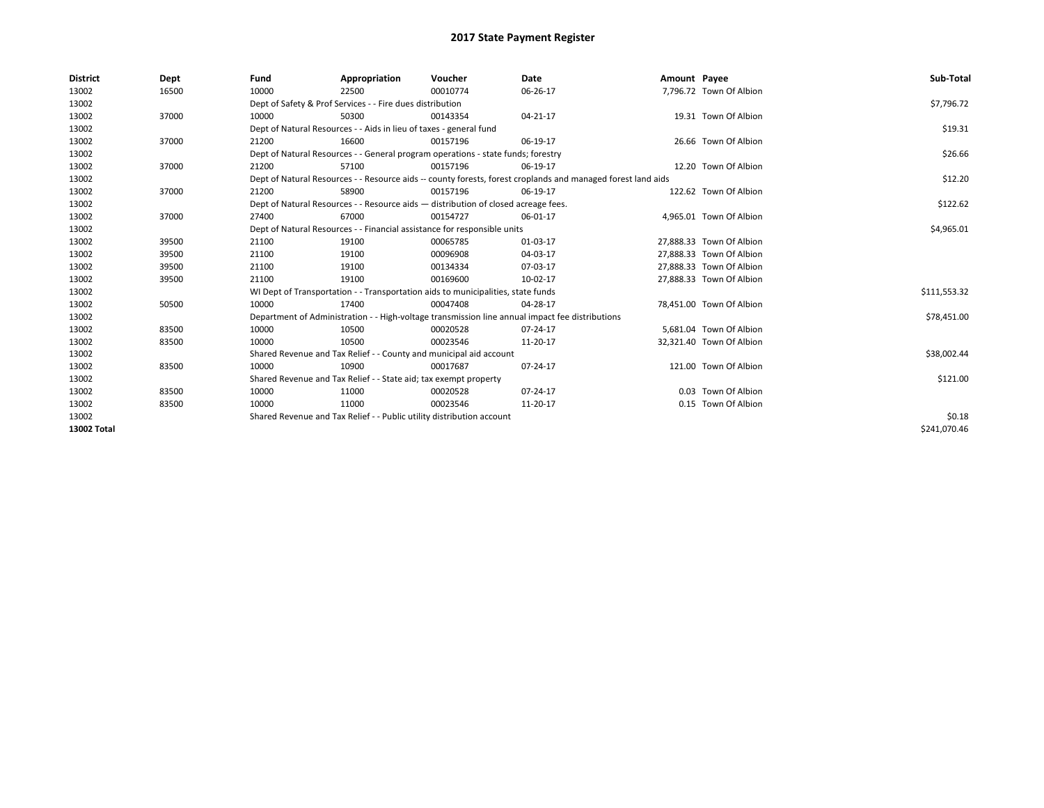# 2017 State Payment Register

| District | Dept | Fund | Appropriation | Voucher | Date | Amount | Payee | Sub-Total |
|---|---|---|---|---|---|---|---|---|
| 13002 | 16500 | 10000 | 22500 | 00010774 | 06-26-17 | 7,796.72 | Town Of Albion | |
| 13002 | | Dept of Safety & Prof Services - - Fire dues distribution | | | | | | $7,796.72 |
| 13002 | 37000 | 10000 | 50300 | 00143354 | 04-21-17 | 19.31 | Town Of Albion | |
| 13002 | | Dept of Natural Resources - - Aids in lieu of taxes - general fund | | | | | | $19.31 |
| 13002 | 37000 | 21200 | 16600 | 00157196 | 06-19-17 | 26.66 | Town Of Albion | |
| 13002 | | Dept of Natural Resources - - General program operations - state funds; forestry | | | | | | $26.66 |
| 13002 | 37000 | 21200 | 57100 | 00157196 | 06-19-17 | 12.20 | Town Of Albion | |
| 13002 | | Dept of Natural Resources - - Resource aids -- county forests, forest croplands and managed forest land aids | | | | | | $12.20 |
| 13002 | 37000 | 21200 | 58900 | 00157196 | 06-19-17 | 122.62 | Town Of Albion | |
| 13002 | | Dept of Natural Resources - - Resource aids — distribution of closed acreage fees. | | | | | | $122.62 |
| 13002 | 37000 | 27400 | 67000 | 00154727 | 06-01-17 | 4,965.01 | Town Of Albion | |
| 13002 | | Dept of Natural Resources - - Financial assistance for responsible units | | | | | | $4,965.01 |
| 13002 | 39500 | 21100 | 19100 | 00065785 | 01-03-17 | 27,888.33 | Town Of Albion | |
| 13002 | 39500 | 21100 | 19100 | 00096908 | 04-03-17 | 27,888.33 | Town Of Albion | |
| 13002 | 39500 | 21100 | 19100 | 00134334 | 07-03-17 | 27,888.33 | Town Of Albion | |
| 13002 | 39500 | 21100 | 19100 | 00169600 | 10-02-17 | 27,888.33 | Town Of Albion | |
| 13002 | | WI Dept of Transportation - - Transportation aids to municipalities, state funds | | | | | | $111,553.32 |
| 13002 | 50500 | 10000 | 17400 | 00047408 | 04-28-17 | 78,451.00 | Town Of Albion | |
| 13002 | | Department of Administration - - High-voltage transmission line annual impact fee distributions | | | | | | $78,451.00 |
| 13002 | 83500 | 10000 | 10500 | 00020528 | 07-24-17 | 5,681.04 | Town Of Albion | |
| 13002 | 83500 | 10000 | 10500 | 00023546 | 11-20-17 | 32,321.40 | Town Of Albion | |
| 13002 | | Shared Revenue and Tax Relief - - County and municipal aid account | | | | | | $38,002.44 |
| 13002 | 83500 | 10000 | 10900 | 00017687 | 07-24-17 | 121.00 | Town Of Albion | |
| 13002 | | Shared Revenue and Tax Relief - - State aid; tax exempt property | | | | | | $121.00 |
| 13002 | 83500 | 10000 | 11000 | 00020528 | 07-24-17 | 0.03 | Town Of Albion | |
| 13002 | 83500 | 10000 | 11000 | 00023546 | 11-20-17 | 0.15 | Town Of Albion | |
| 13002 | | Shared Revenue and Tax Relief - - Public utility distribution account | | | | | | $0.18 |
| **13002 Total** | | | | | | | | $241,070.46 |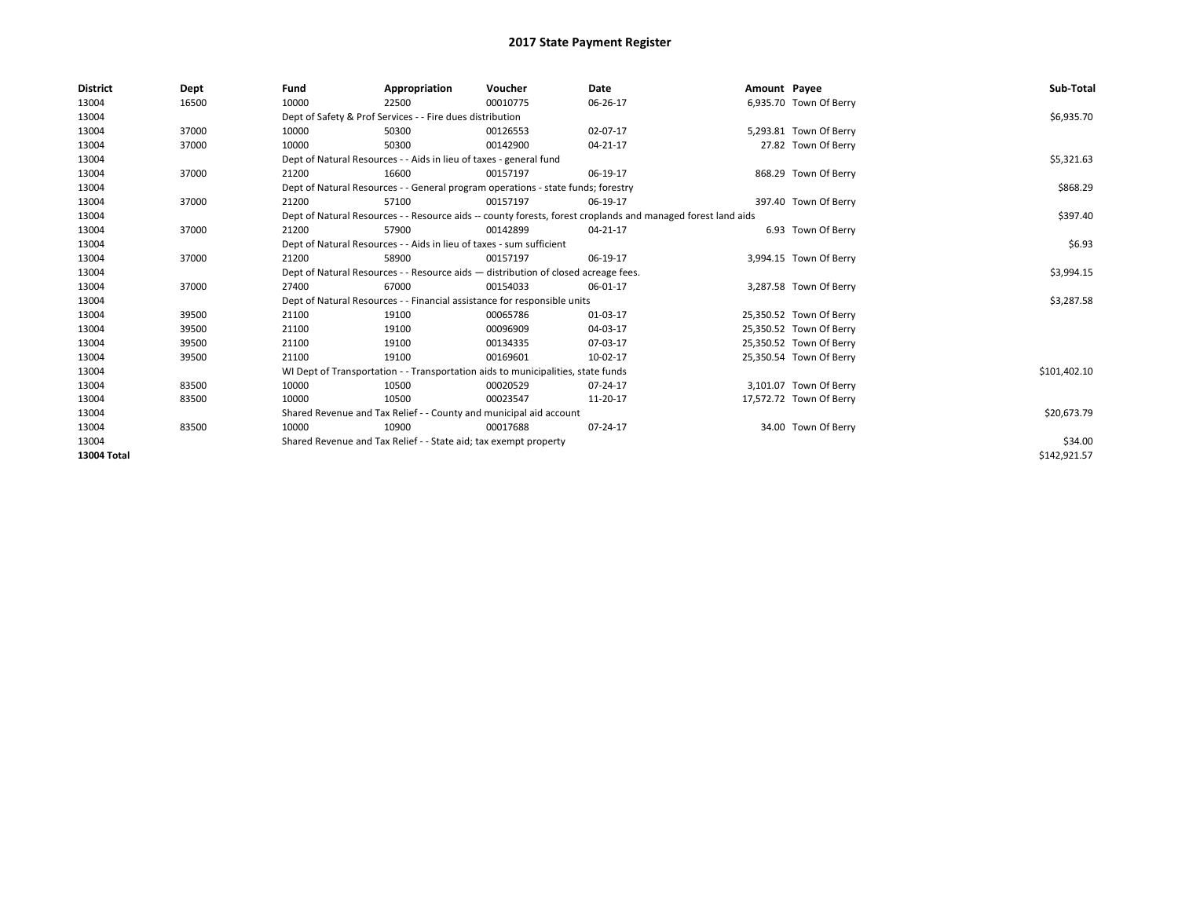# 2017 State Payment Register

| District | Dept | Fund | Appropriation | Voucher | Date | Amount | Payee | Sub-Total |
|---|---|---|---|---|---|---|---|---|
| 13004 | 16500 | 10000 | 22500 | 00010775 | 06-26-17 | 6,935.70 | Town Of Berry | |
| 13004 | | Dept of Safety & Prof Services - - Fire dues distribution | | | | | | $6,935.70 |
| 13004 | 37000 | 10000 | 50300 | 00126553 | 02-07-17 | 5,293.81 | Town Of Berry | |
| 13004 | 37000 | 10000 | 50300 | 00142900 | 04-21-17 | 27.82 | Town Of Berry | |
| 13004 | | Dept of Natural Resources - - Aids in lieu of taxes - general fund | | | | | | $5,321.63 |
| 13004 | 37000 | 21200 | 16600 | 00157197 | 06-19-17 | 868.29 | Town Of Berry | |
| 13004 | | Dept of Natural Resources - - General program operations - state funds; forestry | | | | | | $868.29 |
| 13004 | 37000 | 21200 | 57100 | 00157197 | 06-19-17 | 397.40 | Town Of Berry | |
| 13004 | | Dept of Natural Resources - - Resource aids -- county forests, forest croplands and managed forest land aids | | | | | | $397.40 |
| 13004 | 37000 | 21200 | 57900 | 00142899 | 04-21-17 | 6.93 | Town Of Berry | |
| 13004 | | Dept of Natural Resources - - Aids in lieu of taxes - sum sufficient | | | | | | $6.93 |
| 13004 | 37000 | 21200 | 58900 | 00157197 | 06-19-17 | 3,994.15 | Town Of Berry | |
| 13004 | | Dept of Natural Resources - - Resource aids — distribution of closed acreage fees. | | | | | | $3,994.15 |
| 13004 | 37000 | 27400 | 67000 | 00154033 | 06-01-17 | 3,287.58 | Town Of Berry | |
| 13004 | | Dept of Natural Resources - - Financial assistance for responsible units | | | | | | $3,287.58 |
| 13004 | 39500 | 21100 | 19100 | 00065786 | 01-03-17 | 25,350.52 | Town Of Berry | |
| 13004 | 39500 | 21100 | 19100 | 00096909 | 04-03-17 | 25,350.52 | Town Of Berry | |
| 13004 | 39500 | 21100 | 19100 | 00134335 | 07-03-17 | 25,350.52 | Town Of Berry | |
| 13004 | 39500 | 21100 | 19100 | 00169601 | 10-02-17 | 25,350.54 | Town Of Berry | |
| 13004 | | WI Dept of Transportation - - Transportation aids to municipalities, state funds | | | | | | $101,402.10 |
| 13004 | 83500 | 10000 | 10500 | 00020529 | 07-24-17 | 3,101.07 | Town Of Berry | |
| 13004 | 83500 | 10000 | 10500 | 00023547 | 11-20-17 | 17,572.72 | Town Of Berry | |
| 13004 | | Shared Revenue and Tax Relief - - County and municipal aid account | | | | | | $20,673.79 |
| 13004 | 83500 | 10000 | 10900 | 00017688 | 07-24-17 | 34.00 | Town Of Berry | |
| 13004 | | Shared Revenue and Tax Relief - - State aid; tax exempt property | | | | | | $34.00 |
| **13004 Total** | | | | | | | | $142,921.57 |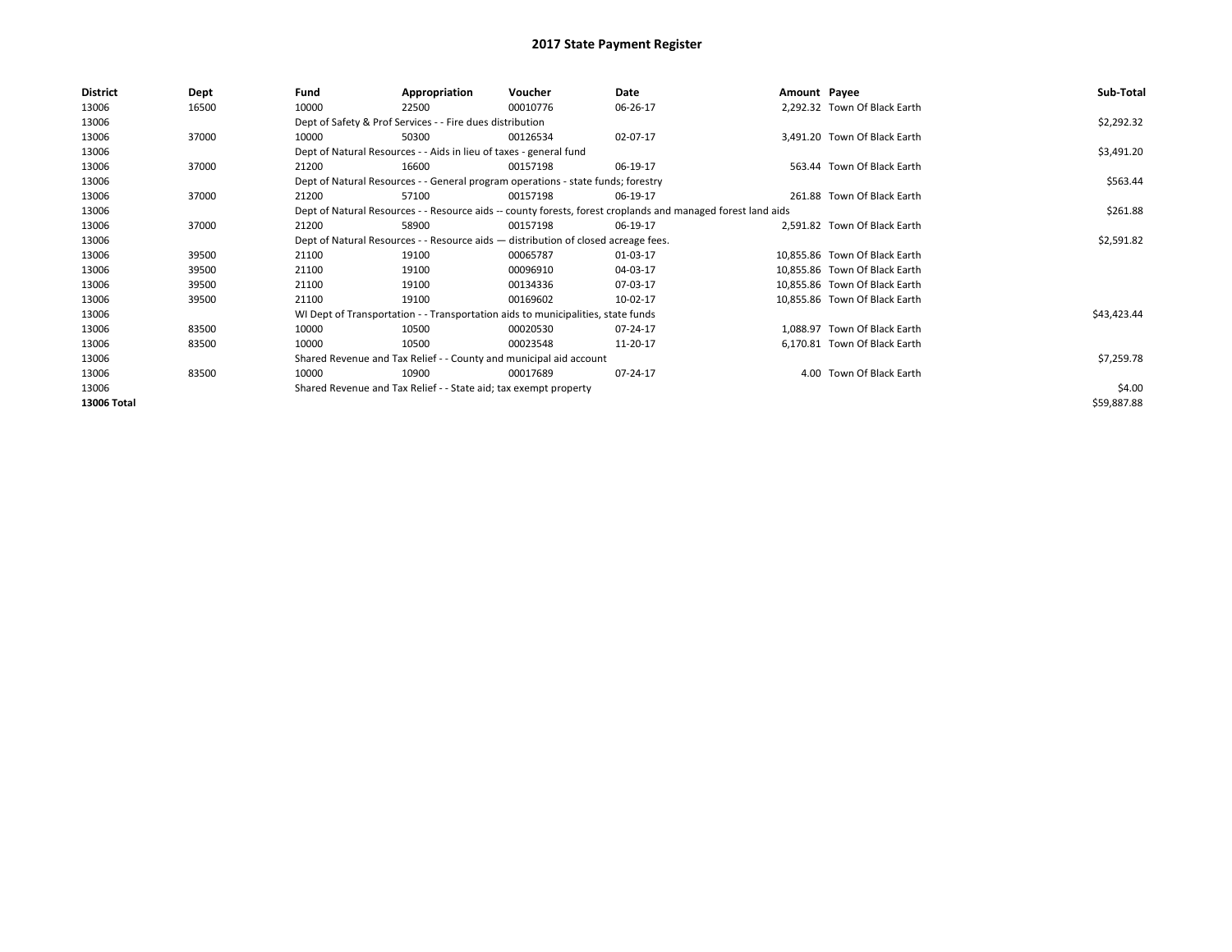# 2017 State Payment Register

| District | Dept | Fund | Appropriation | Voucher | Date | Amount | Payee | Sub-Total |
|---|---|---|---|---|---|---|---|---|
| 13006 | 16500 | 10000 | 22500 | 00010776 | 06-26-17 | 2,292.32 | Town Of Black Earth | |
| 13006 | | Dept of Safety & Prof Services - - Fire dues distribution | | | | | | $2,292.32 |
| 13006 | 37000 | 10000 | 50300 | 00126534 | 02-07-17 | 3,491.20 | Town Of Black Earth | |
| 13006 | | Dept of Natural Resources - - Aids in lieu of taxes - general fund | | | | | | $3,491.20 |
| 13006 | 37000 | 21200 | 16600 | 00157198 | 06-19-17 | 563.44 | Town Of Black Earth | |
| 13006 | | Dept of Natural Resources - - General program operations - state funds; forestry | | | | | | $563.44 |
| 13006 | 37000 | 21200 | 57100 | 00157198 | 06-19-17 | 261.88 | Town Of Black Earth | |
| 13006 | | Dept of Natural Resources - - Resource aids -- county forests, forest croplands and managed forest land aids | | | | | | $261.88 |
| 13006 | 37000 | 21200 | 58900 | 00157198 | 06-19-17 | 2,591.82 | Town Of Black Earth | |
| 13006 | | Dept of Natural Resources - - Resource aids — distribution of closed acreage fees. | | | | | | $2,591.82 |
| 13006 | 39500 | 21100 | 19100 | 00065787 | 01-03-17 | 10,855.86 | Town Of Black Earth | |
| 13006 | 39500 | 21100 | 19100 | 00096910 | 04-03-17 | 10,855.86 | Town Of Black Earth | |
| 13006 | 39500 | 21100 | 19100 | 00134336 | 07-03-17 | 10,855.86 | Town Of Black Earth | |
| 13006 | 39500 | 21100 | 19100 | 00169602 | 10-02-17 | 10,855.86 | Town Of Black Earth | |
| 13006 | | WI Dept of Transportation - - Transportation aids to municipalities, state funds | | | | | | $43,423.44 |
| 13006 | 83500 | 10000 | 10500 | 00020530 | 07-24-17 | 1,088.97 | Town Of Black Earth | |
| 13006 | 83500 | 10000 | 10500 | 00023548 | 11-20-17 | 6,170.81 | Town Of Black Earth | |
| 13006 | | Shared Revenue and Tax Relief - - County and municipal aid account | | | | | | $7,259.78 |
| 13006 | 83500 | 10000 | 10900 | 00017689 | 07-24-17 | 4.00 | Town Of Black Earth | |
| 13006 | | Shared Revenue and Tax Relief - - State aid; tax exempt property | | | | | | $4.00 |
| **13006 Total** | | | | | | | | $59,887.88 |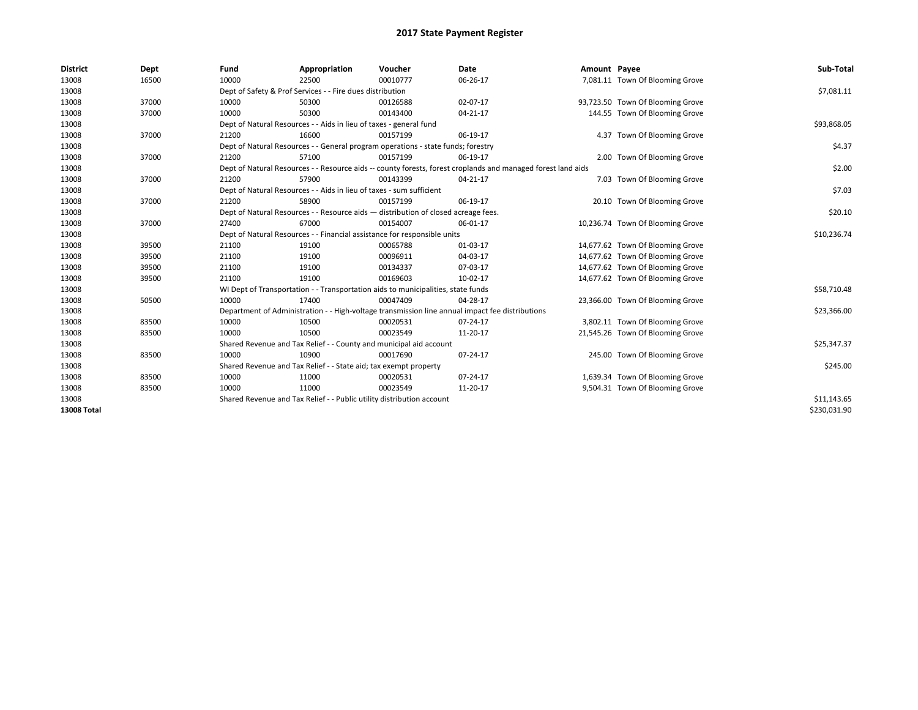# 2017 State Payment Register

| District | Dept | Fund | Appropriation | Voucher | Date | Amount | Payee | Sub-Total |
|---|---|---|---|---|---|---|---|---|
| 13008 | 16500 | 10000 | 22500 | 00010777 | 06-26-17 | 7,081.11 | Town Of Blooming Grove | |
| 13008 | | Dept of Safety & Prof Services - - Fire dues distribution | | | | | | $7,081.11 |
| 13008 | 37000 | 10000 | 50300 | 00126588 | 02-07-17 | 93,723.50 | Town Of Blooming Grove | |
| 13008 | 37000 | 10000 | 50300 | 00143400 | 04-21-17 | 144.55 | Town Of Blooming Grove | |
| 13008 | | Dept of Natural Resources - - Aids in lieu of taxes - general fund | | | | | | $93,868.05 |
| 13008 | 37000 | 21200 | 16600 | 00157199 | 06-19-17 | 4.37 | Town Of Blooming Grove | |
| 13008 | | Dept of Natural Resources - - General program operations - state funds; forestry | | | | | | $4.37 |
| 13008 | 37000 | 21200 | 57100 | 00157199 | 06-19-17 | 2.00 | Town Of Blooming Grove | |
| 13008 | | Dept of Natural Resources - - Resource aids -- county forests, forest croplands and managed forest land aids | | | | | | $2.00 |
| 13008 | 37000 | 21200 | 57900 | 00143399 | 04-21-17 | 7.03 | Town Of Blooming Grove | |
| 13008 | | Dept of Natural Resources - - Aids in lieu of taxes - sum sufficient | | | | | | $7.03 |
| 13008 | 37000 | 21200 | 58900 | 00157199 | 06-19-17 | 20.10 | Town Of Blooming Grove | |
| 13008 | | Dept of Natural Resources - - Resource aids — distribution of closed acreage fees. | | | | | | $20.10 |
| 13008 | 37000 | 27400 | 67000 | 00154007 | 06-01-17 | 10,236.74 | Town Of Blooming Grove | |
| 13008 | | Dept of Natural Resources - - Financial assistance for responsible units | | | | | | $10,236.74 |
| 13008 | 39500 | 21100 | 19100 | 00065788 | 01-03-17 | 14,677.62 | Town Of Blooming Grove | |
| 13008 | 39500 | 21100 | 19100 | 00096911 | 04-03-17 | 14,677.62 | Town Of Blooming Grove | |
| 13008 | 39500 | 21100 | 19100 | 00134337 | 07-03-17 | 14,677.62 | Town Of Blooming Grove | |
| 13008 | 39500 | 21100 | 19100 | 00169603 | 10-02-17 | 14,677.62 | Town Of Blooming Grove | |
| 13008 | | WI Dept of Transportation - - Transportation aids to municipalities, state funds | | | | | | $58,710.48 |
| 13008 | 50500 | 10000 | 17400 | 00047409 | 04-28-17 | 23,366.00 | Town Of Blooming Grove | |
| 13008 | | Department of Administration - - High-voltage transmission line annual impact fee distributions | | | | | | $23,366.00 |
| 13008 | 83500 | 10000 | 10500 | 00020531 | 07-24-17 | 3,802.11 | Town Of Blooming Grove | |
| 13008 | 83500 | 10000 | 10500 | 00023549 | 11-20-17 | 21,545.26 | Town Of Blooming Grove | |
| 13008 | | Shared Revenue and Tax Relief - - County and municipal aid account | | | | | | $25,347.37 |
| 13008 | 83500 | 10000 | 10900 | 00017690 | 07-24-17 | 245.00 | Town Of Blooming Grove | |
| 13008 | | Shared Revenue and Tax Relief - - State aid; tax exempt property | | | | | | $245.00 |
| 13008 | 83500 | 10000 | 11000 | 00020531 | 07-24-17 | 1,639.34 | Town Of Blooming Grove | |
| 13008 | 83500 | 10000 | 11000 | 00023549 | 11-20-17 | 9,504.31 | Town Of Blooming Grove | |
| 13008 | | Shared Revenue and Tax Relief - - Public utility distribution account | | | | | | $11,143.65 |
| **13008 Total** | | | | | | | | $230,031.90 |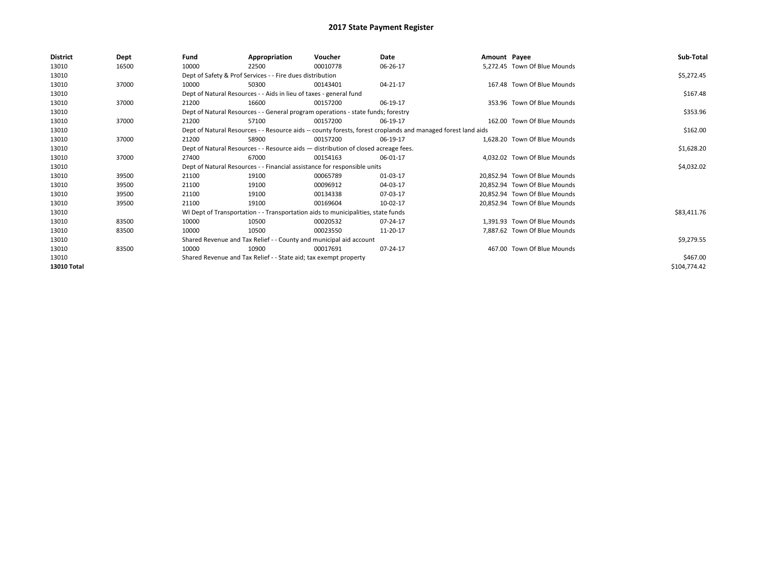# 2017 State Payment Register

| District | Dept | Fund | Appropriation | Voucher | Date | Amount | Payee | Sub-Total |
|---|---|---|---|---|---|---|---|---|
| 13010 | 16500 | 10000 | 22500 | 00010778 | 06-26-17 | 5,272.45 | Town Of Blue Mounds | |
| 13010 | | Dept of Safety & Prof Services - - Fire dues distribution | | | | | | $5,272.45 |
| 13010 | 37000 | 10000 | 50300 | 00143401 | 04-21-17 | 167.48 | Town Of Blue Mounds | |
| 13010 | | Dept of Natural Resources - - Aids in lieu of taxes - general fund | | | | | | $167.48 |
| 13010 | 37000 | 21200 | 16600 | 00157200 | 06-19-17 | 353.96 | Town Of Blue Mounds | |
| 13010 | | Dept of Natural Resources - - General program operations - state funds; forestry | | | | | | $353.96 |
| 13010 | 37000 | 21200 | 57100 | 00157200 | 06-19-17 | 162.00 | Town Of Blue Mounds | |
| 13010 | | Dept of Natural Resources - - Resource aids -- county forests, forest croplands and managed forest land aids | | | | | | $162.00 |
| 13010 | 37000 | 21200 | 58900 | 00157200 | 06-19-17 | 1,628.20 | Town Of Blue Mounds | |
| 13010 | | Dept of Natural Resources - - Resource aids — distribution of closed acreage fees. | | | | | | $1,628.20 |
| 13010 | 37000 | 27400 | 67000 | 00154163 | 06-01-17 | 4,032.02 | Town Of Blue Mounds | |
| 13010 | | Dept of Natural Resources - - Financial assistance for responsible units | | | | | | $4,032.02 |
| 13010 | 39500 | 21100 | 19100 | 00065789 | 01-03-17 | 20,852.94 | Town Of Blue Mounds | |
| 13010 | 39500 | 21100 | 19100 | 00096912 | 04-03-17 | 20,852.94 | Town Of Blue Mounds | |
| 13010 | 39500 | 21100 | 19100 | 00134338 | 07-03-17 | 20,852.94 | Town Of Blue Mounds | |
| 13010 | 39500 | 21100 | 19100 | 00169604 | 10-02-17 | 20,852.94 | Town Of Blue Mounds | |
| 13010 | | WI Dept of Transportation - - Transportation aids to municipalities, state funds | | | | | | $83,411.76 |
| 13010 | 83500 | 10000 | 10500 | 00020532 | 07-24-17 | 1,391.93 | Town Of Blue Mounds | |
| 13010 | 83500 | 10000 | 10500 | 00023550 | 11-20-17 | 7,887.62 | Town Of Blue Mounds | |
| 13010 | | Shared Revenue and Tax Relief - - County and municipal aid account | | | | | | $9,279.55 |
| 13010 | 83500 | 10000 | 10900 | 00017691 | 07-24-17 | 467.00 | Town Of Blue Mounds | |
| 13010 | | Shared Revenue and Tax Relief - - State aid; tax exempt property | | | | | | $467.00 |
| **13010 Total** | | | | | | | | $104,774.42 |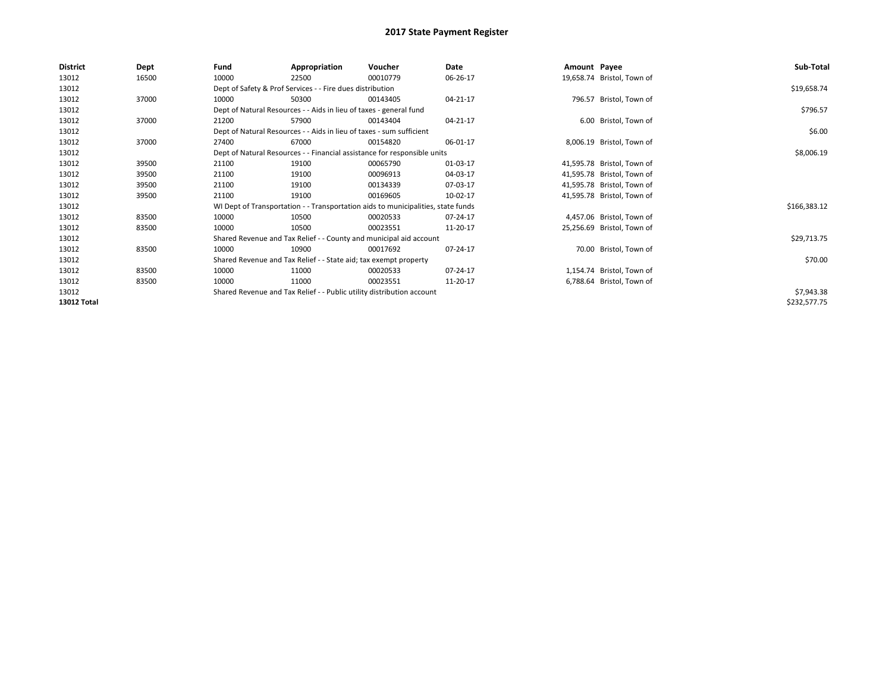# 2017 State Payment Register

| District | Dept | Fund | Appropriation | Voucher | Date | Amount | Payee | Sub-Total |
|---|---|---|---|---|---|---|---|---|
| 13012 | 16500 | 10000 | 22500 | 00010779 | 06-26-17 | 19,658.74 | Bristol, Town of | |
| 13012 | | Dept of Safety & Prof Services - - Fire dues distribution | | | | | | $19,658.74 |
| 13012 | 37000 | 10000 | 50300 | 00143405 | 04-21-17 | 796.57 | Bristol, Town of | |
| 13012 | | Dept of Natural Resources - - Aids in lieu of taxes - general fund | | | | | | $796.57 |
| 13012 | 37000 | 21200 | 57900 | 00143404 | 04-21-17 | 6.00 | Bristol, Town of | |
| 13012 | | Dept of Natural Resources - - Aids in lieu of taxes - sum sufficient | | | | | | $6.00 |
| 13012 | 37000 | 27400 | 67000 | 00154820 | 06-01-17 | 8,006.19 | Bristol, Town of | |
| 13012 | | Dept of Natural Resources - - Financial assistance for responsible units | | | | | | $8,006.19 |
| 13012 | 39500 | 21100 | 19100 | 00065790 | 01-03-17 | 41,595.78 | Bristol, Town of | |
| 13012 | 39500 | 21100 | 19100 | 00096913 | 04-03-17 | 41,595.78 | Bristol, Town of | |
| 13012 | 39500 | 21100 | 19100 | 00134339 | 07-03-17 | 41,595.78 | Bristol, Town of | |
| 13012 | 39500 | 21100 | 19100 | 00169605 | 10-02-17 | 41,595.78 | Bristol, Town of | |
| 13012 | | WI Dept of Transportation - - Transportation aids to municipalities, state funds | | | | | | $166,383.12 |
| 13012 | 83500 | 10000 | 10500 | 00020533 | 07-24-17 | 4,457.06 | Bristol, Town of | |
| 13012 | 83500 | 10000 | 10500 | 00023551 | 11-20-17 | 25,256.69 | Bristol, Town of | |
| 13012 | | Shared Revenue and Tax Relief - - County and municipal aid account | | | | | | $29,713.75 |
| 13012 | 83500 | 10000 | 10900 | 00017692 | 07-24-17 | 70.00 | Bristol, Town of | |
| 13012 | | Shared Revenue and Tax Relief - - State aid; tax exempt property | | | | | | $70.00 |
| 13012 | 83500 | 10000 | 11000 | 00020533 | 07-24-17 | 1,154.74 | Bristol, Town of | |
| 13012 | 83500 | 10000 | 11000 | 00023551 | 11-20-17 | 6,788.64 | Bristol, Town of | |
| 13012 | | Shared Revenue and Tax Relief - - Public utility distribution account | | | | | | $7,943.38 |
| **13012 Total** | | | | | | | | $232,577.75 |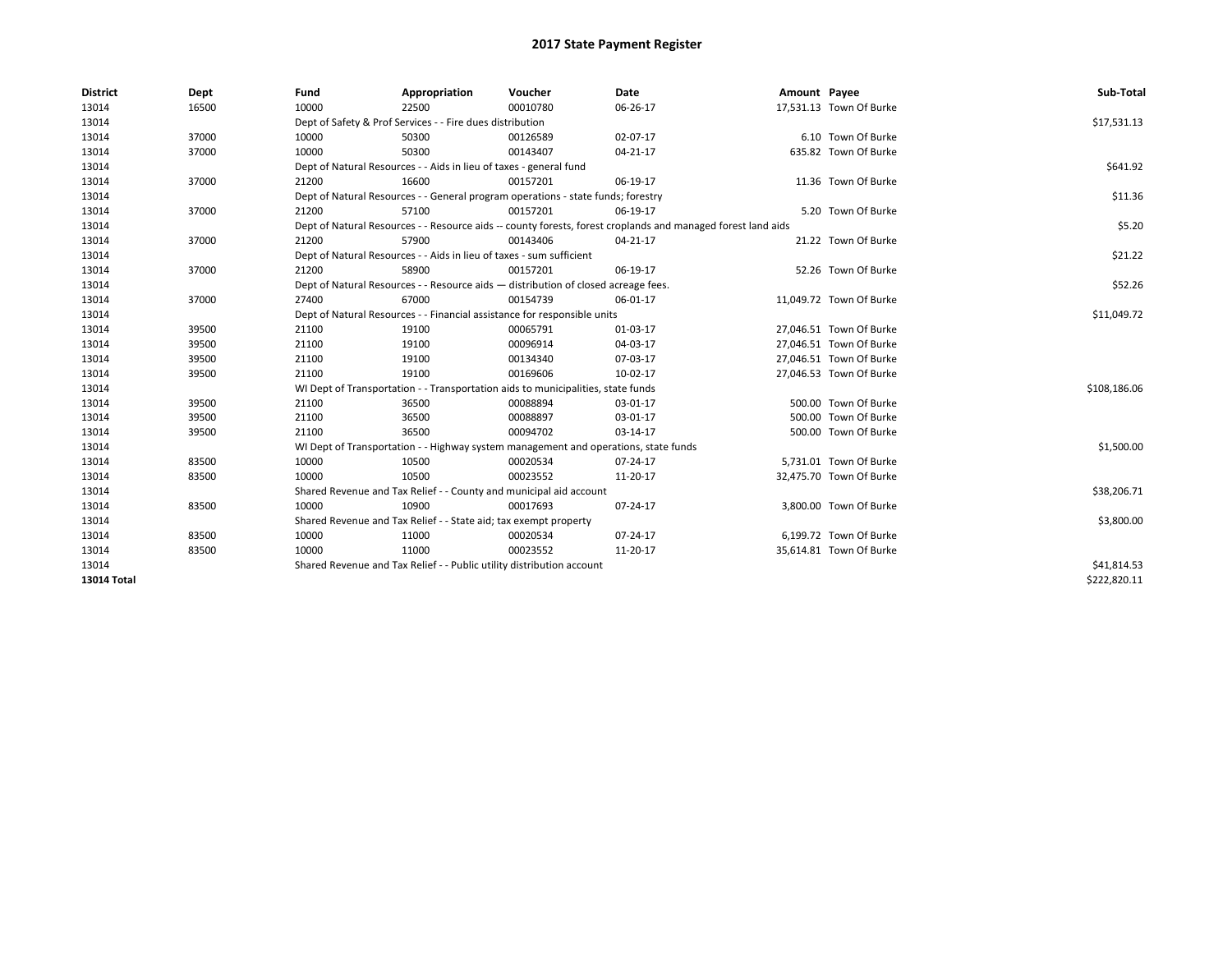# 2017 State Payment Register

| District | Dept | Fund | Appropriation | Voucher | Date | Amount | Payee | Sub-Total |
|---|---|---|---|---|---|---|---|---|
| 13014 | 16500 | 10000 | 22500 | 00010780 | 06-26-17 | 17,531.13 | Town Of Burke | |
| 13014 | | Dept of Safety & Prof Services - - Fire dues distribution | | | | | | $17,531.13 |
| 13014 | 37000 | 10000 | 50300 | 00126589 | 02-07-17 | 6.10 | Town Of Burke | |
| 13014 | 37000 | 10000 | 50300 | 00143407 | 04-21-17 | 635.82 | Town Of Burke | |
| 13014 | | Dept of Natural Resources - - Aids in lieu of taxes - general fund | | | | | | $641.92 |
| 13014 | 37000 | 21200 | 16600 | 00157201 | 06-19-17 | 11.36 | Town Of Burke | |
| 13014 | | Dept of Natural Resources - - General program operations - state funds; forestry | | | | | | $11.36 |
| 13014 | 37000 | 21200 | 57100 | 00157201 | 06-19-17 | 5.20 | Town Of Burke | |
| 13014 | | Dept of Natural Resources - - Resource aids -- county forests, forest croplands and managed forest land aids | | | | | | $5.20 |
| 13014 | 37000 | 21200 | 57900 | 00143406 | 04-21-17 | 21.22 | Town Of Burke | |
| 13014 | | Dept of Natural Resources - - Aids in lieu of taxes - sum sufficient | | | | | | $21.22 |
| 13014 | 37000 | 21200 | 58900 | 00157201 | 06-19-17 | 52.26 | Town Of Burke | |
| 13014 | | Dept of Natural Resources - - Resource aids — distribution of closed acreage fees. | | | | | | $52.26 |
| 13014 | 37000 | 27400 | 67000 | 00154739 | 06-01-17 | 11,049.72 | Town Of Burke | |
| 13014 | | Dept of Natural Resources - - Financial assistance for responsible units | | | | | | $11,049.72 |
| 13014 | 39500 | 21100 | 19100 | 00065791 | 01-03-17 | 27,046.51 | Town Of Burke | |
| 13014 | 39500 | 21100 | 19100 | 00096914 | 04-03-17 | 27,046.51 | Town Of Burke | |
| 13014 | 39500 | 21100 | 19100 | 00134340 | 07-03-17 | 27,046.51 | Town Of Burke | |
| 13014 | 39500 | 21100 | 19100 | 00169606 | 10-02-17 | 27,046.53 | Town Of Burke | |
| 13014 | | WI Dept of Transportation - - Transportation aids to municipalities, state funds | | | | | | $108,186.06 |
| 13014 | 39500 | 21100 | 36500 | 00088894 | 03-01-17 | 500.00 | Town Of Burke | |
| 13014 | 39500 | 21100 | 36500 | 00088897 | 03-01-17 | 500.00 | Town Of Burke | |
| 13014 | 39500 | 21100 | 36500 | 00094702 | 03-14-17 | 500.00 | Town Of Burke | |
| 13014 | | WI Dept of Transportation - - Highway system management and operations, state funds | | | | | | $1,500.00 |
| 13014 | 83500 | 10000 | 10500 | 00020534 | 07-24-17 | 5,731.01 | Town Of Burke | |
| 13014 | 83500 | 10000 | 10500 | 00023552 | 11-20-17 | 32,475.70 | Town Of Burke | |
| 13014 | | Shared Revenue and Tax Relief - - County and municipal aid account | | | | | | $38,206.71 |
| 13014 | 83500 | 10000 | 10900 | 00017693 | 07-24-17 | 3,800.00 | Town Of Burke | |
| 13014 | | Shared Revenue and Tax Relief - - State aid; tax exempt property | | | | | | $3,800.00 |
| 13014 | 83500 | 10000 | 11000 | 00020534 | 07-24-17 | 6,199.72 | Town Of Burke | |
| 13014 | 83500 | 10000 | 11000 | 00023552 | 11-20-17 | 35,614.81 | Town Of Burke | |
| 13014 | | Shared Revenue and Tax Relief - - Public utility distribution account | | | | | | $41,814.53 |
| **13014 Total** | | | | | | | | $222,820.11 |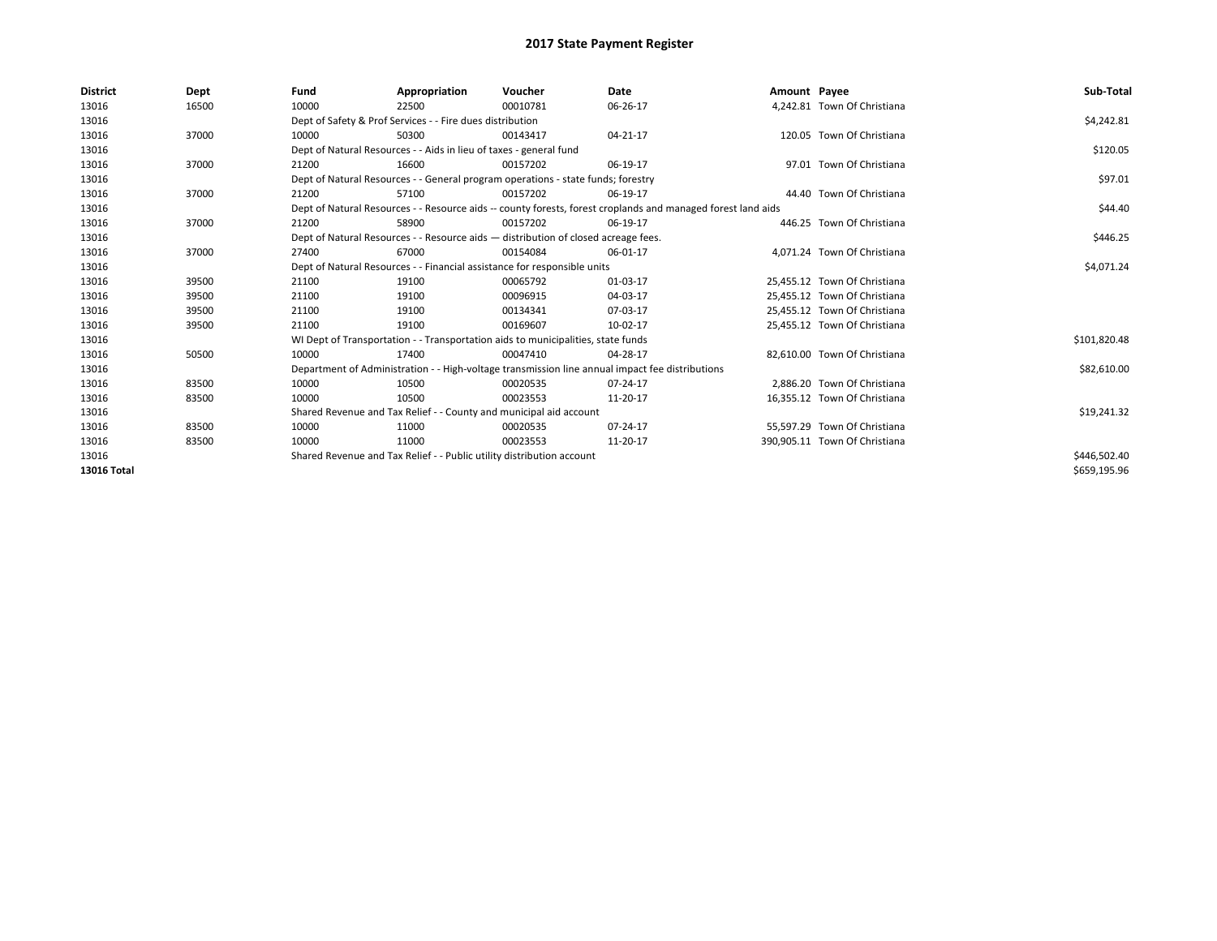# 2017 State Payment Register

| District | Dept | Fund | Appropriation | Voucher | Date | Amount | Payee | Sub-Total |
|---|---|---|---|---|---|---|---|---|
| 13016 | 16500 | 10000 | 22500 | 00010781 | 06-26-17 | 4,242.81 | Town Of Christiana | |
| 13016 | | Dept of Safety & Prof Services - - Fire dues distribution | | | | | | $4,242.81 |
| 13016 | 37000 | 10000 | 50300 | 00143417 | 04-21-17 | 120.05 | Town Of Christiana | |
| 13016 | | Dept of Natural Resources - - Aids in lieu of taxes - general fund | | | | | | $120.05 |
| 13016 | 37000 | 21200 | 16600 | 00157202 | 06-19-17 | 97.01 | Town Of Christiana | |
| 13016 | | Dept of Natural Resources - - General program operations - state funds; forestry | | | | | | $97.01 |
| 13016 | 37000 | 21200 | 57100 | 00157202 | 06-19-17 | 44.40 | Town Of Christiana | |
| 13016 | | Dept of Natural Resources - - Resource aids -- county forests, forest croplands and managed forest land aids | | | | | | $44.40 |
| 13016 | 37000 | 21200 | 58900 | 00157202 | 06-19-17 | 446.25 | Town Of Christiana | |
| 13016 | | Dept of Natural Resources - - Resource aids — distribution of closed acreage fees. | | | | | | $446.25 |
| 13016 | 37000 | 27400 | 67000 | 00154084 | 06-01-17 | 4,071.24 | Town Of Christiana | |
| 13016 | | Dept of Natural Resources - - Financial assistance for responsible units | | | | | | $4,071.24 |
| 13016 | 39500 | 21100 | 19100 | 00065792 | 01-03-17 | 25,455.12 | Town Of Christiana | |
| 13016 | 39500 | 21100 | 19100 | 00096915 | 04-03-17 | 25,455.12 | Town Of Christiana | |
| 13016 | 39500 | 21100 | 19100 | 00134341 | 07-03-17 | 25,455.12 | Town Of Christiana | |
| 13016 | 39500 | 21100 | 19100 | 00169607 | 10-02-17 | 25,455.12 | Town Of Christiana | |
| 13016 | | WI Dept of Transportation - - Transportation aids to municipalities, state funds | | | | | | $101,820.48 |
| 13016 | 50500 | 10000 | 17400 | 00047410 | 04-28-17 | 82,610.00 | Town Of Christiana | |
| 13016 | | Department of Administration - - High-voltage transmission line annual impact fee distributions | | | | | | $82,610.00 |
| 13016 | 83500 | 10000 | 10500 | 00020535 | 07-24-17 | 2,886.20 | Town Of Christiana | |
| 13016 | 83500 | 10000 | 10500 | 00023553 | 11-20-17 | 16,355.12 | Town Of Christiana | |
| 13016 | | Shared Revenue and Tax Relief - - County and municipal aid account | | | | | | $19,241.32 |
| 13016 | 83500 | 10000 | 11000 | 00020535 | 07-24-17 | 55,597.29 | Town Of Christiana | |
| 13016 | 83500 | 10000 | 11000 | 00023553 | 11-20-17 | 390,905.11 | Town Of Christiana | |
| 13016 | | Shared Revenue and Tax Relief - - Public utility distribution account | | | | | | $446,502.40 |
| **13016 Total** | | | | | | | | $659,195.96 |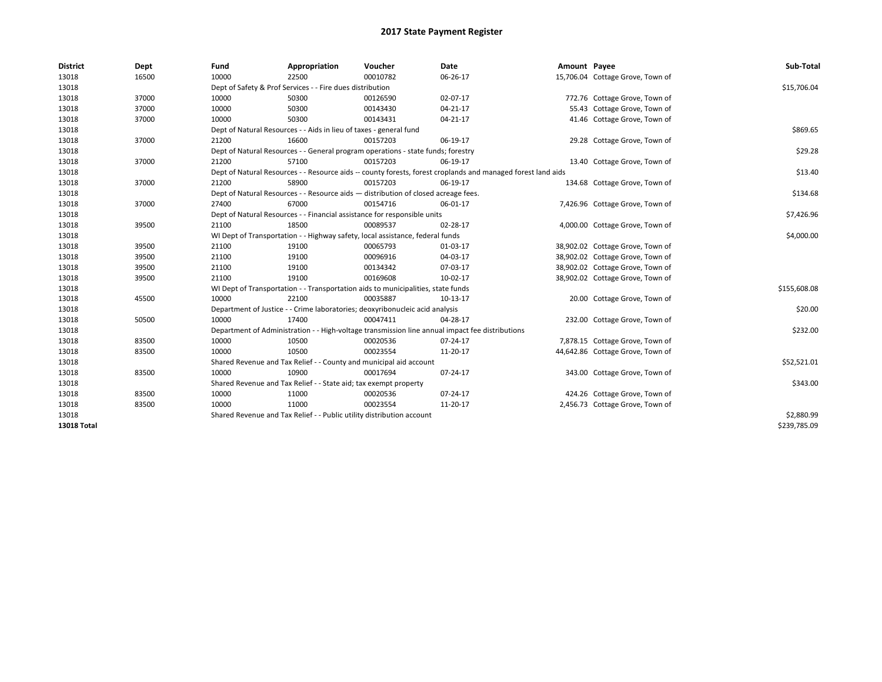# 2017 State Payment Register

| District | Dept | Fund | Appropriation | Voucher | Date | Amount | Payee | Sub-Total |
|---|---|---|---|---|---|---|---|---|
| 13018 | 16500 | 10000 | 22500 | 00010782 | 06-26-17 | 15,706.04 | Cottage Grove, Town of | |
| 13018 | | Dept of Safety & Prof Services - - Fire dues distribution | | | | | | $15,706.04 |
| 13018 | 37000 | 10000 | 50300 | 00126590 | 02-07-17 | 772.76 | Cottage Grove, Town of | |
| 13018 | 37000 | 10000 | 50300 | 00143430 | 04-21-17 | 55.43 | Cottage Grove, Town of | |
| 13018 | 37000 | 10000 | 50300 | 00143431 | 04-21-17 | 41.46 | Cottage Grove, Town of | |
| 13018 | | Dept of Natural Resources - - Aids in lieu of taxes - general fund | | | | | | $869.65 |
| 13018 | 37000 | 21200 | 16600 | 00157203 | 06-19-17 | 29.28 | Cottage Grove, Town of | |
| 13018 | | Dept of Natural Resources - - General program operations - state funds; forestry | | | | | | $29.28 |
| 13018 | 37000 | 21200 | 57100 | 00157203 | 06-19-17 | 13.40 | Cottage Grove, Town of | |
| 13018 | | Dept of Natural Resources - - Resource aids -- county forests, forest croplands and managed forest land aids | | | | | | $13.40 |
| 13018 | 37000 | 21200 | 58900 | 00157203 | 06-19-17 | 134.68 | Cottage Grove, Town of | |
| 13018 | | Dept of Natural Resources - - Resource aids — distribution of closed acreage fees. | | | | | | $134.68 |
| 13018 | 37000 | 27400 | 67000 | 00154716 | 06-01-17 | 7,426.96 | Cottage Grove, Town of | |
| 13018 | | Dept of Natural Resources - - Financial assistance for responsible units | | | | | | $7,426.96 |
| 13018 | 39500 | 21100 | 18500 | 00089537 | 02-28-17 | 4,000.00 | Cottage Grove, Town of | |
| 13018 | | WI Dept of Transportation - - Highway safety, local assistance, federal funds | | | | | | $4,000.00 |
| 13018 | 39500 | 21100 | 19100 | 00065793 | 01-03-17 | 38,902.02 | Cottage Grove, Town of | |
| 13018 | 39500 | 21100 | 19100 | 00096916 | 04-03-17 | 38,902.02 | Cottage Grove, Town of | |
| 13018 | 39500 | 21100 | 19100 | 00134342 | 07-03-17 | 38,902.02 | Cottage Grove, Town of | |
| 13018 | 39500 | 21100 | 19100 | 00169608 | 10-02-17 | 38,902.02 | Cottage Grove, Town of | |
| 13018 | | WI Dept of Transportation - - Transportation aids to municipalities, state funds | | | | | | $155,608.08 |
| 13018 | 45500 | 10000 | 22100 | 00035887 | 10-13-17 | 20.00 | Cottage Grove, Town of | |
| 13018 | | Department of Justice - - Crime laboratories; deoxyribonucleic acid analysis | | | | | | $20.00 |
| 13018 | 50500 | 10000 | 17400 | 00047411 | 04-28-17 | 232.00 | Cottage Grove, Town of | |
| 13018 | | Department of Administration - - High-voltage transmission line annual impact fee distributions | | | | | | $232.00 |
| 13018 | 83500 | 10000 | 10500 | 00020536 | 07-24-17 | 7,878.15 | Cottage Grove, Town of | |
| 13018 | 83500 | 10000 | 10500 | 00023554 | 11-20-17 | 44,642.86 | Cottage Grove, Town of | |
| 13018 | | Shared Revenue and Tax Relief - - County and municipal aid account | | | | | | $52,521.01 |
| 13018 | 83500 | 10000 | 10900 | 00017694 | 07-24-17 | 343.00 | Cottage Grove, Town of | |
| 13018 | | Shared Revenue and Tax Relief - - State aid; tax exempt property | | | | | | $343.00 |
| 13018 | 83500 | 10000 | 11000 | 00020536 | 07-24-17 | 424.26 | Cottage Grove, Town of | |
| 13018 | 83500 | 10000 | 11000 | 00023554 | 11-20-17 | 2,456.73 | Cottage Grove, Town of | |
| 13018 | | Shared Revenue and Tax Relief - - Public utility distribution account | | | | | | $2,880.99 |
| **13018 Total** | | | | | | | | $239,785.09 |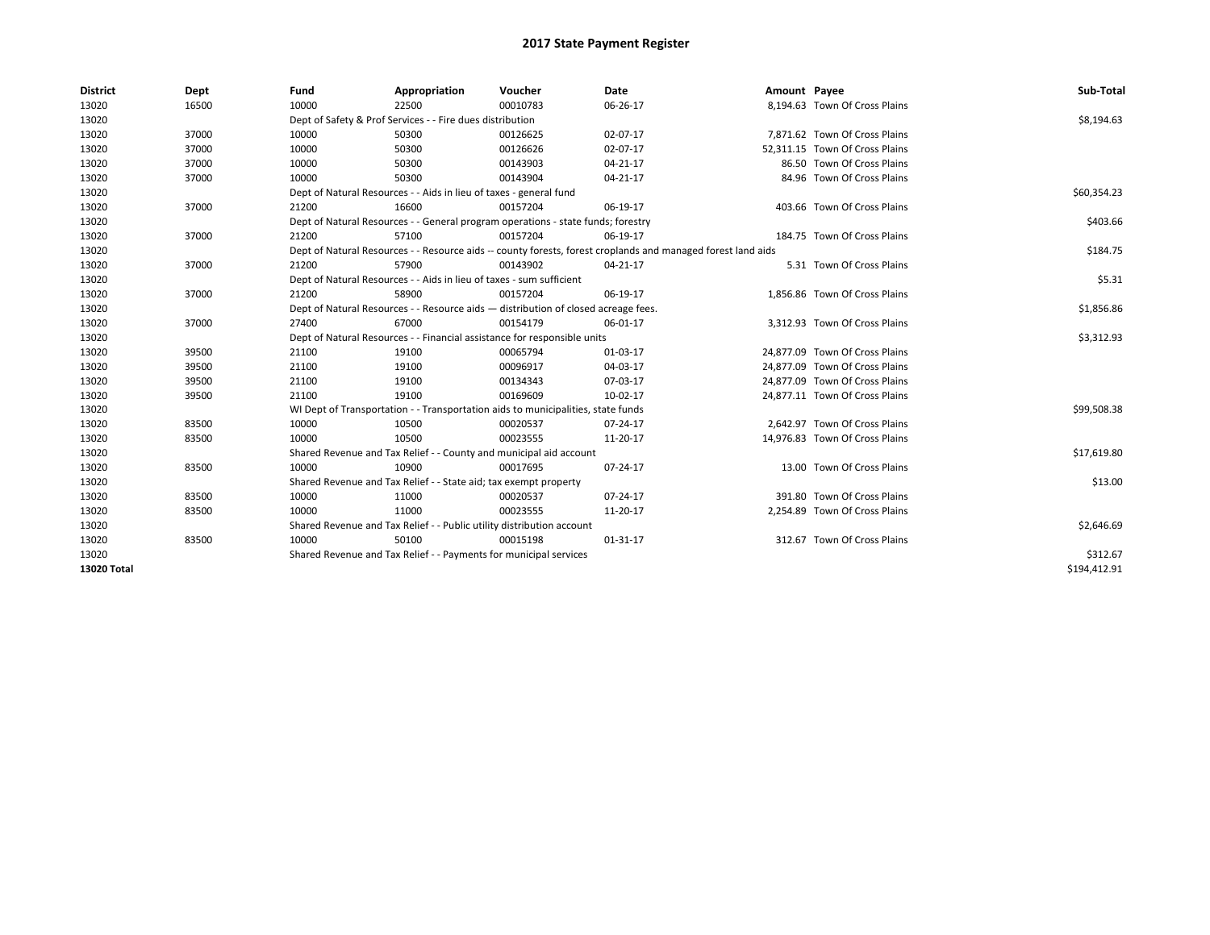# 2017 State Payment Register

| District | Dept | Fund | Appropriation | Voucher | Date | Amount | Payee | Sub-Total |
|---|---|---|---|---|---|---|---|---|
| 13020 | 16500 | 10000 | 22500 | 00010783 | 06-26-17 | 8,194.63 | Town Of Cross Plains | |
| 13020 | | Dept of Safety & Prof Services - - Fire dues distribution | | | | | | $8,194.63 |
| 13020 | 37000 | 10000 | 50300 | 00126625 | 02-07-17 | 7,871.62 | Town Of Cross Plains | |
| 13020 | 37000 | 10000 | 50300 | 00126626 | 02-07-17 | 52,311.15 | Town Of Cross Plains | |
| 13020 | 37000 | 10000 | 50300 | 00143903 | 04-21-17 | 86.50 | Town Of Cross Plains | |
| 13020 | 37000 | 10000 | 50300 | 00143904 | 04-21-17 | 84.96 | Town Of Cross Plains | |
| 13020 | | Dept of Natural Resources - - Aids in lieu of taxes - general fund | | | | | | $60,354.23 |
| 13020 | 37000 | 21200 | 16600 | 00157204 | 06-19-17 | 403.66 | Town Of Cross Plains | |
| 13020 | | Dept of Natural Resources - - General program operations - state funds; forestry | | | | | | $403.66 |
| 13020 | 37000 | 21200 | 57100 | 00157204 | 06-19-17 | 184.75 | Town Of Cross Plains | |
| 13020 | | Dept of Natural Resources - - Resource aids -- county forests, forest croplands and managed forest land aids | | | | | | $184.75 |
| 13020 | 37000 | 21200 | 57900 | 00143902 | 04-21-17 | 5.31 | Town Of Cross Plains | |
| 13020 | | Dept of Natural Resources - - Aids in lieu of taxes - sum sufficient | | | | | | $5.31 |
| 13020 | 37000 | 21200 | 58900 | 00157204 | 06-19-17 | 1,856.86 | Town Of Cross Plains | |
| 13020 | | Dept of Natural Resources - - Resource aids — distribution of closed acreage fees. | | | | | | $1,856.86 |
| 13020 | 37000 | 27400 | 67000 | 00154179 | 06-01-17 | 3,312.93 | Town Of Cross Plains | |
| 13020 | | Dept of Natural Resources - - Financial assistance for responsible units | | | | | | $3,312.93 |
| 13020 | 39500 | 21100 | 19100 | 00065794 | 01-03-17 | 24,877.09 | Town Of Cross Plains | |
| 13020 | 39500 | 21100 | 19100 | 00096917 | 04-03-17 | 24,877.09 | Town Of Cross Plains | |
| 13020 | 39500 | 21100 | 19100 | 00134343 | 07-03-17 | 24,877.09 | Town Of Cross Plains | |
| 13020 | 39500 | 21100 | 19100 | 00169609 | 10-02-17 | 24,877.11 | Town Of Cross Plains | |
| 13020 | | WI Dept of Transportation - - Transportation aids to municipalities, state funds | | | | | | $99,508.38 |
| 13020 | 83500 | 10000 | 10500 | 00020537 | 07-24-17 | 2,642.97 | Town Of Cross Plains | |
| 13020 | 83500 | 10000 | 10500 | 00023555 | 11-20-17 | 14,976.83 | Town Of Cross Plains | |
| 13020 | | Shared Revenue and Tax Relief - - County and municipal aid account | | | | | | $17,619.80 |
| 13020 | 83500 | 10000 | 10900 | 00017695 | 07-24-17 | 13.00 | Town Of Cross Plains | |
| 13020 | | Shared Revenue and Tax Relief - - State aid; tax exempt property | | | | | | $13.00 |
| 13020 | 83500 | 10000 | 11000 | 00020537 | 07-24-17 | 391.80 | Town Of Cross Plains | |
| 13020 | 83500 | 10000 | 11000 | 00023555 | 11-20-17 | 2,254.89 | Town Of Cross Plains | |
| 13020 | | Shared Revenue and Tax Relief - - Public utility distribution account | | | | | | $2,646.69 |
| 13020 | 83500 | 10000 | 50100 | 00015198 | 01-31-17 | 312.67 | Town Of Cross Plains | |
| 13020 | | Shared Revenue and Tax Relief - - Payments for municipal services | | | | | | $312.67 |
| **13020 Total** | | | | | | | | $194,412.91 |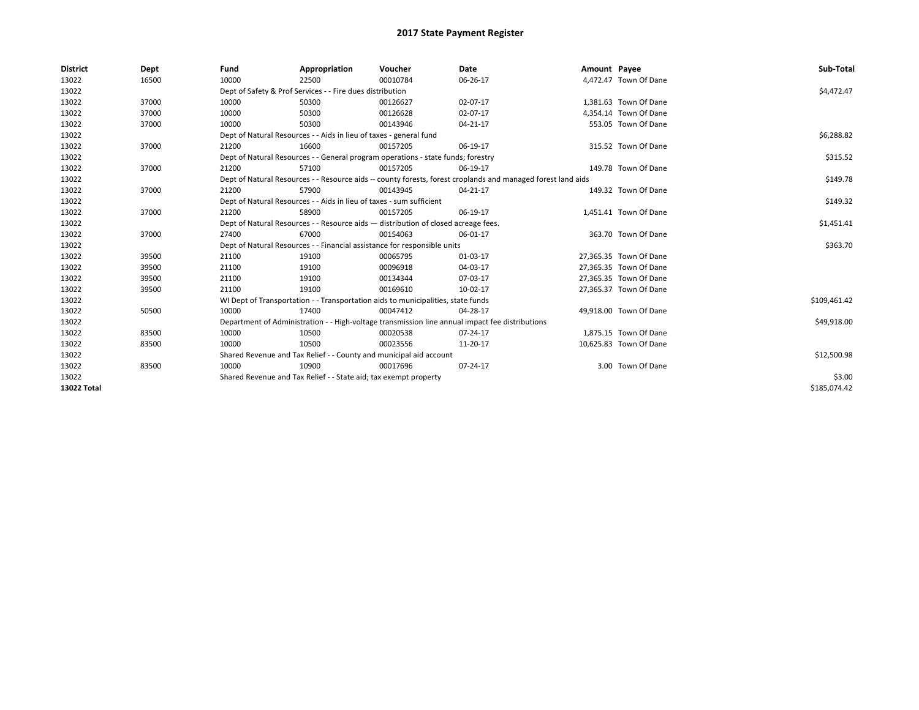# 2017 State Payment Register

| District | Dept | Fund | Appropriation | Voucher | Date | Amount | Payee | Sub-Total |
|---|---|---|---|---|---|---|---|---|
| 13022 | 16500 | 10000 | 22500 | 00010784 | 06-26-17 | 4,472.47 | Town Of Dane | |
| 13022 | | Dept of Safety & Prof Services - - Fire dues distribution | | | | | | $4,472.47 |
| 13022 | 37000 | 10000 | 50300 | 00126627 | 02-07-17 | 1,381.63 | Town Of Dane | |
| 13022 | 37000 | 10000 | 50300 | 00126628 | 02-07-17 | 4,354.14 | Town Of Dane | |
| 13022 | 37000 | 10000 | 50300 | 00143946 | 04-21-17 | 553.05 | Town Of Dane | |
| 13022 | | Dept of Natural Resources - - Aids in lieu of taxes - general fund | | | | | | $6,288.82 |
| 13022 | 37000 | 21200 | 16600 | 00157205 | 06-19-17 | 315.52 | Town Of Dane | |
| 13022 | | Dept of Natural Resources - - General program operations - state funds; forestry | | | | | | $315.52 |
| 13022 | 37000 | 21200 | 57100 | 00157205 | 06-19-17 | 149.78 | Town Of Dane | |
| 13022 | | Dept of Natural Resources - - Resource aids -- county forests, forest croplands and managed forest land aids | | | | | | $149.78 |
| 13022 | 37000 | 21200 | 57900 | 00143945 | 04-21-17 | 149.32 | Town Of Dane | |
| 13022 | | Dept of Natural Resources - - Aids in lieu of taxes - sum sufficient | | | | | | $149.32 |
| 13022 | 37000 | 21200 | 58900 | 00157205 | 06-19-17 | 1,451.41 | Town Of Dane | |
| 13022 | | Dept of Natural Resources - - Resource aids — distribution of closed acreage fees. | | | | | | $1,451.41 |
| 13022 | 37000 | 27400 | 67000 | 00154063 | 06-01-17 | 363.70 | Town Of Dane | |
| 13022 | | Dept of Natural Resources - - Financial assistance for responsible units | | | | | | $363.70 |
| 13022 | 39500 | 21100 | 19100 | 00065795 | 01-03-17 | 27,365.35 | Town Of Dane | |
| 13022 | 39500 | 21100 | 19100 | 00096918 | 04-03-17 | 27,365.35 | Town Of Dane | |
| 13022 | 39500 | 21100 | 19100 | 00134344 | 07-03-17 | 27,365.35 | Town Of Dane | |
| 13022 | 39500 | 21100 | 19100 | 00169610 | 10-02-17 | 27,365.37 | Town Of Dane | |
| 13022 | | WI Dept of Transportation - - Transportation aids to municipalities, state funds | | | | | | $109,461.42 |
| 13022 | 50500 | 10000 | 17400 | 00047412 | 04-28-17 | 49,918.00 | Town Of Dane | |
| 13022 | | Department of Administration - - High-voltage transmission line annual impact fee distributions | | | | | | $49,918.00 |
| 13022 | 83500 | 10000 | 10500 | 00020538 | 07-24-17 | 1,875.15 | Town Of Dane | |
| 13022 | 83500 | 10000 | 10500 | 00023556 | 11-20-17 | 10,625.83 | Town Of Dane | |
| 13022 | | Shared Revenue and Tax Relief - - County and municipal aid account | | | | | | $12,500.98 |
| 13022 | 83500 | 10000 | 10900 | 00017696 | 07-24-17 | 3.00 | Town Of Dane | |
| 13022 | | Shared Revenue and Tax Relief - - State aid; tax exempt property | | | | | | $3.00 |
| **13022 Total** | | | | | | | | $185,074.42 |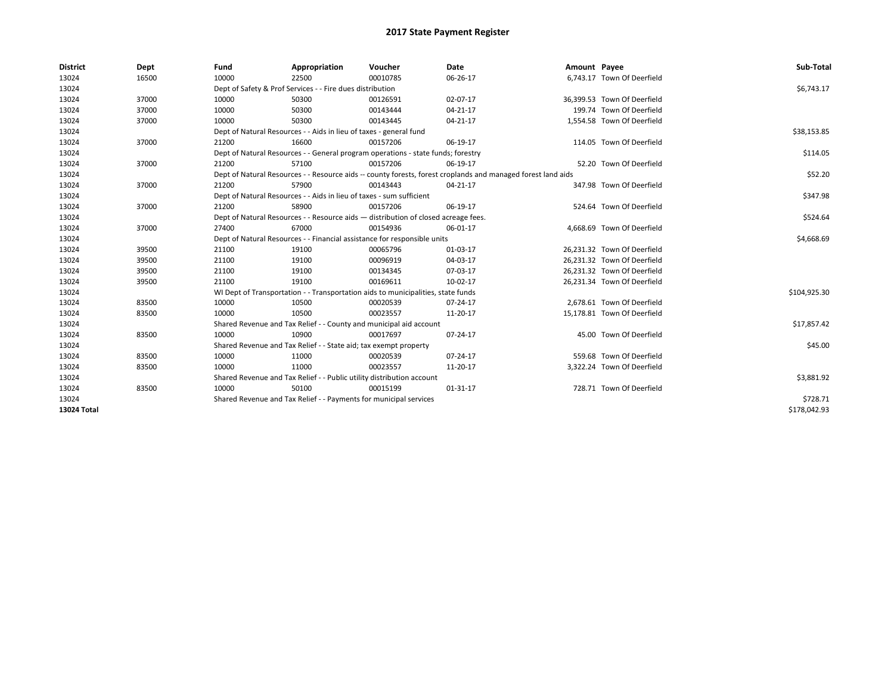# 2017 State Payment Register

| District | Dept | Fund | Appropriation | Voucher | Date | Amount | Payee | Sub-Total |
|---|---|---|---|---|---|---|---|---|
| 13024 | 16500 | 10000 | 22500 | 00010785 | 06-26-17 | 6,743.17 | Town Of Deerfield | |
| 13024 | | Dept of Safety & Prof Services - - Fire dues distribution | | | | | | $6,743.17 |
| 13024 | 37000 | 10000 | 50300 | 00126591 | 02-07-17 | 36,399.53 | Town Of Deerfield | |
| 13024 | 37000 | 10000 | 50300 | 00143444 | 04-21-17 | 199.74 | Town Of Deerfield | |
| 13024 | 37000 | 10000 | 50300 | 00143445 | 04-21-17 | 1,554.58 | Town Of Deerfield | |
| 13024 | | Dept of Natural Resources - - Aids in lieu of taxes - general fund | | | | | | $38,153.85 |
| 13024 | 37000 | 21200 | 16600 | 00157206 | 06-19-17 | 114.05 | Town Of Deerfield | |
| 13024 | | Dept of Natural Resources - - General program operations - state funds; forestry | | | | | | $114.05 |
| 13024 | 37000 | 21200 | 57100 | 00157206 | 06-19-17 | 52.20 | Town Of Deerfield | |
| 13024 | | Dept of Natural Resources - - Resource aids -- county forests, forest croplands and managed forest land aids | | | | | | $52.20 |
| 13024 | 37000 | 21200 | 57900 | 00143443 | 04-21-17 | 347.98 | Town Of Deerfield | |
| 13024 | | Dept of Natural Resources - - Aids in lieu of taxes - sum sufficient | | | | | | $347.98 |
| 13024 | 37000 | 21200 | 58900 | 00157206 | 06-19-17 | 524.64 | Town Of Deerfield | |
| 13024 | | Dept of Natural Resources - - Resource aids — distribution of closed acreage fees. | | | | | | $524.64 |
| 13024 | 37000 | 27400 | 67000 | 00154936 | 06-01-17 | 4,668.69 | Town Of Deerfield | |
| 13024 | | Dept of Natural Resources - - Financial assistance for responsible units | | | | | | $4,668.69 |
| 13024 | 39500 | 21100 | 19100 | 00065796 | 01-03-17 | 26,231.32 | Town Of Deerfield | |
| 13024 | 39500 | 21100 | 19100 | 00096919 | 04-03-17 | 26,231.32 | Town Of Deerfield | |
| 13024 | 39500 | 21100 | 19100 | 00134345 | 07-03-17 | 26,231.32 | Town Of Deerfield | |
| 13024 | 39500 | 21100 | 19100 | 00169611 | 10-02-17 | 26,231.34 | Town Of Deerfield | |
| 13024 | | WI Dept of Transportation - - Transportation aids to municipalities, state funds | | | | | | $104,925.30 |
| 13024 | 83500 | 10000 | 10500 | 00020539 | 07-24-17 | 2,678.61 | Town Of Deerfield | |
| 13024 | 83500 | 10000 | 10500 | 00023557 | 11-20-17 | 15,178.81 | Town Of Deerfield | |
| 13024 | | Shared Revenue and Tax Relief - - County and municipal aid account | | | | | | $17,857.42 |
| 13024 | 83500 | 10000 | 10900 | 00017697 | 07-24-17 | 45.00 | Town Of Deerfield | |
| 13024 | | Shared Revenue and Tax Relief - - State aid; tax exempt property | | | | | | $45.00 |
| 13024 | 83500 | 10000 | 11000 | 00020539 | 07-24-17 | 559.68 | Town Of Deerfield | |
| 13024 | 83500 | 10000 | 11000 | 00023557 | 11-20-17 | 3,322.24 | Town Of Deerfield | |
| 13024 | | Shared Revenue and Tax Relief - - Public utility distribution account | | | | | | $3,881.92 |
| 13024 | 83500 | 10000 | 50100 | 00015199 | 01-31-17 | 728.71 | Town Of Deerfield | |
| 13024 | | Shared Revenue and Tax Relief - - Payments for municipal services | | | | | | $728.71 |
| **13024 Total** | | | | | | | | $178,042.93 |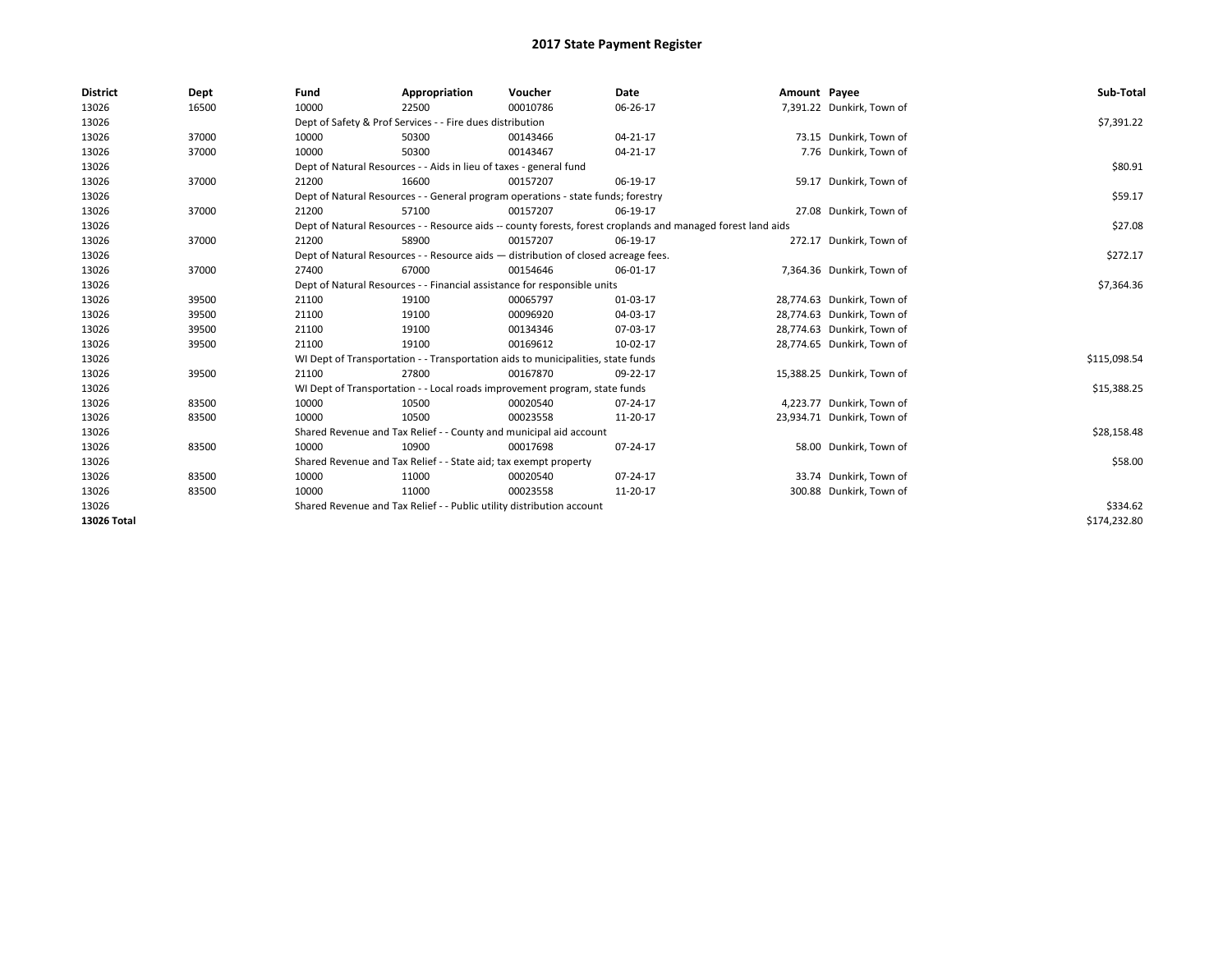# 2017 State Payment Register

| District | Dept | Fund | Appropriation | Voucher | Date | Amount | Payee | Sub-Total |
|---|---|---|---|---|---|---|---|---|
| 13026 | 16500 | 10000 | 22500 | 00010786 | 06-26-17 | 7,391.22 | Dunkirk, Town of | |
| 13026 | | Dept of Safety & Prof Services - - Fire dues distribution | | | | | | $7,391.22 |
| 13026 | 37000 | 10000 | 50300 | 00143466 | 04-21-17 | 73.15 | Dunkirk, Town of | |
| 13026 | 37000 | 10000 | 50300 | 00143467 | 04-21-17 | 7.76 | Dunkirk, Town of | |
| 13026 | | Dept of Natural Resources - - Aids in lieu of taxes - general fund | | | | | | $80.91 |
| 13026 | 37000 | 21200 | 16600 | 00157207 | 06-19-17 | 59.17 | Dunkirk, Town of | |
| 13026 | | Dept of Natural Resources - - General program operations - state funds; forestry | | | | | | $59.17 |
| 13026 | 37000 | 21200 | 57100 | 00157207 | 06-19-17 | 27.08 | Dunkirk, Town of | |
| 13026 | | Dept of Natural Resources - - Resource aids -- county forests, forest croplands and managed forest land aids | | | | | | $27.08 |
| 13026 | 37000 | 21200 | 58900 | 00157207 | 06-19-17 | 272.17 | Dunkirk, Town of | |
| 13026 | | Dept of Natural Resources - - Resource aids — distribution of closed acreage fees. | | | | | | $272.17 |
| 13026 | 37000 | 27400 | 67000 | 00154646 | 06-01-17 | 7,364.36 | Dunkirk, Town of | |
| 13026 | | Dept of Natural Resources - - Financial assistance for responsible units | | | | | | $7,364.36 |
| 13026 | 39500 | 21100 | 19100 | 00065797 | 01-03-17 | 28,774.63 | Dunkirk, Town of | |
| 13026 | 39500 | 21100 | 19100 | 00096920 | 04-03-17 | 28,774.63 | Dunkirk, Town of | |
| 13026 | 39500 | 21100 | 19100 | 00134346 | 07-03-17 | 28,774.63 | Dunkirk, Town of | |
| 13026 | 39500 | 21100 | 19100 | 00169612 | 10-02-17 | 28,774.65 | Dunkirk, Town of | |
| 13026 | | WI Dept of Transportation - - Transportation aids to municipalities, state funds | | | | | | $115,098.54 |
| 13026 | 39500 | 21100 | 27800 | 00167870 | 09-22-17 | 15,388.25 | Dunkirk, Town of | |
| 13026 | | WI Dept of Transportation - - Local roads improvement program, state funds | | | | | | $15,388.25 |
| 13026 | 83500 | 10000 | 10500 | 00020540 | 07-24-17 | 4,223.77 | Dunkirk, Town of | |
| 13026 | 83500 | 10000 | 10500 | 00023558 | 11-20-17 | 23,934.71 | Dunkirk, Town of | |
| 13026 | | Shared Revenue and Tax Relief - - County and municipal aid account | | | | | | $28,158.48 |
| 13026 | 83500 | 10000 | 10900 | 00017698 | 07-24-17 | 58.00 | Dunkirk, Town of | |
| 13026 | | Shared Revenue and Tax Relief - - State aid; tax exempt property | | | | | | $58.00 |
| 13026 | 83500 | 10000 | 11000 | 00020540 | 07-24-17 | 33.74 | Dunkirk, Town of | |
| 13026 | 83500 | 10000 | 11000 | 00023558 | 11-20-17 | 300.88 | Dunkirk, Town of | |
| 13026 | | Shared Revenue and Tax Relief - - Public utility distribution account | | | | | | $334.62 |
| **13026 Total** | | | | | | | | $174,232.80 |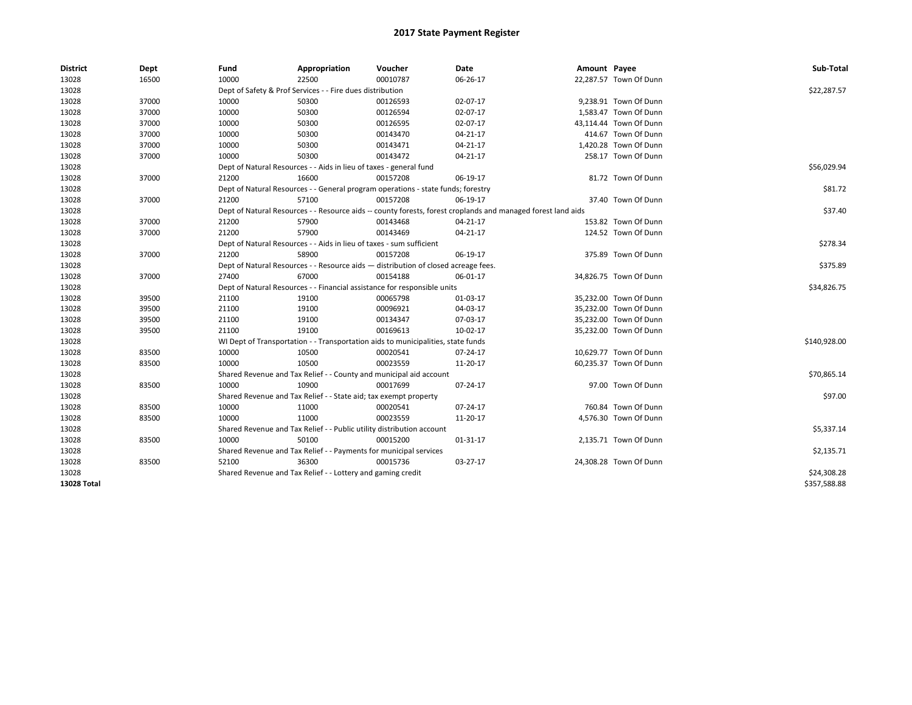# 2017 State Payment Register

| District | Dept | Fund | Appropriation | Voucher | Date | Amount | Payee | Sub-Total |
|---|---|---|---|---|---|---|---|---|
| 13028 | 16500 | 10000 | 22500 | 00010787 | 06-26-17 | 22,287.57 | Town Of Dunn | |
| 13028 | | Dept of Safety & Prof Services - - Fire dues distribution | | | | | | $22,287.57 |
| 13028 | 37000 | 10000 | 50300 | 00126593 | 02-07-17 | 9,238.91 | Town Of Dunn | |
| 13028 | 37000 | 10000 | 50300 | 00126594 | 02-07-17 | 1,583.47 | Town Of Dunn | |
| 13028 | 37000 | 10000 | 50300 | 00126595 | 02-07-17 | 43,114.44 | Town Of Dunn | |
| 13028 | 37000 | 10000 | 50300 | 00143470 | 04-21-17 | 414.67 | Town Of Dunn | |
| 13028 | 37000 | 10000 | 50300 | 00143471 | 04-21-17 | 1,420.28 | Town Of Dunn | |
| 13028 | 37000 | 10000 | 50300 | 00143472 | 04-21-17 | 258.17 | Town Of Dunn | |
| 13028 | | Dept of Natural Resources - - Aids in lieu of taxes - general fund | | | | | | $56,029.94 |
| 13028 | 37000 | 21200 | 16600 | 00157208 | 06-19-17 | 81.72 | Town Of Dunn | |
| 13028 | | Dept of Natural Resources - - General program operations - state funds; forestry | | | | | | $81.72 |
| 13028 | 37000 | 21200 | 57100 | 00157208 | 06-19-17 | 37.40 | Town Of Dunn | |
| 13028 | | Dept of Natural Resources - - Resource aids -- county forests, forest croplands and managed forest land aids | | | | | | $37.40 |
| 13028 | 37000 | 21200 | 57900 | 00143468 | 04-21-17 | 153.82 | Town Of Dunn | |
| 13028 | 37000 | 21200 | 57900 | 00143469 | 04-21-17 | 124.52 | Town Of Dunn | |
| 13028 | | Dept of Natural Resources - - Aids in lieu of taxes - sum sufficient | | | | | | $278.34 |
| 13028 | 37000 | 21200 | 58900 | 00157208 | 06-19-17 | 375.89 | Town Of Dunn | |
| 13028 | | Dept of Natural Resources - - Resource aids — distribution of closed acreage fees. | | | | | | $375.89 |
| 13028 | 37000 | 27400 | 67000 | 00154188 | 06-01-17 | 34,826.75 | Town Of Dunn | |
| 13028 | | Dept of Natural Resources - - Financial assistance for responsible units | | | | | | $34,826.75 |
| 13028 | 39500 | 21100 | 19100 | 00065798 | 01-03-17 | 35,232.00 | Town Of Dunn | |
| 13028 | 39500 | 21100 | 19100 | 00096921 | 04-03-17 | 35,232.00 | Town Of Dunn | |
| 13028 | 39500 | 21100 | 19100 | 00134347 | 07-03-17 | 35,232.00 | Town Of Dunn | |
| 13028 | 39500 | 21100 | 19100 | 00169613 | 10-02-17 | 35,232.00 | Town Of Dunn | |
| 13028 | | WI Dept of Transportation - - Transportation aids to municipalities, state funds | | | | | | $140,928.00 |
| 13028 | 83500 | 10000 | 10500 | 00020541 | 07-24-17 | 10,629.77 | Town Of Dunn | |
| 13028 | 83500 | 10000 | 10500 | 00023559 | 11-20-17 | 60,235.37 | Town Of Dunn | |
| 13028 | | Shared Revenue and Tax Relief - - County and municipal aid account | | | | | | $70,865.14 |
| 13028 | 83500 | 10000 | 10900 | 00017699 | 07-24-17 | 97.00 | Town Of Dunn | |
| 13028 | | Shared Revenue and Tax Relief - - State aid; tax exempt property | | | | | | $97.00 |
| 13028 | 83500 | 10000 | 11000 | 00020541 | 07-24-17 | 760.84 | Town Of Dunn | |
| 13028 | 83500 | 10000 | 11000 | 00023559 | 11-20-17 | 4,576.30 | Town Of Dunn | |
| 13028 | | Shared Revenue and Tax Relief - - Public utility distribution account | | | | | | $5,337.14 |
| 13028 | 83500 | 10000 | 50100 | 00015200 | 01-31-17 | 2,135.71 | Town Of Dunn | |
| 13028 | | Shared Revenue and Tax Relief - - Payments for municipal services | | | | | | $2,135.71 |
| 13028 | 83500 | 52100 | 36300 | 00015736 | 03-27-17 | 24,308.28 | Town Of Dunn | |
| 13028 | | Shared Revenue and Tax Relief - - Lottery and gaming credit | | | | | | $24,308.28 |
| **13028 Total** | | | | | | | | $357,588.88 |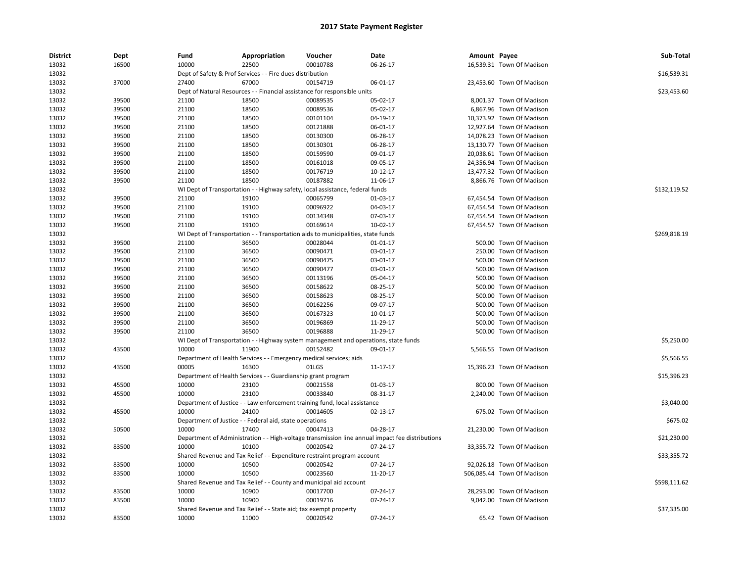# 2017 State Payment Register

| District | Dept | Fund | Appropriation | Voucher | Date | Amount | Payee | Sub-Total |
|---|---|---|---|---|---|---|---|---|
| 13032 | 16500 | 10000 | 22500 | 00010788 | 06-26-17 | 16,539.31 | Town Of Madison | |
| 13032 | | Dept of Safety & Prof Services - - Fire dues distribution | | | | | | $16,539.31 |
| 13032 | 37000 | 27400 | 67000 | 00154719 | 06-01-17 | 23,453.60 | Town Of Madison | |
| 13032 | | Dept of Natural Resources - - Financial assistance for responsible units | | | | | | $23,453.60 |
| 13032 | 39500 | 21100 | 18500 | 00089535 | 05-02-17 | 8,001.37 | Town Of Madison | |
| 13032 | 39500 | 21100 | 18500 | 00089536 | 05-02-17 | 6,867.96 | Town Of Madison | |
| 13032 | 39500 | 21100 | 18500 | 00101104 | 04-19-17 | 10,373.92 | Town Of Madison | |
| 13032 | 39500 | 21100 | 18500 | 00121888 | 06-01-17 | 12,927.64 | Town Of Madison | |
| 13032 | 39500 | 21100 | 18500 | 00130300 | 06-28-17 | 14,078.23 | Town Of Madison | |
| 13032 | 39500 | 21100 | 18500 | 00130301 | 06-28-17 | 13,130.77 | Town Of Madison | |
| 13032 | 39500 | 21100 | 18500 | 00159590 | 09-01-17 | 20,038.61 | Town Of Madison | |
| 13032 | 39500 | 21100 | 18500 | 00161018 | 09-05-17 | 24,356.94 | Town Of Madison | |
| 13032 | 39500 | 21100 | 18500 | 00176719 | 10-12-17 | 13,477.32 | Town Of Madison | |
| 13032 | 39500 | 21100 | 18500 | 00187882 | 11-06-17 | 8,866.76 | Town Of Madison | |
| 13032 | | WI Dept of Transportation - - Highway safety, local assistance, federal funds | | | | | | $132,119.52 |
| 13032 | 39500 | 21100 | 19100 | 00065799 | 01-03-17 | 67,454.54 | Town Of Madison | |
| 13032 | 39500 | 21100 | 19100 | 00096922 | 04-03-17 | 67,454.54 | Town Of Madison | |
| 13032 | 39500 | 21100 | 19100 | 00134348 | 07-03-17 | 67,454.54 | Town Of Madison | |
| 13032 | 39500 | 21100 | 19100 | 00169614 | 10-02-17 | 67,454.57 | Town Of Madison | |
| 13032 | | WI Dept of Transportation - - Transportation aids to municipalities, state funds | | | | | | $269,818.19 |
| 13032 | 39500 | 21100 | 36500 | 00028044 | 01-01-17 | 500.00 | Town Of Madison | |
| 13032 | 39500 | 21100 | 36500 | 00090471 | 03-01-17 | 250.00 | Town Of Madison | |
| 13032 | 39500 | 21100 | 36500 | 00090475 | 03-01-17 | 500.00 | Town Of Madison | |
| 13032 | 39500 | 21100 | 36500 | 00090477 | 03-01-17 | 500.00 | Town Of Madison | |
| 13032 | 39500 | 21100 | 36500 | 00113196 | 05-04-17 | 500.00 | Town Of Madison | |
| 13032 | 39500 | 21100 | 36500 | 00158622 | 08-25-17 | 500.00 | Town Of Madison | |
| 13032 | 39500 | 21100 | 36500 | 00158623 | 08-25-17 | 500.00 | Town Of Madison | |
| 13032 | 39500 | 21100 | 36500 | 00162256 | 09-07-17 | 500.00 | Town Of Madison | |
| 13032 | 39500 | 21100 | 36500 | 00167323 | 10-01-17 | 500.00 | Town Of Madison | |
| 13032 | 39500 | 21100 | 36500 | 00196869 | 11-29-17 | 500.00 | Town Of Madison | |
| 13032 | 39500 | 21100 | 36500 | 00196888 | 11-29-17 | 500.00 | Town Of Madison | |
| 13032 | | WI Dept of Transportation - - Highway system management and operations, state funds | | | | | | $5,250.00 |
| 13032 | 43500 | 10000 | 11900 | 00152482 | 09-01-17 | 5,566.55 | Town Of Madison | |
| 13032 | | Department of Health Services - - Emergency medical services; aids | | | | | | $5,566.55 |
| 13032 | 43500 | 00005 | 16300 | 01LGS | 11-17-17 | 15,396.23 | Town Of Madison | |
| 13032 | | Department of Health Services - - Guardianship grant program | | | | | | $15,396.23 |
| 13032 | 45500 | 10000 | 23100 | 00021558 | 01-03-17 | 800.00 | Town Of Madison | |
| 13032 | 45500 | 10000 | 23100 | 00033840 | 08-31-17 | 2,240.00 | Town Of Madison | |
| 13032 | | Department of Justice - - Law enforcement training fund, local assistance | | | | | | $3,040.00 |
| 13032 | 45500 | 10000 | 24100 | 00014605 | 02-13-17 | 675.02 | Town Of Madison | |
| 13032 | | Department of Justice - - Federal aid, state operations | | | | | | $675.02 |
| 13032 | 50500 | 10000 | 17400 | 00047413 | 04-28-17 | 21,230.00 | Town Of Madison | |
| 13032 | | Department of Administration - - High-voltage transmission line annual impact fee distributions | | | | | | $21,230.00 |
| 13032 | 83500 | 10000 | 10100 | 00020542 | 07-24-17 | 33,355.72 | Town Of Madison | |
| 13032 | | Shared Revenue and Tax Relief - - Expenditure restraint program account | | | | | | $33,355.72 |
| 13032 | 83500 | 10000 | 10500 | 00020542 | 07-24-17 | 92,026.18 | Town Of Madison | |
| 13032 | 83500 | 10000 | 10500 | 00023560 | 11-20-17 | 506,085.44 | Town Of Madison | |
| 13032 | | Shared Revenue and Tax Relief - - County and municipal aid account | | | | | | $598,111.62 |
| 13032 | 83500 | 10000 | 10900 | 00017700 | 07-24-17 | 28,293.00 | Town Of Madison | |
| 13032 | 83500 | 10000 | 10900 | 00019716 | 07-24-17 | 9,042.00 | Town Of Madison | |
| 13032 | | Shared Revenue and Tax Relief - - State aid; tax exempt property | | | | | | $37,335.00 |
| 13032 | 83500 | 10000 | 11000 | 00020542 | 07-24-17 | 65.42 | Town Of Madison | |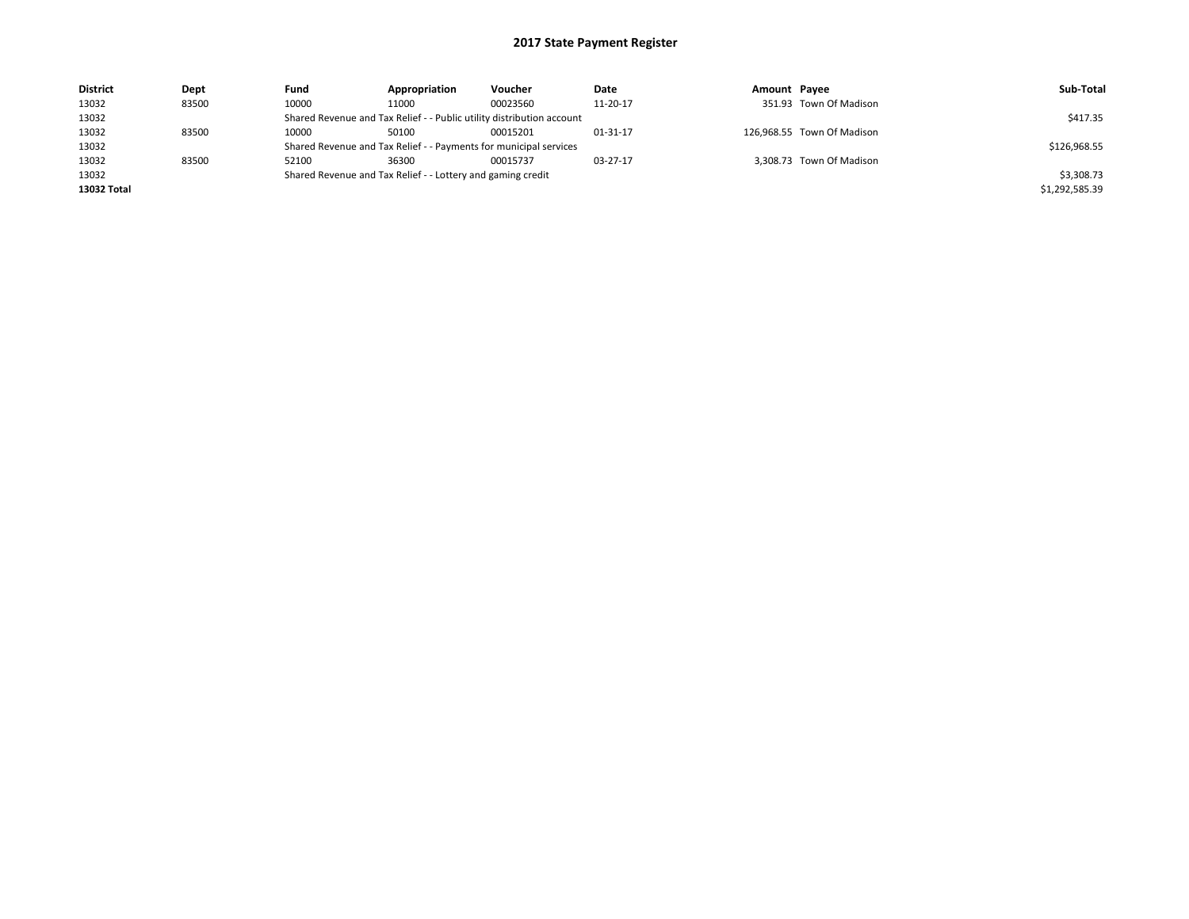# 2017 State Payment Register

| District | Dept | Fund | Appropriation | Voucher | Date | Amount | Payee | Sub-Total |
|---|---|---|---|---|---|---|---|---|
| 13032 | 83500 | 10000 | 11000 | 00023560 | 11-20-17 | 351.93 | Town Of Madison | |
| 13032 | | Shared Revenue and Tax Relief - - Public utility distribution account | | | | | | $417.35 |
| 13032 | 83500 | 10000 | 50100 | 00015201 | 01-31-17 | 126,968.55 | Town Of Madison | |
| 13032 | | Shared Revenue and Tax Relief - - Payments for municipal services | | | | | | $126,968.55 |
| 13032 | 83500 | 52100 | 36300 | 00015737 | 03-27-17 | 3,308.73 | Town Of Madison | |
| 13032 | | Shared Revenue and Tax Relief - - Lottery and gaming credit | | | | | | $3,308.73 |
| **13032 Total** | | | | | | | | $1,292,585.39 |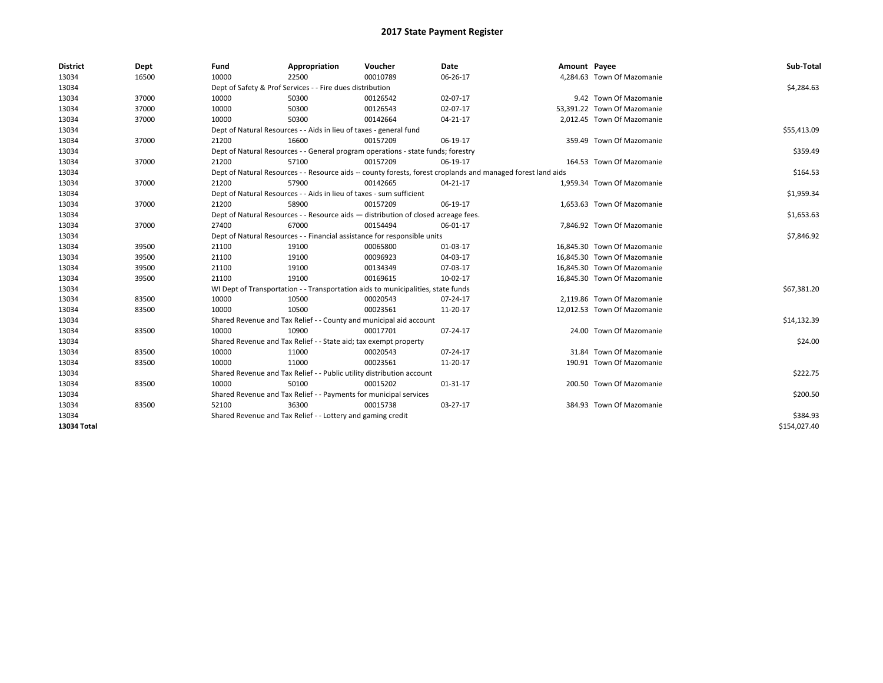# 2017 State Payment Register

| District | Dept | Fund | Appropriation | Voucher | Date | Amount | Payee | Sub-Total |
|---|---|---|---|---|---|---|---|---|
| 13034 | 16500 | 10000 | 22500 | 00010789 | 06-26-17 | 4,284.63 | Town Of Mazomanie | |
| 13034 | | Dept of Safety & Prof Services - - Fire dues distribution | | | | | | $4,284.63 |
| 13034 | 37000 | 10000 | 50300 | 00126542 | 02-07-17 | 9.42 | Town Of Mazomanie | |
| 13034 | 37000 | 10000 | 50300 | 00126543 | 02-07-17 | 53,391.22 | Town Of Mazomanie | |
| 13034 | 37000 | 10000 | 50300 | 00142664 | 04-21-17 | 2,012.45 | Town Of Mazomanie | |
| 13034 | | Dept of Natural Resources - - Aids in lieu of taxes - general fund | | | | | | $55,413.09 |
| 13034 | 37000 | 21200 | 16600 | 00157209 | 06-19-17 | 359.49 | Town Of Mazomanie | |
| 13034 | | Dept of Natural Resources - - General program operations - state funds; forestry | | | | | | $359.49 |
| 13034 | 37000 | 21200 | 57100 | 00157209 | 06-19-17 | 164.53 | Town Of Mazomanie | |
| 13034 | | Dept of Natural Resources - - Resource aids -- county forests, forest croplands and managed forest land aids | | | | | | $164.53 |
| 13034 | 37000 | 21200 | 57900 | 00142665 | 04-21-17 | 1,959.34 | Town Of Mazomanie | |
| 13034 | | Dept of Natural Resources - - Aids in lieu of taxes - sum sufficient | | | | | | $1,959.34 |
| 13034 | 37000 | 21200 | 58900 | 00157209 | 06-19-17 | 1,653.63 | Town Of Mazomanie | |
| 13034 | | Dept of Natural Resources - - Resource aids — distribution of closed acreage fees. | | | | | | $1,653.63 |
| 13034 | 37000 | 27400 | 67000 | 00154494 | 06-01-17 | 7,846.92 | Town Of Mazomanie | |
| 13034 | | Dept of Natural Resources - - Financial assistance for responsible units | | | | | | $7,846.92 |
| 13034 | 39500 | 21100 | 19100 | 00065800 | 01-03-17 | 16,845.30 | Town Of Mazomanie | |
| 13034 | 39500 | 21100 | 19100 | 00096923 | 04-03-17 | 16,845.30 | Town Of Mazomanie | |
| 13034 | 39500 | 21100 | 19100 | 00134349 | 07-03-17 | 16,845.30 | Town Of Mazomanie | |
| 13034 | 39500 | 21100 | 19100 | 00169615 | 10-02-17 | 16,845.30 | Town Of Mazomanie | |
| 13034 | | WI Dept of Transportation - - Transportation aids to municipalities, state funds | | | | | | $67,381.20 |
| 13034 | 83500 | 10000 | 10500 | 00020543 | 07-24-17 | 2,119.86 | Town Of Mazomanie | |
| 13034 | 83500 | 10000 | 10500 | 00023561 | 11-20-17 | 12,012.53 | Town Of Mazomanie | |
| 13034 | | Shared Revenue and Tax Relief - - County and municipal aid account | | | | | | $14,132.39 |
| 13034 | 83500 | 10000 | 10900 | 00017701 | 07-24-17 | 24.00 | Town Of Mazomanie | |
| 13034 | | Shared Revenue and Tax Relief - - State aid; tax exempt property | | | | | | $24.00 |
| 13034 | 83500 | 10000 | 11000 | 00020543 | 07-24-17 | 31.84 | Town Of Mazomanie | |
| 13034 | 83500 | 10000 | 11000 | 00023561 | 11-20-17 | 190.91 | Town Of Mazomanie | |
| 13034 | | Shared Revenue and Tax Relief - - Public utility distribution account | | | | | | $222.75 |
| 13034 | 83500 | 10000 | 50100 | 00015202 | 01-31-17 | 200.50 | Town Of Mazomanie | |
| 13034 | | Shared Revenue and Tax Relief - - Payments for municipal services | | | | | | $200.50 |
| 13034 | 83500 | 52100 | 36300 | 00015738 | 03-27-17 | 384.93 | Town Of Mazomanie | |
| 13034 | | Shared Revenue and Tax Relief - - Lottery and gaming credit | | | | | | $384.93 |
| **13034 Total** | | | | | | | | $154,027.40 |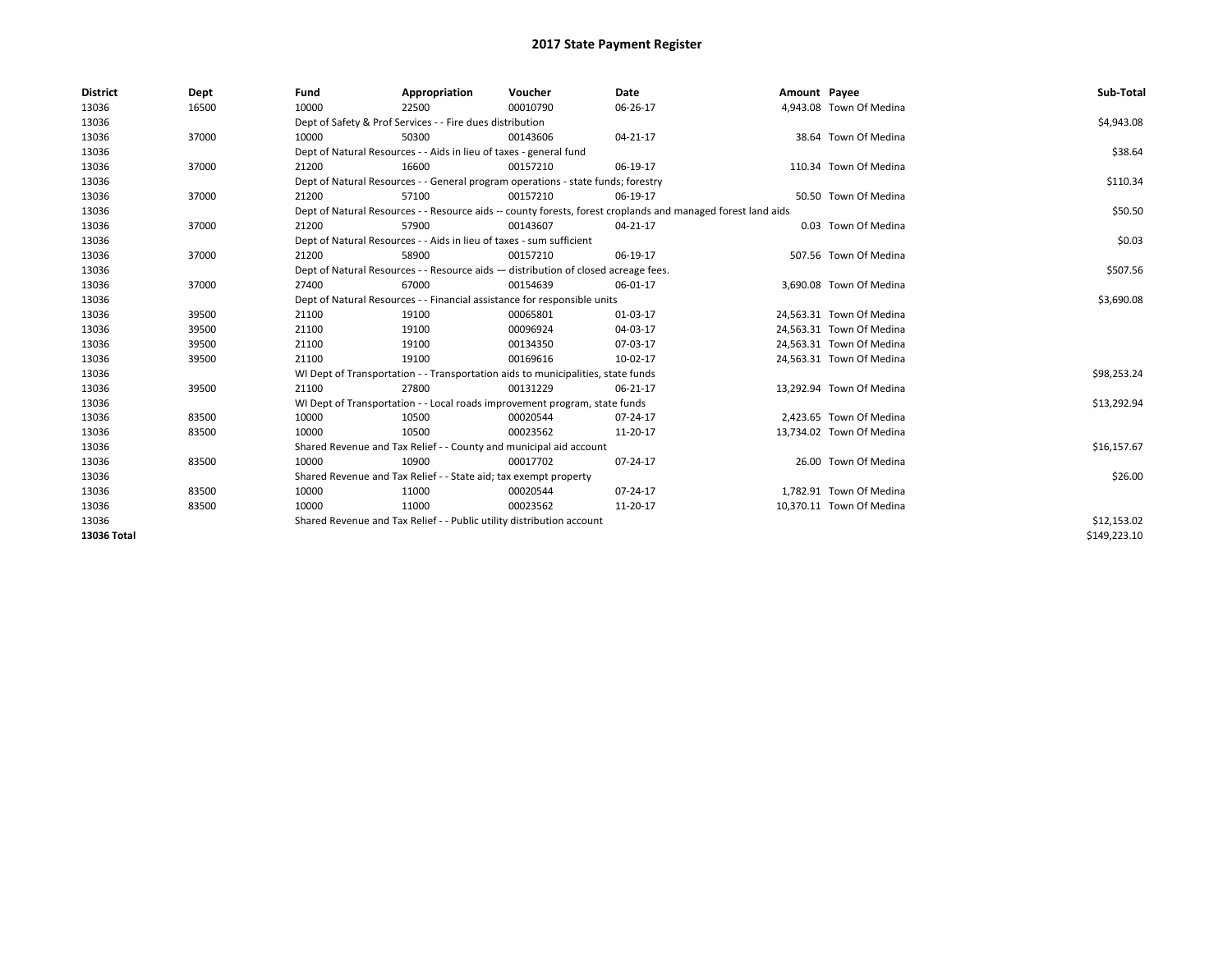# 2017 State Payment Register

| District | Dept | Fund | Appropriation | Voucher | Date | Amount | Payee | Sub-Total |
|---|---|---|---|---|---|---|---|---|
| 13036 | 16500 | 10000 | 22500 | 00010790 | 06-26-17 | 4,943.08 | Town Of Medina | |
| 13036 | | Dept of Safety & Prof Services - - Fire dues distribution | | | | | | $4,943.08 |
| 13036 | 37000 | 10000 | 50300 | 00143606 | 04-21-17 | 38.64 | Town Of Medina | |
| 13036 | | Dept of Natural Resources - - Aids in lieu of taxes - general fund | | | | | | $38.64 |
| 13036 | 37000 | 21200 | 16600 | 00157210 | 06-19-17 | 110.34 | Town Of Medina | |
| 13036 | | Dept of Natural Resources - - General program operations - state funds; forestry | | | | | | $110.34 |
| 13036 | 37000 | 21200 | 57100 | 00157210 | 06-19-17 | 50.50 | Town Of Medina | |
| 13036 | | Dept of Natural Resources - - Resource aids -- county forests, forest croplands and managed forest land aids | | | | | | $50.50 |
| 13036 | 37000 | 21200 | 57900 | 00143607 | 04-21-17 | 0.03 | Town Of Medina | |
| 13036 | | Dept of Natural Resources - - Aids in lieu of taxes - sum sufficient | | | | | | $0.03 |
| 13036 | 37000 | 21200 | 58900 | 00157210 | 06-19-17 | 507.56 | Town Of Medina | |
| 13036 | | Dept of Natural Resources - - Resource aids — distribution of closed acreage fees. | | | | | | $507.56 |
| 13036 | 37000 | 27400 | 67000 | 00154639 | 06-01-17 | 3,690.08 | Town Of Medina | |
| 13036 | | Dept of Natural Resources - - Financial assistance for responsible units | | | | | | $3,690.08 |
| 13036 | 39500 | 21100 | 19100 | 00065801 | 01-03-17 | 24,563.31 | Town Of Medina | |
| 13036 | 39500 | 21100 | 19100 | 00096924 | 04-03-17 | 24,563.31 | Town Of Medina | |
| 13036 | 39500 | 21100 | 19100 | 00134350 | 07-03-17 | 24,563.31 | Town Of Medina | |
| 13036 | 39500 | 21100 | 19100 | 00169616 | 10-02-17 | 24,563.31 | Town Of Medina | |
| 13036 | | WI Dept of Transportation - - Transportation aids to municipalities, state funds | | | | | | $98,253.24 |
| 13036 | 39500 | 21100 | 27800 | 00131229 | 06-21-17 | 13,292.94 | Town Of Medina | |
| 13036 | | WI Dept of Transportation - - Local roads improvement program, state funds | | | | | | $13,292.94 |
| 13036 | 83500 | 10000 | 10500 | 00020544 | 07-24-17 | 2,423.65 | Town Of Medina | |
| 13036 | 83500 | 10000 | 10500 | 00023562 | 11-20-17 | 13,734.02 | Town Of Medina | |
| 13036 | | Shared Revenue and Tax Relief - - County and municipal aid account | | | | | | $16,157.67 |
| 13036 | 83500 | 10000 | 10900 | 00017702 | 07-24-17 | 26.00 | Town Of Medina | |
| 13036 | | Shared Revenue and Tax Relief - - State aid; tax exempt property | | | | | | $26.00 |
| 13036 | 83500 | 10000 | 11000 | 00020544 | 07-24-17 | 1,782.91 | Town Of Medina | |
| 13036 | 83500 | 10000 | 11000 | 00023562 | 11-20-17 | 10,370.11 | Town Of Medina | |
| 13036 | | Shared Revenue and Tax Relief - - Public utility distribution account | | | | | | $12,153.02 |
| **13036 Total** | | | | | | | | $149,223.10 |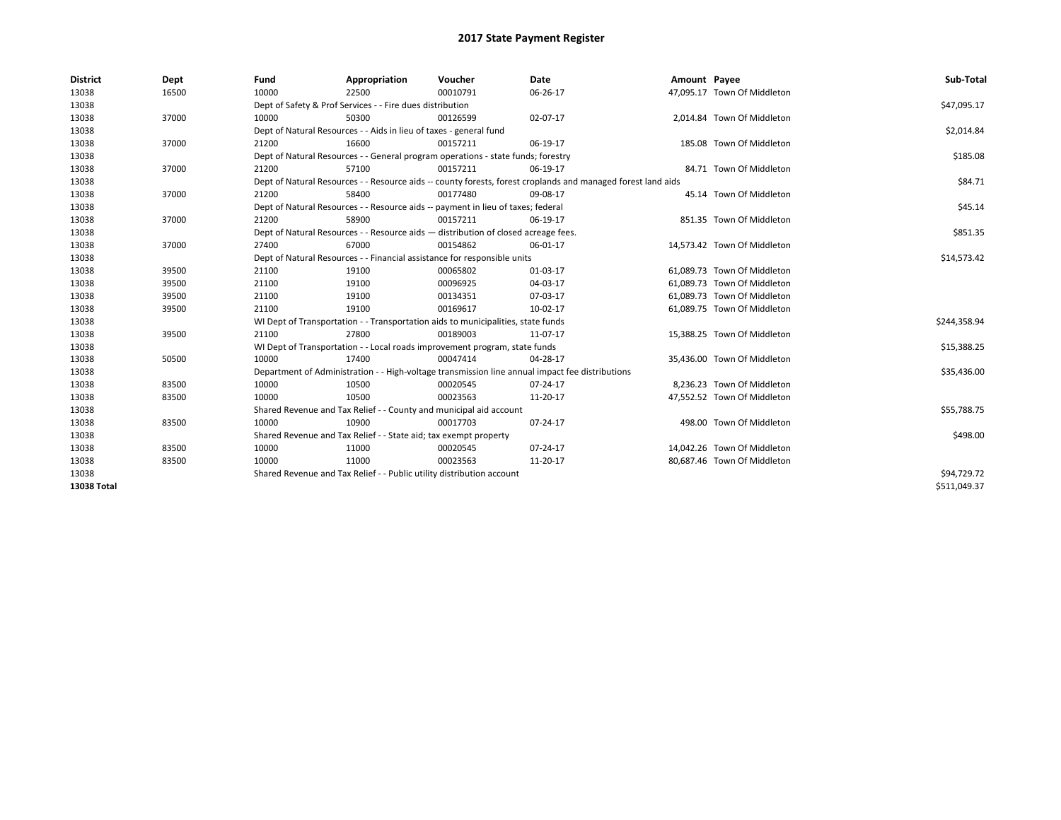# 2017 State Payment Register

| District | Dept | Fund | Appropriation | Voucher | Date | Amount | Payee | Sub-Total |
|---|---|---|---|---|---|---|---|---|
| 13038 | 16500 | 10000 | 22500 | 00010791 | 06-26-17 | 47,095.17 | Town Of Middleton | |
| 13038 | | Dept of Safety & Prof Services - - Fire dues distribution | | | | | | $47,095.17 |
| 13038 | 37000 | 10000 | 50300 | 00126599 | 02-07-17 | 2,014.84 | Town Of Middleton | |
| 13038 | | Dept of Natural Resources - - Aids in lieu of taxes - general fund | | | | | | $2,014.84 |
| 13038 | 37000 | 21200 | 16600 | 00157211 | 06-19-17 | 185.08 | Town Of Middleton | |
| 13038 | | Dept of Natural Resources - - General program operations - state funds; forestry | | | | | | $185.08 |
| 13038 | 37000 | 21200 | 57100 | 00157211 | 06-19-17 | 84.71 | Town Of Middleton | |
| 13038 | | Dept of Natural Resources - - Resource aids -- county forests, forest croplands and managed forest land aids | | | | | | $84.71 |
| 13038 | 37000 | 21200 | 58400 | 00177480 | 09-08-17 | 45.14 | Town Of Middleton | |
| 13038 | | Dept of Natural Resources - - Resource aids -- payment in lieu of taxes; federal | | | | | | $45.14 |
| 13038 | 37000 | 21200 | 58900 | 00157211 | 06-19-17 | 851.35 | Town Of Middleton | |
| 13038 | | Dept of Natural Resources - - Resource aids — distribution of closed acreage fees. | | | | | | $851.35 |
| 13038 | 37000 | 27400 | 67000 | 00154862 | 06-01-17 | 14,573.42 | Town Of Middleton | |
| 13038 | | Dept of Natural Resources - - Financial assistance for responsible units | | | | | | $14,573.42 |
| 13038 | 39500 | 21100 | 19100 | 00065802 | 01-03-17 | 61,089.73 | Town Of Middleton | |
| 13038 | 39500 | 21100 | 19100 | 00096925 | 04-03-17 | 61,089.73 | Town Of Middleton | |
| 13038 | 39500 | 21100 | 19100 | 00134351 | 07-03-17 | 61,089.73 | Town Of Middleton | |
| 13038 | 39500 | 21100 | 19100 | 00169617 | 10-02-17 | 61,089.75 | Town Of Middleton | |
| 13038 | | WI Dept of Transportation - - Transportation aids to municipalities, state funds | | | | | | $244,358.94 |
| 13038 | 39500 | 21100 | 27800 | 00189003 | 11-07-17 | 15,388.25 | Town Of Middleton | |
| 13038 | | WI Dept of Transportation - - Local roads improvement program, state funds | | | | | | $15,388.25 |
| 13038 | 50500 | 10000 | 17400 | 00047414 | 04-28-17 | 35,436.00 | Town Of Middleton | |
| 13038 | | Department of Administration - - High-voltage transmission line annual impact fee distributions | | | | | | $35,436.00 |
| 13038 | 83500 | 10000 | 10500 | 00020545 | 07-24-17 | 8,236.23 | Town Of Middleton | |
| 13038 | 83500 | 10000 | 10500 | 00023563 | 11-20-17 | 47,552.52 | Town Of Middleton | |
| 13038 | | Shared Revenue and Tax Relief - - County and municipal aid account | | | | | | $55,788.75 |
| 13038 | 83500 | 10000 | 10900 | 00017703 | 07-24-17 | 498.00 | Town Of Middleton | |
| 13038 | | Shared Revenue and Tax Relief - - State aid; tax exempt property | | | | | | $498.00 |
| 13038 | 83500 | 10000 | 11000 | 00020545 | 07-24-17 | 14,042.26 | Town Of Middleton | |
| 13038 | 83500 | 10000 | 11000 | 00023563 | 11-20-17 | 80,687.46 | Town Of Middleton | |
| 13038 | | Shared Revenue and Tax Relief - - Public utility distribution account | | | | | | $94,729.72 |
| **13038 Total** | | | | | | | | $511,049.37 |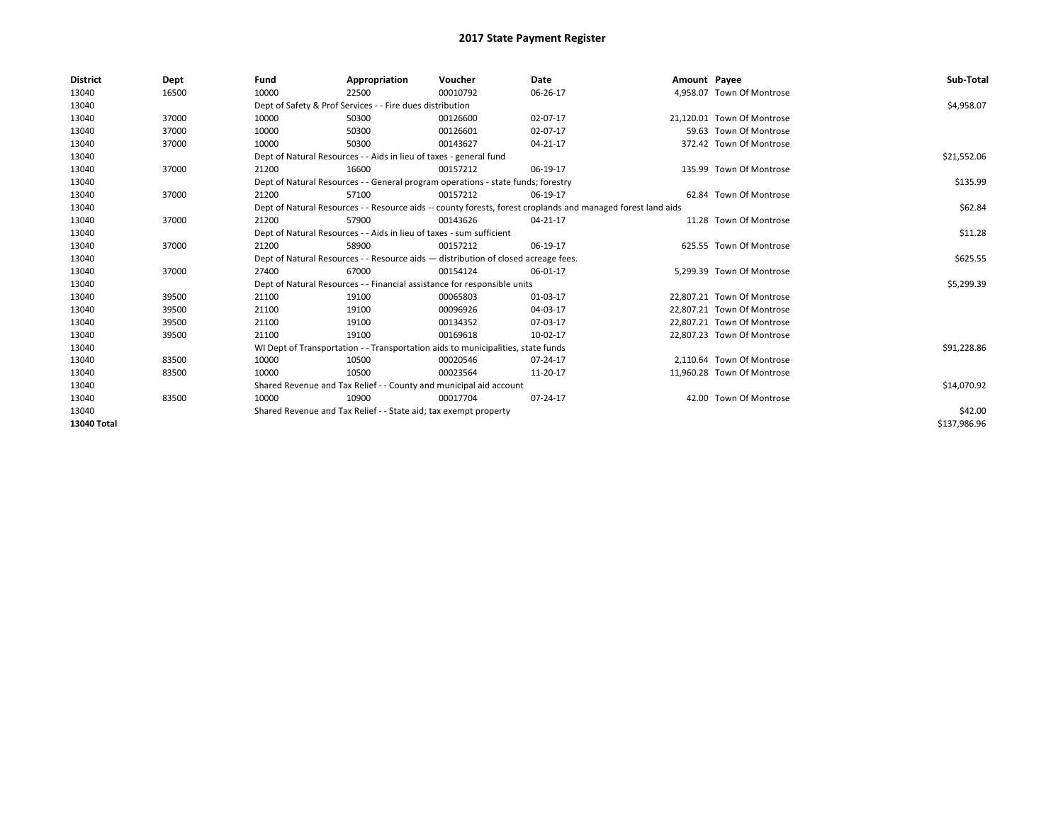# 2017 State Payment Register

| District | Dept | Fund | Appropriation | Voucher | Date | Amount | Payee | Sub-Total |
|---|---|---|---|---|---|---|---|---|
| 13040 | 16500 | 10000 | 22500 | 00010792 | 06-26-17 | 4,958.07 | Town Of Montrose | |
| 13040 | | Dept of Safety & Prof Services - - Fire dues distribution | | | | | | $4,958.07 |
| 13040 | 37000 | 10000 | 50300 | 00126600 | 02-07-17 | 21,120.01 | Town Of Montrose | |
| 13040 | 37000 | 10000 | 50300 | 00126601 | 02-07-17 | 59.63 | Town Of Montrose | |
| 13040 | 37000 | 10000 | 50300 | 00143627 | 04-21-17 | 372.42 | Town Of Montrose | |
| 13040 | | Dept of Natural Resources - - Aids in lieu of taxes - general fund | | | | | | $21,552.06 |
| 13040 | 37000 | 21200 | 16600 | 00157212 | 06-19-17 | 135.99 | Town Of Montrose | |
| 13040 | | Dept of Natural Resources - - General program operations - state funds; forestry | | | | | | $135.99 |
| 13040 | 37000 | 21200 | 57100 | 00157212 | 06-19-17 | 62.84 | Town Of Montrose | |
| 13040 | | Dept of Natural Resources - - Resource aids -- county forests, forest croplands and managed forest land aids | | | | | | $62.84 |
| 13040 | 37000 | 21200 | 57900 | 00143626 | 04-21-17 | 11.28 | Town Of Montrose | |
| 13040 | | Dept of Natural Resources - - Aids in lieu of taxes - sum sufficient | | | | | | $11.28 |
| 13040 | 37000 | 21200 | 58900 | 00157212 | 06-19-17 | 625.55 | Town Of Montrose | |
| 13040 | | Dept of Natural Resources - - Resource aids — distribution of closed acreage fees. | | | | | | $625.55 |
| 13040 | 37000 | 27400 | 67000 | 00154124 | 06-01-17 | 5,299.39 | Town Of Montrose | |
| 13040 | | Dept of Natural Resources - - Financial assistance for responsible units | | | | | | $5,299.39 |
| 13040 | 39500 | 21100 | 19100 | 00065803 | 01-03-17 | 22,807.21 | Town Of Montrose | |
| 13040 | 39500 | 21100 | 19100 | 00096926 | 04-03-17 | 22,807.21 | Town Of Montrose | |
| 13040 | 39500 | 21100 | 19100 | 00134352 | 07-03-17 | 22,807.21 | Town Of Montrose | |
| 13040 | 39500 | 21100 | 19100 | 00169618 | 10-02-17 | 22,807.23 | Town Of Montrose | |
| 13040 | | WI Dept of Transportation - - Transportation aids to municipalities, state funds | | | | | | $91,228.86 |
| 13040 | 83500 | 10000 | 10500 | 00020546 | 07-24-17 | 2,110.64 | Town Of Montrose | |
| 13040 | 83500 | 10000 | 10500 | 00023564 | 11-20-17 | 11,960.28 | Town Of Montrose | |
| 13040 | | Shared Revenue and Tax Relief - - County and municipal aid account | | | | | | $14,070.92 |
| 13040 | 83500 | 10000 | 10900 | 00017704 | 07-24-17 | 42.00 | Town Of Montrose | |
| 13040 | | Shared Revenue and Tax Relief - - State aid; tax exempt property | | | | | | $42.00 |
| **13040 Total** | | | | | | | | $137,986.96 |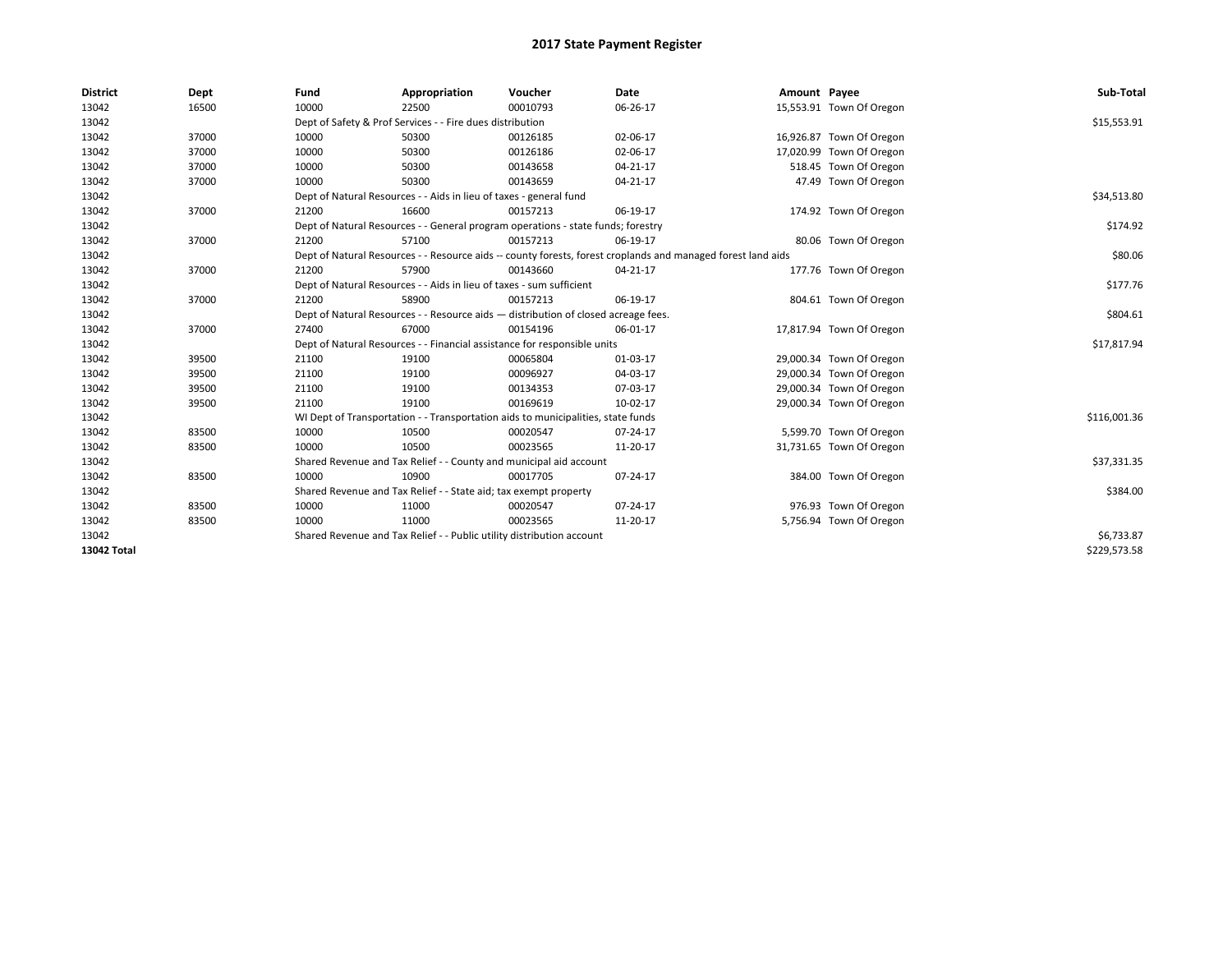# 2017 State Payment Register

| District | Dept | Fund | Appropriation | Voucher | Date | Amount | Payee | Sub-Total |
|---|---|---|---|---|---|---|---|---|
| 13042 | 16500 | 10000 | 22500 | 00010793 | 06-26-17 | 15,553.91 | Town Of Oregon | |
| 13042 | | Dept of Safety & Prof Services - - Fire dues distribution | | | | | | $15,553.91 |
| 13042 | 37000 | 10000 | 50300 | 00126185 | 02-06-17 | 16,926.87 | Town Of Oregon | |
| 13042 | 37000 | 10000 | 50300 | 00126186 | 02-06-17 | 17,020.99 | Town Of Oregon | |
| 13042 | 37000 | 10000 | 50300 | 00143658 | 04-21-17 | 518.45 | Town Of Oregon | |
| 13042 | 37000 | 10000 | 50300 | 00143659 | 04-21-17 | 47.49 | Town Of Oregon | |
| 13042 | | Dept of Natural Resources - - Aids in lieu of taxes - general fund | | | | | | $34,513.80 |
| 13042 | 37000 | 21200 | 16600 | 00157213 | 06-19-17 | 174.92 | Town Of Oregon | |
| 13042 | | Dept of Natural Resources - - General program operations - state funds; forestry | | | | | | $174.92 |
| 13042 | 37000 | 21200 | 57100 | 00157213 | 06-19-17 | 80.06 | Town Of Oregon | |
| 13042 | | Dept of Natural Resources - - Resource aids -- county forests, forest croplands and managed forest land aids | | | | | | $80.06 |
| 13042 | 37000 | 21200 | 57900 | 00143660 | 04-21-17 | 177.76 | Town Of Oregon | |
| 13042 | | Dept of Natural Resources - - Aids in lieu of taxes - sum sufficient | | | | | | $177.76 |
| 13042 | 37000 | 21200 | 58900 | 00157213 | 06-19-17 | 804.61 | Town Of Oregon | |
| 13042 | | Dept of Natural Resources - - Resource aids — distribution of closed acreage fees. | | | | | | $804.61 |
| 13042 | 37000 | 27400 | 67000 | 00154196 | 06-01-17 | 17,817.94 | Town Of Oregon | |
| 13042 | | Dept of Natural Resources - - Financial assistance for responsible units | | | | | | $17,817.94 |
| 13042 | 39500 | 21100 | 19100 | 00065804 | 01-03-17 | 29,000.34 | Town Of Oregon | |
| 13042 | 39500 | 21100 | 19100 | 00096927 | 04-03-17 | 29,000.34 | Town Of Oregon | |
| 13042 | 39500 | 21100 | 19100 | 00134353 | 07-03-17 | 29,000.34 | Town Of Oregon | |
| 13042 | 39500 | 21100 | 19100 | 00169619 | 10-02-17 | 29,000.34 | Town Of Oregon | |
| 13042 | | WI Dept of Transportation - - Transportation aids to municipalities, state funds | | | | | | $116,001.36 |
| 13042 | 83500 | 10000 | 10500 | 00020547 | 07-24-17 | 5,599.70 | Town Of Oregon | |
| 13042 | 83500 | 10000 | 10500 | 00023565 | 11-20-17 | 31,731.65 | Town Of Oregon | |
| 13042 | | Shared Revenue and Tax Relief - - County and municipal aid account | | | | | | $37,331.35 |
| 13042 | 83500 | 10000 | 10900 | 00017705 | 07-24-17 | 384.00 | Town Of Oregon | |
| 13042 | | Shared Revenue and Tax Relief - - State aid; tax exempt property | | | | | | $384.00 |
| 13042 | 83500 | 10000 | 11000 | 00020547 | 07-24-17 | 976.93 | Town Of Oregon | |
| 13042 | 83500 | 10000 | 11000 | 00023565 | 11-20-17 | 5,756.94 | Town Of Oregon | |
| 13042 | | Shared Revenue and Tax Relief - - Public utility distribution account | | | | | | $6,733.87 |
| **13042 Total** | | | | | | | | $229,573.58 |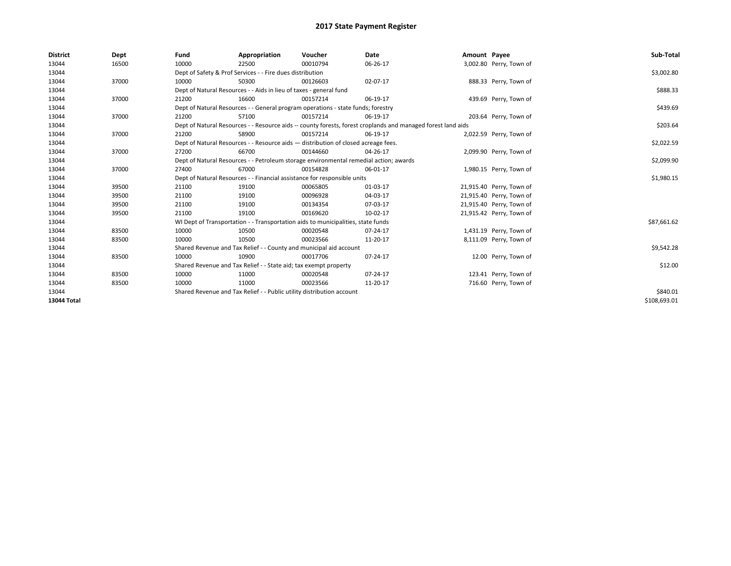# 2017 State Payment Register

| District | Dept | Fund | Appropriation | Voucher | Date | Amount | Payee | Sub-Total |
|---|---|---|---|---|---|---|---|---|
| 13044 | 16500 | 10000 | 22500 | 00010794 | 06-26-17 | 3,002.80 | Perry, Town of | |
| 13044 | | Dept of Safety & Prof Services - - Fire dues distribution | | | | | | $3,002.80 |
| 13044 | 37000 | 10000 | 50300 | 00126603 | 02-07-17 | 888.33 | Perry, Town of | |
| 13044 | | Dept of Natural Resources - - Aids in lieu of taxes - general fund | | | | | | $888.33 |
| 13044 | 37000 | 21200 | 16600 | 00157214 | 06-19-17 | 439.69 | Perry, Town of | |
| 13044 | | Dept of Natural Resources - - General program operations - state funds; forestry | | | | | | $439.69 |
| 13044 | 37000 | 21200 | 57100 | 00157214 | 06-19-17 | 203.64 | Perry, Town of | |
| 13044 | | Dept of Natural Resources - - Resource aids -- county forests, forest croplands and managed forest land aids | | | | | | $203.64 |
| 13044 | 37000 | 21200 | 58900 | 00157214 | 06-19-17 | 2,022.59 | Perry, Town of | |
| 13044 | | Dept of Natural Resources - - Resource aids — distribution of closed acreage fees. | | | | | | $2,022.59 |
| 13044 | 37000 | 27200 | 66700 | 00144660 | 04-26-17 | 2,099.90 | Perry, Town of | |
| 13044 | | Dept of Natural Resources - - Petroleum storage environmental remedial action; awards | | | | | | $2,099.90 |
| 13044 | 37000 | 27400 | 67000 | 00154828 | 06-01-17 | 1,980.15 | Perry, Town of | |
| 13044 | | Dept of Natural Resources - - Financial assistance for responsible units | | | | | | $1,980.15 |
| 13044 | 39500 | 21100 | 19100 | 00065805 | 01-03-17 | 21,915.40 | Perry, Town of | |
| 13044 | 39500 | 21100 | 19100 | 00096928 | 04-03-17 | 21,915.40 | Perry, Town of | |
| 13044 | 39500 | 21100 | 19100 | 00134354 | 07-03-17 | 21,915.40 | Perry, Town of | |
| 13044 | 39500 | 21100 | 19100 | 00169620 | 10-02-17 | 21,915.42 | Perry, Town of | |
| 13044 | | WI Dept of Transportation - - Transportation aids to municipalities, state funds | | | | | | $87,661.62 |
| 13044 | 83500 | 10000 | 10500 | 00020548 | 07-24-17 | 1,431.19 | Perry, Town of | |
| 13044 | 83500 | 10000 | 10500 | 00023566 | 11-20-17 | 8,111.09 | Perry, Town of | |
| 13044 | | Shared Revenue and Tax Relief - - County and municipal aid account | | | | | | $9,542.28 |
| 13044 | 83500 | 10000 | 10900 | 00017706 | 07-24-17 | 12.00 | Perry, Town of | |
| 13044 | | Shared Revenue and Tax Relief - - State aid; tax exempt property | | | | | | $12.00 |
| 13044 | 83500 | 10000 | 11000 | 00020548 | 07-24-17 | 123.41 | Perry, Town of | |
| 13044 | 83500 | 10000 | 11000 | 00023566 | 11-20-17 | 716.60 | Perry, Town of | |
| 13044 | | Shared Revenue and Tax Relief - - Public utility distribution account | | | | | | $840.01 |
| **13044 Total** | | | | | | | | $108,693.01 |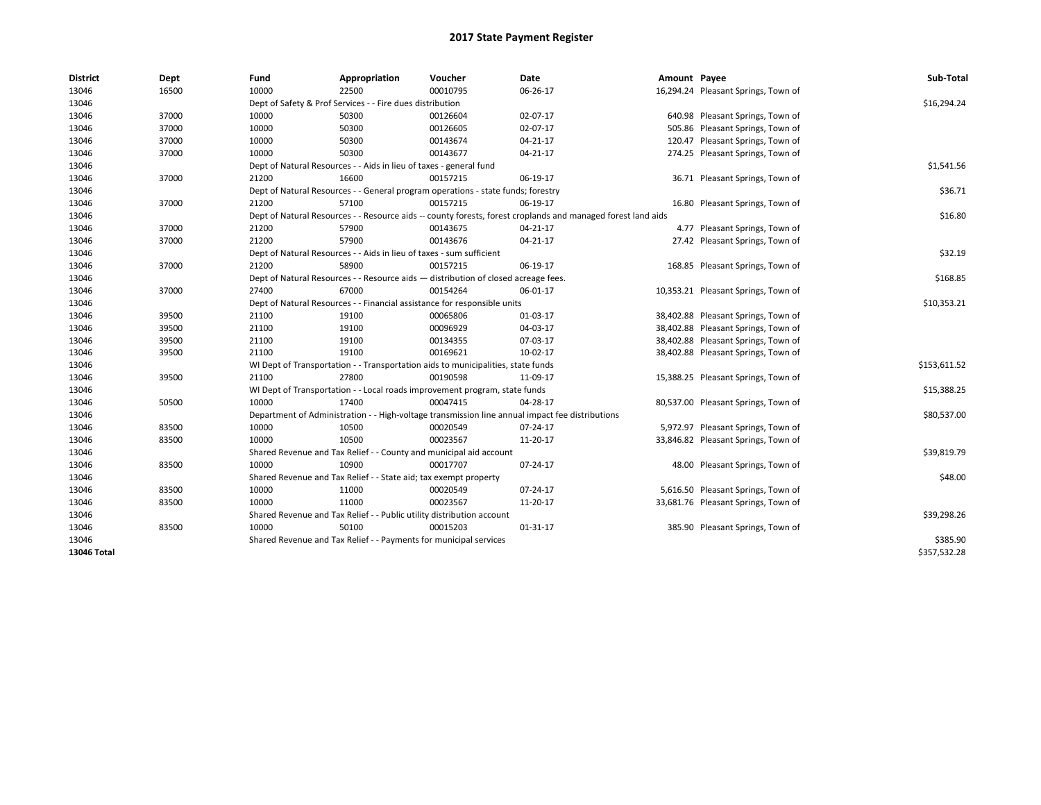# 2017 State Payment Register

| District | Dept | Fund | Appropriation | Voucher | Date | Amount | Payee | Sub-Total |
|---|---|---|---|---|---|---|---|---|
| 13046 | 16500 | 10000 | 22500 | 00010795 | 06-26-17 | 16,294.24 | Pleasant Springs, Town of | |
| 13046 | | Dept of Safety & Prof Services - - Fire dues distribution | | | | | | $16,294.24 |
| 13046 | 37000 | 10000 | 50300 | 00126604 | 02-07-17 | 640.98 | Pleasant Springs, Town of | |
| 13046 | 37000 | 10000 | 50300 | 00126605 | 02-07-17 | 505.86 | Pleasant Springs, Town of | |
| 13046 | 37000 | 10000 | 50300 | 00143674 | 04-21-17 | 120.47 | Pleasant Springs, Town of | |
| 13046 | 37000 | 10000 | 50300 | 00143677 | 04-21-17 | 274.25 | Pleasant Springs, Town of | |
| 13046 | | Dept of Natural Resources - - Aids in lieu of taxes - general fund | | | | | | $1,541.56 |
| 13046 | 37000 | 21200 | 16600 | 00157215 | 06-19-17 | 36.71 | Pleasant Springs, Town of | |
| 13046 | | Dept of Natural Resources - - General program operations - state funds; forestry | | | | | | $36.71 |
| 13046 | 37000 | 21200 | 57100 | 00157215 | 06-19-17 | 16.80 | Pleasant Springs, Town of | |
| 13046 | | Dept of Natural Resources - - Resource aids -- county forests, forest croplands and managed forest land aids | | | | | | $16.80 |
| 13046 | 37000 | 21200 | 57900 | 00143675 | 04-21-17 | 4.77 | Pleasant Springs, Town of | |
| 13046 | 37000 | 21200 | 57900 | 00143676 | 04-21-17 | 27.42 | Pleasant Springs, Town of | |
| 13046 | | Dept of Natural Resources - - Aids in lieu of taxes - sum sufficient | | | | | | $32.19 |
| 13046 | 37000 | 21200 | 58900 | 00157215 | 06-19-17 | 168.85 | Pleasant Springs, Town of | |
| 13046 | | Dept of Natural Resources - - Resource aids — distribution of closed acreage fees. | | | | | | $168.85 |
| 13046 | 37000 | 27400 | 67000 | 00154264 | 06-01-17 | 10,353.21 | Pleasant Springs, Town of | |
| 13046 | | Dept of Natural Resources - - Financial assistance for responsible units | | | | | | $10,353.21 |
| 13046 | 39500 | 21100 | 19100 | 00065806 | 01-03-17 | 38,402.88 | Pleasant Springs, Town of | |
| 13046 | 39500 | 21100 | 19100 | 00096929 | 04-03-17 | 38,402.88 | Pleasant Springs, Town of | |
| 13046 | 39500 | 21100 | 19100 | 00134355 | 07-03-17 | 38,402.88 | Pleasant Springs, Town of | |
| 13046 | 39500 | 21100 | 19100 | 00169621 | 10-02-17 | 38,402.88 | Pleasant Springs, Town of | |
| 13046 | | WI Dept of Transportation - - Transportation aids to municipalities, state funds | | | | | | $153,611.52 |
| 13046 | 39500 | 21100 | 27800 | 00190598 | 11-09-17 | 15,388.25 | Pleasant Springs, Town of | |
| 13046 | | WI Dept of Transportation - - Local roads improvement program, state funds | | | | | | $15,388.25 |
| 13046 | 50500 | 10000 | 17400 | 00047415 | 04-28-17 | 80,537.00 | Pleasant Springs, Town of | |
| 13046 | | Department of Administration - - High-voltage transmission line annual impact fee distributions | | | | | | $80,537.00 |
| 13046 | 83500 | 10000 | 10500 | 00020549 | 07-24-17 | 5,972.97 | Pleasant Springs, Town of | |
| 13046 | 83500 | 10000 | 10500 | 00023567 | 11-20-17 | 33,846.82 | Pleasant Springs, Town of | |
| 13046 | | Shared Revenue and Tax Relief - - County and municipal aid account | | | | | | $39,819.79 |
| 13046 | 83500 | 10000 | 10900 | 00017707 | 07-24-17 | 48.00 | Pleasant Springs, Town of | |
| 13046 | | Shared Revenue and Tax Relief - - State aid; tax exempt property | | | | | | $48.00 |
| 13046 | 83500 | 10000 | 11000 | 00020549 | 07-24-17 | 5,616.50 | Pleasant Springs, Town of | |
| 13046 | 83500 | 10000 | 11000 | 00023567 | 11-20-17 | 33,681.76 | Pleasant Springs, Town of | |
| 13046 | | Shared Revenue and Tax Relief - - Public utility distribution account | | | | | | $39,298.26 |
| 13046 | 83500 | 10000 | 50100 | 00015203 | 01-31-17 | 385.90 | Pleasant Springs, Town of | |
| 13046 | | Shared Revenue and Tax Relief - - Payments for municipal services | | | | | | $385.90 |
| **13046 Total** | | | | | | | | $357,532.28 |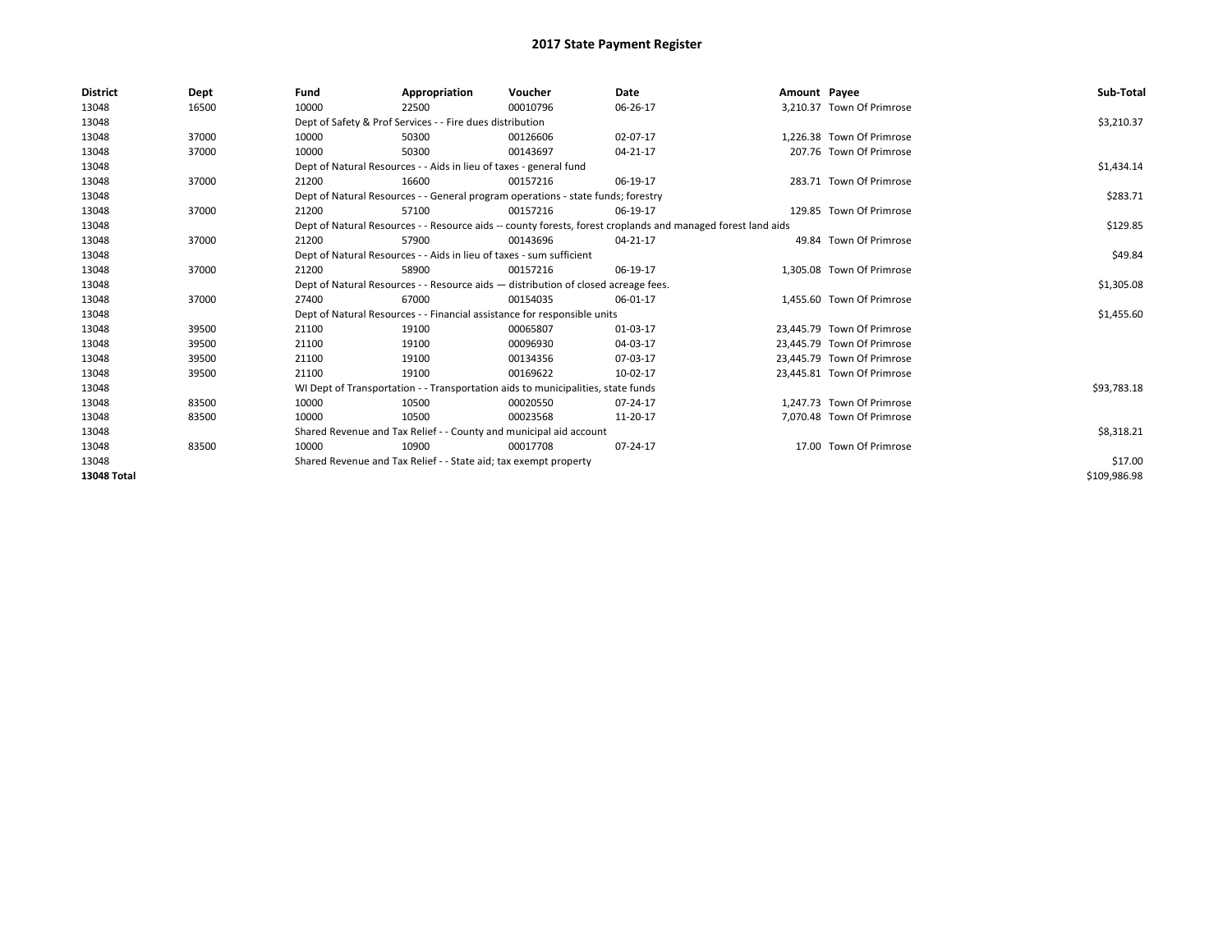# 2017 State Payment Register

| District | Dept | Fund | Appropriation | Voucher | Date | Amount | Payee | Sub-Total |
|---|---|---|---|---|---|---|---|---|
| 13048 | 16500 | 10000 | 22500 | 00010796 | 06-26-17 | 3,210.37 | Town Of Primrose | |
| 13048 | | Dept of Safety & Prof Services - - Fire dues distribution | | | | | | $3,210.37 |
| 13048 | 37000 | 10000 | 50300 | 00126606 | 02-07-17 | 1,226.38 | Town Of Primrose | |
| 13048 | 37000 | 10000 | 50300 | 00143697 | 04-21-17 | 207.76 | Town Of Primrose | |
| 13048 | | Dept of Natural Resources - - Aids in lieu of taxes - general fund | | | | | | $1,434.14 |
| 13048 | 37000 | 21200 | 16600 | 00157216 | 06-19-17 | 283.71 | Town Of Primrose | |
| 13048 | | Dept of Natural Resources - - General program operations - state funds; forestry | | | | | | $283.71 |
| 13048 | 37000 | 21200 | 57100 | 00157216 | 06-19-17 | 129.85 | Town Of Primrose | |
| 13048 | | Dept of Natural Resources - - Resource aids -- county forests, forest croplands and managed forest land aids | | | | | | $129.85 |
| 13048 | 37000 | 21200 | 57900 | 00143696 | 04-21-17 | 49.84 | Town Of Primrose | |
| 13048 | | Dept of Natural Resources - - Aids in lieu of taxes - sum sufficient | | | | | | $49.84 |
| 13048 | 37000 | 21200 | 58900 | 00157216 | 06-19-17 | 1,305.08 | Town Of Primrose | |
| 13048 | | Dept of Natural Resources - - Resource aids — distribution of closed acreage fees. | | | | | | $1,305.08 |
| 13048 | 37000 | 27400 | 67000 | 00154035 | 06-01-17 | 1,455.60 | Town Of Primrose | |
| 13048 | | Dept of Natural Resources - - Financial assistance for responsible units | | | | | | $1,455.60 |
| 13048 | 39500 | 21100 | 19100 | 00065807 | 01-03-17 | 23,445.79 | Town Of Primrose | |
| 13048 | 39500 | 21100 | 19100 | 00096930 | 04-03-17 | 23,445.79 | Town Of Primrose | |
| 13048 | 39500 | 21100 | 19100 | 00134356 | 07-03-17 | 23,445.79 | Town Of Primrose | |
| 13048 | 39500 | 21100 | 19100 | 00169622 | 10-02-17 | 23,445.81 | Town Of Primrose | |
| 13048 | | WI Dept of Transportation - - Transportation aids to municipalities, state funds | | | | | | $93,783.18 |
| 13048 | 83500 | 10000 | 10500 | 00020550 | 07-24-17 | 1,247.73 | Town Of Primrose | |
| 13048 | 83500 | 10000 | 10500 | 00023568 | 11-20-17 | 7,070.48 | Town Of Primrose | |
| 13048 | | Shared Revenue and Tax Relief - - County and municipal aid account | | | | | | $8,318.21 |
| 13048 | 83500 | 10000 | 10900 | 00017708 | 07-24-17 | 17.00 | Town Of Primrose | |
| 13048 | | Shared Revenue and Tax Relief - - State aid; tax exempt property | | | | | | $17.00 |
| **13048 Total** | | | | | | | | $109,986.98 |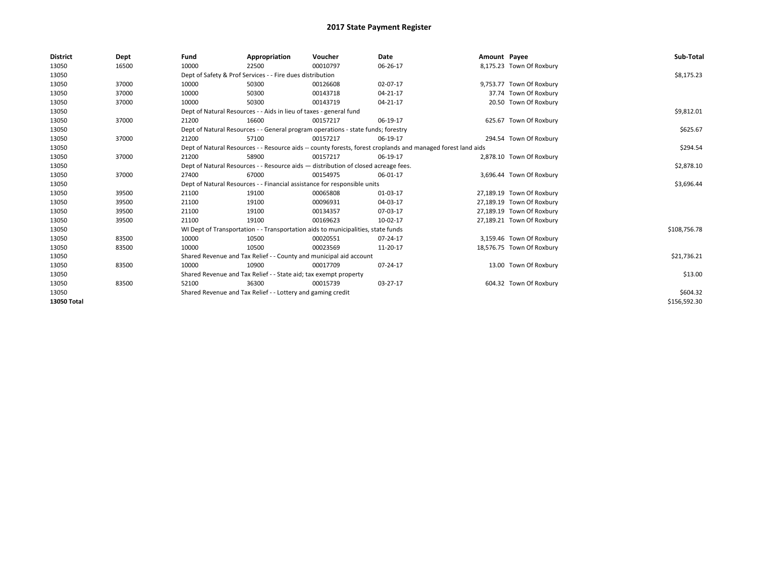# 2017 State Payment Register

| District | Dept | Fund | Appropriation | Voucher | Date | Amount | Payee | Sub-Total |
|---|---|---|---|---|---|---|---|---|
| 13050 | 16500 | 10000 | 22500 | 00010797 | 06-26-17 | 8,175.23 | Town Of Roxbury | |
| 13050 | | Dept of Safety & Prof Services - - Fire dues distribution | | | | | | $8,175.23 |
| 13050 | 37000 | 10000 | 50300 | 00126608 | 02-07-17 | 9,753.77 | Town Of Roxbury | |
| 13050 | 37000 | 10000 | 50300 | 00143718 | 04-21-17 | 37.74 | Town Of Roxbury | |
| 13050 | 37000 | 10000 | 50300 | 00143719 | 04-21-17 | 20.50 | Town Of Roxbury | |
| 13050 | | Dept of Natural Resources - - Aids in lieu of taxes - general fund | | | | | | $9,812.01 |
| 13050 | 37000 | 21200 | 16600 | 00157217 | 06-19-17 | 625.67 | Town Of Roxbury | |
| 13050 | | Dept of Natural Resources - - General program operations - state funds; forestry | | | | | | $625.67 |
| 13050 | 37000 | 21200 | 57100 | 00157217 | 06-19-17 | 294.54 | Town Of Roxbury | |
| 13050 | | Dept of Natural Resources - - Resource aids -- county forests, forest croplands and managed forest land aids | | | | | | $294.54 |
| 13050 | 37000 | 21200 | 58900 | 00157217 | 06-19-17 | 2,878.10 | Town Of Roxbury | |
| 13050 | | Dept of Natural Resources - - Resource aids — distribution of closed acreage fees. | | | | | | $2,878.10 |
| 13050 | 37000 | 27400 | 67000 | 00154975 | 06-01-17 | 3,696.44 | Town Of Roxbury | |
| 13050 | | Dept of Natural Resources - - Financial assistance for responsible units | | | | | | $3,696.44 |
| 13050 | 39500 | 21100 | 19100 | 00065808 | 01-03-17 | 27,189.19 | Town Of Roxbury | |
| 13050 | 39500 | 21100 | 19100 | 00096931 | 04-03-17 | 27,189.19 | Town Of Roxbury | |
| 13050 | 39500 | 21100 | 19100 | 00134357 | 07-03-17 | 27,189.19 | Town Of Roxbury | |
| 13050 | 39500 | 21100 | 19100 | 00169623 | 10-02-17 | 27,189.21 | Town Of Roxbury | |
| 13050 | | WI Dept of Transportation - - Transportation aids to municipalities, state funds | | | | | | $108,756.78 |
| 13050 | 83500 | 10000 | 10500 | 00020551 | 07-24-17 | 3,159.46 | Town Of Roxbury | |
| 13050 | 83500 | 10000 | 10500 | 00023569 | 11-20-17 | 18,576.75 | Town Of Roxbury | |
| 13050 | | Shared Revenue and Tax Relief - - County and municipal aid account | | | | | | $21,736.21 |
| 13050 | 83500 | 10000 | 10900 | 00017709 | 07-24-17 | 13.00 | Town Of Roxbury | |
| 13050 | | Shared Revenue and Tax Relief - - State aid; tax exempt property | | | | | | $13.00 |
| 13050 | 83500 | 52100 | 36300 | 00015739 | 03-27-17 | 604.32 | Town Of Roxbury | |
| 13050 | | Shared Revenue and Tax Relief - - Lottery and gaming credit | | | | | | $604.32 |
| **13050 Total** | | | | | | | | $156,592.30 |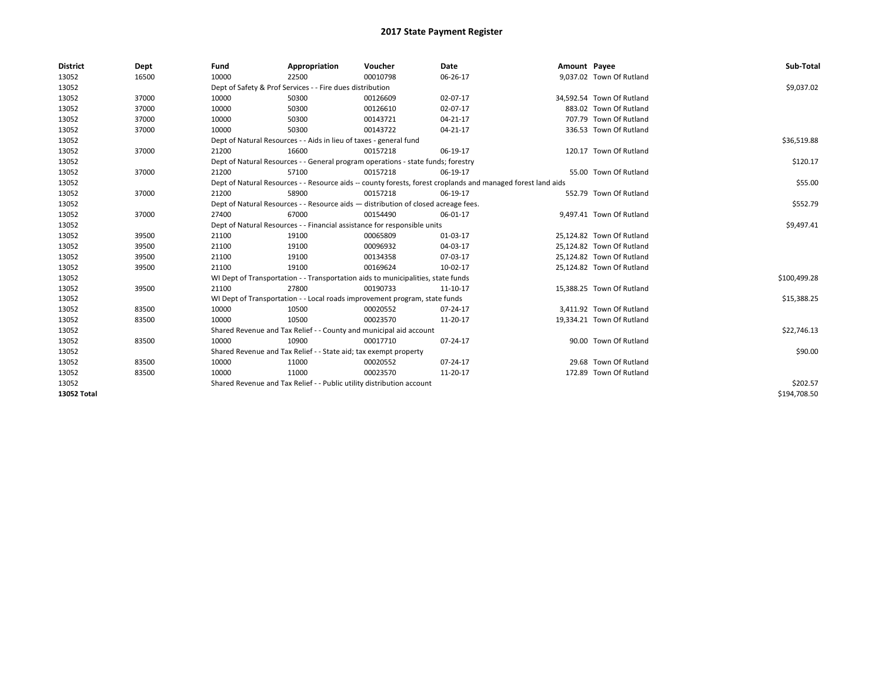# 2017 State Payment Register

| District | Dept | Fund | Appropriation | Voucher | Date | Amount | Payee | Sub-Total |
|---|---|---|---|---|---|---|---|---|
| 13052 | 16500 | 10000 | 22500 | 00010798 | 06-26-17 | 9,037.02 | Town Of Rutland | |
| 13052 | | Dept of Safety & Prof Services - - Fire dues distribution | | | | | | $9,037.02 |
| 13052 | 37000 | 10000 | 50300 | 00126609 | 02-07-17 | 34,592.54 | Town Of Rutland | |
| 13052 | 37000 | 10000 | 50300 | 00126610 | 02-07-17 | 883.02 | Town Of Rutland | |
| 13052 | 37000 | 10000 | 50300 | 00143721 | 04-21-17 | 707.79 | Town Of Rutland | |
| 13052 | 37000 | 10000 | 50300 | 00143722 | 04-21-17 | 336.53 | Town Of Rutland | |
| 13052 | | Dept of Natural Resources - - Aids in lieu of taxes - general fund | | | | | | $36,519.88 |
| 13052 | 37000 | 21200 | 16600 | 00157218 | 06-19-17 | 120.17 | Town Of Rutland | |
| 13052 | | Dept of Natural Resources - - General program operations - state funds; forestry | | | | | | $120.17 |
| 13052 | 37000 | 21200 | 57100 | 00157218 | 06-19-17 | 55.00 | Town Of Rutland | |
| 13052 | | Dept of Natural Resources - - Resource aids -- county forests, forest croplands and managed forest land aids | | | | | | $55.00 |
| 13052 | 37000 | 21200 | 58900 | 00157218 | 06-19-17 | 552.79 | Town Of Rutland | |
| 13052 | | Dept of Natural Resources - - Resource aids — distribution of closed acreage fees. | | | | | | $552.79 |
| 13052 | 37000 | 27400 | 67000 | 00154490 | 06-01-17 | 9,497.41 | Town Of Rutland | |
| 13052 | | Dept of Natural Resources - - Financial assistance for responsible units | | | | | | $9,497.41 |
| 13052 | 39500 | 21100 | 19100 | 00065809 | 01-03-17 | 25,124.82 | Town Of Rutland | |
| 13052 | 39500 | 21100 | 19100 | 00096932 | 04-03-17 | 25,124.82 | Town Of Rutland | |
| 13052 | 39500 | 21100 | 19100 | 00134358 | 07-03-17 | 25,124.82 | Town Of Rutland | |
| 13052 | 39500 | 21100 | 19100 | 00169624 | 10-02-17 | 25,124.82 | Town Of Rutland | |
| 13052 | | WI Dept of Transportation - - Transportation aids to municipalities, state funds | | | | | | $100,499.28 |
| 13052 | 39500 | 21100 | 27800 | 00190733 | 11-10-17 | 15,388.25 | Town Of Rutland | |
| 13052 | | WI Dept of Transportation - - Local roads improvement program, state funds | | | | | | $15,388.25 |
| 13052 | 83500 | 10000 | 10500 | 00020552 | 07-24-17 | 3,411.92 | Town Of Rutland | |
| 13052 | 83500 | 10000 | 10500 | 00023570 | 11-20-17 | 19,334.21 | Town Of Rutland | |
| 13052 | | Shared Revenue and Tax Relief - - County and municipal aid account | | | | | | $22,746.13 |
| 13052 | 83500 | 10000 | 10900 | 00017710 | 07-24-17 | 90.00 | Town Of Rutland | |
| 13052 | | Shared Revenue and Tax Relief - - State aid; tax exempt property | | | | | | $90.00 |
| 13052 | 83500 | 10000 | 11000 | 00020552 | 07-24-17 | 29.68 | Town Of Rutland | |
| 13052 | 83500 | 10000 | 11000 | 00023570 | 11-20-17 | 172.89 | Town Of Rutland | |
| 13052 | | Shared Revenue and Tax Relief - - Public utility distribution account | | | | | | $202.57 |
| **13052 Total** | | | | | | | | $194,708.50 |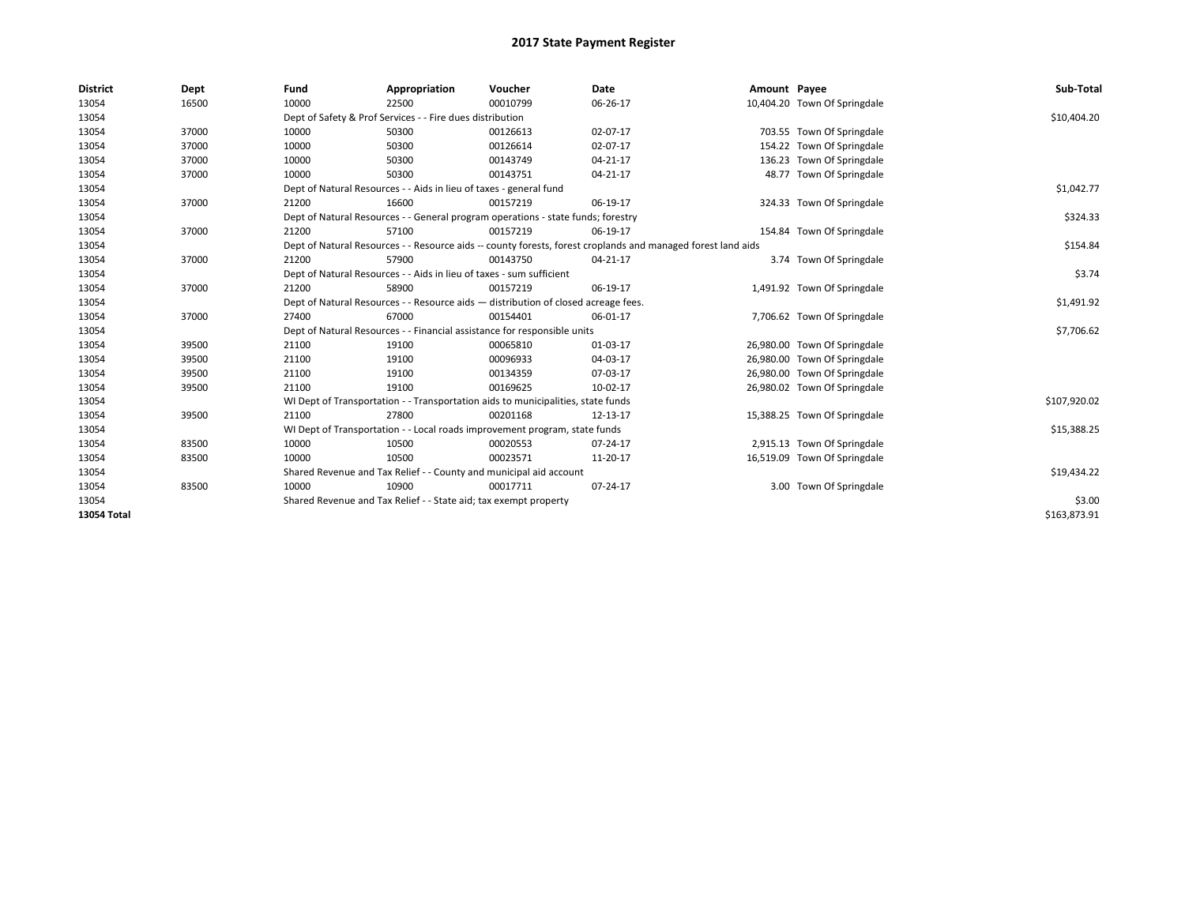# 2017 State Payment Register

| District | Dept | Fund | Appropriation | Voucher | Date | Amount | Payee | Sub-Total |
|---|---|---|---|---|---|---|---|---|
| 13054 | 16500 | 10000 | 22500 | 00010799 | 06-26-17 | 10,404.20 | Town Of Springdale | |
| 13054 | | Dept of Safety & Prof Services - - Fire dues distribution | | | | | | $10,404.20 |
| 13054 | 37000 | 10000 | 50300 | 00126613 | 02-07-17 | 703.55 | Town Of Springdale | |
| 13054 | 37000 | 10000 | 50300 | 00126614 | 02-07-17 | 154.22 | Town Of Springdale | |
| 13054 | 37000 | 10000 | 50300 | 00143749 | 04-21-17 | 136.23 | Town Of Springdale | |
| 13054 | 37000 | 10000 | 50300 | 00143751 | 04-21-17 | 48.77 | Town Of Springdale | |
| 13054 | | Dept of Natural Resources - - Aids in lieu of taxes - general fund | | | | | | $1,042.77 |
| 13054 | 37000 | 21200 | 16600 | 00157219 | 06-19-17 | 324.33 | Town Of Springdale | |
| 13054 | | Dept of Natural Resources - - General program operations - state funds; forestry | | | | | | $324.33 |
| 13054 | 37000 | 21200 | 57100 | 00157219 | 06-19-17 | 154.84 | Town Of Springdale | |
| 13054 | | Dept of Natural Resources - - Resource aids -- county forests, forest croplands and managed forest land aids | | | | | | $154.84 |
| 13054 | 37000 | 21200 | 57900 | 00143750 | 04-21-17 | 3.74 | Town Of Springdale | |
| 13054 | | Dept of Natural Resources - - Aids in lieu of taxes - sum sufficient | | | | | | $3.74 |
| 13054 | 37000 | 21200 | 58900 | 00157219 | 06-19-17 | 1,491.92 | Town Of Springdale | |
| 13054 | | Dept of Natural Resources - - Resource aids — distribution of closed acreage fees. | | | | | | $1,491.92 |
| 13054 | 37000 | 27400 | 67000 | 00154401 | 06-01-17 | 7,706.62 | Town Of Springdale | |
| 13054 | | Dept of Natural Resources - - Financial assistance for responsible units | | | | | | $7,706.62 |
| 13054 | 39500 | 21100 | 19100 | 00065810 | 01-03-17 | 26,980.00 | Town Of Springdale | |
| 13054 | 39500 | 21100 | 19100 | 00096933 | 04-03-17 | 26,980.00 | Town Of Springdale | |
| 13054 | 39500 | 21100 | 19100 | 00134359 | 07-03-17 | 26,980.00 | Town Of Springdale | |
| 13054 | 39500 | 21100 | 19100 | 00169625 | 10-02-17 | 26,980.02 | Town Of Springdale | |
| 13054 | | WI Dept of Transportation - - Transportation aids to municipalities, state funds | | | | | | $107,920.02 |
| 13054 | 39500 | 21100 | 27800 | 00201168 | 12-13-17 | 15,388.25 | Town Of Springdale | |
| 13054 | | WI Dept of Transportation - - Local roads improvement program, state funds | | | | | | $15,388.25 |
| 13054 | 83500 | 10000 | 10500 | 00020553 | 07-24-17 | 2,915.13 | Town Of Springdale | |
| 13054 | 83500 | 10000 | 10500 | 00023571 | 11-20-17 | 16,519.09 | Town Of Springdale | |
| 13054 | | Shared Revenue and Tax Relief - - County and municipal aid account | | | | | | $19,434.22 |
| 13054 | 83500 | 10000 | 10900 | 00017711 | 07-24-17 | 3.00 | Town Of Springdale | |
| 13054 | | Shared Revenue and Tax Relief - - State aid; tax exempt property | | | | | | $3.00 |
| **13054 Total** | | | | | | | | $163,873.91 |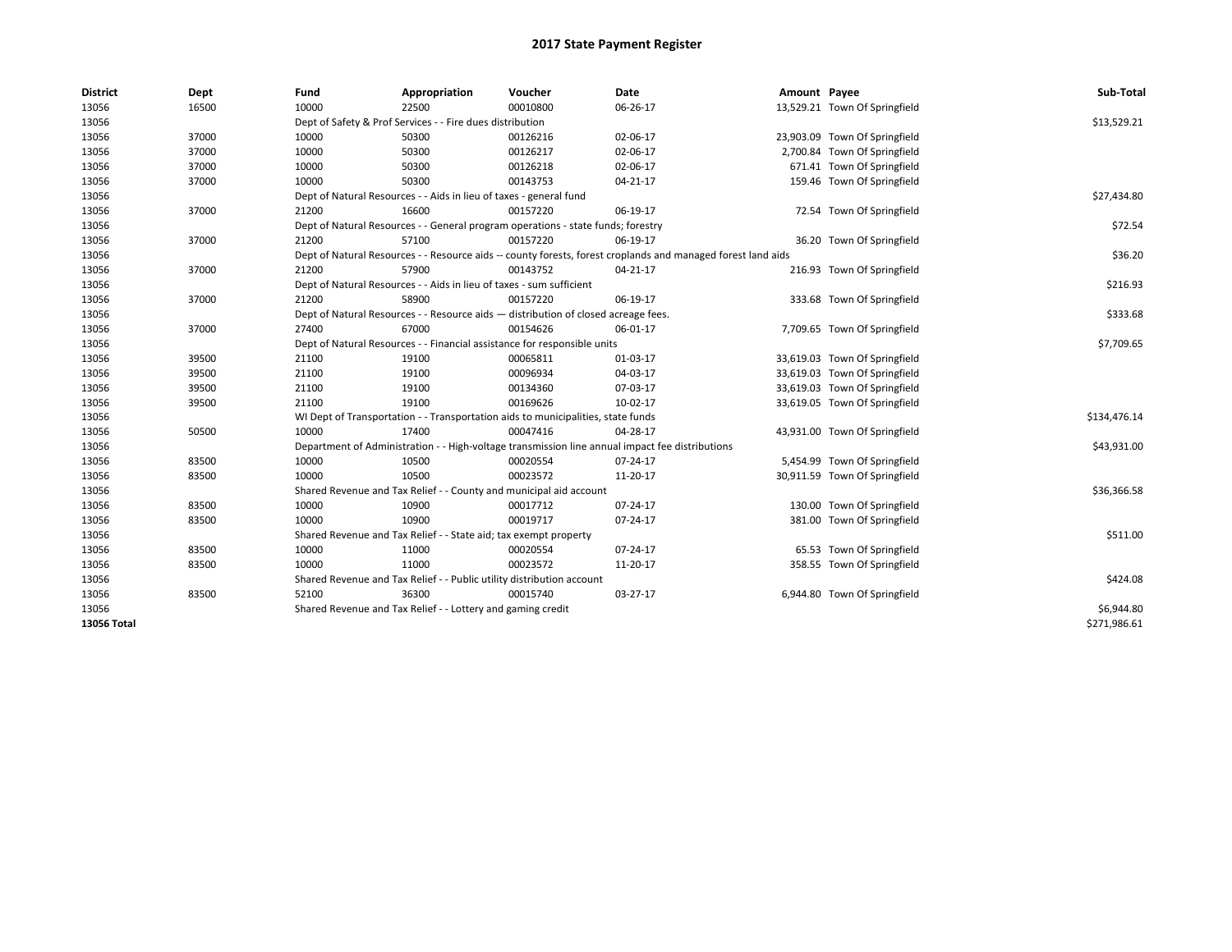# 2017 State Payment Register

| District | Dept | Fund | Appropriation | Voucher | Date | Amount | Payee | Sub-Total |
|---|---|---|---|---|---|---|---|---|
| 13056 | 16500 | 10000 | 22500 | 00010800 | 06-26-17 | 13,529.21 | Town Of Springfield | |
| 13056 | | Dept of Safety & Prof Services - - Fire dues distribution | | | | | | $13,529.21 |
| 13056 | 37000 | 10000 | 50300 | 00126216 | 02-06-17 | 23,903.09 | Town Of Springfield | |
| 13056 | 37000 | 10000 | 50300 | 00126217 | 02-06-17 | 2,700.84 | Town Of Springfield | |
| 13056 | 37000 | 10000 | 50300 | 00126218 | 02-06-17 | 671.41 | Town Of Springfield | |
| 13056 | 37000 | 10000 | 50300 | 00143753 | 04-21-17 | 159.46 | Town Of Springfield | |
| 13056 | | Dept of Natural Resources - - Aids in lieu of taxes - general fund | | | | | | $27,434.80 |
| 13056 | 37000 | 21200 | 16600 | 00157220 | 06-19-17 | 72.54 | Town Of Springfield | |
| 13056 | | Dept of Natural Resources - - General program operations - state funds; forestry | | | | | | $72.54 |
| 13056 | 37000 | 21200 | 57100 | 00157220 | 06-19-17 | 36.20 | Town Of Springfield | |
| 13056 | | Dept of Natural Resources - - Resource aids -- county forests, forest croplands and managed forest land aids | | | | | | $36.20 |
| 13056 | 37000 | 21200 | 57900 | 00143752 | 04-21-17 | 216.93 | Town Of Springfield | |
| 13056 | | Dept of Natural Resources - - Aids in lieu of taxes - sum sufficient | | | | | | $216.93 |
| 13056 | 37000 | 21200 | 58900 | 00157220 | 06-19-17 | 333.68 | Town Of Springfield | |
| 13056 | | Dept of Natural Resources - - Resource aids — distribution of closed acreage fees. | | | | | | $333.68 |
| 13056 | 37000 | 27400 | 67000 | 00154626 | 06-01-17 | 7,709.65 | Town Of Springfield | |
| 13056 | | Dept of Natural Resources - - Financial assistance for responsible units | | | | | | $7,709.65 |
| 13056 | 39500 | 21100 | 19100 | 00065811 | 01-03-17 | 33,619.03 | Town Of Springfield | |
| 13056 | 39500 | 21100 | 19100 | 00096934 | 04-03-17 | 33,619.03 | Town Of Springfield | |
| 13056 | 39500 | 21100 | 19100 | 00134360 | 07-03-17 | 33,619.03 | Town Of Springfield | |
| 13056 | 39500 | 21100 | 19100 | 00169626 | 10-02-17 | 33,619.05 | Town Of Springfield | |
| 13056 | | WI Dept of Transportation - - Transportation aids to municipalities, state funds | | | | | | $134,476.14 |
| 13056 | 50500 | 10000 | 17400 | 00047416 | 04-28-17 | 43,931.00 | Town Of Springfield | |
| 13056 | | Department of Administration - - High-voltage transmission line annual impact fee distributions | | | | | | $43,931.00 |
| 13056 | 83500 | 10000 | 10500 | 00020554 | 07-24-17 | 5,454.99 | Town Of Springfield | |
| 13056 | 83500 | 10000 | 10500 | 00023572 | 11-20-17 | 30,911.59 | Town Of Springfield | |
| 13056 | | Shared Revenue and Tax Relief - - County and municipal aid account | | | | | | $36,366.58 |
| 13056 | 83500 | 10000 | 10900 | 00017712 | 07-24-17 | 130.00 | Town Of Springfield | |
| 13056 | 83500 | 10000 | 10900 | 00019717 | 07-24-17 | 381.00 | Town Of Springfield | |
| 13056 | | Shared Revenue and Tax Relief - - State aid; tax exempt property | | | | | | $511.00 |
| 13056 | 83500 | 10000 | 11000 | 00020554 | 07-24-17 | 65.53 | Town Of Springfield | |
| 13056 | 83500 | 10000 | 11000 | 00023572 | 11-20-17 | 358.55 | Town Of Springfield | |
| 13056 | | Shared Revenue and Tax Relief - - Public utility distribution account | | | | | | $424.08 |
| 13056 | 83500 | 52100 | 36300 | 00015740 | 03-27-17 | 6,944.80 | Town Of Springfield | |
| 13056 | | Shared Revenue and Tax Relief - - Lottery and gaming credit | | | | | | $6,944.80 |
| **13056 Total** | | | | | | | | $271,986.61 |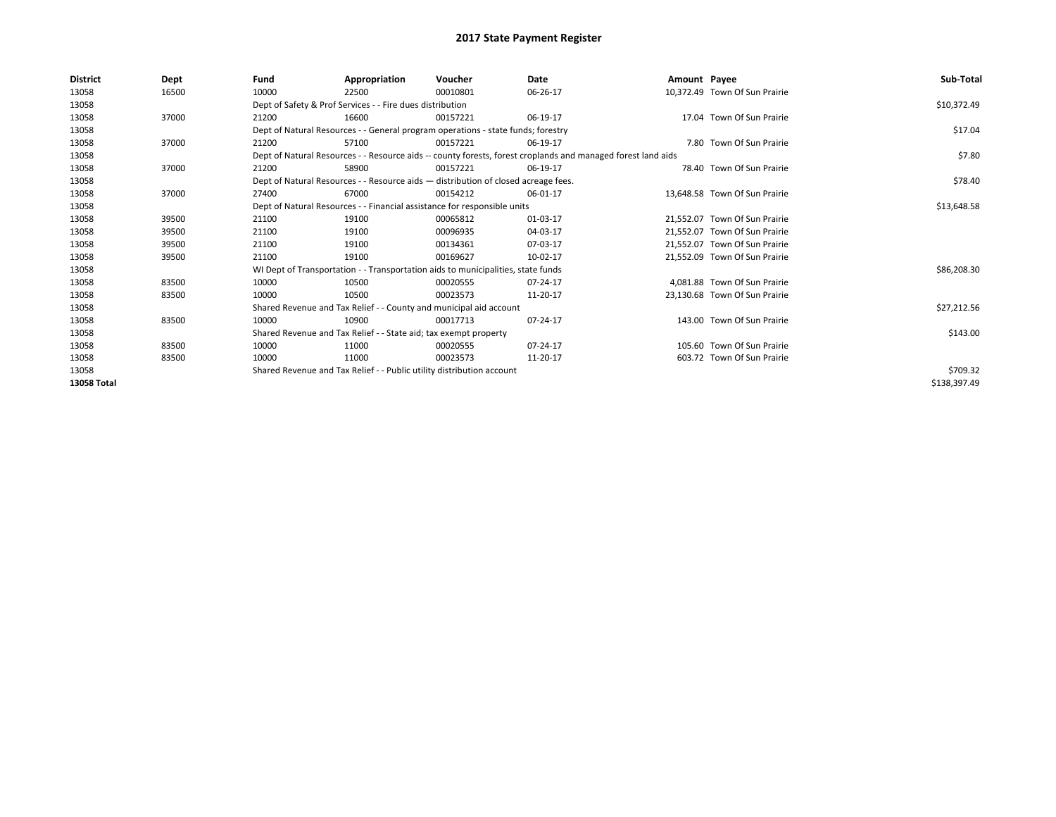# 2017 State Payment Register

| District | Dept | Fund | Appropriation | Voucher | Date | Amount | Payee | Sub-Total |
|---|---|---|---|---|---|---|---|---|
| 13058 | 16500 | 10000 | 22500 | 00010801 | 06-26-17 | 10,372.49 | Town Of Sun Prairie | |
| 13058 | | Dept of Safety & Prof Services - - Fire dues distribution | | | | | | $10,372.49 |
| 13058 | 37000 | 21200 | 16600 | 00157221 | 06-19-17 | 17.04 | Town Of Sun Prairie | |
| 13058 | | Dept of Natural Resources - - General program operations - state funds; forestry | | | | | | $17.04 |
| 13058 | 37000 | 21200 | 57100 | 00157221 | 06-19-17 | 7.80 | Town Of Sun Prairie | |
| 13058 | | Dept of Natural Resources - - Resource aids -- county forests, forest croplands and managed forest land aids | | | | | | $7.80 |
| 13058 | 37000 | 21200 | 58900 | 00157221 | 06-19-17 | 78.40 | Town Of Sun Prairie | |
| 13058 | | Dept of Natural Resources - - Resource aids — distribution of closed acreage fees. | | | | | | $78.40 |
| 13058 | 37000 | 27400 | 67000 | 00154212 | 06-01-17 | 13,648.58 | Town Of Sun Prairie | |
| 13058 | | Dept of Natural Resources - - Financial assistance for responsible units | | | | | | $13,648.58 |
| 13058 | 39500 | 21100 | 19100 | 00065812 | 01-03-17 | 21,552.07 | Town Of Sun Prairie | |
| 13058 | 39500 | 21100 | 19100 | 00096935 | 04-03-17 | 21,552.07 | Town Of Sun Prairie | |
| 13058 | 39500 | 21100 | 19100 | 00134361 | 07-03-17 | 21,552.07 | Town Of Sun Prairie | |
| 13058 | 39500 | 21100 | 19100 | 00169627 | 10-02-17 | 21,552.09 | Town Of Sun Prairie | |
| 13058 | | WI Dept of Transportation - - Transportation aids to municipalities, state funds | | | | | | $86,208.30 |
| 13058 | 83500 | 10000 | 10500 | 00020555 | 07-24-17 | 4,081.88 | Town Of Sun Prairie | |
| 13058 | 83500 | 10000 | 10500 | 00023573 | 11-20-17 | 23,130.68 | Town Of Sun Prairie | |
| 13058 | | Shared Revenue and Tax Relief - - County and municipal aid account | | | | | | $27,212.56 |
| 13058 | 83500 | 10000 | 10900 | 00017713 | 07-24-17 | 143.00 | Town Of Sun Prairie | |
| 13058 | | Shared Revenue and Tax Relief - - State aid; tax exempt property | | | | | | $143.00 |
| 13058 | 83500 | 10000 | 11000 | 00020555 | 07-24-17 | 105.60 | Town Of Sun Prairie | |
| 13058 | 83500 | 10000 | 11000 | 00023573 | 11-20-17 | 603.72 | Town Of Sun Prairie | |
| 13058 | | Shared Revenue and Tax Relief - - Public utility distribution account | | | | | | $709.32 |
| **13058 Total** | | | | | | | | $138,397.49 |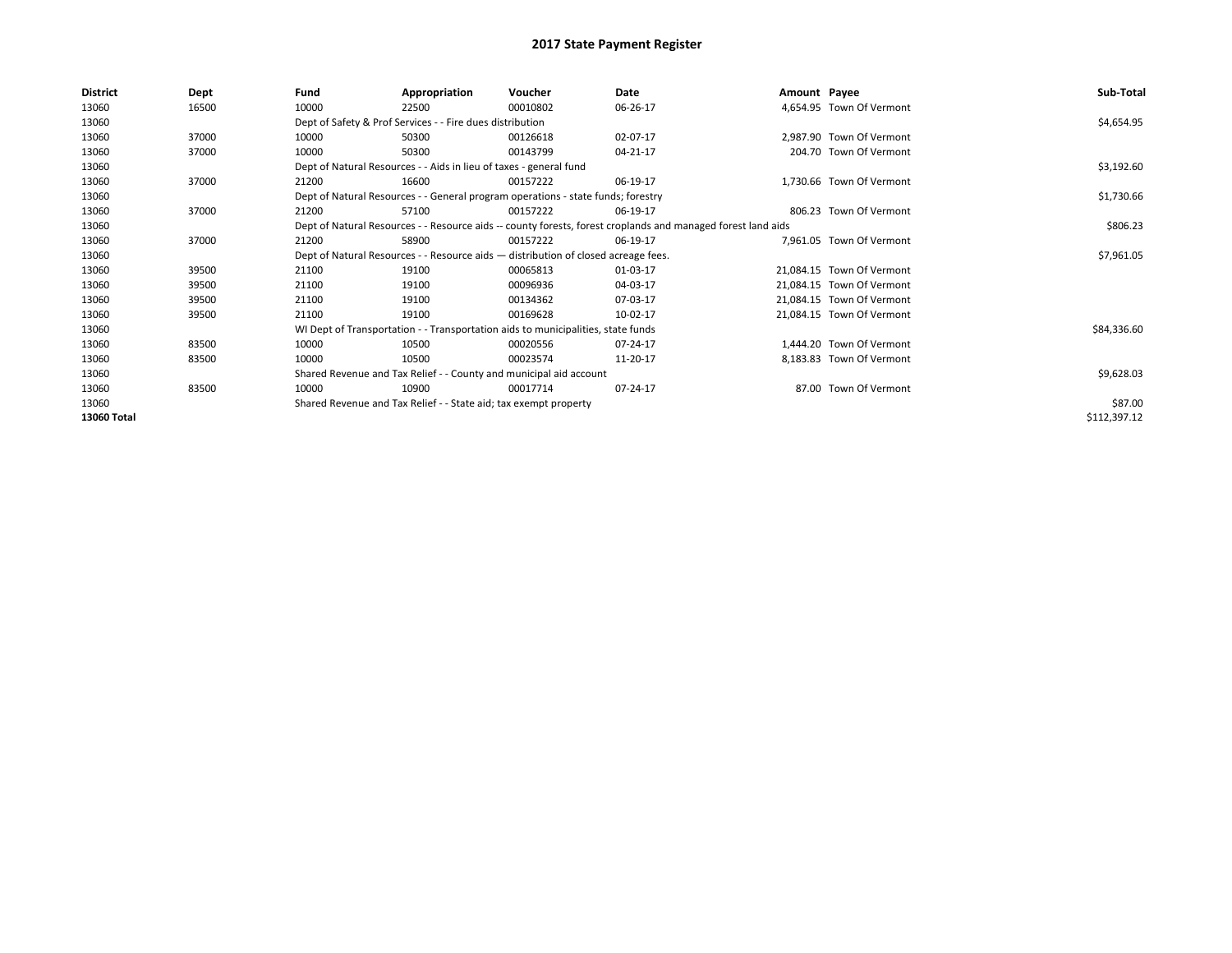# 2017 State Payment Register

| District | Dept | Fund | Appropriation | Voucher | Date | Amount | Payee | Sub-Total |
|---|---|---|---|---|---|---|---|---|
| 13060 | 16500 | 10000 | 22500 | 00010802 | 06-26-17 | 4,654.95 | Town Of Vermont | |
| 13060 | | Dept of Safety & Prof Services - - Fire dues distribution | | | | | | $4,654.95 |
| 13060 | 37000 | 10000 | 50300 | 00126618 | 02-07-17 | 2,987.90 | Town Of Vermont | |
| 13060 | 37000 | 10000 | 50300 | 00143799 | 04-21-17 | 204.70 | Town Of Vermont | |
| 13060 | | Dept of Natural Resources - - Aids in lieu of taxes - general fund | | | | | | $3,192.60 |
| 13060 | 37000 | 21200 | 16600 | 00157222 | 06-19-17 | 1,730.66 | Town Of Vermont | |
| 13060 | | Dept of Natural Resources - - General program operations - state funds; forestry | | | | | | $1,730.66 |
| 13060 | 37000 | 21200 | 57100 | 00157222 | 06-19-17 | 806.23 | Town Of Vermont | |
| 13060 | | Dept of Natural Resources - - Resource aids -- county forests, forest croplands and managed forest land aids | | | | | | $806.23 |
| 13060 | 37000 | 21200 | 58900 | 00157222 | 06-19-17 | 7,961.05 | Town Of Vermont | |
| 13060 | | Dept of Natural Resources - - Resource aids — distribution of closed acreage fees. | | | | | | $7,961.05 |
| 13060 | 39500 | 21100 | 19100 | 00065813 | 01-03-17 | 21,084.15 | Town Of Vermont | |
| 13060 | 39500 | 21100 | 19100 | 00096936 | 04-03-17 | 21,084.15 | Town Of Vermont | |
| 13060 | 39500 | 21100 | 19100 | 00134362 | 07-03-17 | 21,084.15 | Town Of Vermont | |
| 13060 | 39500 | 21100 | 19100 | 00169628 | 10-02-17 | 21,084.15 | Town Of Vermont | |
| 13060 | | WI Dept of Transportation - - Transportation aids to municipalities, state funds | | | | | | $84,336.60 |
| 13060 | 83500 | 10000 | 10500 | 00020556 | 07-24-17 | 1,444.20 | Town Of Vermont | |
| 13060 | 83500 | 10000 | 10500 | 00023574 | 11-20-17 | 8,183.83 | Town Of Vermont | |
| 13060 | | Shared Revenue and Tax Relief - - County and municipal aid account | | | | | | $9,628.03 |
| 13060 | 83500 | 10000 | 10900 | 00017714 | 07-24-17 | 87.00 | Town Of Vermont | |
| 13060 | | Shared Revenue and Tax Relief - - State aid; tax exempt property | | | | | | $87.00 |
| **13060 Total** | | | | | | | | $112,397.12 |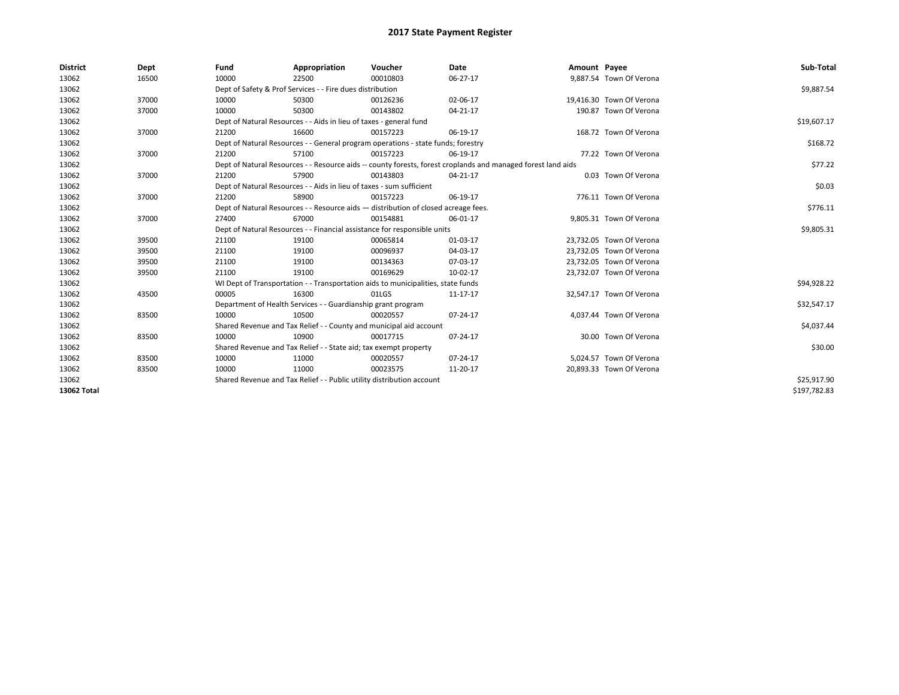# 2017 State Payment Register

| District | Dept | Fund | Appropriation | Voucher | Date | Amount | Payee | Sub-Total |
|---|---|---|---|---|---|---|---|---|
| 13062 | 16500 | 10000 | 22500 | 00010803 | 06-27-17 | 9,887.54 | Town Of Verona | |
| 13062 | | Dept of Safety & Prof Services - - Fire dues distribution | | | | | | $9,887.54 |
| 13062 | 37000 | 10000 | 50300 | 00126236 | 02-06-17 | 19,416.30 | Town Of Verona | |
| 13062 | 37000 | 10000 | 50300 | 00143802 | 04-21-17 | 190.87 | Town Of Verona | |
| 13062 | | Dept of Natural Resources - - Aids in lieu of taxes - general fund | | | | | | $19,607.17 |
| 13062 | 37000 | 21200 | 16600 | 00157223 | 06-19-17 | 168.72 | Town Of Verona | |
| 13062 | | Dept of Natural Resources - - General program operations - state funds; forestry | | | | | | $168.72 |
| 13062 | 37000 | 21200 | 57100 | 00157223 | 06-19-17 | 77.22 | Town Of Verona | |
| 13062 | | Dept of Natural Resources - - Resource aids -- county forests, forest croplands and managed forest land aids | | | | | | $77.22 |
| 13062 | 37000 | 21200 | 57900 | 00143803 | 04-21-17 | 0.03 | Town Of Verona | |
| 13062 | | Dept of Natural Resources - - Aids in lieu of taxes - sum sufficient | | | | | | $0.03 |
| 13062 | 37000 | 21200 | 58900 | 00157223 | 06-19-17 | 776.11 | Town Of Verona | |
| 13062 | | Dept of Natural Resources - - Resource aids — distribution of closed acreage fees. | | | | | | $776.11 |
| 13062 | 37000 | 27400 | 67000 | 00154881 | 06-01-17 | 9,805.31 | Town Of Verona | |
| 13062 | | Dept of Natural Resources - - Financial assistance for responsible units | | | | | | $9,805.31 |
| 13062 | 39500 | 21100 | 19100 | 00065814 | 01-03-17 | 23,732.05 | Town Of Verona | |
| 13062 | 39500 | 21100 | 19100 | 00096937 | 04-03-17 | 23,732.05 | Town Of Verona | |
| 13062 | 39500 | 21100 | 19100 | 00134363 | 07-03-17 | 23,732.05 | Town Of Verona | |
| 13062 | 39500 | 21100 | 19100 | 00169629 | 10-02-17 | 23,732.07 | Town Of Verona | |
| 13062 | | WI Dept of Transportation - - Transportation aids to municipalities, state funds | | | | | | $94,928.22 |
| 13062 | 43500 | 00005 | 16300 | 01LGS | 11-17-17 | 32,547.17 | Town Of Verona | |
| 13062 | | Department of Health Services - - Guardianship grant program | | | | | | $32,547.17 |
| 13062 | 83500 | 10000 | 10500 | 00020557 | 07-24-17 | 4,037.44 | Town Of Verona | |
| 13062 | | Shared Revenue and Tax Relief - - County and municipal aid account | | | | | | $4,037.44 |
| 13062 | 83500 | 10000 | 10900 | 00017715 | 07-24-17 | 30.00 | Town Of Verona | |
| 13062 | | Shared Revenue and Tax Relief - - State aid; tax exempt property | | | | | | $30.00 |
| 13062 | 83500 | 10000 | 11000 | 00020557 | 07-24-17 | 5,024.57 | Town Of Verona | |
| 13062 | 83500 | 10000 | 11000 | 00023575 | 11-20-17 | 20,893.33 | Town Of Verona | |
| 13062 | | Shared Revenue and Tax Relief - - Public utility distribution account | | | | | | $25,917.90 |
| **13062 Total** | | | | | | | | $197,782.83 |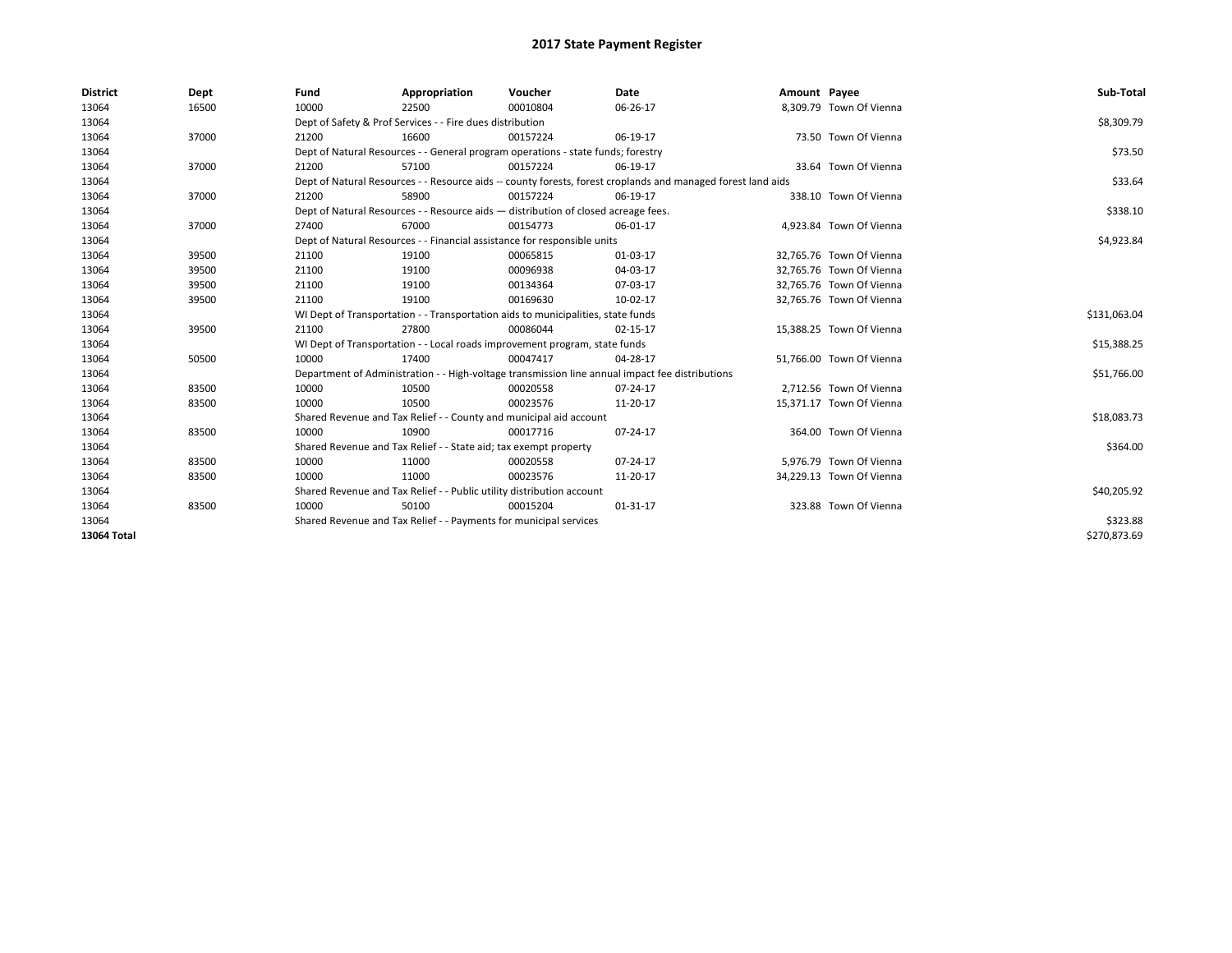# 2017 State Payment Register

| District | Dept | Fund | Appropriation | Voucher | Date | Amount | Payee | Sub-Total |
|---|---|---|---|---|---|---|---|---|
| 13064 | 16500 | 10000 | 22500 | 00010804 | 06-26-17 | 8,309.79 | Town Of Vienna | |
| 13064 | | Dept of Safety & Prof Services - - Fire dues distribution | | | | | | $8,309.79 |
| 13064 | 37000 | 21200 | 16600 | 00157224 | 06-19-17 | 73.50 | Town Of Vienna | |
| 13064 | | Dept of Natural Resources - - General program operations - state funds; forestry | | | | | | $73.50 |
| 13064 | 37000 | 21200 | 57100 | 00157224 | 06-19-17 | 33.64 | Town Of Vienna | |
| 13064 | | Dept of Natural Resources - - Resource aids -- county forests, forest croplands and managed forest land aids | | | | | | $33.64 |
| 13064 | 37000 | 21200 | 58900 | 00157224 | 06-19-17 | 338.10 | Town Of Vienna | |
| 13064 | | Dept of Natural Resources - - Resource aids — distribution of closed acreage fees. | | | | | | $338.10 |
| 13064 | 37000 | 27400 | 67000 | 00154773 | 06-01-17 | 4,923.84 | Town Of Vienna | |
| 13064 | | Dept of Natural Resources - - Financial assistance for responsible units | | | | | | $4,923.84 |
| 13064 | 39500 | 21100 | 19100 | 00065815 | 01-03-17 | 32,765.76 | Town Of Vienna | |
| 13064 | 39500 | 21100 | 19100 | 00096938 | 04-03-17 | 32,765.76 | Town Of Vienna | |
| 13064 | 39500 | 21100 | 19100 | 00134364 | 07-03-17 | 32,765.76 | Town Of Vienna | |
| 13064 | 39500 | 21100 | 19100 | 00169630 | 10-02-17 | 32,765.76 | Town Of Vienna | |
| 13064 | | WI Dept of Transportation - - Transportation aids to municipalities, state funds | | | | | | $131,063.04 |
| 13064 | 39500 | 21100 | 27800 | 00086044 | 02-15-17 | 15,388.25 | Town Of Vienna | |
| 13064 | | WI Dept of Transportation - - Local roads improvement program, state funds | | | | | | $15,388.25 |
| 13064 | 50500 | 10000 | 17400 | 00047417 | 04-28-17 | 51,766.00 | Town Of Vienna | |
| 13064 | | Department of Administration - - High-voltage transmission line annual impact fee distributions | | | | | | $51,766.00 |
| 13064 | 83500 | 10000 | 10500 | 00020558 | 07-24-17 | 2,712.56 | Town Of Vienna | |
| 13064 | 83500 | 10000 | 10500 | 00023576 | 11-20-17 | 15,371.17 | Town Of Vienna | |
| 13064 | | Shared Revenue and Tax Relief - - County and municipal aid account | | | | | | $18,083.73 |
| 13064 | 83500 | 10000 | 10900 | 00017716 | 07-24-17 | 364.00 | Town Of Vienna | |
| 13064 | | Shared Revenue and Tax Relief - - State aid; tax exempt property | | | | | | $364.00 |
| 13064 | 83500 | 10000 | 11000 | 00020558 | 07-24-17 | 5,976.79 | Town Of Vienna | |
| 13064 | 83500 | 10000 | 11000 | 00023576 | 11-20-17 | 34,229.13 | Town Of Vienna | |
| 13064 | | Shared Revenue and Tax Relief - - Public utility distribution account | | | | | | $40,205.92 |
| 13064 | 83500 | 10000 | 50100 | 00015204 | 01-31-17 | 323.88 | Town Of Vienna | |
| 13064 | | Shared Revenue and Tax Relief - - Payments for municipal services | | | | | | $323.88 |
| **13064 Total** | | | | | | | | $270,873.69 |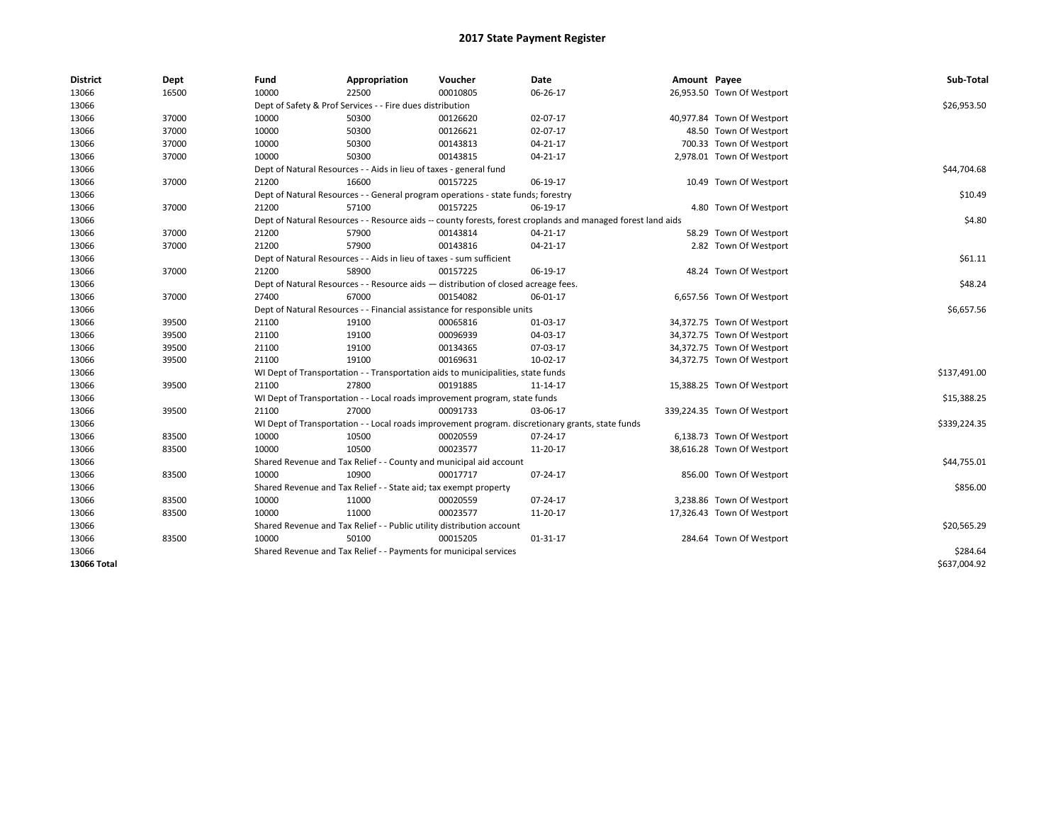# 2017 State Payment Register

| District | Dept | Fund | Appropriation | Voucher | Date | Amount | Payee | Sub-Total |
|---|---|---|---|---|---|---|---|---|
| 13066 | 16500 | 10000 | 22500 | 00010805 | 06-26-17 | 26,953.50 | Town Of Westport | |
| 13066 | | Dept of Safety & Prof Services - - Fire dues distribution | | | | | | $26,953.50 |
| 13066 | 37000 | 10000 | 50300 | 00126620 | 02-07-17 | 40,977.84 | Town Of Westport | |
| 13066 | 37000 | 10000 | 50300 | 00126621 | 02-07-17 | 48.50 | Town Of Westport | |
| 13066 | 37000 | 10000 | 50300 | 00143813 | 04-21-17 | 700.33 | Town Of Westport | |
| 13066 | 37000 | 10000 | 50300 | 00143815 | 04-21-17 | 2,978.01 | Town Of Westport | |
| 13066 | | Dept of Natural Resources - - Aids in lieu of taxes - general fund | | | | | | $44,704.68 |
| 13066 | 37000 | 21200 | 16600 | 00157225 | 06-19-17 | 10.49 | Town Of Westport | |
| 13066 | | Dept of Natural Resources - - General program operations - state funds; forestry | | | | | | $10.49 |
| 13066 | 37000 | 21200 | 57100 | 00157225 | 06-19-17 | 4.80 | Town Of Westport | |
| 13066 | | Dept of Natural Resources - - Resource aids -- county forests, forest croplands and managed forest land aids | | | | | | $4.80 |
| 13066 | 37000 | 21200 | 57900 | 00143814 | 04-21-17 | 58.29 | Town Of Westport | |
| 13066 | 37000 | 21200 | 57900 | 00143816 | 04-21-17 | 2.82 | Town Of Westport | |
| 13066 | | Dept of Natural Resources - - Aids in lieu of taxes - sum sufficient | | | | | | $61.11 |
| 13066 | 37000 | 21200 | 58900 | 00157225 | 06-19-17 | 48.24 | Town Of Westport | |
| 13066 | | Dept of Natural Resources - - Resource aids — distribution of closed acreage fees. | | | | | | $48.24 |
| 13066 | 37000 | 27400 | 67000 | 00154082 | 06-01-17 | 6,657.56 | Town Of Westport | |
| 13066 | | Dept of Natural Resources - - Financial assistance for responsible units | | | | | | $6,657.56 |
| 13066 | 39500 | 21100 | 19100 | 00065816 | 01-03-17 | 34,372.75 | Town Of Westport | |
| 13066 | 39500 | 21100 | 19100 | 00096939 | 04-03-17 | 34,372.75 | Town Of Westport | |
| 13066 | 39500 | 21100 | 19100 | 00134365 | 07-03-17 | 34,372.75 | Town Of Westport | |
| 13066 | 39500 | 21100 | 19100 | 00169631 | 10-02-17 | 34,372.75 | Town Of Westport | |
| 13066 | | WI Dept of Transportation - - Transportation aids to municipalities, state funds | | | | | | $137,491.00 |
| 13066 | 39500 | 21100 | 27800 | 00191885 | 11-14-17 | 15,388.25 | Town Of Westport | |
| 13066 | | WI Dept of Transportation - - Local roads improvement program, state funds | | | | | | $15,388.25 |
| 13066 | 39500 | 21100 | 27000 | 00091733 | 03-06-17 | 339,224.35 | Town Of Westport | |
| 13066 | | WI Dept of Transportation - - Local roads improvement program. discretionary grants, state funds | | | | | | $339,224.35 |
| 13066 | 83500 | 10000 | 10500 | 00020559 | 07-24-17 | 6,138.73 | Town Of Westport | |
| 13066 | 83500 | 10000 | 10500 | 00023577 | 11-20-17 | 38,616.28 | Town Of Westport | |
| 13066 | | Shared Revenue and Tax Relief - - County and municipal aid account | | | | | | $44,755.01 |
| 13066 | 83500 | 10000 | 10900 | 00017717 | 07-24-17 | 856.00 | Town Of Westport | |
| 13066 | | Shared Revenue and Tax Relief - - State aid; tax exempt property | | | | | | $856.00 |
| 13066 | 83500 | 10000 | 11000 | 00020559 | 07-24-17 | 3,238.86 | Town Of Westport | |
| 13066 | 83500 | 10000 | 11000 | 00023577 | 11-20-17 | 17,326.43 | Town Of Westport | |
| 13066 | | Shared Revenue and Tax Relief - - Public utility distribution account | | | | | | $20,565.29 |
| 13066 | 83500 | 10000 | 50100 | 00015205 | 01-31-17 | 284.64 | Town Of Westport | |
| 13066 | | Shared Revenue and Tax Relief - - Payments for municipal services | | | | | | $284.64 |
| **13066 Total** | | | | | | | | $637,004.92 |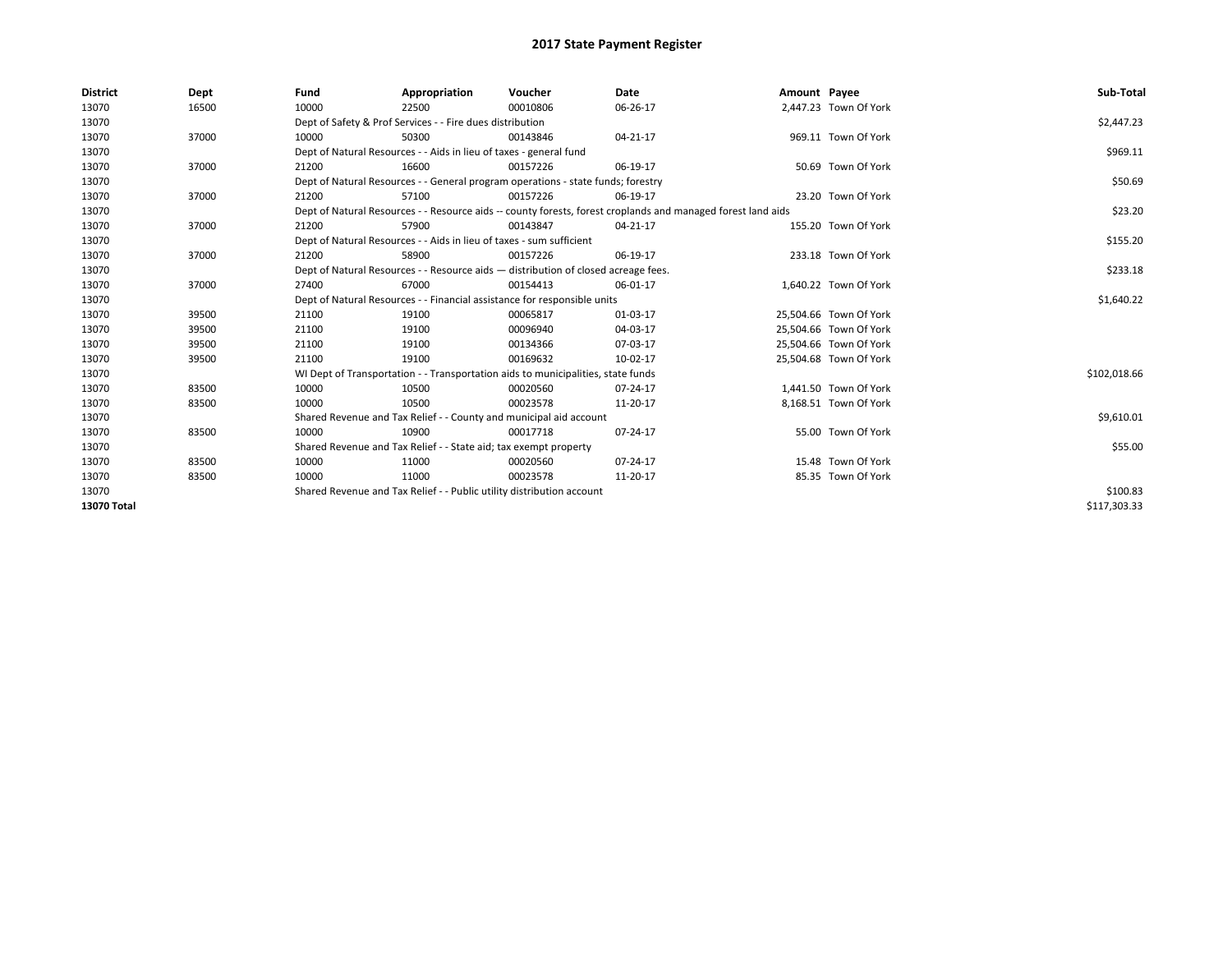# 2017 State Payment Register

| District | Dept | Fund | Appropriation | Voucher | Date | Amount | Payee | Sub-Total |
|---|---|---|---|---|---|---|---|---|
| 13070 | 16500 | 10000 | 22500 | 00010806 | 06-26-17 | 2,447.23 | Town Of York | |
| 13070 | | Dept of Safety & Prof Services - - Fire dues distribution | | | | | | $2,447.23 |
| 13070 | 37000 | 10000 | 50300 | 00143846 | 04-21-17 | 969.11 | Town Of York | |
| 13070 | | Dept of Natural Resources - - Aids in lieu of taxes - general fund | | | | | | $969.11 |
| 13070 | 37000 | 21200 | 16600 | 00157226 | 06-19-17 | 50.69 | Town Of York | |
| 13070 | | Dept of Natural Resources - - General program operations - state funds; forestry | | | | | | $50.69 |
| 13070 | 37000 | 21200 | 57100 | 00157226 | 06-19-17 | 23.20 | Town Of York | |
| 13070 | | Dept of Natural Resources - - Resource aids -- county forests, forest croplands and managed forest land aids | | | | | | $23.20 |
| 13070 | 37000 | 21200 | 57900 | 00143847 | 04-21-17 | 155.20 | Town Of York | |
| 13070 | | Dept of Natural Resources - - Aids in lieu of taxes - sum sufficient | | | | | | $155.20 |
| 13070 | 37000 | 21200 | 58900 | 00157226 | 06-19-17 | 233.18 | Town Of York | |
| 13070 | | Dept of Natural Resources - - Resource aids — distribution of closed acreage fees. | | | | | | $233.18 |
| 13070 | 37000 | 27400 | 67000 | 00154413 | 06-01-17 | 1,640.22 | Town Of York | |
| 13070 | | Dept of Natural Resources - - Financial assistance for responsible units | | | | | | $1,640.22 |
| 13070 | 39500 | 21100 | 19100 | 00065817 | 01-03-17 | 25,504.66 | Town Of York | |
| 13070 | 39500 | 21100 | 19100 | 00096940 | 04-03-17 | 25,504.66 | Town Of York | |
| 13070 | 39500 | 21100 | 19100 | 00134366 | 07-03-17 | 25,504.66 | Town Of York | |
| 13070 | 39500 | 21100 | 19100 | 00169632 | 10-02-17 | 25,504.68 | Town Of York | |
| 13070 | | WI Dept of Transportation - - Transportation aids to municipalities, state funds | | | | | | $102,018.66 |
| 13070 | 83500 | 10000 | 10500 | 00020560 | 07-24-17 | 1,441.50 | Town Of York | |
| 13070 | 83500 | 10000 | 10500 | 00023578 | 11-20-17 | 8,168.51 | Town Of York | |
| 13070 | | Shared Revenue and Tax Relief - - County and municipal aid account | | | | | | $9,610.01 |
| 13070 | 83500 | 10000 | 10900 | 00017718 | 07-24-17 | 55.00 | Town Of York | |
| 13070 | | Shared Revenue and Tax Relief - - State aid; tax exempt property | | | | | | $55.00 |
| 13070 | 83500 | 10000 | 11000 | 00020560 | 07-24-17 | 15.48 | Town Of York | |
| 13070 | 83500 | 10000 | 11000 | 00023578 | 11-20-17 | 85.35 | Town Of York | |
| 13070 | | Shared Revenue and Tax Relief - - Public utility distribution account | | | | | | $100.83 |
| **13070 Total** | | | | | | | | $117,303.33 |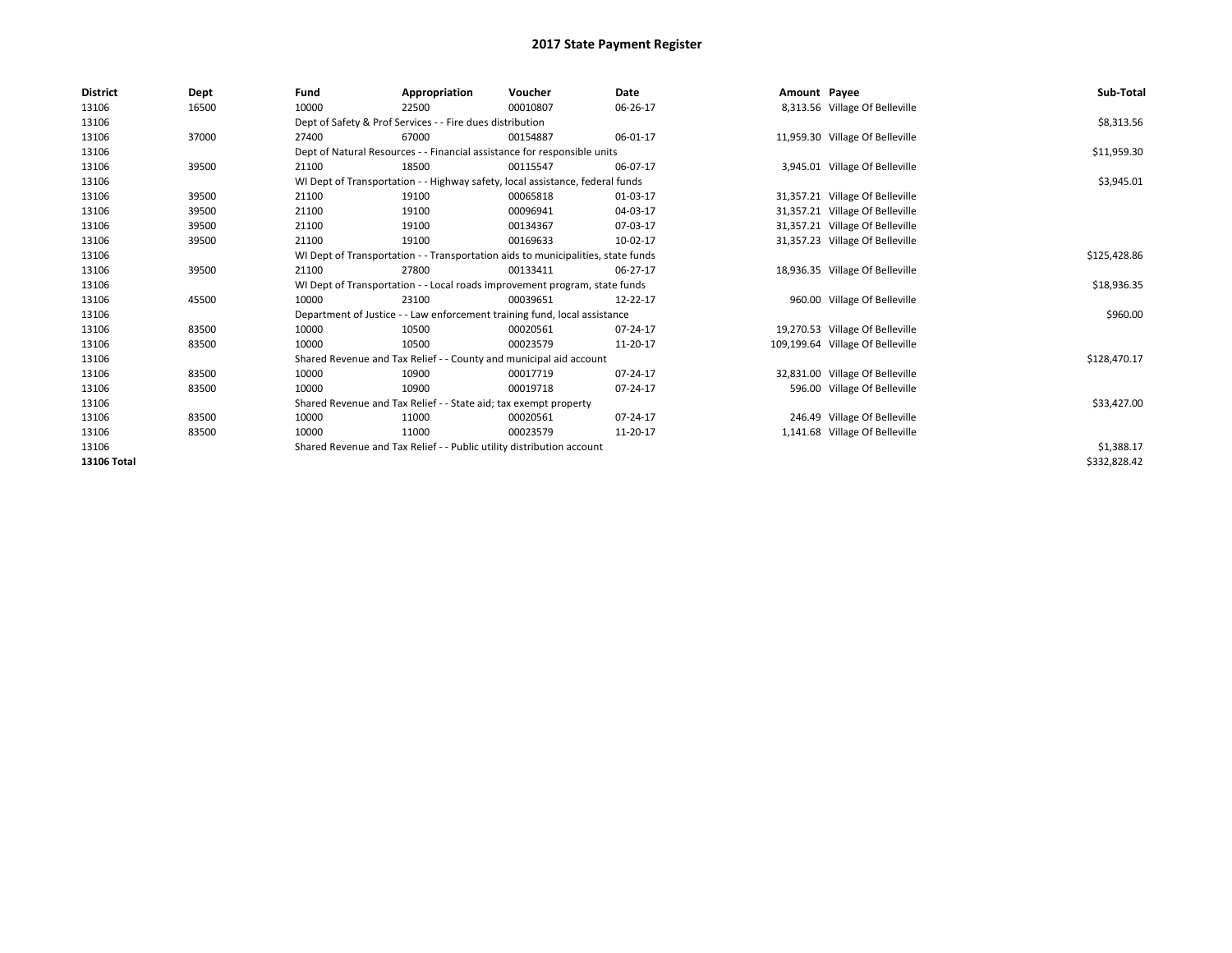# 2017 State Payment Register

| District | Dept | Fund | Appropriation | Voucher | Date | Amount | Payee | Sub-Total |
|---|---|---|---|---|---|---|---|---|
| 13106 | 16500 | 10000 | 22500 | 00010807 | 06-26-17 | 8,313.56 | Village Of Belleville | |
| 13106 | | Dept of Safety & Prof Services - - Fire dues distribution | | | | | | $8,313.56 |
| 13106 | 37000 | 27400 | 67000 | 00154887 | 06-01-17 | 11,959.30 | Village Of Belleville | |
| 13106 | | Dept of Natural Resources - - Financial assistance for responsible units | | | | | | $11,959.30 |
| 13106 | 39500 | 21100 | 18500 | 00115547 | 06-07-17 | 3,945.01 | Village Of Belleville | |
| 13106 | | WI Dept of Transportation - - Highway safety, local assistance, federal funds | | | | | | $3,945.01 |
| 13106 | 39500 | 21100 | 19100 | 00065818 | 01-03-17 | 31,357.21 | Village Of Belleville | |
| 13106 | 39500 | 21100 | 19100 | 00096941 | 04-03-17 | 31,357.21 | Village Of Belleville | |
| 13106 | 39500 | 21100 | 19100 | 00134367 | 07-03-17 | 31,357.21 | Village Of Belleville | |
| 13106 | 39500 | 21100 | 19100 | 00169633 | 10-02-17 | 31,357.23 | Village Of Belleville | |
| 13106 | | WI Dept of Transportation - - Transportation aids to municipalities, state funds | | | | | | $125,428.86 |
| 13106 | 39500 | 21100 | 27800 | 00133411 | 06-27-17 | 18,936.35 | Village Of Belleville | |
| 13106 | | WI Dept of Transportation - - Local roads improvement program, state funds | | | | | | $18,936.35 |
| 13106 | 45500 | 10000 | 23100 | 00039651 | 12-22-17 | 960.00 | Village Of Belleville | |
| 13106 | | Department of Justice - - Law enforcement training fund, local assistance | | | | | | $960.00 |
| 13106 | 83500 | 10000 | 10500 | 00020561 | 07-24-17 | 19,270.53 | Village Of Belleville | |
| 13106 | 83500 | 10000 | 10500 | 00023579 | 11-20-17 | 109,199.64 | Village Of Belleville | |
| 13106 | | Shared Revenue and Tax Relief - - County and municipal aid account | | | | | | $128,470.17 |
| 13106 | 83500 | 10000 | 10900 | 00017719 | 07-24-17 | 32,831.00 | Village Of Belleville | |
| 13106 | 83500 | 10000 | 10900 | 00019718 | 07-24-17 | 596.00 | Village Of Belleville | |
| 13106 | | Shared Revenue and Tax Relief - - State aid; tax exempt property | | | | | | $33,427.00 |
| 13106 | 83500 | 10000 | 11000 | 00020561 | 07-24-17 | 246.49 | Village Of Belleville | |
| 13106 | 83500 | 10000 | 11000 | 00023579 | 11-20-17 | 1,141.68 | Village Of Belleville | |
| 13106 | | Shared Revenue and Tax Relief - - Public utility distribution account | | | | | | $1,388.17 |
| 13106 Total | | | | | | | | $332,828.42 |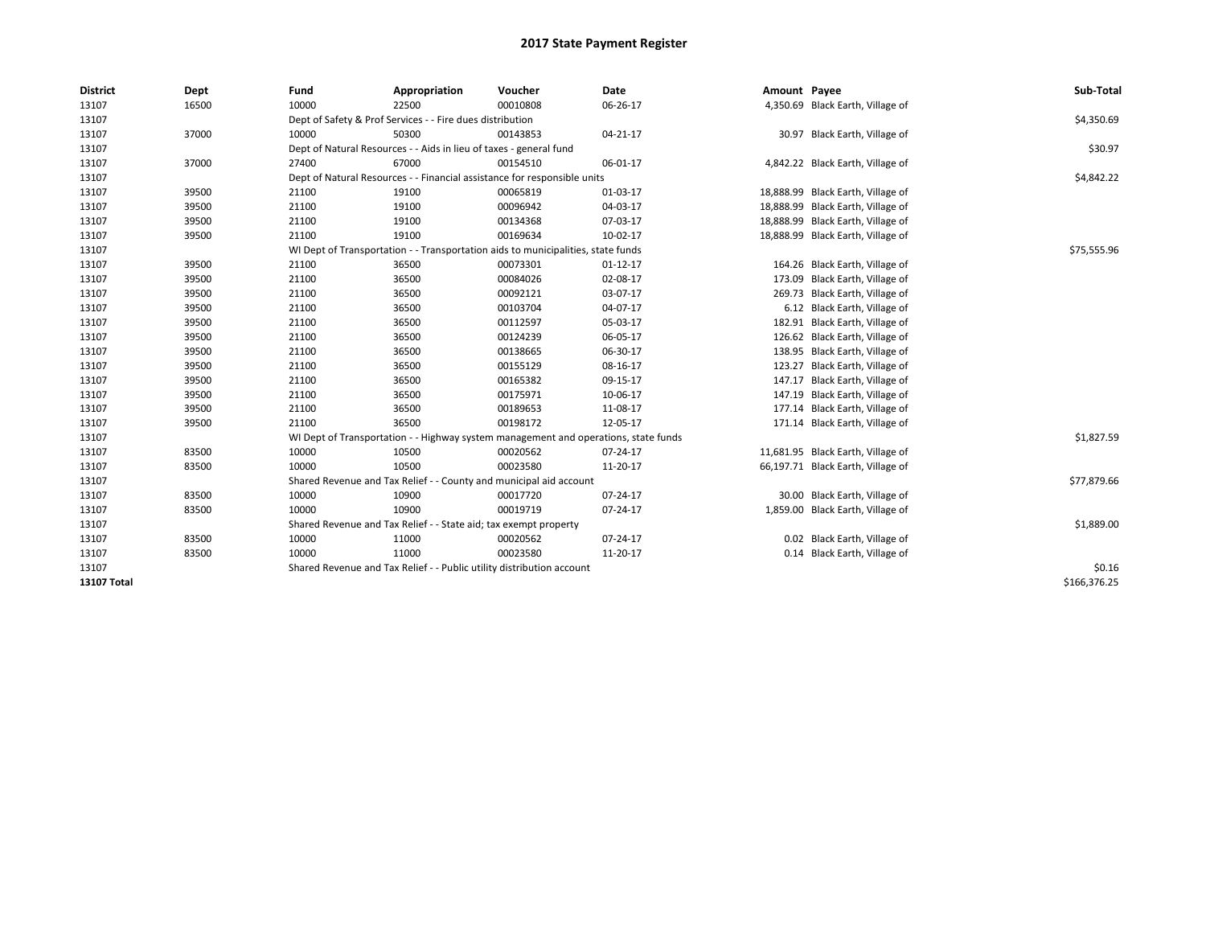# 2017 State Payment Register

| District | Dept | Fund | Appropriation | Voucher | Date | Amount | Payee | Sub-Total |
|---|---|---|---|---|---|---|---|---|
| 13107 | 16500 | 10000 | 22500 | 00010808 | 06-26-17 | 4,350.69 | Black Earth, Village of | |
| 13107 | | Dept of Safety & Prof Services - - Fire dues distribution | | | | | | $4,350.69 |
| 13107 | 37000 | 10000 | 50300 | 00143853 | 04-21-17 | 30.97 | Black Earth, Village of | |
| 13107 | | Dept of Natural Resources - - Aids in lieu of taxes - general fund | | | | | | $30.97 |
| 13107 | 37000 | 27400 | 67000 | 00154510 | 06-01-17 | 4,842.22 | Black Earth, Village of | |
| 13107 | | Dept of Natural Resources - - Financial assistance for responsible units | | | | | | $4,842.22 |
| 13107 | 39500 | 21100 | 19100 | 00065819 | 01-03-17 | 18,888.99 | Black Earth, Village of | |
| 13107 | 39500 | 21100 | 19100 | 00096942 | 04-03-17 | 18,888.99 | Black Earth, Village of | |
| 13107 | 39500 | 21100 | 19100 | 00134368 | 07-03-17 | 18,888.99 | Black Earth, Village of | |
| 13107 | 39500 | 21100 | 19100 | 00169634 | 10-02-17 | 18,888.99 | Black Earth, Village of | |
| 13107 | | WI Dept of Transportation - - Transportation aids to municipalities, state funds | | | | | | $75,555.96 |
| 13107 | 39500 | 21100 | 36500 | 00073301 | 01-12-17 | 164.26 | Black Earth, Village of | |
| 13107 | 39500 | 21100 | 36500 | 00084026 | 02-08-17 | 173.09 | Black Earth, Village of | |
| 13107 | 39500 | 21100 | 36500 | 00092121 | 03-07-17 | 269.73 | Black Earth, Village of | |
| 13107 | 39500 | 21100 | 36500 | 00103704 | 04-07-17 | 6.12 | Black Earth, Village of | |
| 13107 | 39500 | 21100 | 36500 | 00112597 | 05-03-17 | 182.91 | Black Earth, Village of | |
| 13107 | 39500 | 21100 | 36500 | 00124239 | 06-05-17 | 126.62 | Black Earth, Village of | |
| 13107 | 39500 | 21100 | 36500 | 00138665 | 06-30-17 | 138.95 | Black Earth, Village of | |
| 13107 | 39500 | 21100 | 36500 | 00155129 | 08-16-17 | 123.27 | Black Earth, Village of | |
| 13107 | 39500 | 21100 | 36500 | 00165382 | 09-15-17 | 147.17 | Black Earth, Village of | |
| 13107 | 39500 | 21100 | 36500 | 00175971 | 10-06-17 | 147.19 | Black Earth, Village of | |
| 13107 | 39500 | 21100 | 36500 | 00189653 | 11-08-17 | 177.14 | Black Earth, Village of | |
| 13107 | 39500 | 21100 | 36500 | 00198172 | 12-05-17 | 171.14 | Black Earth, Village of | |
| 13107 | | WI Dept of Transportation - - Highway system management and operations, state funds | | | | | | $1,827.59 |
| 13107 | 83500 | 10000 | 10500 | 00020562 | 07-24-17 | 11,681.95 | Black Earth, Village of | |
| 13107 | 83500 | 10000 | 10500 | 00023580 | 11-20-17 | 66,197.71 | Black Earth, Village of | |
| 13107 | | Shared Revenue and Tax Relief - - County and municipal aid account | | | | | | $77,879.66 |
| 13107 | 83500 | 10000 | 10900 | 00017720 | 07-24-17 | 30.00 | Black Earth, Village of | |
| 13107 | 83500 | 10000 | 10900 | 00019719 | 07-24-17 | 1,859.00 | Black Earth, Village of | |
| 13107 | | Shared Revenue and Tax Relief - - State aid; tax exempt property | | | | | | $1,889.00 |
| 13107 | 83500 | 10000 | 11000 | 00020562 | 07-24-17 | 0.02 | Black Earth, Village of | |
| 13107 | 83500 | 10000 | 11000 | 00023580 | 11-20-17 | 0.14 | Black Earth, Village of | |
| 13107 | | Shared Revenue and Tax Relief - - Public utility distribution account | | | | | | $0.16 |
| **13107 Total** | | | | | | | | $166,376.25 |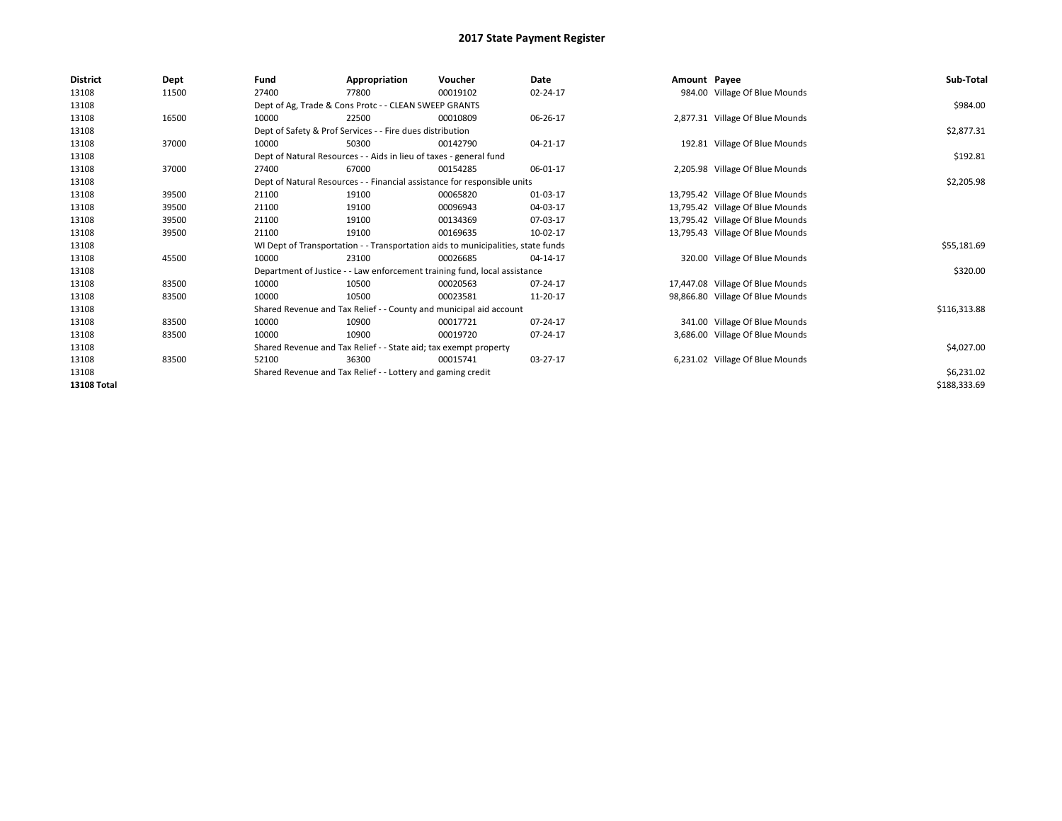# 2017 State Payment Register

| District | Dept | Fund | Appropriation | Voucher | Date | Amount | Payee | Sub-Total |
|---|---|---|---|---|---|---|---|---|
| 13108 | 11500 | 27400 | 77800 | 00019102 | 02-24-17 | 984.00 | Village Of Blue Mounds | |
| 13108 | | Dept of Ag, Trade & Cons Protc - - CLEAN SWEEP GRANTS | | | | | | $984.00 |
| 13108 | 16500 | 10000 | 22500 | 00010809 | 06-26-17 | 2,877.31 | Village Of Blue Mounds | |
| 13108 | | Dept of Safety & Prof Services - - Fire dues distribution | | | | | | $2,877.31 |
| 13108 | 37000 | 10000 | 50300 | 00142790 | 04-21-17 | 192.81 | Village Of Blue Mounds | |
| 13108 | | Dept of Natural Resources - - Aids in lieu of taxes - general fund | | | | | | $192.81 |
| 13108 | 37000 | 27400 | 67000 | 00154285 | 06-01-17 | 2,205.98 | Village Of Blue Mounds | |
| 13108 | | Dept of Natural Resources - - Financial assistance for responsible units | | | | | | $2,205.98 |
| 13108 | 39500 | 21100 | 19100 | 00065820 | 01-03-17 | 13,795.42 | Village Of Blue Mounds | |
| 13108 | 39500 | 21100 | 19100 | 00096943 | 04-03-17 | 13,795.42 | Village Of Blue Mounds | |
| 13108 | 39500 | 21100 | 19100 | 00134369 | 07-03-17 | 13,795.42 | Village Of Blue Mounds | |
| 13108 | 39500 | 21100 | 19100 | 00169635 | 10-02-17 | 13,795.43 | Village Of Blue Mounds | |
| 13108 | | WI Dept of Transportation - - Transportation aids to municipalities, state funds | | | | | | $55,181.69 |
| 13108 | 45500 | 10000 | 23100 | 00026685 | 04-14-17 | 320.00 | Village Of Blue Mounds | |
| 13108 | | Department of Justice - - Law enforcement training fund, local assistance | | | | | | $320.00 |
| 13108 | 83500 | 10000 | 10500 | 00020563 | 07-24-17 | 17,447.08 | Village Of Blue Mounds | |
| 13108 | 83500 | 10000 | 10500 | 00023581 | 11-20-17 | 98,866.80 | Village Of Blue Mounds | |
| 13108 | | Shared Revenue and Tax Relief - - County and municipal aid account | | | | | | $116,313.88 |
| 13108 | 83500 | 10000 | 10900 | 00017721 | 07-24-17 | 341.00 | Village Of Blue Mounds | |
| 13108 | 83500 | 10000 | 10900 | 00019720 | 07-24-17 | 3,686.00 | Village Of Blue Mounds | |
| 13108 | | Shared Revenue and Tax Relief - - State aid; tax exempt property | | | | | | $4,027.00 |
| 13108 | 83500 | 52100 | 36300 | 00015741 | 03-27-17 | 6,231.02 | Village Of Blue Mounds | |
| 13108 | | Shared Revenue and Tax Relief - - Lottery and gaming credit | | | | | | $6,231.02 |
| **13108 Total** | | | | | | | | $188,333.69 |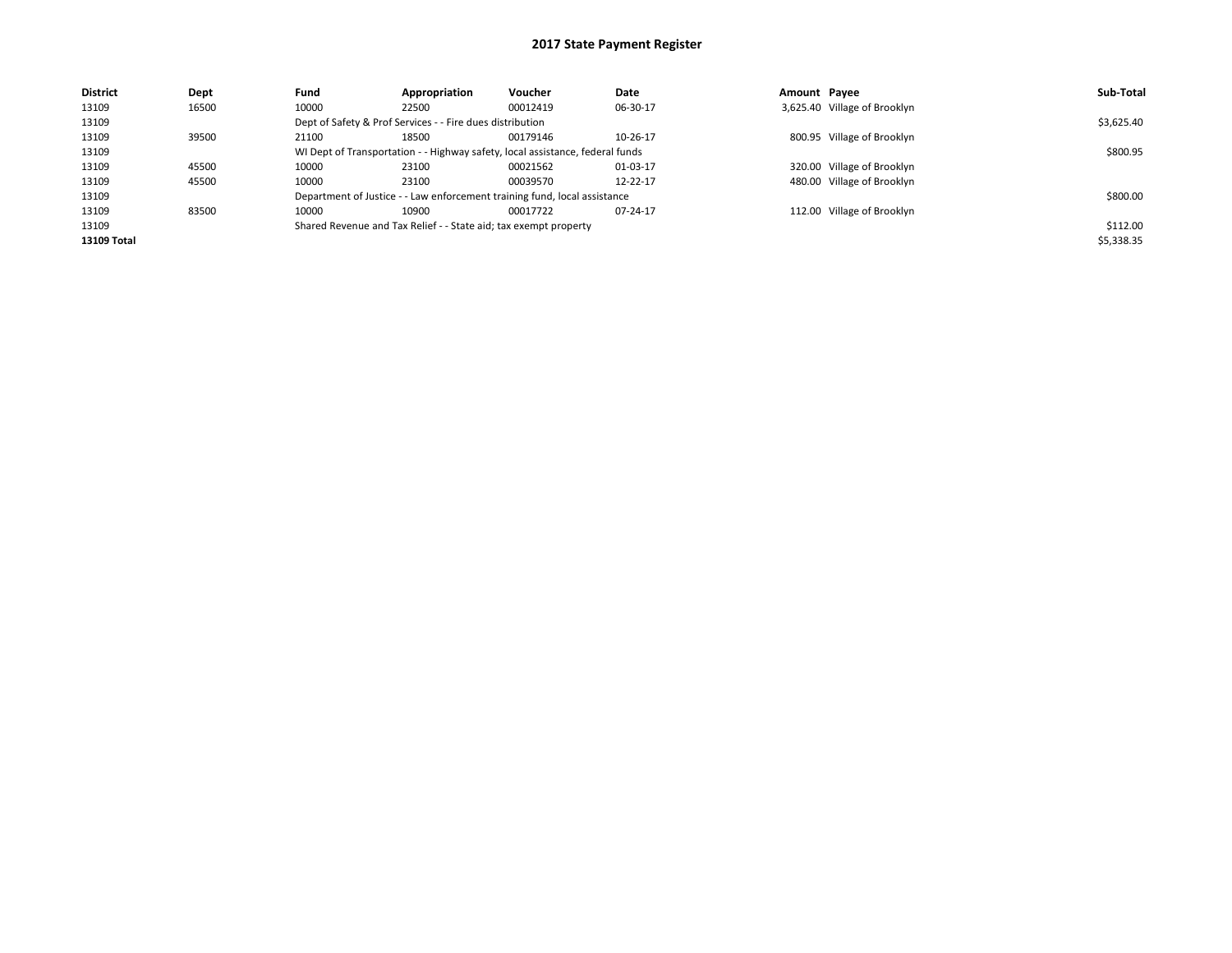# 2017 State Payment Register

| District | Dept | Fund | Appropriation | Voucher | Date | Amount | Payee | Sub-Total |
|---|---|---|---|---|---|---|---|---|
| 13109 | 16500 | 10000 | 22500 | 00012419 | 06-30-17 | 3,625.40 | Village of Brooklyn | |
| 13109 | | Dept of Safety & Prof Services - - Fire dues distribution | | | | | | $3,625.40 |
| 13109 | 39500 | 21100 | 18500 | 00179146 | 10-26-17 | 800.95 | Village of Brooklyn | |
| 13109 | | WI Dept of Transportation - - Highway safety, local assistance, federal funds | | | | | | $800.95 |
| 13109 | 45500 | 10000 | 23100 | 00021562 | 01-03-17 | 320.00 | Village of Brooklyn | |
| 13109 | 45500 | 10000 | 23100 | 00039570 | 12-22-17 | 480.00 | Village of Brooklyn | |
| 13109 | | Department of Justice - - Law enforcement training fund, local assistance | | | | | | $800.00 |
| 13109 | 83500 | 10000 | 10900 | 00017722 | 07-24-17 | 112.00 | Village of Brooklyn | |
| 13109 | | Shared Revenue and Tax Relief - - State aid; tax exempt property | | | | | | $112.00 |
| **13109 Total** | | | | | | | | $5,338.35 |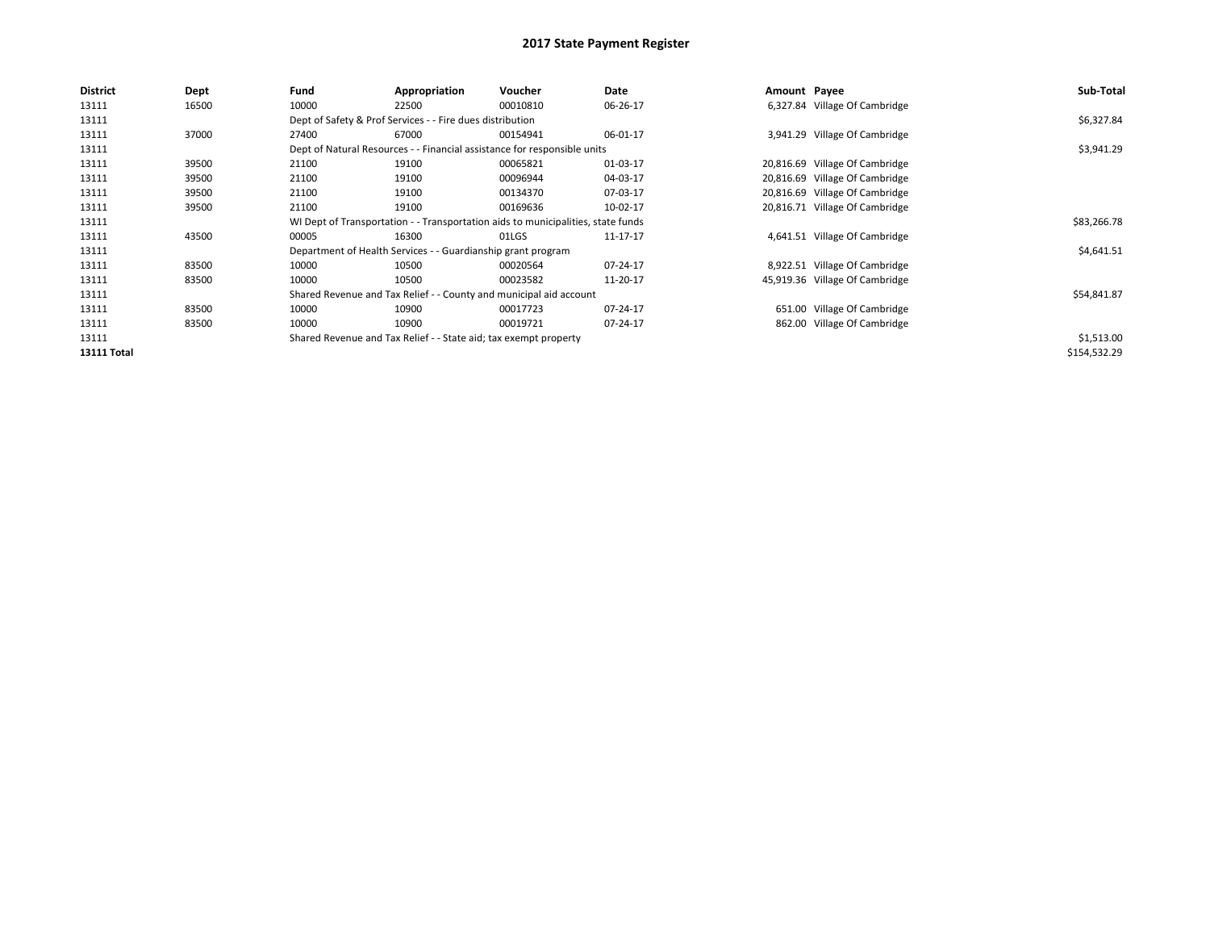# 2017 State Payment Register

| District | Dept | Fund | Appropriation | Voucher | Date | Amount | Payee | Sub-Total |
|---|---|---|---|---|---|---|---|---|
| 13111 | 16500 | 10000 | 22500 | 00010810 | 06-26-17 | 6,327.84 | Village Of Cambridge | |
| 13111 | | Dept of Safety & Prof Services - - Fire dues distribution | | | | | | $6,327.84 |
| 13111 | 37000 | 27400 | 67000 | 00154941 | 06-01-17 | 3,941.29 | Village Of Cambridge | |
| 13111 | | Dept of Natural Resources - - Financial assistance for responsible units | | | | | | $3,941.29 |
| 13111 | 39500 | 21100 | 19100 | 00065821 | 01-03-17 | 20,816.69 | Village Of Cambridge | |
| 13111 | 39500 | 21100 | 19100 | 00096944 | 04-03-17 | 20,816.69 | Village Of Cambridge | |
| 13111 | 39500 | 21100 | 19100 | 00134370 | 07-03-17 | 20,816.69 | Village Of Cambridge | |
| 13111 | 39500 | 21100 | 19100 | 00169636 | 10-02-17 | 20,816.71 | Village Of Cambridge | |
| 13111 | | WI Dept of Transportation - - Transportation aids to municipalities, state funds | | | | | | $83,266.78 |
| 13111 | 43500 | 00005 | 16300 | 01LGS | 11-17-17 | 4,641.51 | Village Of Cambridge | |
| 13111 | | Department of Health Services - - Guardianship grant program | | | | | | $4,641.51 |
| 13111 | 83500 | 10000 | 10500 | 00020564 | 07-24-17 | 8,922.51 | Village Of Cambridge | |
| 13111 | 83500 | 10000 | 10500 | 00023582 | 11-20-17 | 45,919.36 | Village Of Cambridge | |
| 13111 | | Shared Revenue and Tax Relief - - County and municipal aid account | | | | | | $54,841.87 |
| 13111 | 83500 | 10000 | 10900 | 00017723 | 07-24-17 | 651.00 | Village Of Cambridge | |
| 13111 | 83500 | 10000 | 10900 | 00019721 | 07-24-17 | 862.00 | Village Of Cambridge | |
| 13111 | | Shared Revenue and Tax Relief - - State aid; tax exempt property | | | | | | $1,513.00 |
| **13111 Total** | | | | | | | | $154,532.29 |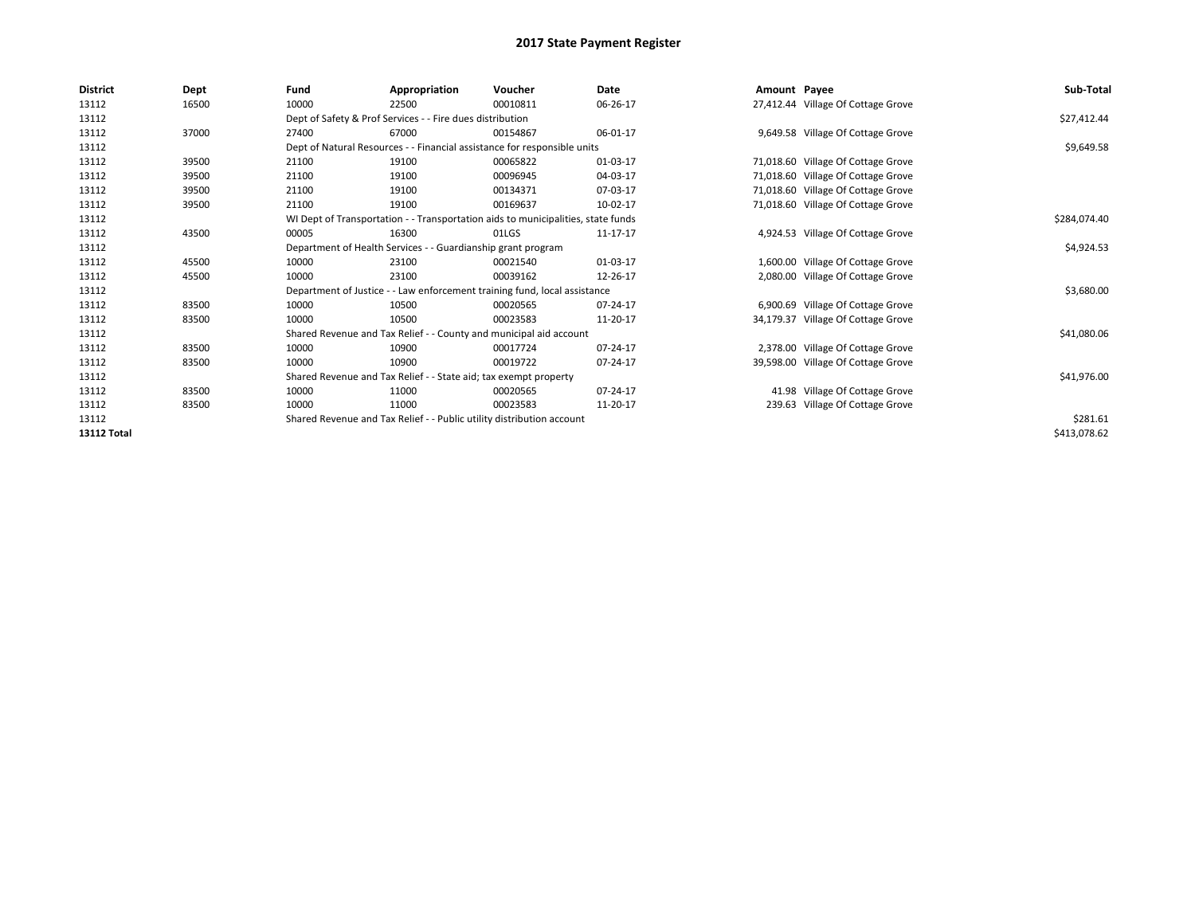# 2017 State Payment Register

| District | Dept | Fund | Appropriation | Voucher | Date | Amount | Payee | Sub-Total |
|---|---|---|---|---|---|---|---|---|
| 13112 | 16500 | 10000 | 22500 | 00010811 | 06-26-17 | 27,412.44 | Village Of Cottage Grove | |
| 13112 | | Dept of Safety & Prof Services - - Fire dues distribution | | | | | | $27,412.44 |
| 13112 | 37000 | 27400 | 67000 | 00154867 | 06-01-17 | 9,649.58 | Village Of Cottage Grove | |
| 13112 | | Dept of Natural Resources - - Financial assistance for responsible units | | | | | | $9,649.58 |
| 13112 | 39500 | 21100 | 19100 | 00065822 | 01-03-17 | 71,018.60 | Village Of Cottage Grove | |
| 13112 | 39500 | 21100 | 19100 | 00096945 | 04-03-17 | 71,018.60 | Village Of Cottage Grove | |
| 13112 | 39500 | 21100 | 19100 | 00134371 | 07-03-17 | 71,018.60 | Village Of Cottage Grove | |
| 13112 | 39500 | 21100 | 19100 | 00169637 | 10-02-17 | 71,018.60 | Village Of Cottage Grove | |
| 13112 | | WI Dept of Transportation - - Transportation aids to municipalities, state funds | | | | | | $284,074.40 |
| 13112 | 43500 | 00005 | 16300 | 01LGS | 11-17-17 | 4,924.53 | Village Of Cottage Grove | |
| 13112 | | Department of Health Services - - Guardianship grant program | | | | | | $4,924.53 |
| 13112 | 45500 | 10000 | 23100 | 00021540 | 01-03-17 | 1,600.00 | Village Of Cottage Grove | |
| 13112 | 45500 | 10000 | 23100 | 00039162 | 12-26-17 | 2,080.00 | Village Of Cottage Grove | |
| 13112 | | Department of Justice - - Law enforcement training fund, local assistance | | | | | | $3,680.00 |
| 13112 | 83500 | 10000 | 10500 | 00020565 | 07-24-17 | 6,900.69 | Village Of Cottage Grove | |
| 13112 | 83500 | 10000 | 10500 | 00023583 | 11-20-17 | 34,179.37 | Village Of Cottage Grove | |
| 13112 | | Shared Revenue and Tax Relief - - County and municipal aid account | | | | | | $41,080.06 |
| 13112 | 83500 | 10000 | 10900 | 00017724 | 07-24-17 | 2,378.00 | Village Of Cottage Grove | |
| 13112 | 83500 | 10000 | 10900 | 00019722 | 07-24-17 | 39,598.00 | Village Of Cottage Grove | |
| 13112 | | Shared Revenue and Tax Relief - - State aid; tax exempt property | | | | | | $41,976.00 |
| 13112 | 83500 | 10000 | 11000 | 00020565 | 07-24-17 | 41.98 | Village Of Cottage Grove | |
| 13112 | 83500 | 10000 | 11000 | 00023583 | 11-20-17 | 239.63 | Village Of Cottage Grove | |
| 13112 | | Shared Revenue and Tax Relief - - Public utility distribution account | | | | | | $281.61 |
| **13112 Total** | | | | | | | | $413,078.62 |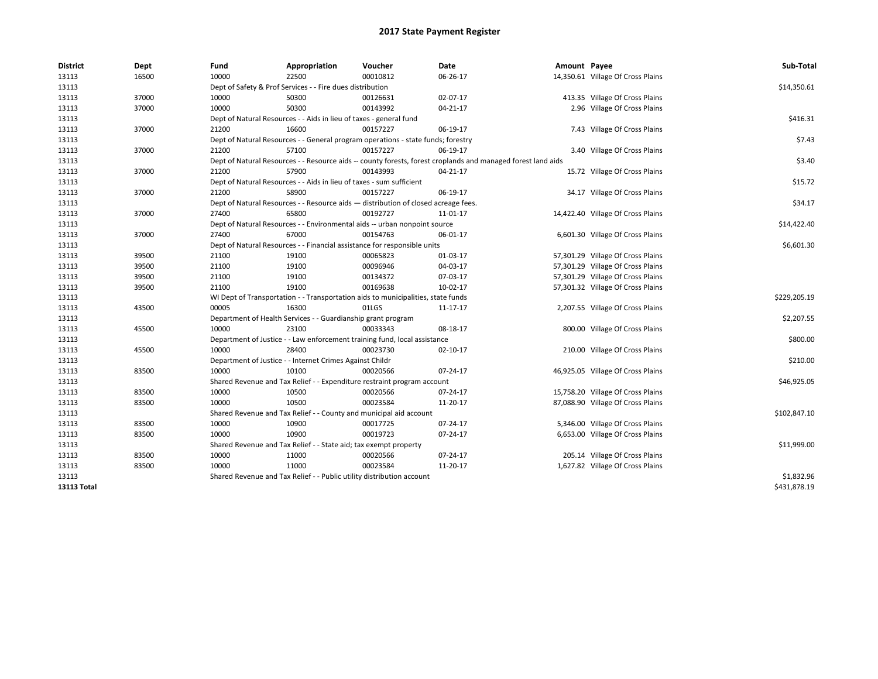# 2017 State Payment Register

| District | Dept | Fund | Appropriation | Voucher | Date | Amount | Payee | Sub-Total |
|---|---|---|---|---|---|---|---|---|
| 13113 | 16500 | 10000 | 22500 | 00010812 | 06-26-17 | 14,350.61 | Village Of Cross Plains | |
| 13113 | | Dept of Safety & Prof Services - - Fire dues distribution | | | | | | $14,350.61 |
| 13113 | 37000 | 10000 | 50300 | 00126631 | 02-07-17 | 413.35 | Village Of Cross Plains | |
| 13113 | 37000 | 10000 | 50300 | 00143992 | 04-21-17 | 2.96 | Village Of Cross Plains | |
| 13113 | | Dept of Natural Resources - - Aids in lieu of taxes - general fund | | | | | | $416.31 |
| 13113 | 37000 | 21200 | 16600 | 00157227 | 06-19-17 | 7.43 | Village Of Cross Plains | |
| 13113 | | Dept of Natural Resources - - General program operations - state funds; forestry | | | | | | $7.43 |
| 13113 | 37000 | 21200 | 57100 | 00157227 | 06-19-17 | 3.40 | Village Of Cross Plains | |
| 13113 | | Dept of Natural Resources - - Resource aids -- county forests, forest croplands and managed forest land aids | | | | | | $3.40 |
| 13113 | 37000 | 21200 | 57900 | 00143993 | 04-21-17 | 15.72 | Village Of Cross Plains | |
| 13113 | | Dept of Natural Resources - - Aids in lieu of taxes - sum sufficient | | | | | | $15.72 |
| 13113 | 37000 | 21200 | 58900 | 00157227 | 06-19-17 | 34.17 | Village Of Cross Plains | |
| 13113 | | Dept of Natural Resources - - Resource aids — distribution of closed acreage fees. | | | | | | $34.17 |
| 13113 | 37000 | 27400 | 65800 | 00192727 | 11-01-17 | 14,422.40 | Village Of Cross Plains | |
| 13113 | | Dept of Natural Resources - - Environmental aids -- urban nonpoint source | | | | | | $14,422.40 |
| 13113 | 37000 | 27400 | 67000 | 00154763 | 06-01-17 | 6,601.30 | Village Of Cross Plains | |
| 13113 | | Dept of Natural Resources - - Financial assistance for responsible units | | | | | | $6,601.30 |
| 13113 | 39500 | 21100 | 19100 | 00065823 | 01-03-17 | 57,301.29 | Village Of Cross Plains | |
| 13113 | 39500 | 21100 | 19100 | 00096946 | 04-03-17 | 57,301.29 | Village Of Cross Plains | |
| 13113 | 39500 | 21100 | 19100 | 00134372 | 07-03-17 | 57,301.29 | Village Of Cross Plains | |
| 13113 | 39500 | 21100 | 19100 | 00169638 | 10-02-17 | 57,301.32 | Village Of Cross Plains | |
| 13113 | | WI Dept of Transportation - - Transportation aids to municipalities, state funds | | | | | | $229,205.19 |
| 13113 | 43500 | 00005 | 16300 | 01LGS | 11-17-17 | 2,207.55 | Village Of Cross Plains | |
| 13113 | | Department of Health Services - - Guardianship grant program | | | | | | $2,207.55 |
| 13113 | 45500 | 10000 | 23100 | 00033343 | 08-18-17 | 800.00 | Village Of Cross Plains | |
| 13113 | | Department of Justice - - Law enforcement training fund, local assistance | | | | | | $800.00 |
| 13113 | 45500 | 10000 | 28400 | 00023730 | 02-10-17 | 210.00 | Village Of Cross Plains | |
| 13113 | | Department of Justice - - Internet Crimes Against Childr | | | | | | $210.00 |
| 13113 | 83500 | 10000 | 10100 | 00020566 | 07-24-17 | 46,925.05 | Village Of Cross Plains | |
| 13113 | | Shared Revenue and Tax Relief - - Expenditure restraint program account | | | | | | $46,925.05 |
| 13113 | 83500 | 10000 | 10500 | 00020566 | 07-24-17 | 15,758.20 | Village Of Cross Plains | |
| 13113 | 83500 | 10000 | 10500 | 00023584 | 11-20-17 | 87,088.90 | Village Of Cross Plains | |
| 13113 | | Shared Revenue and Tax Relief - - County and municipal aid account | | | | | | $102,847.10 |
| 13113 | 83500 | 10000 | 10900 | 00017725 | 07-24-17 | 5,346.00 | Village Of Cross Plains | |
| 13113 | 83500 | 10000 | 10900 | 00019723 | 07-24-17 | 6,653.00 | Village Of Cross Plains | |
| 13113 | | Shared Revenue and Tax Relief - - State aid; tax exempt property | | | | | | $11,999.00 |
| 13113 | 83500 | 10000 | 11000 | 00020566 | 07-24-17 | 205.14 | Village Of Cross Plains | |
| 13113 | 83500 | 10000 | 11000 | 00023584 | 11-20-17 | 1,627.82 | Village Of Cross Plains | |
| 13113 | | Shared Revenue and Tax Relief - - Public utility distribution account | | | | | | $1,832.96 |
| **13113 Total** | | | | | | | | $431,878.19 |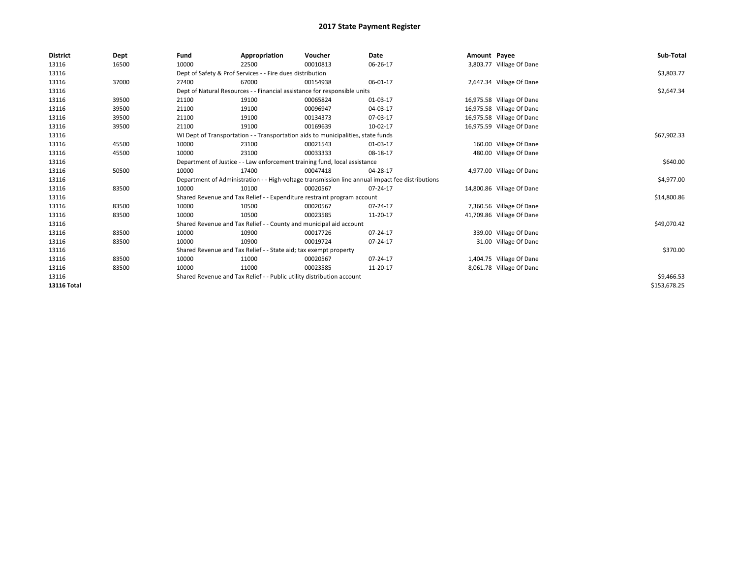# 2017 State Payment Register

| District | Dept | Fund | Appropriation | Voucher | Date | Amount | Payee | Sub-Total |
|---|---|---|---|---|---|---|---|---|
| 13116 | 16500 | 10000 | 22500 | 00010813 | 06-26-17 | 3,803.77 | Village Of Dane | |
| 13116 | | Dept of Safety & Prof Services - - Fire dues distribution | | | | | | $3,803.77 |
| 13116 | 37000 | 27400 | 67000 | 00154938 | 06-01-17 | 2,647.34 | Village Of Dane | |
| 13116 | | Dept of Natural Resources - - Financial assistance for responsible units | | | | | | $2,647.34 |
| 13116 | 39500 | 21100 | 19100 | 00065824 | 01-03-17 | 16,975.58 | Village Of Dane | |
| 13116 | 39500 | 21100 | 19100 | 00096947 | 04-03-17 | 16,975.58 | Village Of Dane | |
| 13116 | 39500 | 21100 | 19100 | 00134373 | 07-03-17 | 16,975.58 | Village Of Dane | |
| 13116 | 39500 | 21100 | 19100 | 00169639 | 10-02-17 | 16,975.59 | Village Of Dane | |
| 13116 | | WI Dept of Transportation - - Transportation aids to municipalities, state funds | | | | | | $67,902.33 |
| 13116 | 45500 | 10000 | 23100 | 00021543 | 01-03-17 | 160.00 | Village Of Dane | |
| 13116 | 45500 | 10000 | 23100 | 00033333 | 08-18-17 | 480.00 | Village Of Dane | |
| 13116 | | Department of Justice - - Law enforcement training fund, local assistance | | | | | | $640.00 |
| 13116 | 50500 | 10000 | 17400 | 00047418 | 04-28-17 | 4,977.00 | Village Of Dane | |
| 13116 | | Department of Administration - - High-voltage transmission line annual impact fee distributions | | | | | | $4,977.00 |
| 13116 | 83500 | 10000 | 10100 | 00020567 | 07-24-17 | 14,800.86 | Village Of Dane | |
| 13116 | | Shared Revenue and Tax Relief - - Expenditure restraint program account | | | | | | $14,800.86 |
| 13116 | 83500 | 10000 | 10500 | 00020567 | 07-24-17 | 7,360.56 | Village Of Dane | |
| 13116 | 83500 | 10000 | 10500 | 00023585 | 11-20-17 | 41,709.86 | Village Of Dane | |
| 13116 | | Shared Revenue and Tax Relief - - County and municipal aid account | | | | | | $49,070.42 |
| 13116 | 83500 | 10000 | 10900 | 00017726 | 07-24-17 | 339.00 | Village Of Dane | |
| 13116 | 83500 | 10000 | 10900 | 00019724 | 07-24-17 | 31.00 | Village Of Dane | |
| 13116 | | Shared Revenue and Tax Relief - - State aid; tax exempt property | | | | | | $370.00 |
| 13116 | 83500 | 10000 | 11000 | 00020567 | 07-24-17 | 1,404.75 | Village Of Dane | |
| 13116 | 83500 | 10000 | 11000 | 00023585 | 11-20-17 | 8,061.78 | Village Of Dane | |
| 13116 | | Shared Revenue and Tax Relief - - Public utility distribution account | | | | | | $9,466.53 |
| **13116 Total** | | | | | | | | $153,678.25 |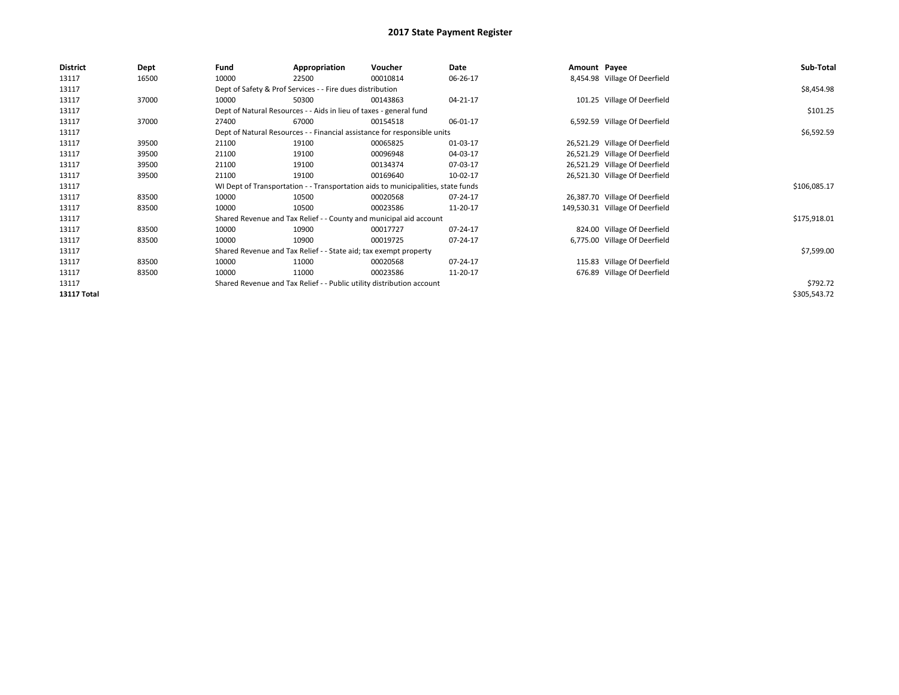# 2017 State Payment Register

| District | Dept | Fund | Appropriation | Voucher | Date | Amount | Payee | Sub-Total |
|---|---|---|---|---|---|---|---|---|
| 13117 | 16500 | 10000 | 22500 | 00010814 | 06-26-17 | 8,454.98 | Village Of Deerfield | |
| 13117 | | Dept of Safety & Prof Services - - Fire dues distribution | | | | | | $8,454.98 |
| 13117 | 37000 | 10000 | 50300 | 00143863 | 04-21-17 | 101.25 | Village Of Deerfield | |
| 13117 | | Dept of Natural Resources - - Aids in lieu of taxes - general fund | | | | | | $101.25 |
| 13117 | 37000 | 27400 | 67000 | 00154518 | 06-01-17 | 6,592.59 | Village Of Deerfield | |
| 13117 | | Dept of Natural Resources - - Financial assistance for responsible units | | | | | | $6,592.59 |
| 13117 | 39500 | 21100 | 19100 | 00065825 | 01-03-17 | 26,521.29 | Village Of Deerfield | |
| 13117 | 39500 | 21100 | 19100 | 00096948 | 04-03-17 | 26,521.29 | Village Of Deerfield | |
| 13117 | 39500 | 21100 | 19100 | 00134374 | 07-03-17 | 26,521.29 | Village Of Deerfield | |
| 13117 | 39500 | 21100 | 19100 | 00169640 | 10-02-17 | 26,521.30 | Village Of Deerfield | |
| 13117 | | WI Dept of Transportation - - Transportation aids to municipalities, state funds | | | | | | $106,085.17 |
| 13117 | 83500 | 10000 | 10500 | 00020568 | 07-24-17 | 26,387.70 | Village Of Deerfield | |
| 13117 | 83500 | 10000 | 10500 | 00023586 | 11-20-17 | 149,530.31 | Village Of Deerfield | |
| 13117 | | Shared Revenue and Tax Relief - - County and municipal aid account | | | | | | $175,918.01 |
| 13117 | 83500 | 10000 | 10900 | 00017727 | 07-24-17 | 824.00 | Village Of Deerfield | |
| 13117 | 83500 | 10000 | 10900 | 00019725 | 07-24-17 | 6,775.00 | Village Of Deerfield | |
| 13117 | | Shared Revenue and Tax Relief - - State aid; tax exempt property | | | | | | $7,599.00 |
| 13117 | 83500 | 10000 | 11000 | 00020568 | 07-24-17 | 115.83 | Village Of Deerfield | |
| 13117 | 83500 | 10000 | 11000 | 00023586 | 11-20-17 | 676.89 | Village Of Deerfield | |
| 13117 | | Shared Revenue and Tax Relief - - Public utility distribution account | | | | | | $792.72 |
| **13117 Total** | | | | | | | | $305,543.72 |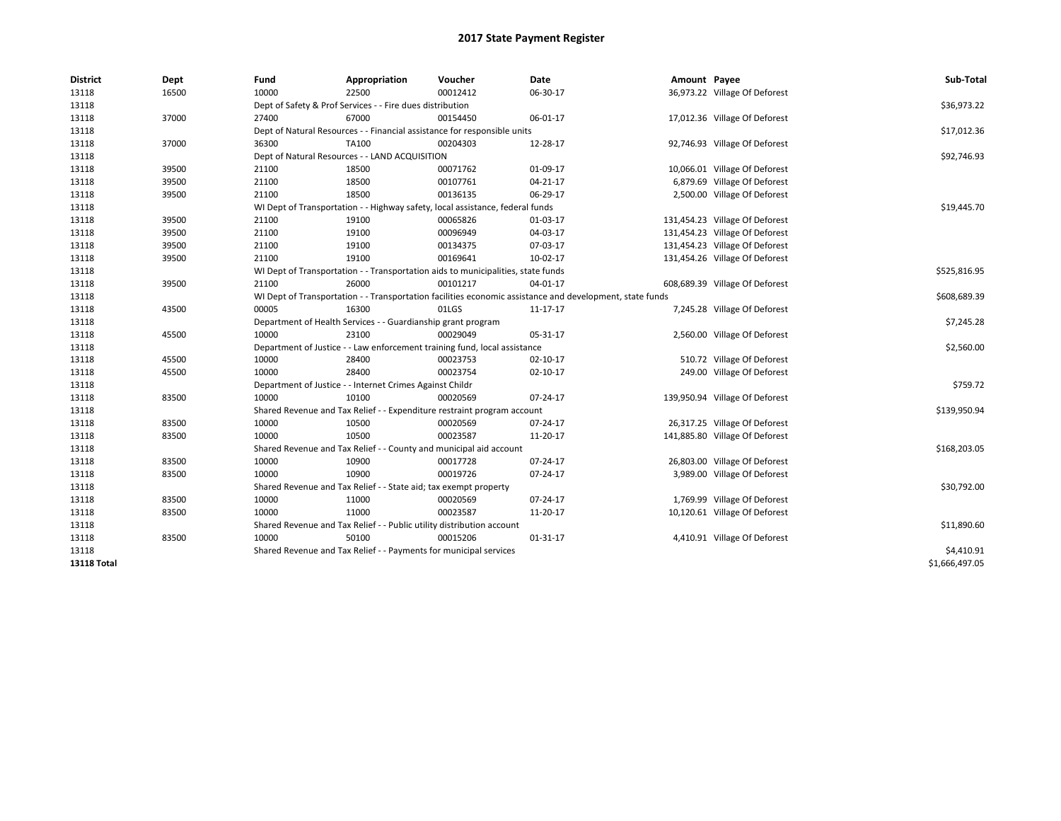# 2017 State Payment Register

| District | Dept | Fund | Appropriation | Voucher | Date | Amount | Payee | Sub-Total |
|---|---|---|---|---|---|---|---|---|
| 13118 | 16500 | 10000 | 22500 | 00012412 | 06-30-17 | 36,973.22 | Village Of Deforest | |
| 13118 | | Dept of Safety & Prof Services - - Fire dues distribution | | | | | | $36,973.22 |
| 13118 | 37000 | 27400 | 67000 | 00154450 | 06-01-17 | 17,012.36 | Village Of Deforest | |
| 13118 | | Dept of Natural Resources - - Financial assistance for responsible units | | | | | | $17,012.36 |
| 13118 | 37000 | 36300 | TA100 | 00204303 | 12-28-17 | 92,746.93 | Village Of Deforest | |
| 13118 | | Dept of Natural Resources - - LAND ACQUISITION | | | | | | $92,746.93 |
| 13118 | 39500 | 21100 | 18500 | 00071762 | 01-09-17 | 10,066.01 | Village Of Deforest | |
| 13118 | 39500 | 21100 | 18500 | 00107761 | 04-21-17 | 6,879.69 | Village Of Deforest | |
| 13118 | 39500 | 21100 | 18500 | 00136135 | 06-29-17 | 2,500.00 | Village Of Deforest | |
| 13118 | | WI Dept of Transportation - - Highway safety, local assistance, federal funds | | | | | | $19,445.70 |
| 13118 | 39500 | 21100 | 19100 | 00065826 | 01-03-17 | 131,454.23 | Village Of Deforest | |
| 13118 | 39500 | 21100 | 19100 | 00096949 | 04-03-17 | 131,454.23 | Village Of Deforest | |
| 13118 | 39500 | 21100 | 19100 | 00134375 | 07-03-17 | 131,454.23 | Village Of Deforest | |
| 13118 | 39500 | 21100 | 19100 | 00169641 | 10-02-17 | 131,454.26 | Village Of Deforest | |
| 13118 | | WI Dept of Transportation - - Transportation aids to municipalities, state funds | | | | | | $525,816.95 |
| 13118 | 39500 | 21100 | 26000 | 00101217 | 04-01-17 | 608,689.39 | Village Of Deforest | |
| 13118 | | WI Dept of Transportation - - Transportation facilities economic assistance and development, state funds | | | | | | $608,689.39 |
| 13118 | 43500 | 00005 | 16300 | 01LGS | 11-17-17 | 7,245.28 | Village Of Deforest | |
| 13118 | | Department of Health Services - - Guardianship grant program | | | | | | $7,245.28 |
| 13118 | 45500 | 10000 | 23100 | 00029049 | 05-31-17 | 2,560.00 | Village Of Deforest | |
| 13118 | | Department of Justice - - Law enforcement training fund, local assistance | | | | | | $2,560.00 |
| 13118 | 45500 | 10000 | 28400 | 00023753 | 02-10-17 | 510.72 | Village Of Deforest | |
| 13118 | 45500 | 10000 | 28400 | 00023754 | 02-10-17 | 249.00 | Village Of Deforest | |
| 13118 | | Department of Justice - - Internet Crimes Against Childr | | | | | | $759.72 |
| 13118 | 83500 | 10000 | 10100 | 00020569 | 07-24-17 | 139,950.94 | Village Of Deforest | |
| 13118 | | Shared Revenue and Tax Relief - - Expenditure restraint program account | | | | | | $139,950.94 |
| 13118 | 83500 | 10000 | 10500 | 00020569 | 07-24-17 | 26,317.25 | Village Of Deforest | |
| 13118 | 83500 | 10000 | 10500 | 00023587 | 11-20-17 | 141,885.80 | Village Of Deforest | |
| 13118 | | Shared Revenue and Tax Relief - - County and municipal aid account | | | | | | $168,203.05 |
| 13118 | 83500 | 10000 | 10900 | 00017728 | 07-24-17 | 26,803.00 | Village Of Deforest | |
| 13118 | 83500 | 10000 | 10900 | 00019726 | 07-24-17 | 3,989.00 | Village Of Deforest | |
| 13118 | | Shared Revenue and Tax Relief - - State aid; tax exempt property | | | | | | $30,792.00 |
| 13118 | 83500 | 10000 | 11000 | 00020569 | 07-24-17 | 1,769.99 | Village Of Deforest | |
| 13118 | 83500 | 10000 | 11000 | 00023587 | 11-20-17 | 10,120.61 | Village Of Deforest | |
| 13118 | | Shared Revenue and Tax Relief - - Public utility distribution account | | | | | | $11,890.60 |
| 13118 | 83500 | 10000 | 50100 | 00015206 | 01-31-17 | 4,410.91 | Village Of Deforest | |
| 13118 | | Shared Revenue and Tax Relief - - Payments for municipal services | | | | | | $4,410.91 |
| **13118 Total** | | | | | | | | $1,666,497.05 |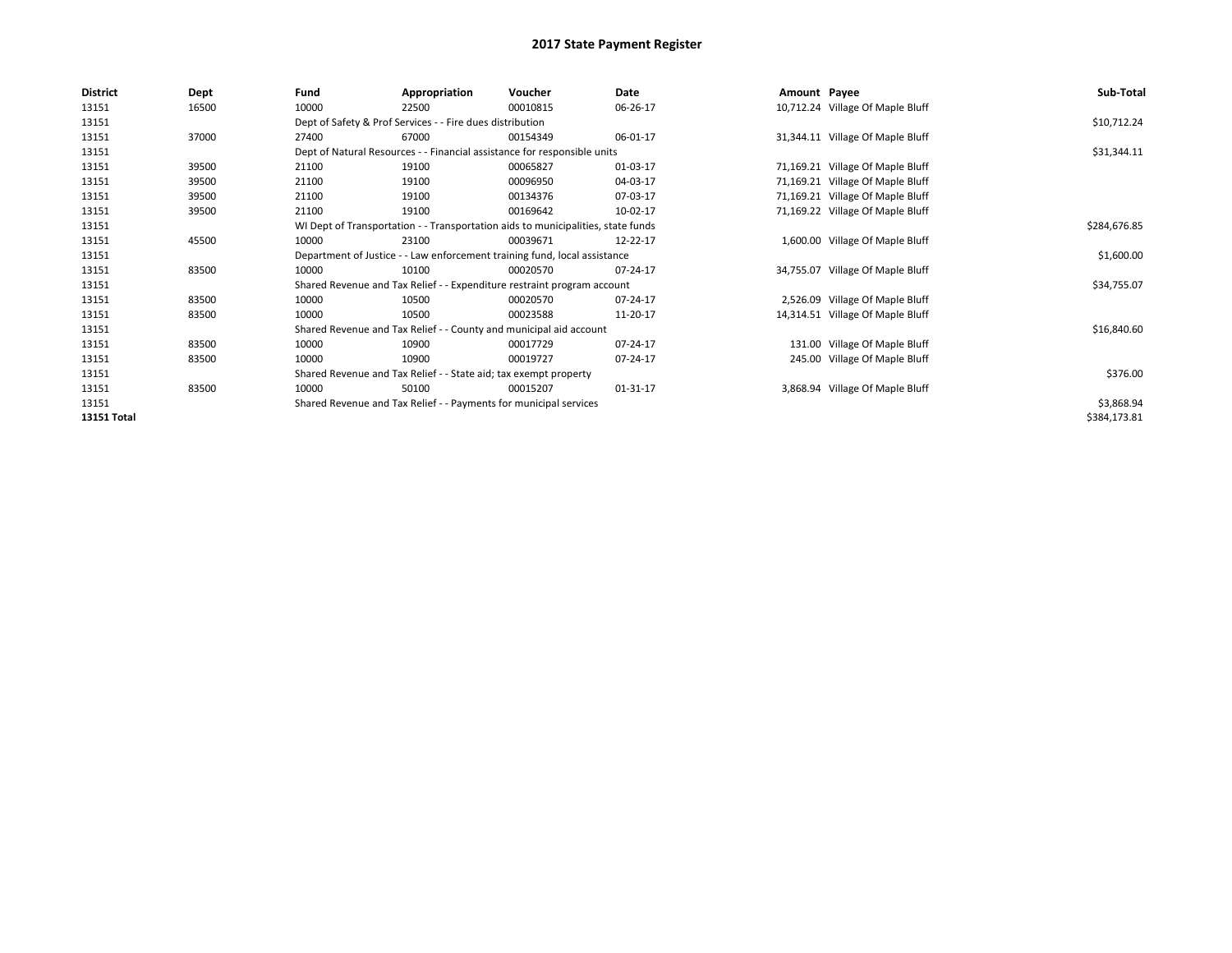# 2017 State Payment Register

| District | Dept | Fund | Appropriation | Voucher | Date | Amount | Payee | Sub-Total |
|---|---|---|---|---|---|---|---|---|
| 13151 | 16500 | 10000 | 22500 | 00010815 | 06-26-17 | 10,712.24 | Village Of Maple Bluff | |
| 13151 | | Dept of Safety & Prof Services - - Fire dues distribution | | | | | | $10,712.24 |
| 13151 | 37000 | 27400 | 67000 | 00154349 | 06-01-17 | 31,344.11 | Village Of Maple Bluff | |
| 13151 | | Dept of Natural Resources - - Financial assistance for responsible units | | | | | | $31,344.11 |
| 13151 | 39500 | 21100 | 19100 | 00065827 | 01-03-17 | 71,169.21 | Village Of Maple Bluff | |
| 13151 | 39500 | 21100 | 19100 | 00096950 | 04-03-17 | 71,169.21 | Village Of Maple Bluff | |
| 13151 | 39500 | 21100 | 19100 | 00134376 | 07-03-17 | 71,169.21 | Village Of Maple Bluff | |
| 13151 | 39500 | 21100 | 19100 | 00169642 | 10-02-17 | 71,169.22 | Village Of Maple Bluff | |
| 13151 | | WI Dept of Transportation - - Transportation aids to municipalities, state funds | | | | | | $284,676.85 |
| 13151 | 45500 | 10000 | 23100 | 00039671 | 12-22-17 | 1,600.00 | Village Of Maple Bluff | |
| 13151 | | Department of Justice - - Law enforcement training fund, local assistance | | | | | | $1,600.00 |
| 13151 | 83500 | 10000 | 10100 | 00020570 | 07-24-17 | 34,755.07 | Village Of Maple Bluff | |
| 13151 | | Shared Revenue and Tax Relief - - Expenditure restraint program account | | | | | | $34,755.07 |
| 13151 | 83500 | 10000 | 10500 | 00020570 | 07-24-17 | 2,526.09 | Village Of Maple Bluff | |
| 13151 | 83500 | 10000 | 10500 | 00023588 | 11-20-17 | 14,314.51 | Village Of Maple Bluff | |
| 13151 | | Shared Revenue and Tax Relief - - County and municipal aid account | | | | | | $16,840.60 |
| 13151 | 83500 | 10000 | 10900 | 00017729 | 07-24-17 | 131.00 | Village Of Maple Bluff | |
| 13151 | 83500 | 10000 | 10900 | 00019727 | 07-24-17 | 245.00 | Village Of Maple Bluff | |
| 13151 | | Shared Revenue and Tax Relief - - State aid; tax exempt property | | | | | | $376.00 |
| 13151 | 83500 | 10000 | 50100 | 00015207 | 01-31-17 | 3,868.94 | Village Of Maple Bluff | |
| 13151 | | Shared Revenue and Tax Relief - - Payments for municipal services | | | | | | $3,868.94 |
| **13151 Total** | | | | | | | | $384,173.81 |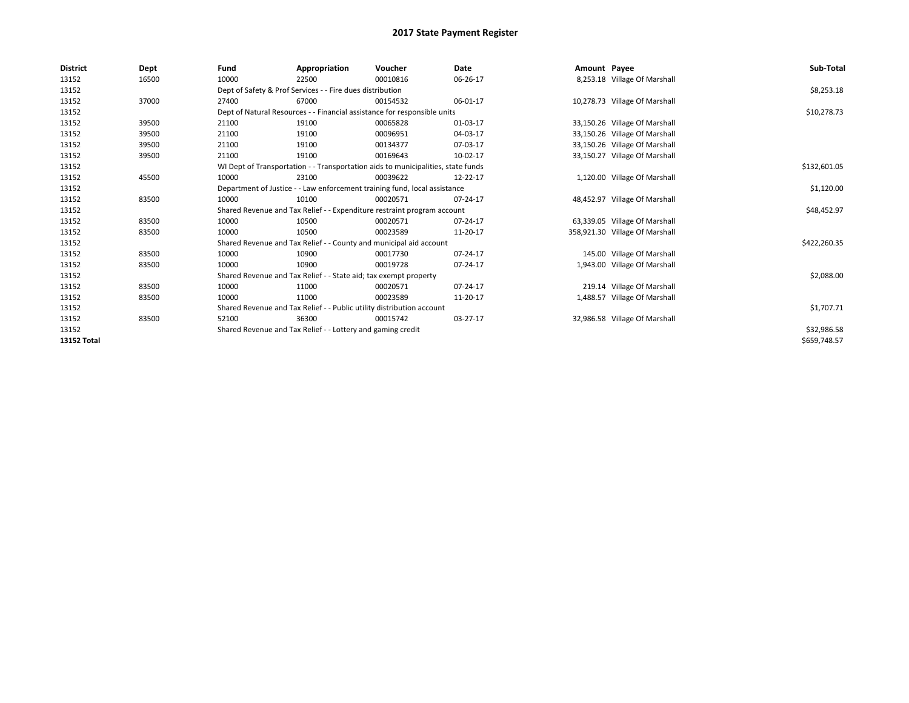# 2017 State Payment Register

| District | Dept | Fund | Appropriation | Voucher | Date | Amount | Payee | Sub-Total |
|---|---|---|---|---|---|---|---|---|
| 13152 | 16500 | 10000 | 22500 | 00010816 | 06-26-17 | 8,253.18 | Village Of Marshall | |
| 13152 | | Dept of Safety & Prof Services - - Fire dues distribution | | | | | | $8,253.18 |
| 13152 | 37000 | 27400 | 67000 | 00154532 | 06-01-17 | 10,278.73 | Village Of Marshall | |
| 13152 | | Dept of Natural Resources - - Financial assistance for responsible units | | | | | | $10,278.73 |
| 13152 | 39500 | 21100 | 19100 | 00065828 | 01-03-17 | 33,150.26 | Village Of Marshall | |
| 13152 | 39500 | 21100 | 19100 | 00096951 | 04-03-17 | 33,150.26 | Village Of Marshall | |
| 13152 | 39500 | 21100 | 19100 | 00134377 | 07-03-17 | 33,150.26 | Village Of Marshall | |
| 13152 | 39500 | 21100 | 19100 | 00169643 | 10-02-17 | 33,150.27 | Village Of Marshall | |
| 13152 | | WI Dept of Transportation - - Transportation aids to municipalities, state funds | | | | | | $132,601.05 |
| 13152 | 45500 | 10000 | 23100 | 00039622 | 12-22-17 | 1,120.00 | Village Of Marshall | |
| 13152 | | Department of Justice - - Law enforcement training fund, local assistance | | | | | | $1,120.00 |
| 13152 | 83500 | 10000 | 10100 | 00020571 | 07-24-17 | 48,452.97 | Village Of Marshall | |
| 13152 | | Shared Revenue and Tax Relief - - Expenditure restraint program account | | | | | | $48,452.97 |
| 13152 | 83500 | 10000 | 10500 | 00020571 | 07-24-17 | 63,339.05 | Village Of Marshall | |
| 13152 | 83500 | 10000 | 10500 | 00023589 | 11-20-17 | 358,921.30 | Village Of Marshall | |
| 13152 | | Shared Revenue and Tax Relief - - County and municipal aid account | | | | | | $422,260.35 |
| 13152 | 83500 | 10000 | 10900 | 00017730 | 07-24-17 | 145.00 | Village Of Marshall | |
| 13152 | 83500 | 10000 | 10900 | 00019728 | 07-24-17 | 1,943.00 | Village Of Marshall | |
| 13152 | | Shared Revenue and Tax Relief - - State aid; tax exempt property | | | | | | $2,088.00 |
| 13152 | 83500 | 10000 | 11000 | 00020571 | 07-24-17 | 219.14 | Village Of Marshall | |
| 13152 | 83500 | 10000 | 11000 | 00023589 | 11-20-17 | 1,488.57 | Village Of Marshall | |
| 13152 | | Shared Revenue and Tax Relief - - Public utility distribution account | | | | | | $1,707.71 |
| 13152 | 83500 | 52100 | 36300 | 00015742 | 03-27-17 | 32,986.58 | Village Of Marshall | |
| 13152 | | Shared Revenue and Tax Relief - - Lottery and gaming credit | | | | | | $32,986.58 |
| **13152 Total** | | | | | | | | $659,748.57 |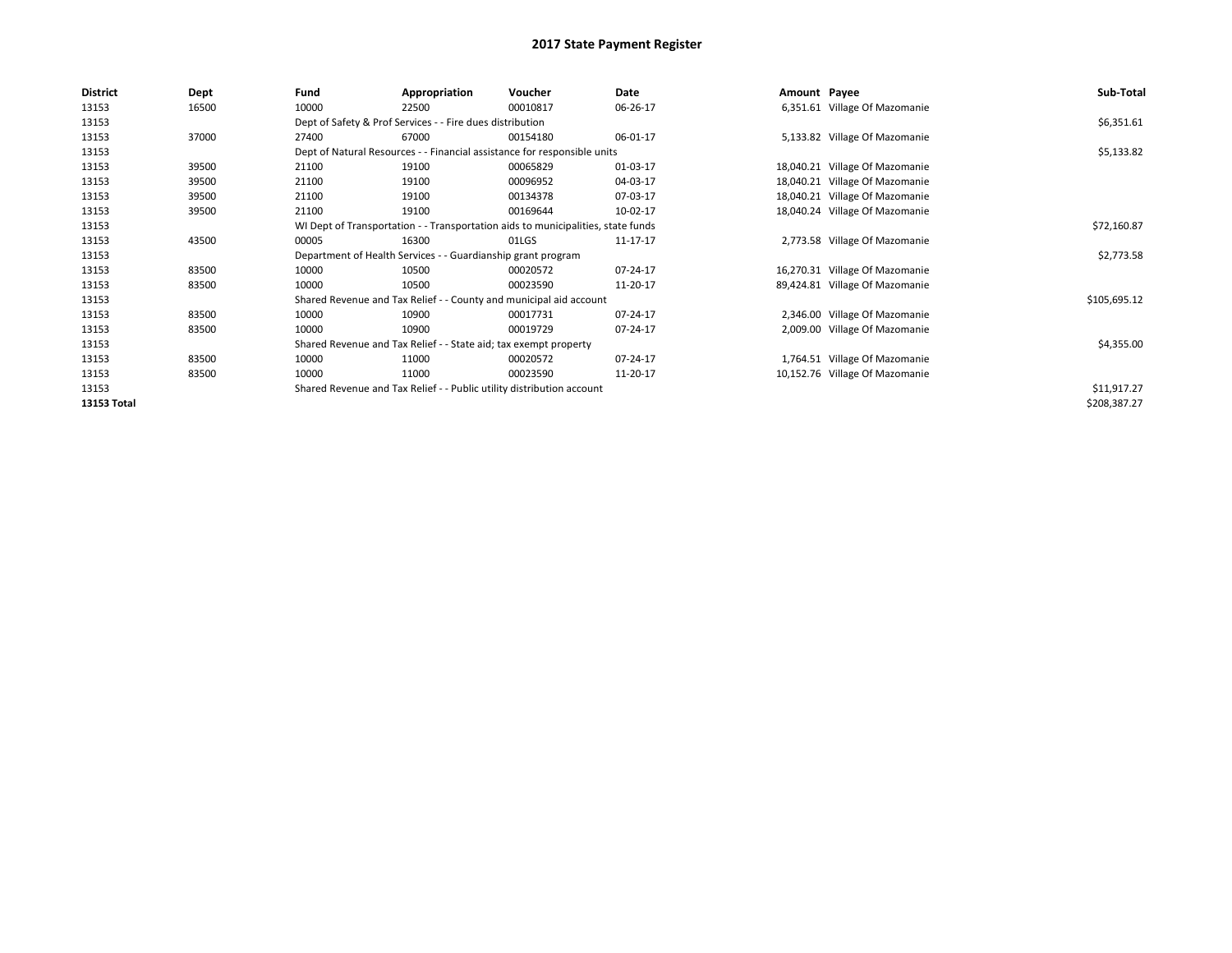# 2017 State Payment Register

| District | Dept | Fund | Appropriation | Voucher | Date | Amount | Payee | Sub-Total |
|---|---|---|---|---|---|---|---|---|
| 13153 | 16500 | 10000 | 22500 | 00010817 | 06-26-17 | 6,351.61 | Village Of Mazomanie | |
| 13153 | | Dept of Safety & Prof Services - - Fire dues distribution | | | | | | $6,351.61 |
| 13153 | 37000 | 27400 | 67000 | 00154180 | 06-01-17 | 5,133.82 | Village Of Mazomanie | |
| 13153 | | Dept of Natural Resources - - Financial assistance for responsible units | | | | | | $5,133.82 |
| 13153 | 39500 | 21100 | 19100 | 00065829 | 01-03-17 | 18,040.21 | Village Of Mazomanie | |
| 13153 | 39500 | 21100 | 19100 | 00096952 | 04-03-17 | 18,040.21 | Village Of Mazomanie | |
| 13153 | 39500 | 21100 | 19100 | 00134378 | 07-03-17 | 18,040.21 | Village Of Mazomanie | |
| 13153 | 39500 | 21100 | 19100 | 00169644 | 10-02-17 | 18,040.24 | Village Of Mazomanie | |
| 13153 | | WI Dept of Transportation - - Transportation aids to municipalities, state funds | | | | | | $72,160.87 |
| 13153 | 43500 | 00005 | 16300 | 01LGS | 11-17-17 | 2,773.58 | Village Of Mazomanie | |
| 13153 | | Department of Health Services - - Guardianship grant program | | | | | | $2,773.58 |
| 13153 | 83500 | 10000 | 10500 | 00020572 | 07-24-17 | 16,270.31 | Village Of Mazomanie | |
| 13153 | 83500 | 10000 | 10500 | 00023590 | 11-20-17 | 89,424.81 | Village Of Mazomanie | |
| 13153 | | Shared Revenue and Tax Relief - - County and municipal aid account | | | | | | $105,695.12 |
| 13153 | 83500 | 10000 | 10900 | 00017731 | 07-24-17 | 2,346.00 | Village Of Mazomanie | |
| 13153 | 83500 | 10000 | 10900 | 00019729 | 07-24-17 | 2,009.00 | Village Of Mazomanie | |
| 13153 | | Shared Revenue and Tax Relief - - State aid; tax exempt property | | | | | | $4,355.00 |
| 13153 | 83500 | 10000 | 11000 | 00020572 | 07-24-17 | 1,764.51 | Village Of Mazomanie | |
| 13153 | 83500 | 10000 | 11000 | 00023590 | 11-20-17 | 10,152.76 | Village Of Mazomanie | |
| 13153 | | Shared Revenue and Tax Relief - - Public utility distribution account | | | | | | $11,917.27 |
| **13153 Total** | | | | | | | | $208,387.27 |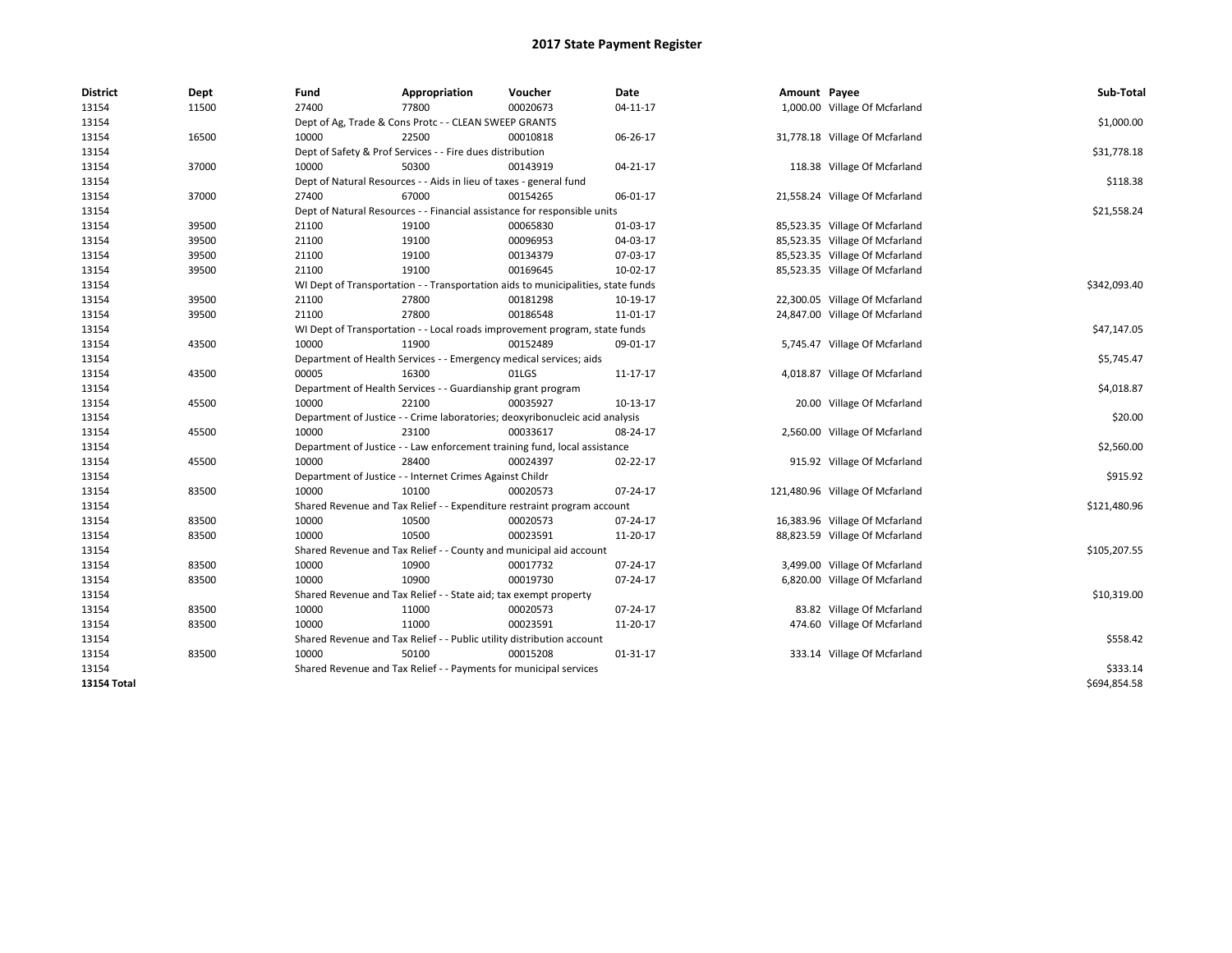# 2017 State Payment Register

| District | Dept | Fund | Appropriation | Voucher | Date | Amount | Payee | Sub-Total |
|---|---|---|---|---|---|---|---|---|
| 13154 | 11500 | 27400 | 77800 | 00020673 | 04-11-17 | 1,000.00 | Village Of Mcfarland | |
| 13154 | | Dept of Ag, Trade & Cons Protc - - CLEAN SWEEP GRANTS | | | | | | $1,000.00 |
| 13154 | 16500 | 10000 | 22500 | 00010818 | 06-26-17 | 31,778.18 | Village Of Mcfarland | |
| 13154 | | Dept of Safety & Prof Services - - Fire dues distribution | | | | | | $31,778.18 |
| 13154 | 37000 | 10000 | 50300 | 00143919 | 04-21-17 | 118.38 | Village Of Mcfarland | |
| 13154 | | Dept of Natural Resources - - Aids in lieu of taxes - general fund | | | | | | $118.38 |
| 13154 | 37000 | 27400 | 67000 | 00154265 | 06-01-17 | 21,558.24 | Village Of Mcfarland | |
| 13154 | | Dept of Natural Resources - - Financial assistance for responsible units | | | | | | $21,558.24 |
| 13154 | 39500 | 21100 | 19100 | 00065830 | 01-03-17 | 85,523.35 | Village Of Mcfarland | |
| 13154 | 39500 | 21100 | 19100 | 00096953 | 04-03-17 | 85,523.35 | Village Of Mcfarland | |
| 13154 | 39500 | 21100 | 19100 | 00134379 | 07-03-17 | 85,523.35 | Village Of Mcfarland | |
| 13154 | 39500 | 21100 | 19100 | 00169645 | 10-02-17 | 85,523.35 | Village Of Mcfarland | |
| 13154 | | WI Dept of Transportation - - Transportation aids to municipalities, state funds | | | | | | $342,093.40 |
| 13154 | 39500 | 21100 | 27800 | 00181298 | 10-19-17 | 22,300.05 | Village Of Mcfarland | |
| 13154 | 39500 | 21100 | 27800 | 00186548 | 11-01-17 | 24,847.00 | Village Of Mcfarland | |
| 13154 | | WI Dept of Transportation - - Local roads improvement program, state funds | | | | | | $47,147.05 |
| 13154 | 43500 | 10000 | 11900 | 00152489 | 09-01-17 | 5,745.47 | Village Of Mcfarland | |
| 13154 | | Department of Health Services - - Emergency medical services; aids | | | | | | $5,745.47 |
| 13154 | 43500 | 00005 | 16300 | 01LGS | 11-17-17 | 4,018.87 | Village Of Mcfarland | |
| 13154 | | Department of Health Services - - Guardianship grant program | | | | | | $4,018.87 |
| 13154 | 45500 | 10000 | 22100 | 00035927 | 10-13-17 | 20.00 | Village Of Mcfarland | |
| 13154 | | Department of Justice - - Crime laboratories; deoxyribonucleic acid analysis | | | | | | $20.00 |
| 13154 | 45500 | 10000 | 23100 | 00033617 | 08-24-17 | 2,560.00 | Village Of Mcfarland | |
| 13154 | | Department of Justice - - Law enforcement training fund, local assistance | | | | | | $2,560.00 |
| 13154 | 45500 | 10000 | 28400 | 00024397 | 02-22-17 | 915.92 | Village Of Mcfarland | |
| 13154 | | Department of Justice - - Internet Crimes Against Childr | | | | | | $915.92 |
| 13154 | 83500 | 10000 | 10100 | 00020573 | 07-24-17 | 121,480.96 | Village Of Mcfarland | |
| 13154 | | Shared Revenue and Tax Relief - - Expenditure restraint program account | | | | | | $121,480.96 |
| 13154 | 83500 | 10000 | 10500 | 00020573 | 07-24-17 | 16,383.96 | Village Of Mcfarland | |
| 13154 | 83500 | 10000 | 10500 | 00023591 | 11-20-17 | 88,823.59 | Village Of Mcfarland | |
| 13154 | | Shared Revenue and Tax Relief - - County and municipal aid account | | | | | | $105,207.55 |
| 13154 | 83500 | 10000 | 10900 | 00017732 | 07-24-17 | 3,499.00 | Village Of Mcfarland | |
| 13154 | 83500 | 10000 | 10900 | 00019730 | 07-24-17 | 6,820.00 | Village Of Mcfarland | |
| 13154 | | Shared Revenue and Tax Relief - - State aid; tax exempt property | | | | | | $10,319.00 |
| 13154 | 83500 | 10000 | 11000 | 00020573 | 07-24-17 | 83.82 | Village Of Mcfarland | |
| 13154 | 83500 | 10000 | 11000 | 00023591 | 11-20-17 | 474.60 | Village Of Mcfarland | |
| 13154 | | Shared Revenue and Tax Relief - - Public utility distribution account | | | | | | $558.42 |
| 13154 | 83500 | 10000 | 50100 | 00015208 | 01-31-17 | 333.14 | Village Of Mcfarland | |
| 13154 | | Shared Revenue and Tax Relief - - Payments for municipal services | | | | | | $333.14 |
| **13154 Total** | | | | | | | | $694,854.58 |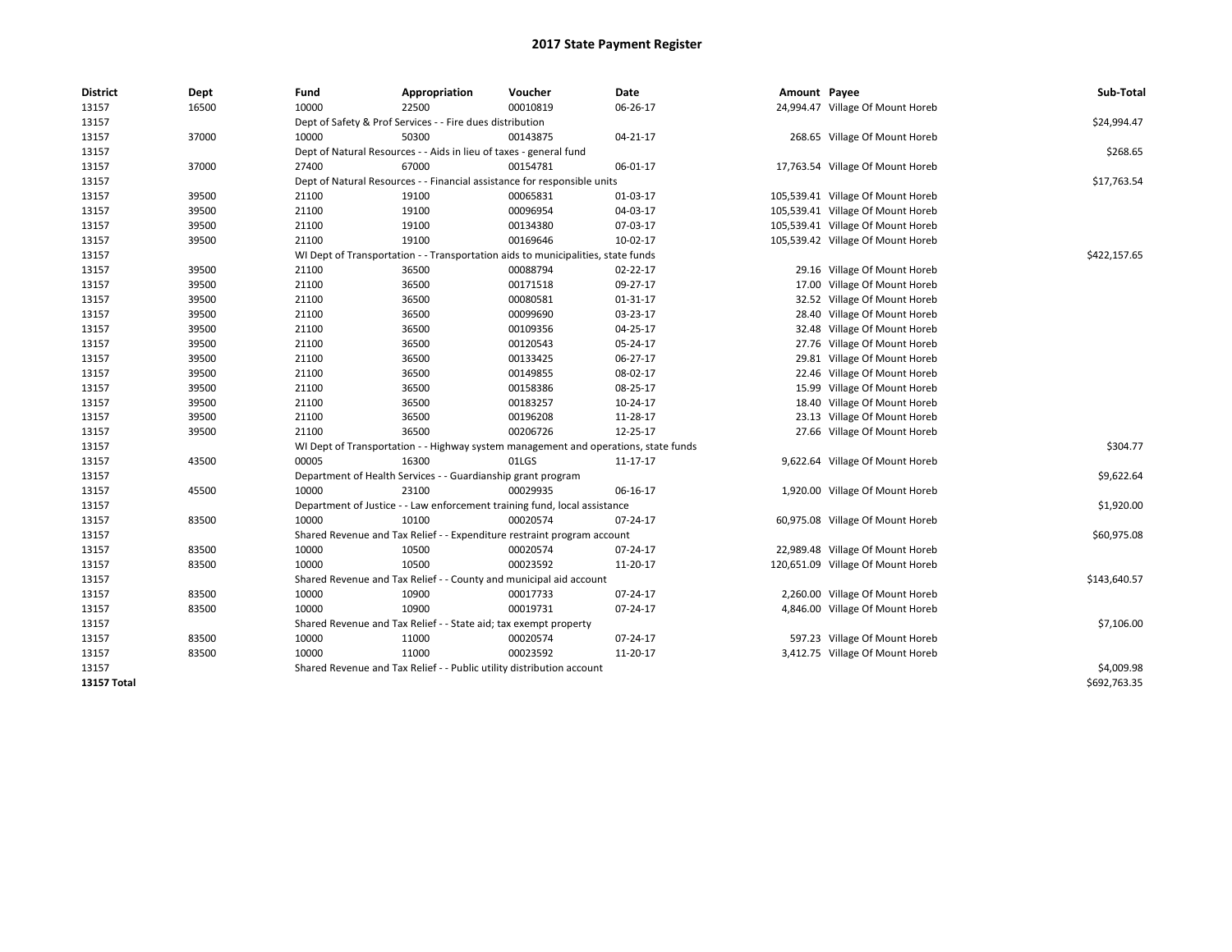# 2017 State Payment Register

| District | Dept | Fund | Appropriation | Voucher | Date | Amount | Payee | Sub-Total |
|---|---|---|---|---|---|---|---|---|
| 13157 | 16500 | 10000 | 22500 | 00010819 | 06-26-17 | 24,994.47 | Village Of Mount Horeb | |
| 13157 | | Dept of Safety & Prof Services - - Fire dues distribution | | | | | | $24,994.47 |
| 13157 | 37000 | 10000 | 50300 | 00143875 | 04-21-17 | 268.65 | Village Of Mount Horeb | |
| 13157 | | Dept of Natural Resources - - Aids in lieu of taxes - general fund | | | | | | $268.65 |
| 13157 | 37000 | 27400 | 67000 | 00154781 | 06-01-17 | 17,763.54 | Village Of Mount Horeb | |
| 13157 | | Dept of Natural Resources - - Financial assistance for responsible units | | | | | | $17,763.54 |
| 13157 | 39500 | 21100 | 19100 | 00065831 | 01-03-17 | 105,539.41 | Village Of Mount Horeb | |
| 13157 | 39500 | 21100 | 19100 | 00096954 | 04-03-17 | 105,539.41 | Village Of Mount Horeb | |
| 13157 | 39500 | 21100 | 19100 | 00134380 | 07-03-17 | 105,539.41 | Village Of Mount Horeb | |
| 13157 | 39500 | 21100 | 19100 | 00169646 | 10-02-17 | 105,539.42 | Village Of Mount Horeb | |
| 13157 | | WI Dept of Transportation - - Transportation aids to municipalities, state funds | | | | | | $422,157.65 |
| 13157 | 39500 | 21100 | 36500 | 00088794 | 02-22-17 | 29.16 | Village Of Mount Horeb | |
| 13157 | 39500 | 21100 | 36500 | 00171518 | 09-27-17 | 17.00 | Village Of Mount Horeb | |
| 13157 | 39500 | 21100 | 36500 | 00080581 | 01-31-17 | 32.52 | Village Of Mount Horeb | |
| 13157 | 39500 | 21100 | 36500 | 00099690 | 03-23-17 | 28.40 | Village Of Mount Horeb | |
| 13157 | 39500 | 21100 | 36500 | 00109356 | 04-25-17 | 32.48 | Village Of Mount Horeb | |
| 13157 | 39500 | 21100 | 36500 | 00120543 | 05-24-17 | 27.76 | Village Of Mount Horeb | |
| 13157 | 39500 | 21100 | 36500 | 00133425 | 06-27-17 | 29.81 | Village Of Mount Horeb | |
| 13157 | 39500 | 21100 | 36500 | 00149855 | 08-02-17 | 22.46 | Village Of Mount Horeb | |
| 13157 | 39500 | 21100 | 36500 | 00158386 | 08-25-17 | 15.99 | Village Of Mount Horeb | |
| 13157 | 39500 | 21100 | 36500 | 00183257 | 10-24-17 | 18.40 | Village Of Mount Horeb | |
| 13157 | 39500 | 21100 | 36500 | 00196208 | 11-28-17 | 23.13 | Village Of Mount Horeb | |
| 13157 | 39500 | 21100 | 36500 | 00206726 | 12-25-17 | 27.66 | Village Of Mount Horeb | |
| 13157 | | WI Dept of Transportation - - Highway system management and operations, state funds | | | | | | $304.77 |
| 13157 | 43500 | 00005 | 16300 | 01LGS | 11-17-17 | 9,622.64 | Village Of Mount Horeb | |
| 13157 | | Department of Health Services - - Guardianship grant program | | | | | | $9,622.64 |
| 13157 | 45500 | 10000 | 23100 | 00029935 | 06-16-17 | 1,920.00 | Village Of Mount Horeb | |
| 13157 | | Department of Justice - - Law enforcement training fund, local assistance | | | | | | $1,920.00 |
| 13157 | 83500 | 10000 | 10100 | 00020574 | 07-24-17 | 60,975.08 | Village Of Mount Horeb | |
| 13157 | | Shared Revenue and Tax Relief - - Expenditure restraint program account | | | | | | $60,975.08 |
| 13157 | 83500 | 10000 | 10500 | 00020574 | 07-24-17 | 22,989.48 | Village Of Mount Horeb | |
| 13157 | 83500 | 10000 | 10500 | 00023592 | 11-20-17 | 120,651.09 | Village Of Mount Horeb | |
| 13157 | | Shared Revenue and Tax Relief - - County and municipal aid account | | | | | | $143,640.57 |
| 13157 | 83500 | 10000 | 10900 | 00017733 | 07-24-17 | 2,260.00 | Village Of Mount Horeb | |
| 13157 | 83500 | 10000 | 10900 | 00019731 | 07-24-17 | 4,846.00 | Village Of Mount Horeb | |
| 13157 | | Shared Revenue and Tax Relief - - State aid; tax exempt property | | | | | | $7,106.00 |
| 13157 | 83500 | 10000 | 11000 | 00020574 | 07-24-17 | 597.23 | Village Of Mount Horeb | |
| 13157 | 83500 | 10000 | 11000 | 00023592 | 11-20-17 | 3,412.75 | Village Of Mount Horeb | |
| 13157 | | Shared Revenue and Tax Relief - - Public utility distribution account | | | | | | $4,009.98 |
| **13157 Total** | | | | | | | | $692,763.35 |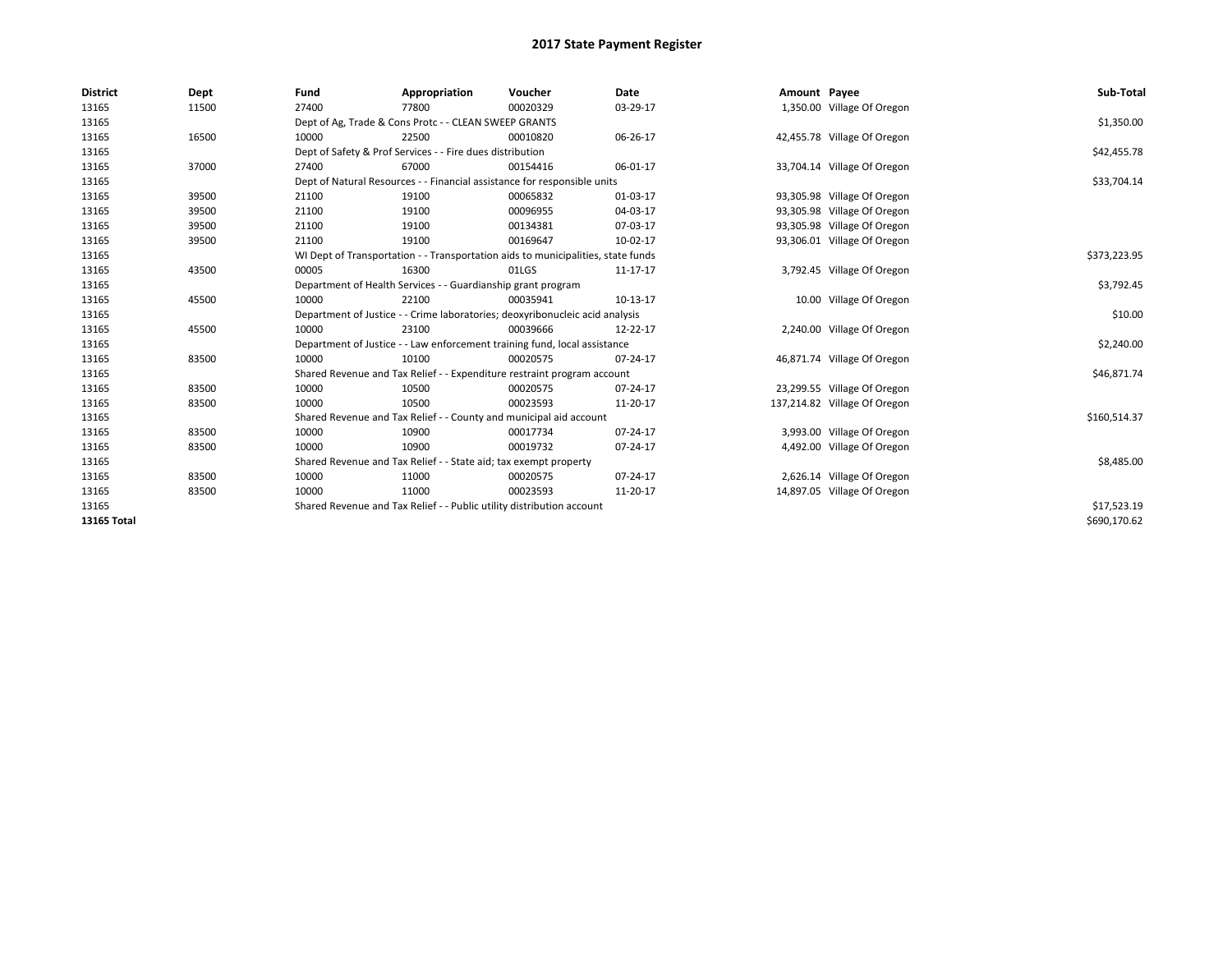# 2017 State Payment Register

| District | Dept | Fund | Appropriation | Voucher | Date | Amount | Payee | Sub-Total |
|---|---|---|---|---|---|---|---|---|
| 13165 | 11500 | 27400 | 77800 | 00020329 | 03-29-17 | 1,350.00 | Village Of Oregon | |
| 13165 | | Dept of Ag, Trade & Cons Protc - - CLEAN SWEEP GRANTS | | | | | | $1,350.00 |
| 13165 | 16500 | 10000 | 22500 | 00010820 | 06-26-17 | 42,455.78 | Village Of Oregon | |
| 13165 | | Dept of Safety & Prof Services - - Fire dues distribution | | | | | | $42,455.78 |
| 13165 | 37000 | 27400 | 67000 | 00154416 | 06-01-17 | 33,704.14 | Village Of Oregon | |
| 13165 | | Dept of Natural Resources - - Financial assistance for responsible units | | | | | | $33,704.14 |
| 13165 | 39500 | 21100 | 19100 | 00065832 | 01-03-17 | 93,305.98 | Village Of Oregon | |
| 13165 | 39500 | 21100 | 19100 | 00096955 | 04-03-17 | 93,305.98 | Village Of Oregon | |
| 13165 | 39500 | 21100 | 19100 | 00134381 | 07-03-17 | 93,305.98 | Village Of Oregon | |
| 13165 | 39500 | 21100 | 19100 | 00169647 | 10-02-17 | 93,306.01 | Village Of Oregon | |
| 13165 | | WI Dept of Transportation - - Transportation aids to municipalities, state funds | | | | | | $373,223.95 |
| 13165 | 43500 | 00005 | 16300 | 01LGS | 11-17-17 | 3,792.45 | Village Of Oregon | |
| 13165 | | Department of Health Services - - Guardianship grant program | | | | | | $3,792.45 |
| 13165 | 45500 | 10000 | 22100 | 00035941 | 10-13-17 | 10.00 | Village Of Oregon | |
| 13165 | | Department of Justice - - Crime laboratories; deoxyribonucleic acid analysis | | | | | | $10.00 |
| 13165 | 45500 | 10000 | 23100 | 00039666 | 12-22-17 | 2,240.00 | Village Of Oregon | |
| 13165 | | Department of Justice - - Law enforcement training fund, local assistance | | | | | | $2,240.00 |
| 13165 | 83500 | 10000 | 10100 | 00020575 | 07-24-17 | 46,871.74 | Village Of Oregon | |
| 13165 | | Shared Revenue and Tax Relief - - Expenditure restraint program account | | | | | | $46,871.74 |
| 13165 | 83500 | 10000 | 10500 | 00020575 | 07-24-17 | 23,299.55 | Village Of Oregon | |
| 13165 | 83500 | 10000 | 10500 | 00023593 | 11-20-17 | 137,214.82 | Village Of Oregon | |
| 13165 | | Shared Revenue and Tax Relief - - County and municipal aid account | | | | | | $160,514.37 |
| 13165 | 83500 | 10000 | 10900 | 00017734 | 07-24-17 | 3,993.00 | Village Of Oregon | |
| 13165 | 83500 | 10000 | 10900 | 00019732 | 07-24-17 | 4,492.00 | Village Of Oregon | |
| 13165 | | Shared Revenue and Tax Relief - - State aid; tax exempt property | | | | | | $8,485.00 |
| 13165 | 83500 | 10000 | 11000 | 00020575 | 07-24-17 | 2,626.14 | Village Of Oregon | |
| 13165 | 83500 | 10000 | 11000 | 00023593 | 11-20-17 | 14,897.05 | Village Of Oregon | |
| 13165 | | Shared Revenue and Tax Relief - - Public utility distribution account | | | | | | $17,523.19 |
| **13165 Total** | | | | | | | | $690,170.62 |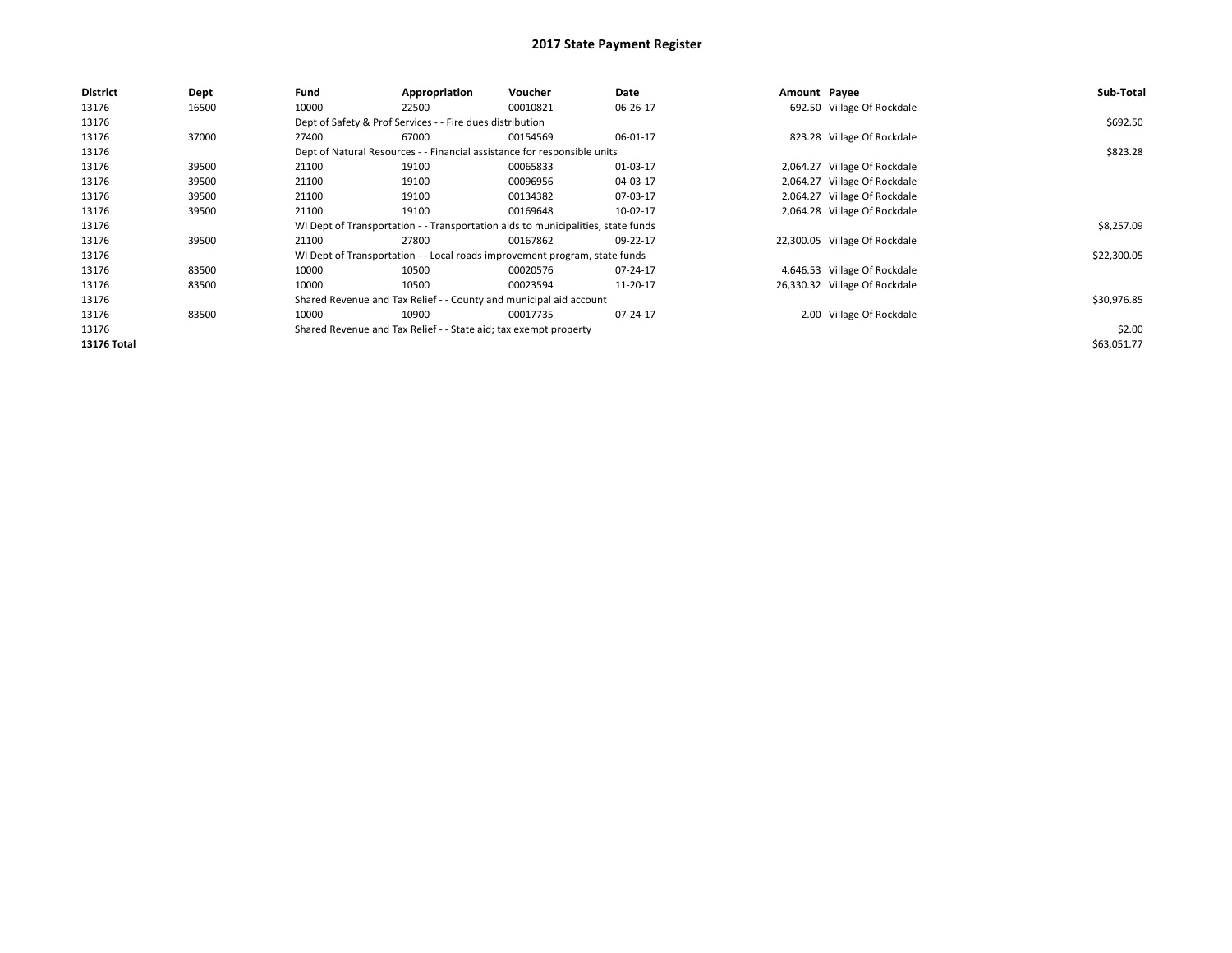# 2017 State Payment Register

| District | Dept | Fund | Appropriation | Voucher | Date | Amount | Payee | Sub-Total |
|---|---|---|---|---|---|---|---|---|
| 13176 | 16500 | 10000 | 22500 | 00010821 | 06-26-17 | 692.50 | Village Of Rockdale | |
| 13176 | | Dept of Safety & Prof Services - - Fire dues distribution | | | | | | $692.50 |
| 13176 | 37000 | 27400 | 67000 | 00154569 | 06-01-17 | 823.28 | Village Of Rockdale | |
| 13176 | | Dept of Natural Resources - - Financial assistance for responsible units | | | | | | $823.28 |
| 13176 | 39500 | 21100 | 19100 | 00065833 | 01-03-17 | 2,064.27 | Village Of Rockdale | |
| 13176 | 39500 | 21100 | 19100 | 00096956 | 04-03-17 | 2,064.27 | Village Of Rockdale | |
| 13176 | 39500 | 21100 | 19100 | 00134382 | 07-03-17 | 2,064.27 | Village Of Rockdale | |
| 13176 | 39500 | 21100 | 19100 | 00169648 | 10-02-17 | 2,064.28 | Village Of Rockdale | |
| 13176 | | WI Dept of Transportation - - Transportation aids to municipalities, state funds | | | | | | $8,257.09 |
| 13176 | 39500 | 21100 | 27800 | 00167862 | 09-22-17 | 22,300.05 | Village Of Rockdale | |
| 13176 | | WI Dept of Transportation - - Local roads improvement program, state funds | | | | | | $22,300.05 |
| 13176 | 83500 | 10000 | 10500 | 00020576 | 07-24-17 | 4,646.53 | Village Of Rockdale | |
| 13176 | 83500 | 10000 | 10500 | 00023594 | 11-20-17 | 26,330.32 | Village Of Rockdale | |
| 13176 | | Shared Revenue and Tax Relief - - County and municipal aid account | | | | | | $30,976.85 |
| 13176 | 83500 | 10000 | 10900 | 00017735 | 07-24-17 | 2.00 | Village Of Rockdale | |
| 13176 | | Shared Revenue and Tax Relief - - State aid; tax exempt property | | | | | | $2.00 |
| **13176 Total** | | | | | | | | $63,051.77 |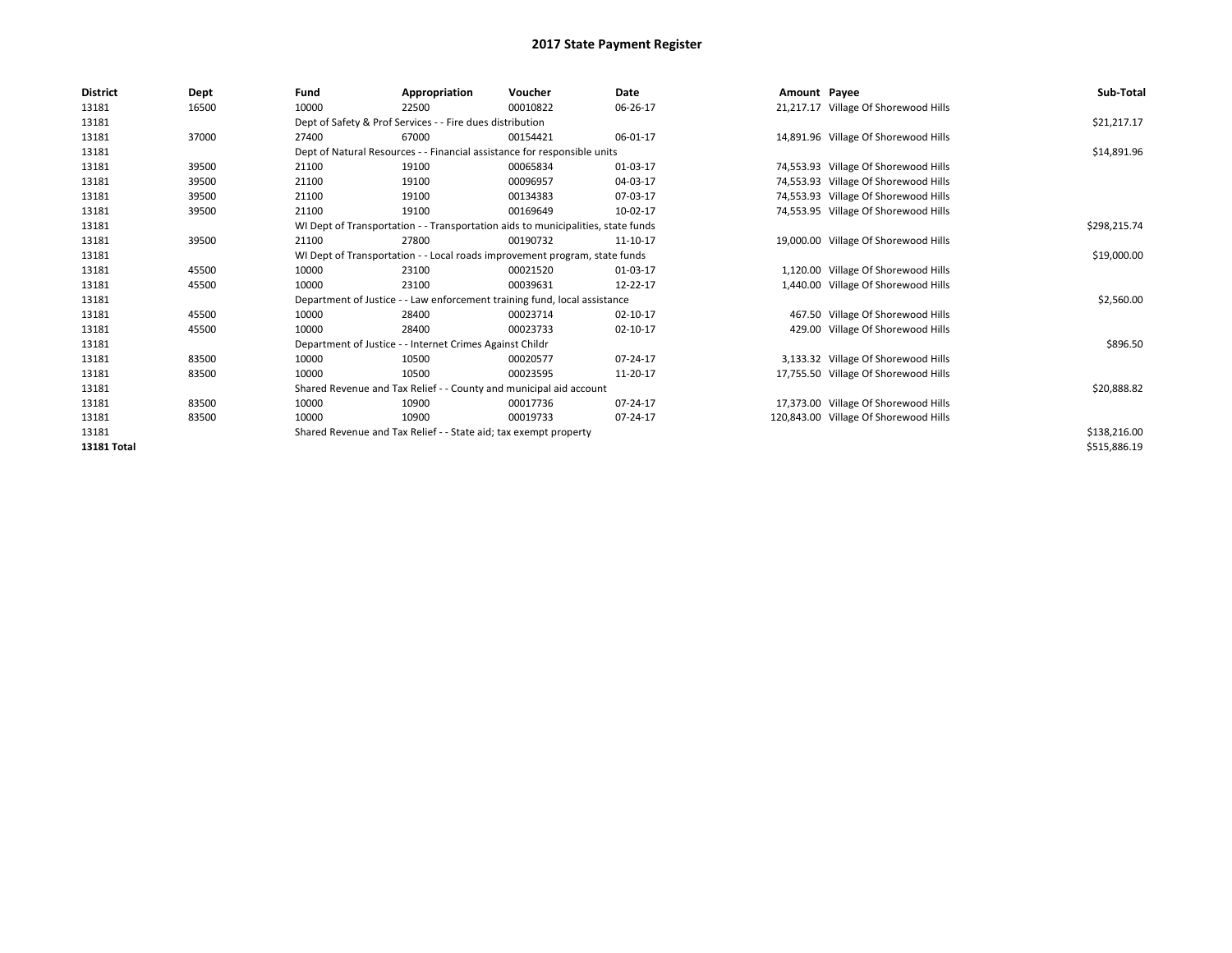# 2017 State Payment Register

| District | Dept | Fund | Appropriation | Voucher | Date | Amount | Payee | Sub-Total |
|---|---|---|---|---|---|---|---|---|
| 13181 | 16500 | 10000 | 22500 | 00010822 | 06-26-17 | 21,217.17 | Village Of Shorewood Hills | |
| 13181 | | Dept of Safety & Prof Services - - Fire dues distribution | | | | | | $21,217.17 |
| 13181 | 37000 | 27400 | 67000 | 00154421 | 06-01-17 | 14,891.96 | Village Of Shorewood Hills | |
| 13181 | | Dept of Natural Resources - - Financial assistance for responsible units | | | | | | $14,891.96 |
| 13181 | 39500 | 21100 | 19100 | 00065834 | 01-03-17 | 74,553.93 | Village Of Shorewood Hills | |
| 13181 | 39500 | 21100 | 19100 | 00096957 | 04-03-17 | 74,553.93 | Village Of Shorewood Hills | |
| 13181 | 39500 | 21100 | 19100 | 00134383 | 07-03-17 | 74,553.93 | Village Of Shorewood Hills | |
| 13181 | 39500 | 21100 | 19100 | 00169649 | 10-02-17 | 74,553.95 | Village Of Shorewood Hills | |
| 13181 | | WI Dept of Transportation - - Transportation aids to municipalities, state funds | | | | | | $298,215.74 |
| 13181 | 39500 | 21100 | 27800 | 00190732 | 11-10-17 | 19,000.00 | Village Of Shorewood Hills | |
| 13181 | | WI Dept of Transportation - - Local roads improvement program, state funds | | | | | | $19,000.00 |
| 13181 | 45500 | 10000 | 23100 | 00021520 | 01-03-17 | 1,120.00 | Village Of Shorewood Hills | |
| 13181 | 45500 | 10000 | 23100 | 00039631 | 12-22-17 | 1,440.00 | Village Of Shorewood Hills | |
| 13181 | | Department of Justice - - Law enforcement training fund, local assistance | | | | | | $2,560.00 |
| 13181 | 45500 | 10000 | 28400 | 00023714 | 02-10-17 | 467.50 | Village Of Shorewood Hills | |
| 13181 | 45500 | 10000 | 28400 | 00023733 | 02-10-17 | 429.00 | Village Of Shorewood Hills | |
| 13181 | | Department of Justice - - Internet Crimes Against Childr | | | | | | $896.50 |
| 13181 | 83500 | 10000 | 10500 | 00020577 | 07-24-17 | 3,133.32 | Village Of Shorewood Hills | |
| 13181 | 83500 | 10000 | 10500 | 00023595 | 11-20-17 | 17,755.50 | Village Of Shorewood Hills | |
| 13181 | | Shared Revenue and Tax Relief - - County and municipal aid account | | | | | | $20,888.82 |
| 13181 | 83500 | 10000 | 10900 | 00017736 | 07-24-17 | 17,373.00 | Village Of Shorewood Hills | |
| 13181 | 83500 | 10000 | 10900 | 00019733 | 07-24-17 | 120,843.00 | Village Of Shorewood Hills | |
| 13181 | | Shared Revenue and Tax Relief - - State aid; tax exempt property | | | | | | $138,216.00 |
| **13181 Total** | | | | | | | | $515,886.19 |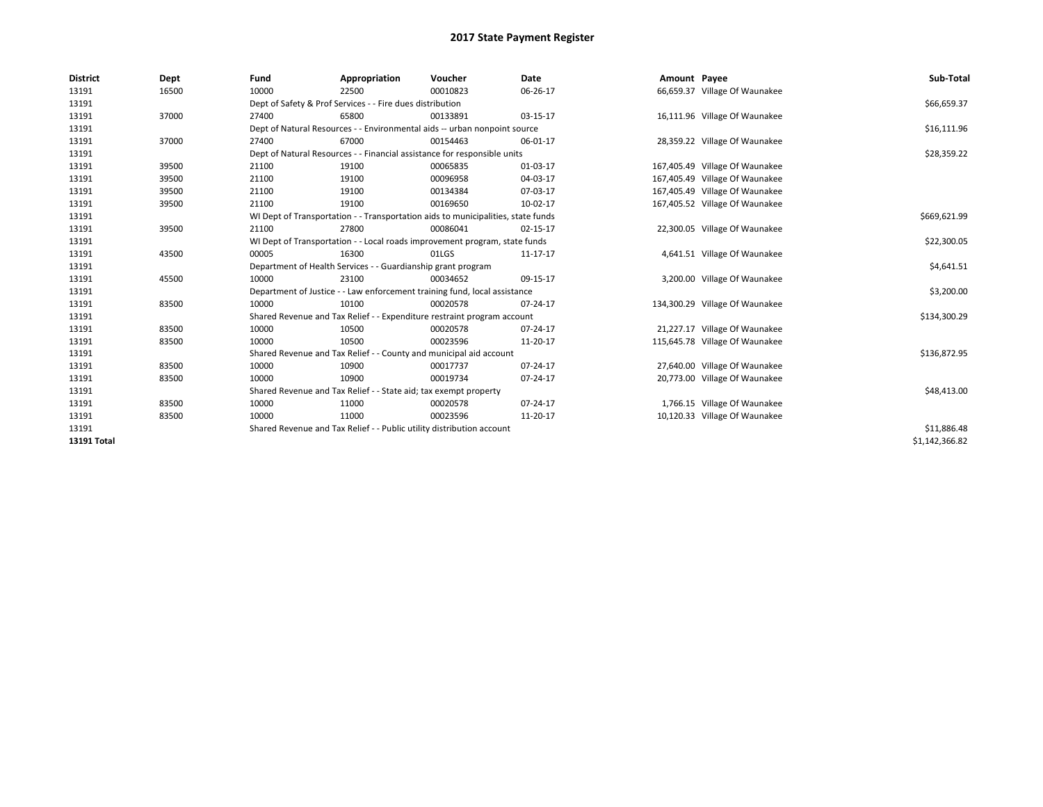# 2017 State Payment Register

| District | Dept | Fund | Appropriation | Voucher | Date | Amount | Payee | Sub-Total |
|---|---|---|---|---|---|---|---|---|
| 13191 | 16500 | 10000 | 22500 | 00010823 | 06-26-17 | 66,659.37 | Village Of Waunakee | |
| 13191 | | Dept of Safety & Prof Services - - Fire dues distribution | | | | | | $66,659.37 |
| 13191 | 37000 | 27400 | 65800 | 00133891 | 03-15-17 | 16,111.96 | Village Of Waunakee | |
| 13191 | | Dept of Natural Resources - - Environmental aids -- urban nonpoint source | | | | | | $16,111.96 |
| 13191 | 37000 | 27400 | 67000 | 00154463 | 06-01-17 | 28,359.22 | Village Of Waunakee | |
| 13191 | | Dept of Natural Resources - - Financial assistance for responsible units | | | | | | $28,359.22 |
| 13191 | 39500 | 21100 | 19100 | 00065835 | 01-03-17 | 167,405.49 | Village Of Waunakee | |
| 13191 | 39500 | 21100 | 19100 | 00096958 | 04-03-17 | 167,405.49 | Village Of Waunakee | |
| 13191 | 39500 | 21100 | 19100 | 00134384 | 07-03-17 | 167,405.49 | Village Of Waunakee | |
| 13191 | 39500 | 21100 | 19100 | 00169650 | 10-02-17 | 167,405.52 | Village Of Waunakee | |
| 13191 | | WI Dept of Transportation - - Transportation aids to municipalities, state funds | | | | | | $669,621.99 |
| 13191 | 39500 | 21100 | 27800 | 00086041 | 02-15-17 | 22,300.05 | Village Of Waunakee | |
| 13191 | | WI Dept of Transportation - - Local roads improvement program, state funds | | | | | | $22,300.05 |
| 13191 | 43500 | 00005 | 16300 | 01LGS | 11-17-17 | 4,641.51 | Village Of Waunakee | |
| 13191 | | Department of Health Services - - Guardianship grant program | | | | | | $4,641.51 |
| 13191 | 45500 | 10000 | 23100 | 00034652 | 09-15-17 | 3,200.00 | Village Of Waunakee | |
| 13191 | | Department of Justice - - Law enforcement training fund, local assistance | | | | | | $3,200.00 |
| 13191 | 83500 | 10000 | 10100 | 00020578 | 07-24-17 | 134,300.29 | Village Of Waunakee | |
| 13191 | | Shared Revenue and Tax Relief - - Expenditure restraint program account | | | | | | $134,300.29 |
| 13191 | 83500 | 10000 | 10500 | 00020578 | 07-24-17 | 21,227.17 | Village Of Waunakee | |
| 13191 | 83500 | 10000 | 10500 | 00023596 | 11-20-17 | 115,645.78 | Village Of Waunakee | |
| 13191 | | Shared Revenue and Tax Relief - - County and municipal aid account | | | | | | $136,872.95 |
| 13191 | 83500 | 10000 | 10900 | 00017737 | 07-24-17 | 27,640.00 | Village Of Waunakee | |
| 13191 | 83500 | 10000 | 10900 | 00019734 | 07-24-17 | 20,773.00 | Village Of Waunakee | |
| 13191 | | Shared Revenue and Tax Relief - - State aid; tax exempt property | | | | | | $48,413.00 |
| 13191 | 83500 | 10000 | 11000 | 00020578 | 07-24-17 | 1,766.15 | Village Of Waunakee | |
| 13191 | 83500 | 10000 | 11000 | 00023596 | 11-20-17 | 10,120.33 | Village Of Waunakee | |
| 13191 | | Shared Revenue and Tax Relief - - Public utility distribution account | | | | | | $11,886.48 |
| **13191 Total** | | | | | | | | $1,142,366.82 |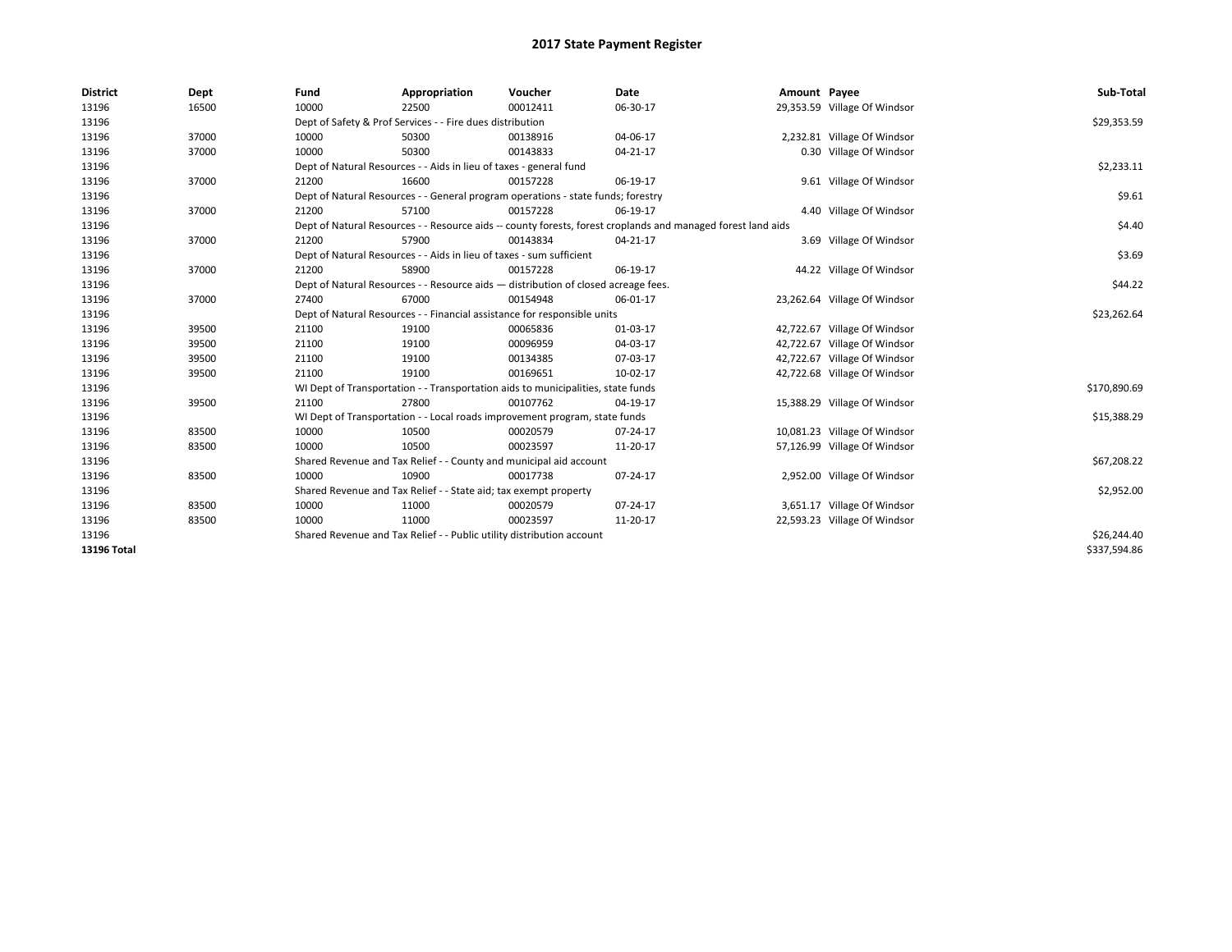# 2017 State Payment Register

| District | Dept | Fund | Appropriation | Voucher | Date | Amount | Payee | Sub-Total |
|---|---|---|---|---|---|---|---|---|
| 13196 | 16500 | 10000 | 22500 | 00012411 | 06-30-17 | 29,353.59 | Village Of Windsor | |
| 13196 | | Dept of Safety & Prof Services - - Fire dues distribution | | | | | | $29,353.59 |
| 13196 | 37000 | 10000 | 50300 | 00138916 | 04-06-17 | 2,232.81 | Village Of Windsor | |
| 13196 | 37000 | 10000 | 50300 | 00143833 | 04-21-17 | 0.30 | Village Of Windsor | |
| 13196 | | Dept of Natural Resources - - Aids in lieu of taxes - general fund | | | | | | $2,233.11 |
| 13196 | 37000 | 21200 | 16600 | 00157228 | 06-19-17 | 9.61 | Village Of Windsor | |
| 13196 | | Dept of Natural Resources - - General program operations - state funds; forestry | | | | | | $9.61 |
| 13196 | 37000 | 21200 | 57100 | 00157228 | 06-19-17 | 4.40 | Village Of Windsor | |
| 13196 | | Dept of Natural Resources - - Resource aids -- county forests, forest croplands and managed forest land aids | | | | | | $4.40 |
| 13196 | 37000 | 21200 | 57900 | 00143834 | 04-21-17 | 3.69 | Village Of Windsor | |
| 13196 | | Dept of Natural Resources - - Aids in lieu of taxes - sum sufficient | | | | | | $3.69 |
| 13196 | 37000 | 21200 | 58900 | 00157228 | 06-19-17 | 44.22 | Village Of Windsor | |
| 13196 | | Dept of Natural Resources - - Resource aids — distribution of closed acreage fees. | | | | | | $44.22 |
| 13196 | 37000 | 27400 | 67000 | 00154948 | 06-01-17 | 23,262.64 | Village Of Windsor | |
| 13196 | | Dept of Natural Resources - - Financial assistance for responsible units | | | | | | $23,262.64 |
| 13196 | 39500 | 21100 | 19100 | 00065836 | 01-03-17 | 42,722.67 | Village Of Windsor | |
| 13196 | 39500 | 21100 | 19100 | 00096959 | 04-03-17 | 42,722.67 | Village Of Windsor | |
| 13196 | 39500 | 21100 | 19100 | 00134385 | 07-03-17 | 42,722.67 | Village Of Windsor | |
| 13196 | 39500 | 21100 | 19100 | 00169651 | 10-02-17 | 42,722.68 | Village Of Windsor | |
| 13196 | | WI Dept of Transportation - - Transportation aids to municipalities, state funds | | | | | | $170,890.69 |
| 13196 | 39500 | 21100 | 27800 | 00107762 | 04-19-17 | 15,388.29 | Village Of Windsor | |
| 13196 | | WI Dept of Transportation - - Local roads improvement program, state funds | | | | | | $15,388.29 |
| 13196 | 83500 | 10000 | 10500 | 00020579 | 07-24-17 | 10,081.23 | Village Of Windsor | |
| 13196 | 83500 | 10000 | 10500 | 00023597 | 11-20-17 | 57,126.99 | Village Of Windsor | |
| 13196 | | Shared Revenue and Tax Relief - - County and municipal aid account | | | | | | $67,208.22 |
| 13196 | 83500 | 10000 | 10900 | 00017738 | 07-24-17 | 2,952.00 | Village Of Windsor | |
| 13196 | | Shared Revenue and Tax Relief - - State aid; tax exempt property | | | | | | $2,952.00 |
| 13196 | 83500 | 10000 | 11000 | 00020579 | 07-24-17 | 3,651.17 | Village Of Windsor | |
| 13196 | 83500 | 10000 | 11000 | 00023597 | 11-20-17 | 22,593.23 | Village Of Windsor | |
| 13196 | | Shared Revenue and Tax Relief - - Public utility distribution account | | | | | | $26,244.40 |
| **13196 Total** | | | | | | | | $337,594.86 |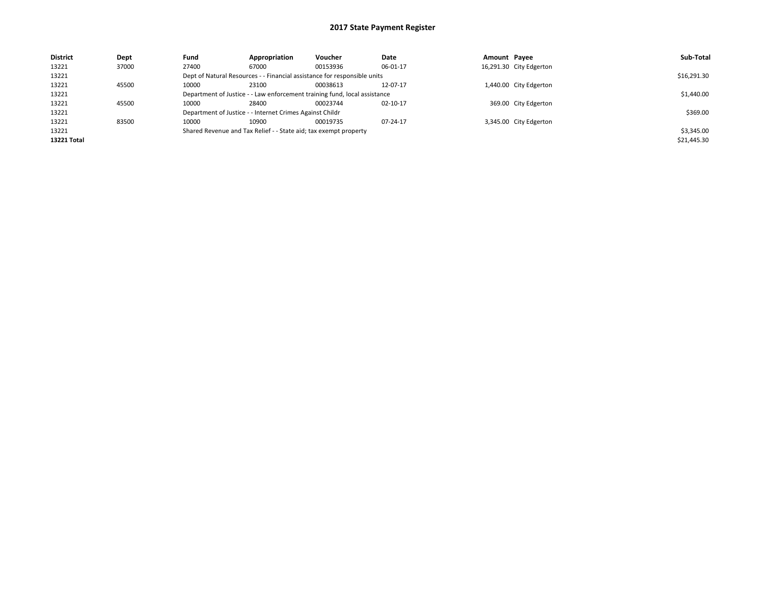# 2017 State Payment Register

| District | Dept | Fund | Appropriation | Voucher | Date | Amount | Payee | Sub-Total |
|---|---|---|---|---|---|---|---|---|
| 13221 | 37000 | 27400 | 67000 | 00153936 | 06-01-17 | 16,291.30 | City Edgerton | |
| 13221 | | Dept of Natural Resources - - Financial assistance for responsible units | | | | | | $16,291.30 |
| 13221 | 45500 | 10000 | 23100 | 00038613 | 12-07-17 | 1,440.00 | City Edgerton | |
| 13221 | | Department of Justice - - Law enforcement training fund, local assistance | | | | | | $1,440.00 |
| 13221 | 45500 | 10000 | 28400 | 00023744 | 02-10-17 | 369.00 | City Edgerton | |
| 13221 | | Department of Justice - - Internet Crimes Against Childr | | | | | | $369.00 |
| 13221 | 83500 | 10000 | 10900 | 00019735 | 07-24-17 | 3,345.00 | City Edgerton | |
| 13221 | | Shared Revenue and Tax Relief - - State aid; tax exempt property | | | | | | $3,345.00 |
| **13221 Total** | | | | | | | | $21,445.30 |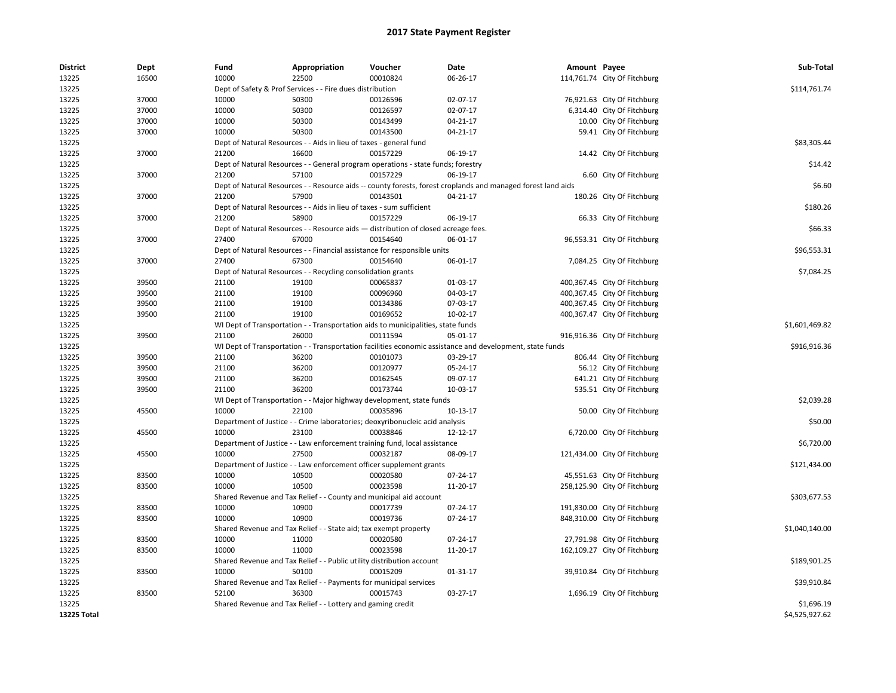# 2017 State Payment Register

| District | Dept | Fund | Appropriation | Voucher | Date | Amount | Payee | Sub-Total |
|---|---|---|---|---|---|---|---|---|
| 13225 | 16500 | 10000 | 22500 | 00010824 | 06-26-17 | 114,761.74 | City Of Fitchburg | |
| 13225 | | Dept of Safety & Prof Services - - Fire dues distribution | | | | | | $114,761.74 |
| 13225 | 37000 | 10000 | 50300 | 00126596 | 02-07-17 | 76,921.63 | City Of Fitchburg | |
| 13225 | 37000 | 10000 | 50300 | 00126597 | 02-07-17 | 6,314.40 | City Of Fitchburg | |
| 13225 | 37000 | 10000 | 50300 | 00143499 | 04-21-17 | 10.00 | City Of Fitchburg | |
| 13225 | 37000 | 10000 | 50300 | 00143500 | 04-21-17 | 59.41 | City Of Fitchburg | |
| 13225 | | Dept of Natural Resources - - Aids in lieu of taxes - general fund | | | | | | $83,305.44 |
| 13225 | 37000 | 21200 | 16600 | 00157229 | 06-19-17 | 14.42 | City Of Fitchburg | |
| 13225 | | Dept of Natural Resources - - General program operations - state funds; forestry | | | | | | $14.42 |
| 13225 | 37000 | 21200 | 57100 | 00157229 | 06-19-17 | 6.60 | City Of Fitchburg | |
| 13225 | | Dept of Natural Resources - - Resource aids -- county forests, forest croplands and managed forest land aids | | | | | | $6.60 |
| 13225 | 37000 | 21200 | 57900 | 00143501 | 04-21-17 | 180.26 | City Of Fitchburg | |
| 13225 | | Dept of Natural Resources - - Aids in lieu of taxes - sum sufficient | | | | | | $180.26 |
| 13225 | 37000 | 21200 | 58900 | 00157229 | 06-19-17 | 66.33 | City Of Fitchburg | |
| 13225 | | Dept of Natural Resources - - Resource aids — distribution of closed acreage fees. | | | | | | $66.33 |
| 13225 | 37000 | 27400 | 67000 | 00154640 | 06-01-17 | 96,553.31 | City Of Fitchburg | |
| 13225 | | Dept of Natural Resources - - Financial assistance for responsible units | | | | | | $96,553.31 |
| 13225 | 37000 | 27400 | 67300 | 00154640 | 06-01-17 | 7,084.25 | City Of Fitchburg | |
| 13225 | | Dept of Natural Resources - - Recycling consolidation grants | | | | | | $7,084.25 |
| 13225 | 39500 | 21100 | 19100 | 00065837 | 01-03-17 | 400,367.45 | City Of Fitchburg | |
| 13225 | 39500 | 21100 | 19100 | 00096960 | 04-03-17 | 400,367.45 | City Of Fitchburg | |
| 13225 | 39500 | 21100 | 19100 | 00134386 | 07-03-17 | 400,367.45 | City Of Fitchburg | |
| 13225 | 39500 | 21100 | 19100 | 00169652 | 10-02-17 | 400,367.47 | City Of Fitchburg | |
| 13225 | | WI Dept of Transportation - - Transportation aids to municipalities, state funds | | | | | | $1,601,469.82 |
| 13225 | 39500 | 21100 | 26000 | 00111594 | 05-01-17 | 916,916.36 | City Of Fitchburg | |
| 13225 | | WI Dept of Transportation - - Transportation facilities economic assistance and development, state funds | | | | | | $916,916.36 |
| 13225 | 39500 | 21100 | 36200 | 00101073 | 03-29-17 | 806.44 | City Of Fitchburg | |
| 13225 | 39500 | 21100 | 36200 | 00120977 | 05-24-17 | 56.12 | City Of Fitchburg | |
| 13225 | 39500 | 21100 | 36200 | 00162545 | 09-07-17 | 641.21 | City Of Fitchburg | |
| 13225 | 39500 | 21100 | 36200 | 00173744 | 10-03-17 | 535.51 | City Of Fitchburg | |
| 13225 | | WI Dept of Transportation - - Major highway development, state funds | | | | | | $2,039.28 |
| 13225 | 45500 | 10000 | 22100 | 00035896 | 10-13-17 | 50.00 | City Of Fitchburg | |
| 13225 | | Department of Justice - - Crime laboratories; deoxyribonucleic acid analysis | | | | | | $50.00 |
| 13225 | 45500 | 10000 | 23100 | 00038846 | 12-12-17 | 6,720.00 | City Of Fitchburg | |
| 13225 | | Department of Justice - - Law enforcement training fund, local assistance | | | | | | $6,720.00 |
| 13225 | 45500 | 10000 | 27500 | 00032187 | 08-09-17 | 121,434.00 | City Of Fitchburg | |
| 13225 | | Department of Justice - - Law enforcement officer supplement grants | | | | | | $121,434.00 |
| 13225 | 83500 | 10000 | 10500 | 00020580 | 07-24-17 | 45,551.63 | City Of Fitchburg | |
| 13225 | 83500 | 10000 | 10500 | 00023598 | 11-20-17 | 258,125.90 | City Of Fitchburg | |
| 13225 | | Shared Revenue and Tax Relief - - County and municipal aid account | | | | | | $303,677.53 |
| 13225 | 83500 | 10000 | 10900 | 00017739 | 07-24-17 | 191,830.00 | City Of Fitchburg | |
| 13225 | 83500 | 10000 | 10900 | 00019736 | 07-24-17 | 848,310.00 | City Of Fitchburg | |
| 13225 | | Shared Revenue and Tax Relief - - State aid; tax exempt property | | | | | | $1,040,140.00 |
| 13225 | 83500 | 10000 | 11000 | 00020580 | 07-24-17 | 27,791.98 | City Of Fitchburg | |
| 13225 | 83500 | 10000 | 11000 | 00023598 | 11-20-17 | 162,109.27 | City Of Fitchburg | |
| 13225 | | Shared Revenue and Tax Relief - - Public utility distribution account | | | | | | $189,901.25 |
| 13225 | 83500 | 10000 | 50100 | 00015209 | 01-31-17 | 39,910.84 | City Of Fitchburg | |
| 13225 | | Shared Revenue and Tax Relief - - Payments for municipal services | | | | | | $39,910.84 |
| 13225 | 83500 | 52100 | 36300 | 00015743 | 03-27-17 | 1,696.19 | City Of Fitchburg | |
| 13225 | | Shared Revenue and Tax Relief - - Lottery and gaming credit | | | | | | $1,696.19 |
| **13225 Total** | | | | | | | | $4,525,927.62 |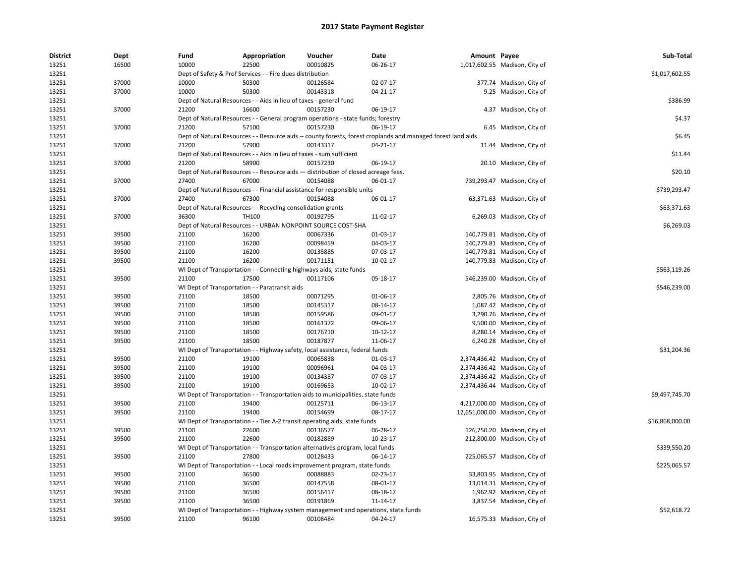## 2017 State Payment Register

| District | Dept | Fund | Appropriation | Voucher | Date | Amount | Payee | Sub-Total |
|---|---|---|---|---|---|---|---|---|
| 13251 | 16500 | 10000 | 22500 | 00010825 | 06-26-17 | 1,017,602.55 | Madison, City of | |
| 13251 | | Dept of Safety & Prof Services - - Fire dues distribution | | | | | | $1,017,602.55 |
| 13251 | 37000 | 10000 | 50300 | 00126584 | 02-07-17 | 377.74 | Madison, City of | |
| 13251 | 37000 | 10000 | 50300 | 00143318 | 04-21-17 | 9.25 | Madison, City of | |
| 13251 | | Dept of Natural Resources - - Aids in lieu of taxes - general fund | | | | | | $386.99 |
| 13251 | 37000 | 21200 | 16600 | 00157230 | 06-19-17 | 4.37 | Madison, City of | |
| 13251 | | Dept of Natural Resources - - General program operations - state funds; forestry | | | | | | $4.37 |
| 13251 | 37000 | 21200 | 57100 | 00157230 | 06-19-17 | 6.45 | Madison, City of | |
| 13251 | | Dept of Natural Resources - - Resource aids -- county forests, forest croplands and managed forest land aids | | | | | | $6.45 |
| 13251 | 37000 | 21200 | 57900 | 00143317 | 04-21-17 | 11.44 | Madison, City of | |
| 13251 | | Dept of Natural Resources - - Aids in lieu of taxes - sum sufficient | | | | | | $11.44 |
| 13251 | 37000 | 21200 | 58900 | 00157230 | 06-19-17 | 20.10 | Madison, City of | |
| 13251 | | Dept of Natural Resources - - Resource aids — distribution of closed acreage fees. | | | | | | $20.10 |
| 13251 | 37000 | 27400 | 67000 | 00154088 | 06-01-17 | 739,293.47 | Madison, City of | |
| 13251 | | Dept of Natural Resources - - Financial assistance for responsible units | | | | | | $739,293.47 |
| 13251 | 37000 | 27400 | 67300 | 00154088 | 06-01-17 | 63,371.63 | Madison, City of | |
| 13251 | | Dept of Natural Resources - - Recycling consolidation grants | | | | | | $63,371.63 |
| 13251 | 37000 | 36300 | TH100 | 00192795 | 11-02-17 | 6,269.03 | Madison, City of | |
| 13251 | | Dept of Natural Resources - - URBAN NONPOINT SOURCE COST-SHA | | | | | | $6,269.03 |
| 13251 | 39500 | 21100 | 16200 | 00067336 | 01-03-17 | 140,779.81 | Madison, City of | |
| 13251 | 39500 | 21100 | 16200 | 00098459 | 04-03-17 | 140,779.81 | Madison, City of | |
| 13251 | 39500 | 21100 | 16200 | 00135885 | 07-03-17 | 140,779.81 | Madison, City of | |
| 13251 | 39500 | 21100 | 16200 | 00171151 | 10-02-17 | 140,779.83 | Madison, City of | |
| 13251 | | WI Dept of Transportation - - Connecting highways aids, state funds | | | | | | $563,119.26 |
| 13251 | 39500 | 21100 | 17500 | 00117106 | 05-18-17 | 546,239.00 | Madison, City of | |
| 13251 | | WI Dept of Transportation - - Paratransit aids | | | | | | $546,239.00 |
| 13251 | 39500 | 21100 | 18500 | 00071295 | 01-06-17 | 2,805.76 | Madison, City of | |
| 13251 | 39500 | 21100 | 18500 | 00145317 | 08-14-17 | 1,087.42 | Madison, City of | |
| 13251 | 39500 | 21100 | 18500 | 00159586 | 09-01-17 | 3,290.76 | Madison, City of | |
| 13251 | 39500 | 21100 | 18500 | 00161372 | 09-06-17 | 9,500.00 | Madison, City of | |
| 13251 | 39500 | 21100 | 18500 | 00176710 | 10-12-17 | 8,280.14 | Madison, City of | |
| 13251 | 39500 | 21100 | 18500 | 00187877 | 11-06-17 | 6,240.28 | Madison, City of | |
| 13251 | | WI Dept of Transportation - - Highway safety, local assistance, federal funds | | | | | | $31,204.36 |
| 13251 | 39500 | 21100 | 19100 | 00065838 | 01-03-17 | 2,374,436.42 | Madison, City of | |
| 13251 | 39500 | 21100 | 19100 | 00096961 | 04-03-17 | 2,374,436.42 | Madison, City of | |
| 13251 | 39500 | 21100 | 19100 | 00134387 | 07-03-17 | 2,374,436.42 | Madison, City of | |
| 13251 | 39500 | 21100 | 19100 | 00169653 | 10-02-17 | 2,374,436.44 | Madison, City of | |
| 13251 | | WI Dept of Transportation - - Transportation aids to municipalities, state funds | | | | | | $9,497,745.70 |
| 13251 | 39500 | 21100 | 19400 | 00125711 | 06-13-17 | 4,217,000.00 | Madison, City of | |
| 13251 | 39500 | 21100 | 19400 | 00154699 | 08-17-17 | 12,651,000.00 | Madison, City of | |
| 13251 | | WI Dept of Transportation - - Tier A-2 transit operating aids, state funds | | | | | | $16,868,000.00 |
| 13251 | 39500 | 21100 | 22600 | 00136577 | 06-28-17 | 126,750.20 | Madison, City of | |
| 13251 | 39500 | 21100 | 22600 | 00182889 | 10-23-17 | 212,800.00 | Madison, City of | |
| 13251 | | WI Dept of Transportation - - Transportation alternatives program, local funds | | | | | | $339,550.20 |
| 13251 | 39500 | 21100 | 27800 | 00128433 | 06-14-17 | 225,065.57 | Madison, City of | |
| 13251 | | WI Dept of Transportation - - Local roads improvement program, state funds | | | | | | $225,065.57 |
| 13251 | 39500 | 21100 | 36500 | 00088883 | 02-23-17 | 33,803.95 | Madison, City of | |
| 13251 | 39500 | 21100 | 36500 | 00147558 | 08-01-17 | 13,014.31 | Madison, City of | |
| 13251 | 39500 | 21100 | 36500 | 00156417 | 08-18-17 | 1,962.92 | Madison, City of | |
| 13251 | 39500 | 21100 | 36500 | 00191869 | 11-14-17 | 3,837.54 | Madison, City of | |
| 13251 | | WI Dept of Transportation - - Highway system management and operations, state funds | | | | | | $52,618.72 |
| 13251 | 39500 | 21100 | 96100 | 00108484 | 04-24-17 | 16,575.33 | Madison, City of | |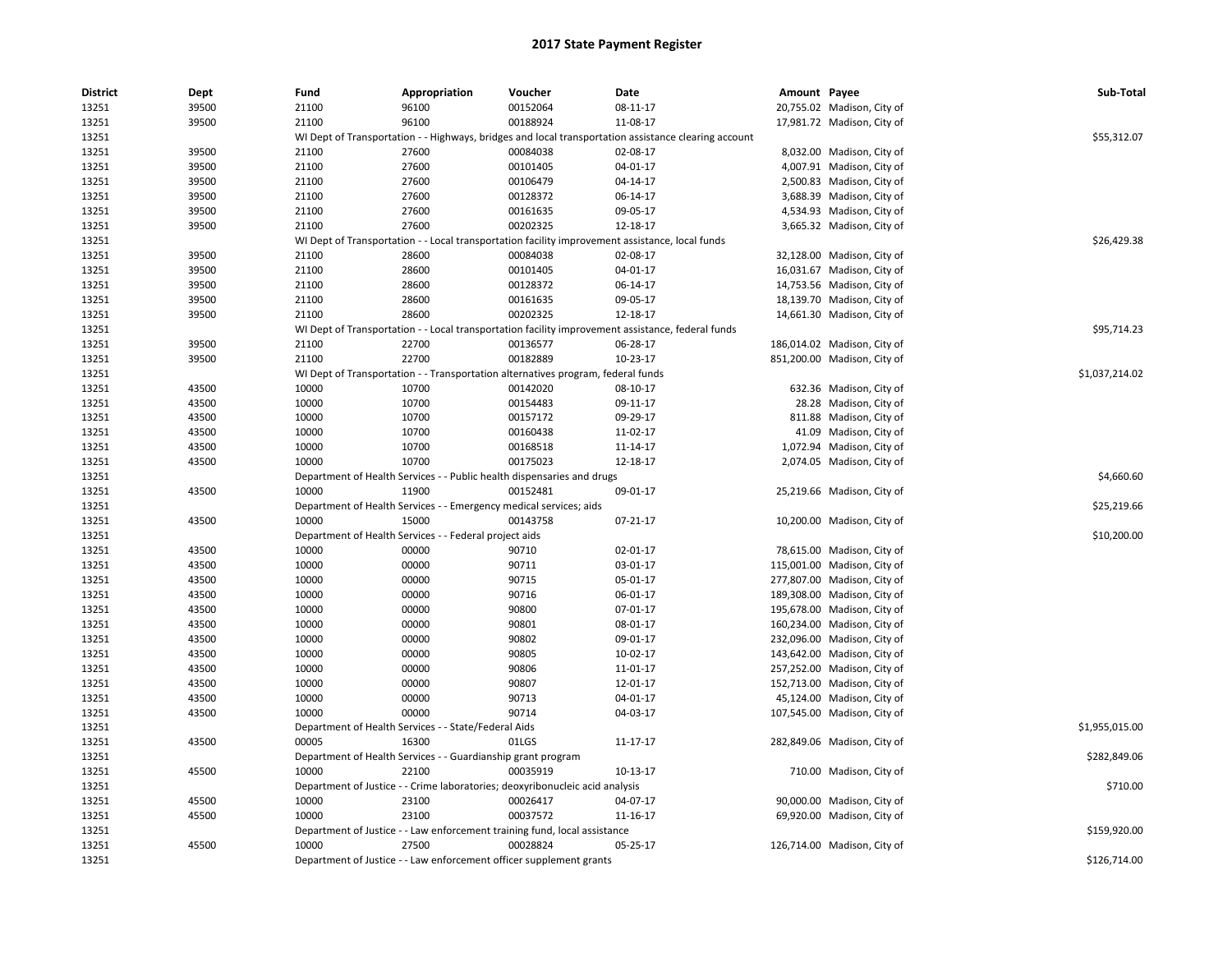# 2017 State Payment Register

| District | Dept | Fund | Appropriation | Voucher | Date | Amount | Payee | Sub-Total |
|---|---|---|---|---|---|---|---|---|
| 13251 | 39500 | 21100 | 96100 | 00152064 | 08-11-17 | 20,755.02 | Madison, City of | |
| 13251 | 39500 | 21100 | 96100 | 00188924 | 11-08-17 | 17,981.72 | Madison, City of | |
| 13251 | | WI Dept of Transportation - - Highways, bridges and local transportation assistance clearing account | | | | | | $55,312.07 |
| 13251 | 39500 | 21100 | 27600 | 00084038 | 02-08-17 | 8,032.00 | Madison, City of | |
| 13251 | 39500 | 21100 | 27600 | 00101405 | 04-01-17 | 4,007.91 | Madison, City of | |
| 13251 | 39500 | 21100 | 27600 | 00106479 | 04-14-17 | 2,500.83 | Madison, City of | |
| 13251 | 39500 | 21100 | 27600 | 00128372 | 06-14-17 | 3,688.39 | Madison, City of | |
| 13251 | 39500 | 21100 | 27600 | 00161635 | 09-05-17 | 4,534.93 | Madison, City of | |
| 13251 | 39500 | 21100 | 27600 | 00202325 | 12-18-17 | 3,665.32 | Madison, City of | |
| 13251 | | WI Dept of Transportation - - Local transportation facility improvement assistance, local funds | | | | | | $26,429.38 |
| 13251 | 39500 | 21100 | 28600 | 00084038 | 02-08-17 | 32,128.00 | Madison, City of | |
| 13251 | 39500 | 21100 | 28600 | 00101405 | 04-01-17 | 16,031.67 | Madison, City of | |
| 13251 | 39500 | 21100 | 28600 | 00128372 | 06-14-17 | 14,753.56 | Madison, City of | |
| 13251 | 39500 | 21100 | 28600 | 00161635 | 09-05-17 | 18,139.70 | Madison, City of | |
| 13251 | 39500 | 21100 | 28600 | 00202325 | 12-18-17 | 14,661.30 | Madison, City of | |
| 13251 | | WI Dept of Transportation - - Local transportation facility improvement assistance, federal funds | | | | | | $95,714.23 |
| 13251 | 39500 | 21100 | 22700 | 00136577 | 06-28-17 | 186,014.02 | Madison, City of | |
| 13251 | 39500 | 21100 | 22700 | 00182889 | 10-23-17 | 851,200.00 | Madison, City of | |
| 13251 | | WI Dept of Transportation - - Transportation alternatives program, federal funds | | | | | | $1,037,214.02 |
| 13251 | 43500 | 10000 | 10700 | 00142020 | 08-10-17 | 632.36 | Madison, City of | |
| 13251 | 43500 | 10000 | 10700 | 00154483 | 09-11-17 | 28.28 | Madison, City of | |
| 13251 | 43500 | 10000 | 10700 | 00157172 | 09-29-17 | 811.88 | Madison, City of | |
| 13251 | 43500 | 10000 | 10700 | 00160438 | 11-02-17 | 41.09 | Madison, City of | |
| 13251 | 43500 | 10000 | 10700 | 00168518 | 11-14-17 | 1,072.94 | Madison, City of | |
| 13251 | 43500 | 10000 | 10700 | 00175023 | 12-18-17 | 2,074.05 | Madison, City of | |
| 13251 | | Department of Health Services - - Public health dispensaries and drugs | | | | | | $4,660.60 |
| 13251 | 43500 | 10000 | 11900 | 00152481 | 09-01-17 | 25,219.66 | Madison, City of | |
| 13251 | | Department of Health Services - - Emergency medical services; aids | | | | | | $25,219.66 |
| 13251 | 43500 | 10000 | 15000 | 00143758 | 07-21-17 | 10,200.00 | Madison, City of | |
| 13251 | | Department of Health Services - - Federal project aids | | | | | | $10,200.00 |
| 13251 | 43500 | 10000 | 00000 | 90710 | 02-01-17 | 78,615.00 | Madison, City of | |
| 13251 | 43500 | 10000 | 00000 | 90711 | 03-01-17 | 115,001.00 | Madison, City of | |
| 13251 | 43500 | 10000 | 00000 | 90715 | 05-01-17 | 277,807.00 | Madison, City of | |
| 13251 | 43500 | 10000 | 00000 | 90716 | 06-01-17 | 189,308.00 | Madison, City of | |
| 13251 | 43500 | 10000 | 00000 | 90800 | 07-01-17 | 195,678.00 | Madison, City of | |
| 13251 | 43500 | 10000 | 00000 | 90801 | 08-01-17 | 160,234.00 | Madison, City of | |
| 13251 | 43500 | 10000 | 00000 | 90802 | 09-01-17 | 232,096.00 | Madison, City of | |
| 13251 | 43500 | 10000 | 00000 | 90805 | 10-02-17 | 143,642.00 | Madison, City of | |
| 13251 | 43500 | 10000 | 00000 | 90806 | 11-01-17 | 257,252.00 | Madison, City of | |
| 13251 | 43500 | 10000 | 00000 | 90807 | 12-01-17 | 152,713.00 | Madison, City of | |
| 13251 | 43500 | 10000 | 00000 | 90713 | 04-01-17 | 45,124.00 | Madison, City of | |
| 13251 | 43500 | 10000 | 00000 | 90714 | 04-03-17 | 107,545.00 | Madison, City of | |
| 13251 | | Department of Health Services - - State/Federal Aids | | | | | | $1,955,015.00 |
| 13251 | 43500 | 00005 | 16300 | 01LGS | 11-17-17 | 282,849.06 | Madison, City of | |
| 13251 | | Department of Health Services - - Guardianship grant program | | | | | | $282,849.06 |
| 13251 | 45500 | 10000 | 22100 | 00035919 | 10-13-17 | 710.00 | Madison, City of | |
| 13251 | | Department of Justice - - Crime laboratories; deoxyribonucleic acid analysis | | | | | | $710.00 |
| 13251 | 45500 | 10000 | 23100 | 00026417 | 04-07-17 | 90,000.00 | Madison, City of | |
| 13251 | 45500 | 10000 | 23100 | 00037572 | 11-16-17 | 69,920.00 | Madison, City of | |
| 13251 | | Department of Justice - - Law enforcement training fund, local assistance | | | | | | $159,920.00 |
| 13251 | 45500 | 10000 | 27500 | 00028824 | 05-25-17 | 126,714.00 | Madison, City of | |
| 13251 | | Department of Justice - - Law enforcement officer supplement grants | | | | | | $126,714.00 |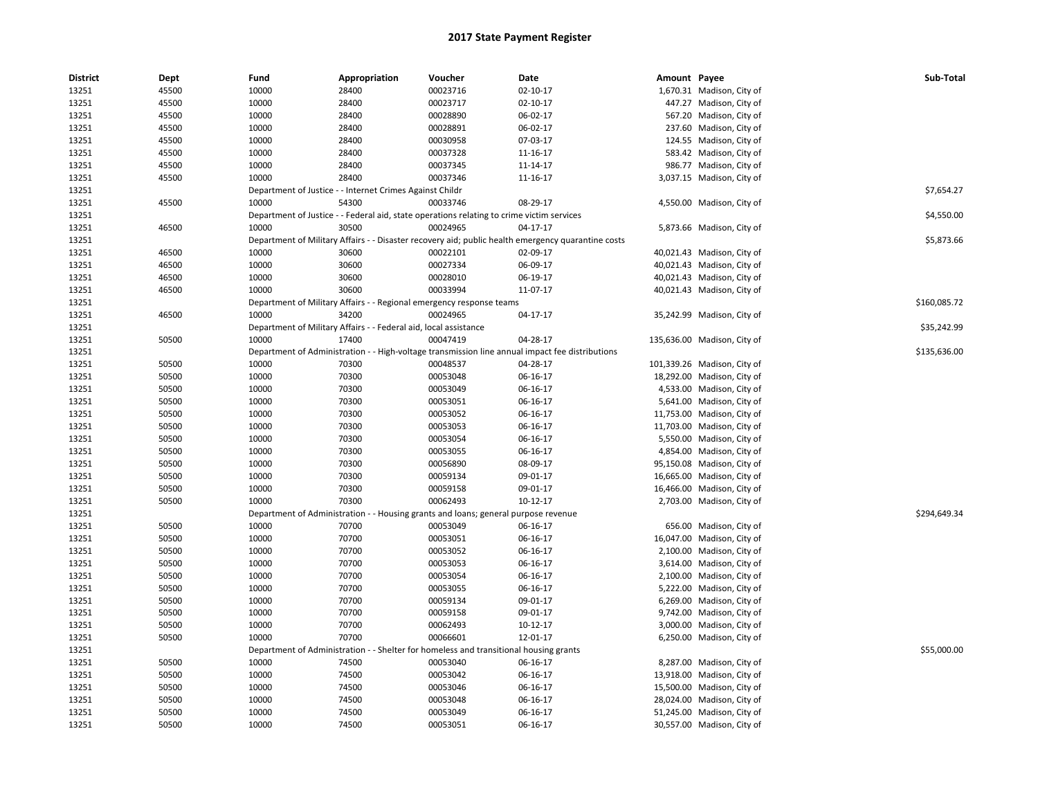# 2017 State Payment Register

| District | Dept | Fund | Appropriation | Voucher | Date | Amount | Payee | Sub-Total |
|---|---|---|---|---|---|---|---|---|
| 13251 | 45500 | 10000 | 28400 | 00023716 | 02-10-17 | 1,670.31 | Madison, City of | |
| 13251 | 45500 | 10000 | 28400 | 00023717 | 02-10-17 | 447.27 | Madison, City of | |
| 13251 | 45500 | 10000 | 28400 | 00028890 | 06-02-17 | 567.20 | Madison, City of | |
| 13251 | 45500 | 10000 | 28400 | 00028891 | 06-02-17 | 237.60 | Madison, City of | |
| 13251 | 45500 | 10000 | 28400 | 00030958 | 07-03-17 | 124.55 | Madison, City of | |
| 13251 | 45500 | 10000 | 28400 | 00037328 | 11-16-17 | 583.42 | Madison, City of | |
| 13251 | 45500 | 10000 | 28400 | 00037345 | 11-14-17 | 986.77 | Madison, City of | |
| 13251 | 45500 | 10000 | 28400 | 00037346 | 11-16-17 | 3,037.15 | Madison, City of | |
| 13251 | | Department of Justice - - Internet Crimes Against Childr | | | | | | $7,654.27 |
| 13251 | 45500 | 10000 | 54300 | 00033746 | 08-29-17 | 4,550.00 | Madison, City of | |
| 13251 | | Department of Justice - - Federal aid, state operations relating to crime victim services | | | | | | $4,550.00 |
| 13251 | 46500 | 10000 | 30500 | 00024965 | 04-17-17 | 5,873.66 | Madison, City of | |
| 13251 | | Department of Military Affairs - - Disaster recovery aid; public health emergency quarantine costs | | | | | | $5,873.66 |
| 13251 | 46500 | 10000 | 30600 | 00022101 | 02-09-17 | 40,021.43 | Madison, City of | |
| 13251 | 46500 | 10000 | 30600 | 00027334 | 06-09-17 | 40,021.43 | Madison, City of | |
| 13251 | 46500 | 10000 | 30600 | 00028010 | 06-19-17 | 40,021.43 | Madison, City of | |
| 13251 | 46500 | 10000 | 30600 | 00033994 | 11-07-17 | 40,021.43 | Madison, City of | |
| 13251 | | Department of Military Affairs - - Regional emergency response teams | | | | | | $160,085.72 |
| 13251 | 46500 | 10000 | 34200 | 00024965 | 04-17-17 | 35,242.99 | Madison, City of | |
| 13251 | | Department of Military Affairs - - Federal aid, local assistance | | | | | | $35,242.99 |
| 13251 | 50500 | 10000 | 17400 | 00047419 | 04-28-17 | 135,636.00 | Madison, City of | |
| 13251 | | Department of Administration - - High-voltage transmission line annual impact fee distributions | | | | | | $135,636.00 |
| 13251 | 50500 | 10000 | 70300 | 00048537 | 04-28-17 | 101,339.26 | Madison, City of | |
| 13251 | 50500 | 10000 | 70300 | 00053048 | 06-16-17 | 18,292.00 | Madison, City of | |
| 13251 | 50500 | 10000 | 70300 | 00053049 | 06-16-17 | 4,533.00 | Madison, City of | |
| 13251 | 50500 | 10000 | 70300 | 00053051 | 06-16-17 | 5,641.00 | Madison, City of | |
| 13251 | 50500 | 10000 | 70300 | 00053052 | 06-16-17 | 11,753.00 | Madison, City of | |
| 13251 | 50500 | 10000 | 70300 | 00053053 | 06-16-17 | 11,703.00 | Madison, City of | |
| 13251 | 50500 | 10000 | 70300 | 00053054 | 06-16-17 | 5,550.00 | Madison, City of | |
| 13251 | 50500 | 10000 | 70300 | 00053055 | 06-16-17 | 4,854.00 | Madison, City of | |
| 13251 | 50500 | 10000 | 70300 | 00056890 | 08-09-17 | 95,150.08 | Madison, City of | |
| 13251 | 50500 | 10000 | 70300 | 00059134 | 09-01-17 | 16,665.00 | Madison, City of | |
| 13251 | 50500 | 10000 | 70300 | 00059158 | 09-01-17 | 16,466.00 | Madison, City of | |
| 13251 | 50500 | 10000 | 70300 | 00062493 | 10-12-17 | 2,703.00 | Madison, City of | |
| 13251 | | Department of Administration - - Housing grants and loans; general purpose revenue | | | | | | $294,649.34 |
| 13251 | 50500 | 10000 | 70700 | 00053049 | 06-16-17 | 656.00 | Madison, City of | |
| 13251 | 50500 | 10000 | 70700 | 00053051 | 06-16-17 | 16,047.00 | Madison, City of | |
| 13251 | 50500 | 10000 | 70700 | 00053052 | 06-16-17 | 2,100.00 | Madison, City of | |
| 13251 | 50500 | 10000 | 70700 | 00053053 | 06-16-17 | 3,614.00 | Madison, City of | |
| 13251 | 50500 | 10000 | 70700 | 00053054 | 06-16-17 | 2,100.00 | Madison, City of | |
| 13251 | 50500 | 10000 | 70700 | 00053055 | 06-16-17 | 5,222.00 | Madison, City of | |
| 13251 | 50500 | 10000 | 70700 | 00059134 | 09-01-17 | 6,269.00 | Madison, City of | |
| 13251 | 50500 | 10000 | 70700 | 00059158 | 09-01-17 | 9,742.00 | Madison, City of | |
| 13251 | 50500 | 10000 | 70700 | 00062493 | 10-12-17 | 3,000.00 | Madison, City of | |
| 13251 | 50500 | 10000 | 70700 | 00066601 | 12-01-17 | 6,250.00 | Madison, City of | |
| 13251 | | Department of Administration - - Shelter for homeless and transitional housing grants | | | | | | $55,000.00 |
| 13251 | 50500 | 10000 | 74500 | 00053040 | 06-16-17 | 8,287.00 | Madison, City of | |
| 13251 | 50500 | 10000 | 74500 | 00053042 | 06-16-17 | 13,918.00 | Madison, City of | |
| 13251 | 50500 | 10000 | 74500 | 00053046 | 06-16-17 | 15,500.00 | Madison, City of | |
| 13251 | 50500 | 10000 | 74500 | 00053048 | 06-16-17 | 28,024.00 | Madison, City of | |
| 13251 | 50500 | 10000 | 74500 | 00053049 | 06-16-17 | 51,245.00 | Madison, City of | |
| 13251 | 50500 | 10000 | 74500 | 00053051 | 06-16-17 | 30,557.00 | Madison, City of | |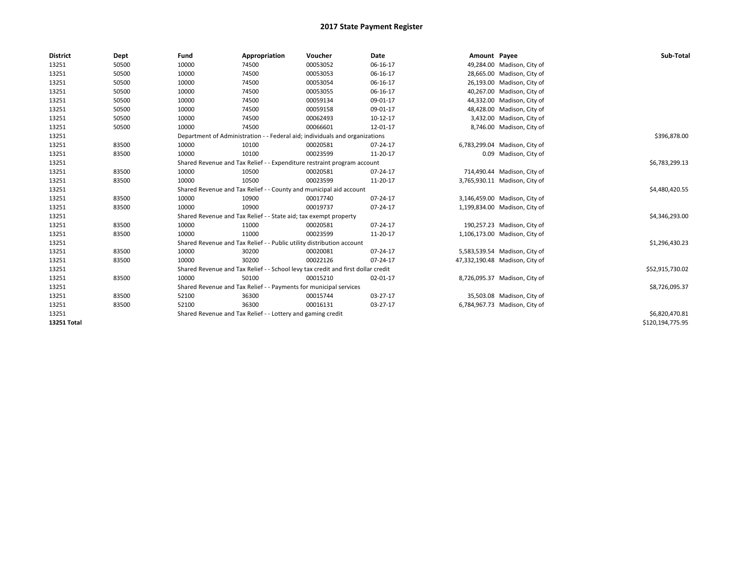# 2017 State Payment Register

| District | Dept | Fund | Appropriation | Voucher | Date | Amount | Payee | Sub-Total |
|---|---|---|---|---|---|---|---|---|
| 13251 | 50500 | 10000 | 74500 | 00053052 | 06-16-17 | 49,284.00 | Madison, City of | |
| 13251 | 50500 | 10000 | 74500 | 00053053 | 06-16-17 | 28,665.00 | Madison, City of | |
| 13251 | 50500 | 10000 | 74500 | 00053054 | 06-16-17 | 26,193.00 | Madison, City of | |
| 13251 | 50500 | 10000 | 74500 | 00053055 | 06-16-17 | 40,267.00 | Madison, City of | |
| 13251 | 50500 | 10000 | 74500 | 00059134 | 09-01-17 | 44,332.00 | Madison, City of | |
| 13251 | 50500 | 10000 | 74500 | 00059158 | 09-01-17 | 48,428.00 | Madison, City of | |
| 13251 | 50500 | 10000 | 74500 | 00062493 | 10-12-17 | 3,432.00 | Madison, City of | |
| 13251 | 50500 | 10000 | 74500 | 00066601 | 12-01-17 | 8,746.00 | Madison, City of | |
| 13251 | | Department of Administration - - Federal aid; individuals and organizations | | | | | | $396,878.00 |
| 13251 | 83500 | 10000 | 10100 | 00020581 | 07-24-17 | 6,783,299.04 | Madison, City of | |
| 13251 | 83500 | 10000 | 10100 | 00023599 | 11-20-17 | 0.09 | Madison, City of | |
| 13251 | | Shared Revenue and Tax Relief - - Expenditure restraint program account | | | | | | $6,783,299.13 |
| 13251 | 83500 | 10000 | 10500 | 00020581 | 07-24-17 | 714,490.44 | Madison, City of | |
| 13251 | 83500 | 10000 | 10500 | 00023599 | 11-20-17 | 3,765,930.11 | Madison, City of | |
| 13251 | | Shared Revenue and Tax Relief - - County and municipal aid account | | | | | | $4,480,420.55 |
| 13251 | 83500 | 10000 | 10900 | 00017740 | 07-24-17 | 3,146,459.00 | Madison, City of | |
| 13251 | 83500 | 10000 | 10900 | 00019737 | 07-24-17 | 1,199,834.00 | Madison, City of | |
| 13251 | | Shared Revenue and Tax Relief - - State aid; tax exempt property | | | | | | $4,346,293.00 |
| 13251 | 83500 | 10000 | 11000 | 00020581 | 07-24-17 | 190,257.23 | Madison, City of | |
| 13251 | 83500 | 10000 | 11000 | 00023599 | 11-20-17 | 1,106,173.00 | Madison, City of | |
| 13251 | | Shared Revenue and Tax Relief - - Public utility distribution account | | | | | | $1,296,430.23 |
| 13251 | 83500 | 10000 | 30200 | 00020081 | 07-24-17 | 5,583,539.54 | Madison, City of | |
| 13251 | 83500 | 10000 | 30200 | 00022126 | 07-24-17 | 47,332,190.48 | Madison, City of | |
| 13251 | | Shared Revenue and Tax Relief - - School levy tax credit and first dollar credit | | | | | | $52,915,730.02 |
| 13251 | 83500 | 10000 | 50100 | 00015210 | 02-01-17 | 8,726,095.37 | Madison, City of | |
| 13251 | | Shared Revenue and Tax Relief - - Payments for municipal services | | | | | | $8,726,095.37 |
| 13251 | 83500 | 52100 | 36300 | 00015744 | 03-27-17 | 35,503.08 | Madison, City of | |
| 13251 | 83500 | 52100 | 36300 | 00016131 | 03-27-17 | 6,784,967.73 | Madison, City of | |
| 13251 | | Shared Revenue and Tax Relief - - Lottery and gaming credit | | | | | | $6,820,470.81 |
| **13251 Total** | | | | | | | | $120,194,775.95 |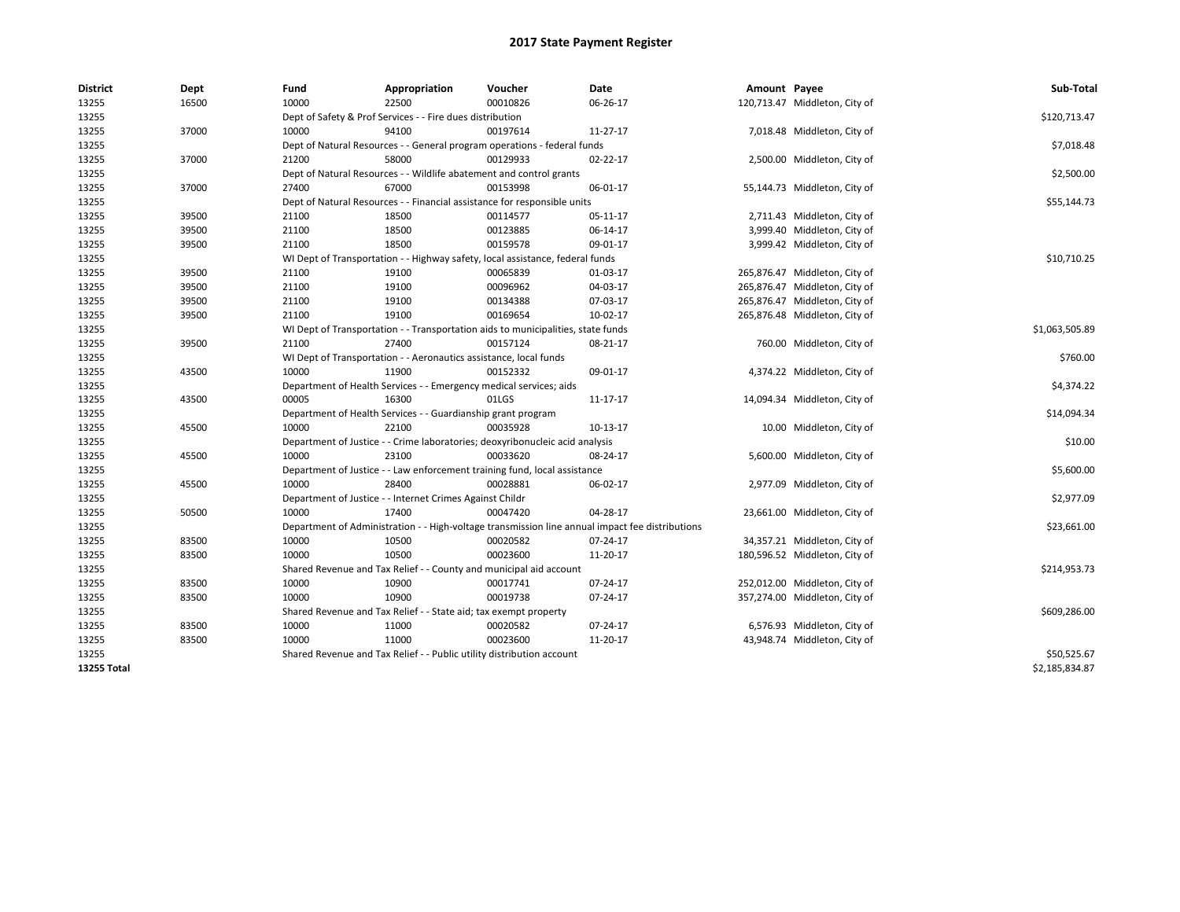# 2017 State Payment Register

| District | Dept | Fund | Appropriation | Voucher | Date | Amount | Payee | Sub-Total |
|---|---|---|---|---|---|---|---|---|
| 13255 | 16500 | 10000 | 22500 | 00010826 | 06-26-17 | 120,713.47 | Middleton, City of | |
| 13255 | | Dept of Safety & Prof Services - - Fire dues distribution | | | | | | $120,713.47 |
| 13255 | 37000 | 10000 | 94100 | 00197614 | 11-27-17 | 7,018.48 | Middleton, City of | |
| 13255 | | Dept of Natural Resources - - General program operations - federal funds | | | | | | $7,018.48 |
| 13255 | 37000 | 21200 | 58000 | 00129933 | 02-22-17 | 2,500.00 | Middleton, City of | |
| 13255 | | Dept of Natural Resources - - Wildlife abatement and control grants | | | | | | $2,500.00 |
| 13255 | 37000 | 27400 | 67000 | 00153998 | 06-01-17 | 55,144.73 | Middleton, City of | |
| 13255 | | Dept of Natural Resources - - Financial assistance for responsible units | | | | | | $55,144.73 |
| 13255 | 39500 | 21100 | 18500 | 00114577 | 05-11-17 | 2,711.43 | Middleton, City of | |
| 13255 | 39500 | 21100 | 18500 | 00123885 | 06-14-17 | 3,999.40 | Middleton, City of | |
| 13255 | 39500 | 21100 | 18500 | 00159578 | 09-01-17 | 3,999.42 | Middleton, City of | |
| 13255 | | WI Dept of Transportation - - Highway safety, local assistance, federal funds | | | | | | $10,710.25 |
| 13255 | 39500 | 21100 | 19100 | 00065839 | 01-03-17 | 265,876.47 | Middleton, City of | |
| 13255 | 39500 | 21100 | 19100 | 00096962 | 04-03-17 | 265,876.47 | Middleton, City of | |
| 13255 | 39500 | 21100 | 19100 | 00134388 | 07-03-17 | 265,876.47 | Middleton, City of | |
| 13255 | 39500 | 21100 | 19100 | 00169654 | 10-02-17 | 265,876.48 | Middleton, City of | |
| 13255 | | WI Dept of Transportation - - Transportation aids to municipalities, state funds | | | | | | $1,063,505.89 |
| 13255 | 39500 | 21100 | 27400 | 00157124 | 08-21-17 | 760.00 | Middleton, City of | |
| 13255 | | WI Dept of Transportation - - Aeronautics assistance, local funds | | | | | | $760.00 |
| 13255 | 43500 | 10000 | 11900 | 00152332 | 09-01-17 | 4,374.22 | Middleton, City of | |
| 13255 | | Department of Health Services - - Emergency medical services; aids | | | | | | $4,374.22 |
| 13255 | 43500 | 00005 | 16300 | 01LGS | 11-17-17 | 14,094.34 | Middleton, City of | |
| 13255 | | Department of Health Services - - Guardianship grant program | | | | | | $14,094.34 |
| 13255 | 45500 | 10000 | 22100 | 00035928 | 10-13-17 | 10.00 | Middleton, City of | |
| 13255 | | Department of Justice - - Crime laboratories; deoxyribonucleic acid analysis | | | | | | $10.00 |
| 13255 | 45500 | 10000 | 23100 | 00033620 | 08-24-17 | 5,600.00 | Middleton, City of | |
| 13255 | | Department of Justice - - Law enforcement training fund, local assistance | | | | | | $5,600.00 |
| 13255 | 45500 | 10000 | 28400 | 00028881 | 06-02-17 | 2,977.09 | Middleton, City of | |
| 13255 | | Department of Justice - - Internet Crimes Against Childr | | | | | | $2,977.09 |
| 13255 | 50500 | 10000 | 17400 | 00047420 | 04-28-17 | 23,661.00 | Middleton, City of | |
| 13255 | | Department of Administration - - High-voltage transmission line annual impact fee distributions | | | | | | $23,661.00 |
| 13255 | 83500 | 10000 | 10500 | 00020582 | 07-24-17 | 34,357.21 | Middleton, City of | |
| 13255 | 83500 | 10000 | 10500 | 00023600 | 11-20-17 | 180,596.52 | Middleton, City of | |
| 13255 | | Shared Revenue and Tax Relief - - County and municipal aid account | | | | | | $214,953.73 |
| 13255 | 83500 | 10000 | 10900 | 00017741 | 07-24-17 | 252,012.00 | Middleton, City of | |
| 13255 | 83500 | 10000 | 10900 | 00019738 | 07-24-17 | 357,274.00 | Middleton, City of | |
| 13255 | | Shared Revenue and Tax Relief - - State aid; tax exempt property | | | | | | $609,286.00 |
| 13255 | 83500 | 10000 | 11000 | 00020582 | 07-24-17 | 6,576.93 | Middleton, City of | |
| 13255 | 83500 | 10000 | 11000 | 00023600 | 11-20-17 | 43,948.74 | Middleton, City of | |
| 13255 | | Shared Revenue and Tax Relief - - Public utility distribution account | | | | | | $50,525.67 |
| **13255 Total** | | | | | | | | $2,185,834.87 |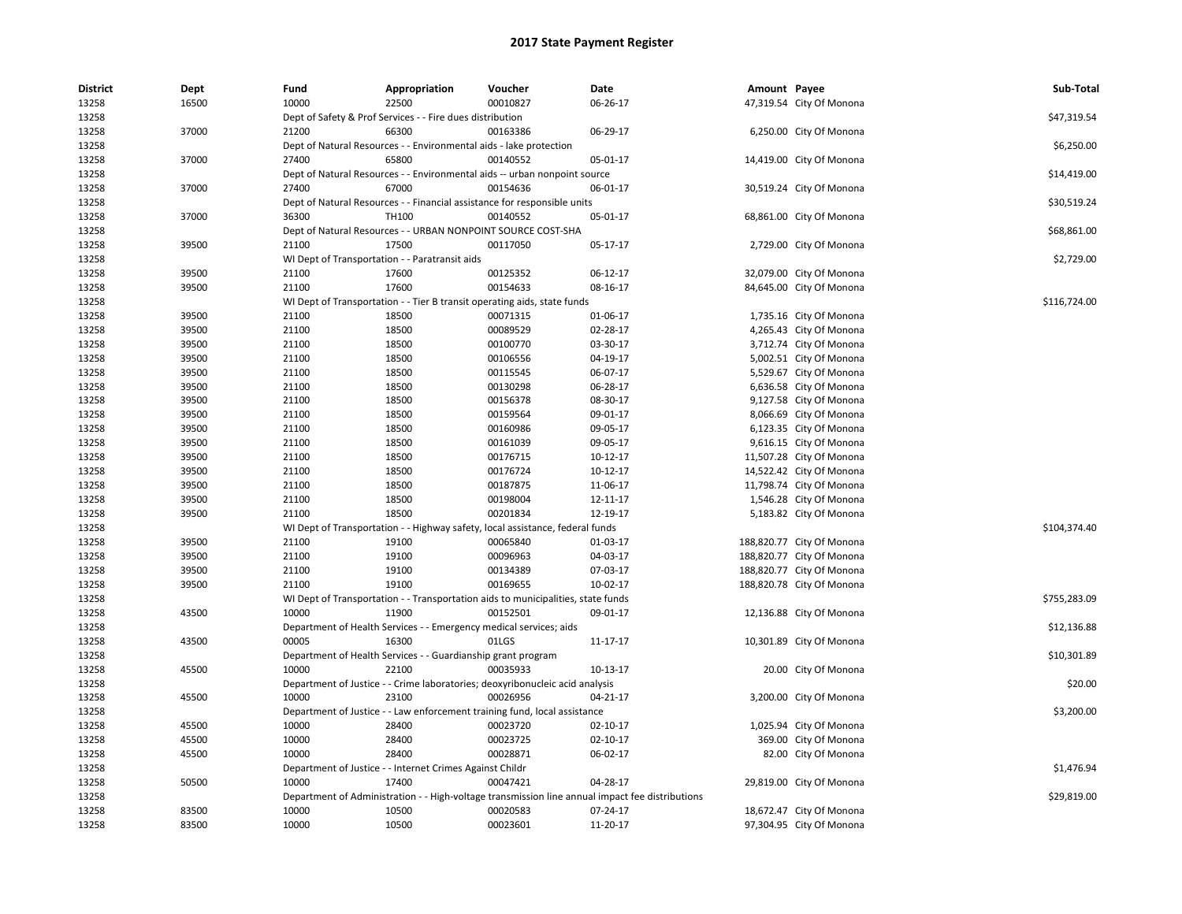# 2017 State Payment Register

| District | Dept | Fund | Appropriation | Voucher | Date | Amount | Payee | Sub-Total |
|---|---|---|---|---|---|---|---|---|
| 13258 | 16500 | 10000 | 22500 | 00010827 | 06-26-17 | 47,319.54 | City Of Monona | |
| 13258 | | Dept of Safety & Prof Services - - Fire dues distribution | | | | | | $47,319.54 |
| 13258 | 37000 | 21200 | 66300 | 00163386 | 06-29-17 | 6,250.00 | City Of Monona | |
| 13258 | | Dept of Natural Resources - - Environmental aids - lake protection | | | | | | $6,250.00 |
| 13258 | 37000 | 27400 | 65800 | 00140552 | 05-01-17 | 14,419.00 | City Of Monona | |
| 13258 | | Dept of Natural Resources - - Environmental aids -- urban nonpoint source | | | | | | $14,419.00 |
| 13258 | 37000 | 27400 | 67000 | 00154636 | 06-01-17 | 30,519.24 | City Of Monona | |
| 13258 | | Dept of Natural Resources - - Financial assistance for responsible units | | | | | | $30,519.24 |
| 13258 | 37000 | 36300 | TH100 | 00140552 | 05-01-17 | 68,861.00 | City Of Monona | |
| 13258 | | Dept of Natural Resources - - URBAN NONPOINT SOURCE COST-SHA | | | | | | $68,861.00 |
| 13258 | 39500 | 21100 | 17500 | 00117050 | 05-17-17 | 2,729.00 | City Of Monona | |
| 13258 | | WI Dept of Transportation - - Paratransit aids | | | | | | $2,729.00 |
| 13258 | 39500 | 21100 | 17600 | 00125352 | 06-12-17 | 32,079.00 | City Of Monona | |
| 13258 | 39500 | 21100 | 17600 | 00154633 | 08-16-17 | 84,645.00 | City Of Monona | |
| 13258 | | WI Dept of Transportation - - Tier B transit operating aids, state funds | | | | | | $116,724.00 |
| 13258 | 39500 | 21100 | 18500 | 00071315 | 01-06-17 | 1,735.16 | City Of Monona | |
| 13258 | 39500 | 21100 | 18500 | 00089529 | 02-28-17 | 4,265.43 | City Of Monona | |
| 13258 | 39500 | 21100 | 18500 | 00100770 | 03-30-17 | 3,712.74 | City Of Monona | |
| 13258 | 39500 | 21100 | 18500 | 00106556 | 04-19-17 | 5,002.51 | City Of Monona | |
| 13258 | 39500 | 21100 | 18500 | 00115545 | 06-07-17 | 5,529.67 | City Of Monona | |
| 13258 | 39500 | 21100 | 18500 | 00130298 | 06-28-17 | 6,636.58 | City Of Monona | |
| 13258 | 39500 | 21100 | 18500 | 00156378 | 08-30-17 | 9,127.58 | City Of Monona | |
| 13258 | 39500 | 21100 | 18500 | 00159564 | 09-01-17 | 8,066.69 | City Of Monona | |
| 13258 | 39500 | 21100 | 18500 | 00160986 | 09-05-17 | 6,123.35 | City Of Monona | |
| 13258 | 39500 | 21100 | 18500 | 00161039 | 09-05-17 | 9,616.15 | City Of Monona | |
| 13258 | 39500 | 21100 | 18500 | 00176715 | 10-12-17 | 11,507.28 | City Of Monona | |
| 13258 | 39500 | 21100 | 18500 | 00176724 | 10-12-17 | 14,522.42 | City Of Monona | |
| 13258 | 39500 | 21100 | 18500 | 00187875 | 11-06-17 | 11,798.74 | City Of Monona | |
| 13258 | 39500 | 21100 | 18500 | 00198004 | 12-11-17 | 1,546.28 | City Of Monona | |
| 13258 | 39500 | 21100 | 18500 | 00201834 | 12-19-17 | 5,183.82 | City Of Monona | |
| 13258 | | WI Dept of Transportation - - Highway safety, local assistance, federal funds | | | | | | $104,374.40 |
| 13258 | 39500 | 21100 | 19100 | 00065840 | 01-03-17 | 188,820.77 | City Of Monona | |
| 13258 | 39500 | 21100 | 19100 | 00096963 | 04-03-17 | 188,820.77 | City Of Monona | |
| 13258 | 39500 | 21100 | 19100 | 00134389 | 07-03-17 | 188,820.77 | City Of Monona | |
| 13258 | 39500 | 21100 | 19100 | 00169655 | 10-02-17 | 188,820.78 | City Of Monona | |
| 13258 | | WI Dept of Transportation - - Transportation aids to municipalities, state funds | | | | | | $755,283.09 |
| 13258 | 43500 | 10000 | 11900 | 00152501 | 09-01-17 | 12,136.88 | City Of Monona | |
| 13258 | | Department of Health Services - - Emergency medical services; aids | | | | | | $12,136.88 |
| 13258 | 43500 | 00005 | 16300 | 01LGS | 11-17-17 | 10,301.89 | City Of Monona | |
| 13258 | | Department of Health Services - - Guardianship grant program | | | | | | $10,301.89 |
| 13258 | 45500 | 10000 | 22100 | 00035933 | 10-13-17 | 20.00 | City Of Monona | |
| 13258 | | Department of Justice - - Crime laboratories; deoxyribonucleic acid analysis | | | | | | $20.00 |
| 13258 | 45500 | 10000 | 23100 | 00026956 | 04-21-17 | 3,200.00 | City Of Monona | |
| 13258 | | Department of Justice - - Law enforcement training fund, local assistance | | | | | | $3,200.00 |
| 13258 | 45500 | 10000 | 28400 | 00023720 | 02-10-17 | 1,025.94 | City Of Monona | |
| 13258 | 45500 | 10000 | 28400 | 00023725 | 02-10-17 | 369.00 | City Of Monona | |
| 13258 | 45500 | 10000 | 28400 | 00028871 | 06-02-17 | 82.00 | City Of Monona | |
| 13258 | | Department of Justice - - Internet Crimes Against Childr | | | | | | $1,476.94 |
| 13258 | 50500 | 10000 | 17400 | 00047421 | 04-28-17 | 29,819.00 | City Of Monona | |
| 13258 | | Department of Administration - - High-voltage transmission line annual impact fee distributions | | | | | | $29,819.00 |
| 13258 | 83500 | 10000 | 10500 | 00020583 | 07-24-17 | 18,672.47 | City Of Monona | |
| 13258 | 83500 | 10000 | 10500 | 00023601 | 11-20-17 | 97,304.95 | City Of Monona | |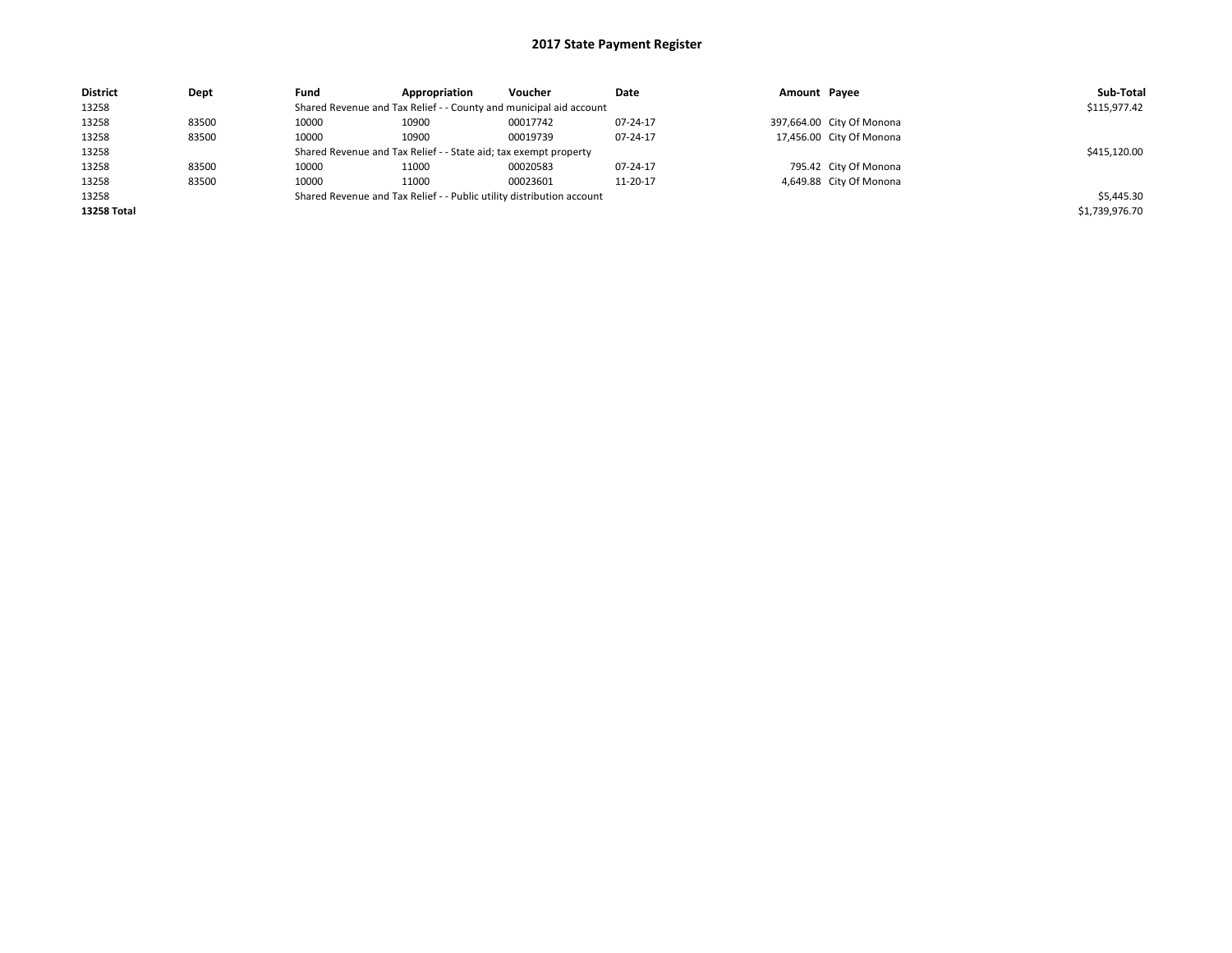# 2017 State Payment Register

| District | Dept | Fund | Appropriation | Voucher | Date | Amount | Payee | Sub-Total |
|---|---|---|---|---|---|---|---|---|
| 13258 | | Shared Revenue and Tax Relief - - County and municipal aid account | | | | | | $115,977.42 |
| 13258 | 83500 | 10000 | 10900 | 00017742 | 07-24-17 | 397,664.00 | City Of Monona | |
| 13258 | 83500 | 10000 | 10900 | 00019739 | 07-24-17 | 17,456.00 | City Of Monona | |
| 13258 | | Shared Revenue and Tax Relief - - State aid; tax exempt property | | | | | | $415,120.00 |
| 13258 | 83500 | 10000 | 11000 | 00020583 | 07-24-17 | 795.42 | City Of Monona | |
| 13258 | 83500 | 10000 | 11000 | 00023601 | 11-20-17 | 4,649.88 | City Of Monona | |
| 13258 | | Shared Revenue and Tax Relief - - Public utility distribution account | | | | | | $5,445.30 |
| **13258 Total** | | | | | | | | $1,739,976.70 |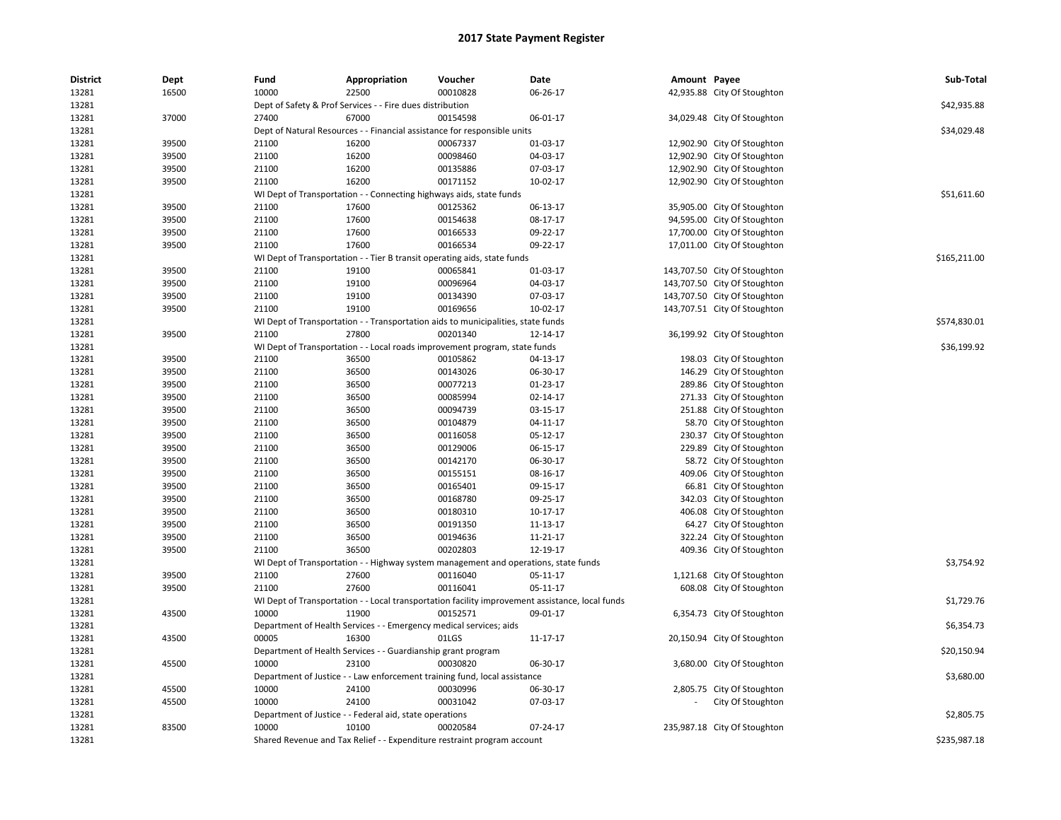# 2017 State Payment Register

| District | Dept | Fund | Appropriation | Voucher | Date | Amount | Payee | Sub-Total |
|---|---|---|---|---|---|---|---|---|
| 13281 | 16500 | 10000 | 22500 | 00010828 | 06-26-17 | 42,935.88 | City Of Stoughton | |
| 13281 | | Dept of Safety & Prof Services - - Fire dues distribution | | | | | | $42,935.88 |
| 13281 | 37000 | 27400 | 67000 | 00154598 | 06-01-17 | 34,029.48 | City Of Stoughton | |
| 13281 | | Dept of Natural Resources - - Financial assistance for responsible units | | | | | | $34,029.48 |
| 13281 | 39500 | 21100 | 16200 | 00067337 | 01-03-17 | 12,902.90 | City Of Stoughton | |
| 13281 | 39500 | 21100 | 16200 | 00098460 | 04-03-17 | 12,902.90 | City Of Stoughton | |
| 13281 | 39500 | 21100 | 16200 | 00135886 | 07-03-17 | 12,902.90 | City Of Stoughton | |
| 13281 | 39500 | 21100 | 16200 | 00171152 | 10-02-17 | 12,902.90 | City Of Stoughton | |
| 13281 | | WI Dept of Transportation - - Connecting highways aids, state funds | | | | | | $51,611.60 |
| 13281 | 39500 | 21100 | 17600 | 00125362 | 06-13-17 | 35,905.00 | City Of Stoughton | |
| 13281 | 39500 | 21100 | 17600 | 00154638 | 08-17-17 | 94,595.00 | City Of Stoughton | |
| 13281 | 39500 | 21100 | 17600 | 00166533 | 09-22-17 | 17,700.00 | City Of Stoughton | |
| 13281 | 39500 | 21100 | 17600 | 00166534 | 09-22-17 | 17,011.00 | City Of Stoughton | |
| 13281 | | WI Dept of Transportation - - Tier B transit operating aids, state funds | | | | | | $165,211.00 |
| 13281 | 39500 | 21100 | 19100 | 00065841 | 01-03-17 | 143,707.50 | City Of Stoughton | |
| 13281 | 39500 | 21100 | 19100 | 00096964 | 04-03-17 | 143,707.50 | City Of Stoughton | |
| 13281 | 39500 | 21100 | 19100 | 00134390 | 07-03-17 | 143,707.50 | City Of Stoughton | |
| 13281 | 39500 | 21100 | 19100 | 00169656 | 10-02-17 | 143,707.51 | City Of Stoughton | |
| 13281 | | WI Dept of Transportation - - Transportation aids to municipalities, state funds | | | | | | $574,830.01 |
| 13281 | 39500 | 21100 | 27800 | 00201340 | 12-14-17 | 36,199.92 | City Of Stoughton | |
| 13281 | | WI Dept of Transportation - - Local roads improvement program, state funds | | | | | | $36,199.92 |
| 13281 | 39500 | 21100 | 36500 | 00105862 | 04-13-17 | 198.03 | City Of Stoughton | |
| 13281 | 39500 | 21100 | 36500 | 00143026 | 06-30-17 | 146.29 | City Of Stoughton | |
| 13281 | 39500 | 21100 | 36500 | 00077213 | 01-23-17 | 289.86 | City Of Stoughton | |
| 13281 | 39500 | 21100 | 36500 | 00085994 | 02-14-17 | 271.33 | City Of Stoughton | |
| 13281 | 39500 | 21100 | 36500 | 00094739 | 03-15-17 | 251.88 | City Of Stoughton | |
| 13281 | 39500 | 21100 | 36500 | 00104879 | 04-11-17 | 58.70 | City Of Stoughton | |
| 13281 | 39500 | 21100 | 36500 | 00116058 | 05-12-17 | 230.37 | City Of Stoughton | |
| 13281 | 39500 | 21100 | 36500 | 00129006 | 06-15-17 | 229.89 | City Of Stoughton | |
| 13281 | 39500 | 21100 | 36500 | 00142170 | 06-30-17 | 58.72 | City Of Stoughton | |
| 13281 | 39500 | 21100 | 36500 | 00155151 | 08-16-17 | 409.06 | City Of Stoughton | |
| 13281 | 39500 | 21100 | 36500 | 00165401 | 09-15-17 | 66.81 | City Of Stoughton | |
| 13281 | 39500 | 21100 | 36500 | 00168780 | 09-25-17 | 342.03 | City Of Stoughton | |
| 13281 | 39500 | 21100 | 36500 | 00180310 | 10-17-17 | 406.08 | City Of Stoughton | |
| 13281 | 39500 | 21100 | 36500 | 00191350 | 11-13-17 | 64.27 | City Of Stoughton | |
| 13281 | 39500 | 21100 | 36500 | 00194636 | 11-21-17 | 322.24 | City Of Stoughton | |
| 13281 | 39500 | 21100 | 36500 | 00202803 | 12-19-17 | 409.36 | City Of Stoughton | |
| 13281 | | WI Dept of Transportation - - Highway system management and operations, state funds | | | | | | $3,754.92 |
| 13281 | 39500 | 21100 | 27600 | 00116040 | 05-11-17 | 1,121.68 | City Of Stoughton | |
| 13281 | 39500 | 21100 | 27600 | 00116041 | 05-11-17 | 608.08 | City Of Stoughton | |
| 13281 | | WI Dept of Transportation - - Local transportation facility improvement assistance, local funds | | | | | | $1,729.76 |
| 13281 | 43500 | 10000 | 11900 | 00152571 | 09-01-17 | 6,354.73 | City Of Stoughton | |
| 13281 | | Department of Health Services - - Emergency medical services; aids | | | | | | $6,354.73 |
| 13281 | 43500 | 00005 | 16300 | 01LGS | 11-17-17 | 20,150.94 | City Of Stoughton | |
| 13281 | | Department of Health Services - - Guardianship grant program | | | | | | $20,150.94 |
| 13281 | 45500 | 10000 | 23100 | 00030820 | 06-30-17 | 3,680.00 | City Of Stoughton | |
| 13281 | | Department of Justice - - Law enforcement training fund, local assistance | | | | | | $3,680.00 |
| 13281 | 45500 | 10000 | 24100 | 00030996 | 06-30-17 | 2,805.75 | City Of Stoughton | |
| 13281 | 45500 | 10000 | 24100 | 00031042 | 07-03-17 | - | City Of Stoughton | |
| 13281 | | Department of Justice - - Federal aid, state operations | | | | | | $2,805.75 |
| 13281 | 83500 | 10000 | 10100 | 00020584 | 07-24-17 | 235,987.18 | City Of Stoughton | |
| 13281 | | Shared Revenue and Tax Relief - - Expenditure restraint program account | | | | | | $235,987.18 |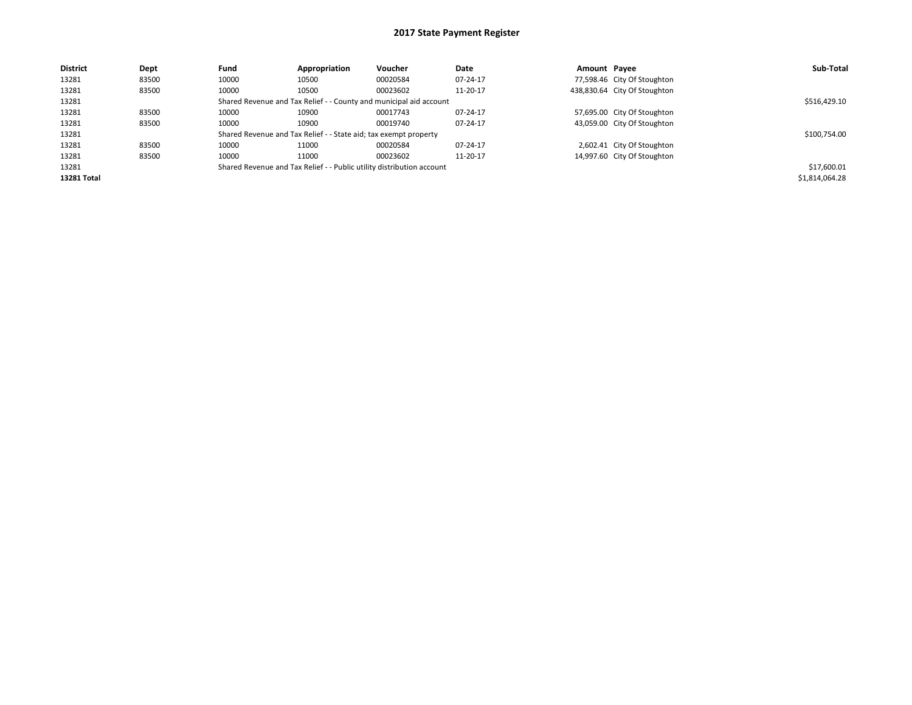# 2017 State Payment Register

| District | Dept | Fund | Appropriation | Voucher | Date | Amount | Payee | Sub-Total |
|---|---|---|---|---|---|---|---|---|
| 13281 | 83500 | 10000 | 10500 | 00020584 | 07-24-17 | 77,598.46 | City Of Stoughton | |
| 13281 | 83500 | 10000 | 10500 | 00023602 | 11-20-17 | 438,830.64 | City Of Stoughton | |
| 13281 | | Shared Revenue and Tax Relief - - County and municipal aid account | | | | | | $516,429.10 |
| 13281 | 83500 | 10000 | 10900 | 00017743 | 07-24-17 | 57,695.00 | City Of Stoughton | |
| 13281 | 83500 | 10000 | 10900 | 00019740 | 07-24-17 | 43,059.00 | City Of Stoughton | |
| 13281 | | Shared Revenue and Tax Relief - - State aid; tax exempt property | | | | | | $100,754.00 |
| 13281 | 83500 | 10000 | 11000 | 00020584 | 07-24-17 | 2,602.41 | City Of Stoughton | |
| 13281 | 83500 | 10000 | 11000 | 00023602 | 11-20-17 | 14,997.60 | City Of Stoughton | |
| 13281 | | Shared Revenue and Tax Relief - - Public utility distribution account | | | | | | $17,600.01 |
| **13281 Total** | | | | | | | | $1,814,064.28 |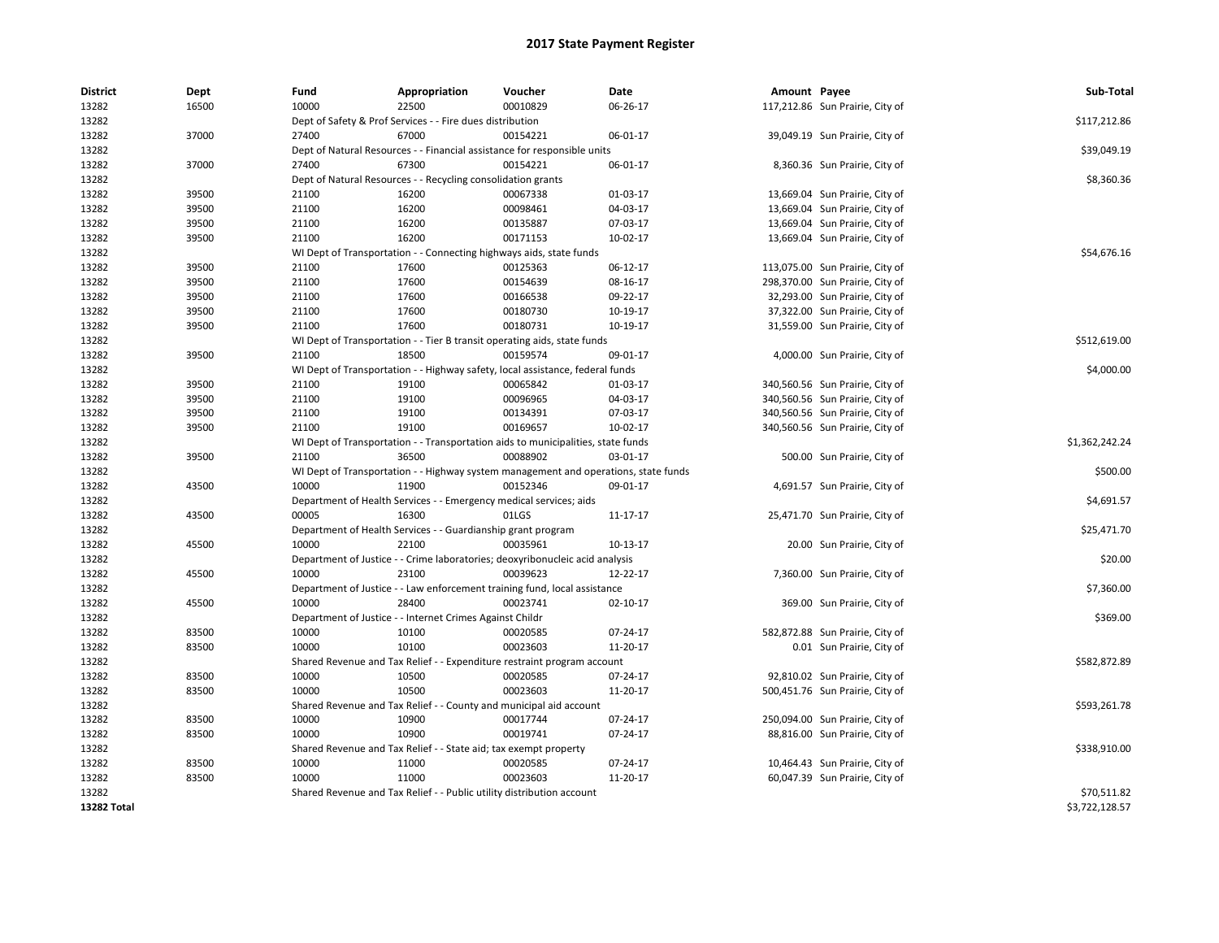# 2017 State Payment Register

| District | Dept | Fund | Appropriation | Voucher | Date | Amount | Payee | Sub-Total |
|---|---|---|---|---|---|---|---|---|
| 13282 | 16500 | 10000 | 22500 | 00010829 | 06-26-17 | 117,212.86 | Sun Prairie, City of | |
| 13282 | | Dept of Safety & Prof Services - - Fire dues distribution | | | | | | $117,212.86 |
| 13282 | 37000 | 27400 | 67000 | 00154221 | 06-01-17 | 39,049.19 | Sun Prairie, City of | |
| 13282 | | Dept of Natural Resources - - Financial assistance for responsible units | | | | | | $39,049.19 |
| 13282 | 37000 | 27400 | 67300 | 00154221 | 06-01-17 | 8,360.36 | Sun Prairie, City of | |
| 13282 | | Dept of Natural Resources - - Recycling consolidation grants | | | | | | $8,360.36 |
| 13282 | 39500 | 21100 | 16200 | 00067338 | 01-03-17 | 13,669.04 | Sun Prairie, City of | |
| 13282 | 39500 | 21100 | 16200 | 00098461 | 04-03-17 | 13,669.04 | Sun Prairie, City of | |
| 13282 | 39500 | 21100 | 16200 | 00135887 | 07-03-17 | 13,669.04 | Sun Prairie, City of | |
| 13282 | 39500 | 21100 | 16200 | 00171153 | 10-02-17 | 13,669.04 | Sun Prairie, City of | |
| 13282 | | WI Dept of Transportation - - Connecting highways aids, state funds | | | | | | $54,676.16 |
| 13282 | 39500 | 21100 | 17600 | 00125363 | 06-12-17 | 113,075.00 | Sun Prairie, City of | |
| 13282 | 39500 | 21100 | 17600 | 00154639 | 08-16-17 | 298,370.00 | Sun Prairie, City of | |
| 13282 | 39500 | 21100 | 17600 | 00166538 | 09-22-17 | 32,293.00 | Sun Prairie, City of | |
| 13282 | 39500 | 21100 | 17600 | 00180730 | 10-19-17 | 37,322.00 | Sun Prairie, City of | |
| 13282 | 39500 | 21100 | 17600 | 00180731 | 10-19-17 | 31,559.00 | Sun Prairie, City of | |
| 13282 | | WI Dept of Transportation - - Tier B transit operating aids, state funds | | | | | | $512,619.00 |
| 13282 | 39500 | 21100 | 18500 | 00159574 | 09-01-17 | 4,000.00 | Sun Prairie, City of | |
| 13282 | | WI Dept of Transportation - - Highway safety, local assistance, federal funds | | | | | | $4,000.00 |
| 13282 | 39500 | 21100 | 19100 | 00065842 | 01-03-17 | 340,560.56 | Sun Prairie, City of | |
| 13282 | 39500 | 21100 | 19100 | 00096965 | 04-03-17 | 340,560.56 | Sun Prairie, City of | |
| 13282 | 39500 | 21100 | 19100 | 00134391 | 07-03-17 | 340,560.56 | Sun Prairie, City of | |
| 13282 | 39500 | 21100 | 19100 | 00169657 | 10-02-17 | 340,560.56 | Sun Prairie, City of | |
| 13282 | | WI Dept of Transportation - - Transportation aids to municipalities, state funds | | | | | | $1,362,242.24 |
| 13282 | 39500 | 21100 | 36500 | 00088902 | 03-01-17 | 500.00 | Sun Prairie, City of | |
| 13282 | | WI Dept of Transportation - - Highway system management and operations, state funds | | | | | | $500.00 |
| 13282 | 43500 | 10000 | 11900 | 00152346 | 09-01-17 | 4,691.57 | Sun Prairie, City of | |
| 13282 | | Department of Health Services - - Emergency medical services; aids | | | | | | $4,691.57 |
| 13282 | 43500 | 00005 | 16300 | 01LGS | 11-17-17 | 25,471.70 | Sun Prairie, City of | |
| 13282 | | Department of Health Services - - Guardianship grant program | | | | | | $25,471.70 |
| 13282 | 45500 | 10000 | 22100 | 00035961 | 10-13-17 | 20.00 | Sun Prairie, City of | |
| 13282 | | Department of Justice - - Crime laboratories; deoxyribonucleic acid analysis | | | | | | $20.00 |
| 13282 | 45500 | 10000 | 23100 | 00039623 | 12-22-17 | 7,360.00 | Sun Prairie, City of | |
| 13282 | | Department of Justice - - Law enforcement training fund, local assistance | | | | | | $7,360.00 |
| 13282 | 45500 | 10000 | 28400 | 00023741 | 02-10-17 | 369.00 | Sun Prairie, City of | |
| 13282 | | Department of Justice - - Internet Crimes Against Childr | | | | | | $369.00 |
| 13282 | 83500 | 10000 | 10100 | 00020585 | 07-24-17 | 582,872.88 | Sun Prairie, City of | |
| 13282 | 83500 | 10000 | 10100 | 00023603 | 11-20-17 | 0.01 | Sun Prairie, City of | |
| 13282 | | Shared Revenue and Tax Relief - - Expenditure restraint program account | | | | | | $582,872.89 |
| 13282 | 83500 | 10000 | 10500 | 00020585 | 07-24-17 | 92,810.02 | Sun Prairie, City of | |
| 13282 | 83500 | 10000 | 10500 | 00023603 | 11-20-17 | 500,451.76 | Sun Prairie, City of | |
| 13282 | | Shared Revenue and Tax Relief - - County and municipal aid account | | | | | | $593,261.78 |
| 13282 | 83500 | 10000 | 10900 | 00017744 | 07-24-17 | 250,094.00 | Sun Prairie, City of | |
| 13282 | 83500 | 10000 | 10900 | 00019741 | 07-24-17 | 88,816.00 | Sun Prairie, City of | |
| 13282 | | Shared Revenue and Tax Relief - - State aid; tax exempt property | | | | | | $338,910.00 |
| 13282 | 83500 | 10000 | 11000 | 00020585 | 07-24-17 | 10,464.43 | Sun Prairie, City of | |
| 13282 | 83500 | 10000 | 11000 | 00023603 | 11-20-17 | 60,047.39 | Sun Prairie, City of | |
| 13282 | | Shared Revenue and Tax Relief - - Public utility distribution account | | | | | | $70,511.82 |
| **13282 Total** | | | | | | | | $3,722,128.57 |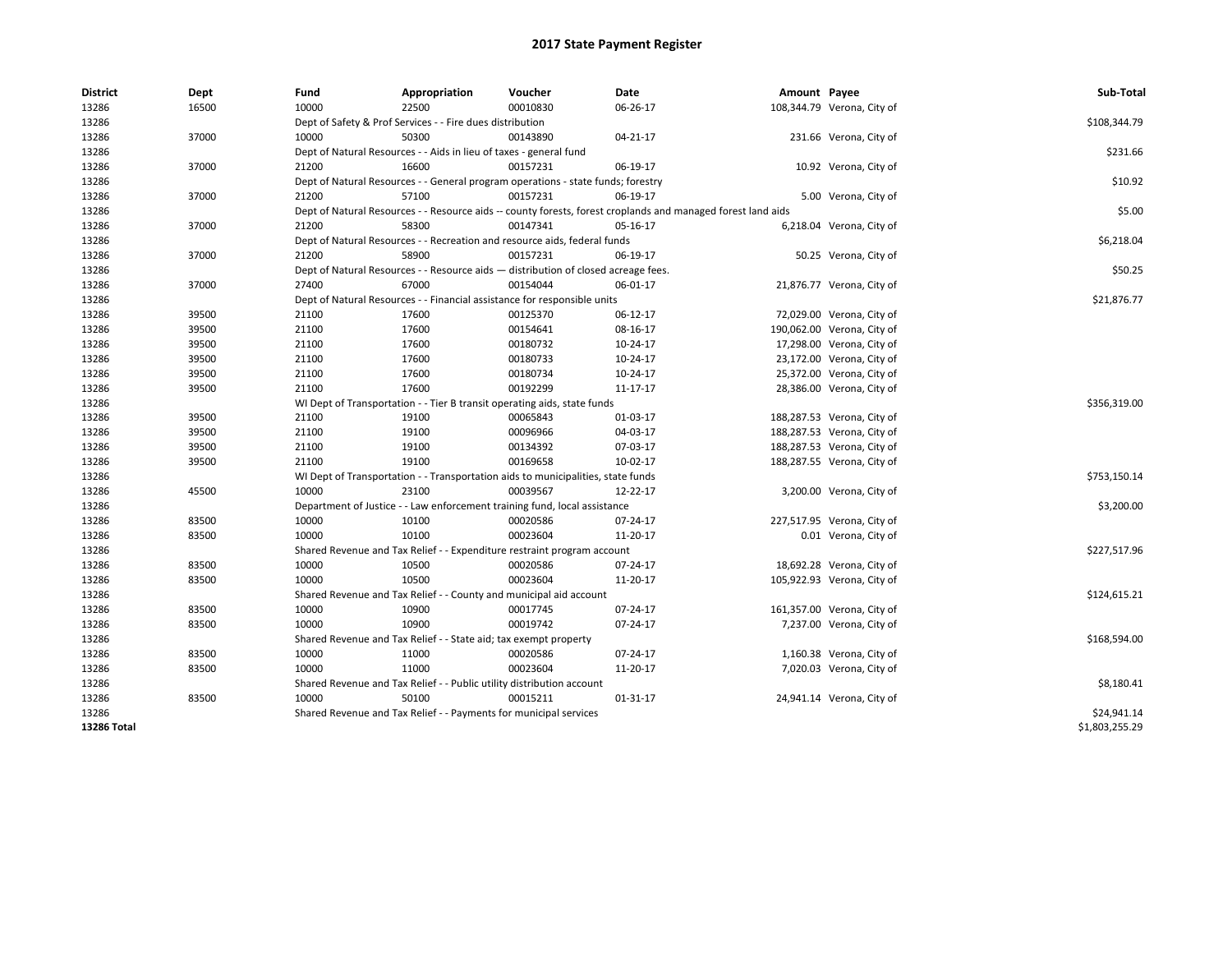# 2017 State Payment Register

| District | Dept | Fund | Appropriation | Voucher | Date | Amount | Payee | Sub-Total |
|---|---|---|---|---|---|---|---|---|
| 13286 | 16500 | 10000 | 22500 | 00010830 | 06-26-17 | 108,344.79 | Verona, City of | |
| 13286 | | Dept of Safety & Prof Services - - Fire dues distribution | | | | | | $108,344.79 |
| 13286 | 37000 | 10000 | 50300 | 00143890 | 04-21-17 | 231.66 | Verona, City of | |
| 13286 | | Dept of Natural Resources - - Aids in lieu of taxes - general fund | | | | | | $231.66 |
| 13286 | 37000 | 21200 | 16600 | 00157231 | 06-19-17 | 10.92 | Verona, City of | |
| 13286 | | Dept of Natural Resources - - General program operations - state funds; forestry | | | | | | $10.92 |
| 13286 | 37000 | 21200 | 57100 | 00157231 | 06-19-17 | 5.00 | Verona, City of | |
| 13286 | | Dept of Natural Resources - - Resource aids -- county forests, forest croplands and managed forest land aids | | | | | | $5.00 |
| 13286 | 37000 | 21200 | 58300 | 00147341 | 05-16-17 | 6,218.04 | Verona, City of | |
| 13286 | | Dept of Natural Resources - - Recreation and resource aids, federal funds | | | | | | $6,218.04 |
| 13286 | 37000 | 21200 | 58900 | 00157231 | 06-19-17 | 50.25 | Verona, City of | |
| 13286 | | Dept of Natural Resources - - Resource aids — distribution of closed acreage fees. | | | | | | $50.25 |
| 13286 | 37000 | 27400 | 67000 | 00154044 | 06-01-17 | 21,876.77 | Verona, City of | |
| 13286 | | Dept of Natural Resources - - Financial assistance for responsible units | | | | | | $21,876.77 |
| 13286 | 39500 | 21100 | 17600 | 00125370 | 06-12-17 | 72,029.00 | Verona, City of | |
| 13286 | 39500 | 21100 | 17600 | 00154641 | 08-16-17 | 190,062.00 | Verona, City of | |
| 13286 | 39500 | 21100 | 17600 | 00180732 | 10-24-17 | 17,298.00 | Verona, City of | |
| 13286 | 39500 | 21100 | 17600 | 00180733 | 10-24-17 | 23,172.00 | Verona, City of | |
| 13286 | 39500 | 21100 | 17600 | 00180734 | 10-24-17 | 25,372.00 | Verona, City of | |
| 13286 | 39500 | 21100 | 17600 | 00192299 | 11-17-17 | 28,386.00 | Verona, City of | |
| 13286 | | WI Dept of Transportation - - Tier B transit operating aids, state funds | | | | | | $356,319.00 |
| 13286 | 39500 | 21100 | 19100 | 00065843 | 01-03-17 | 188,287.53 | Verona, City of | |
| 13286 | 39500 | 21100 | 19100 | 00096966 | 04-03-17 | 188,287.53 | Verona, City of | |
| 13286 | 39500 | 21100 | 19100 | 00134392 | 07-03-17 | 188,287.53 | Verona, City of | |
| 13286 | 39500 | 21100 | 19100 | 00169658 | 10-02-17 | 188,287.55 | Verona, City of | |
| 13286 | | WI Dept of Transportation - - Transportation aids to municipalities, state funds | | | | | | $753,150.14 |
| 13286 | 45500 | 10000 | 23100 | 00039567 | 12-22-17 | 3,200.00 | Verona, City of | |
| 13286 | | Department of Justice - - Law enforcement training fund, local assistance | | | | | | $3,200.00 |
| 13286 | 83500 | 10000 | 10100 | 00020586 | 07-24-17 | 227,517.95 | Verona, City of | |
| 13286 | 83500 | 10000 | 10100 | 00023604 | 11-20-17 | 0.01 | Verona, City of | |
| 13286 | | Shared Revenue and Tax Relief - - Expenditure restraint program account | | | | | | $227,517.96 |
| 13286 | 83500 | 10000 | 10500 | 00020586 | 07-24-17 | 18,692.28 | Verona, City of | |
| 13286 | 83500 | 10000 | 10500 | 00023604 | 11-20-17 | 105,922.93 | Verona, City of | |
| 13286 | | Shared Revenue and Tax Relief - - County and municipal aid account | | | | | | $124,615.21 |
| 13286 | 83500 | 10000 | 10900 | 00017745 | 07-24-17 | 161,357.00 | Verona, City of | |
| 13286 | 83500 | 10000 | 10900 | 00019742 | 07-24-17 | 7,237.00 | Verona, City of | |
| 13286 | | Shared Revenue and Tax Relief - - State aid; tax exempt property | | | | | | $168,594.00 |
| 13286 | 83500 | 10000 | 11000 | 00020586 | 07-24-17 | 1,160.38 | Verona, City of | |
| 13286 | 83500 | 10000 | 11000 | 00023604 | 11-20-17 | 7,020.03 | Verona, City of | |
| 13286 | | Shared Revenue and Tax Relief - - Public utility distribution account | | | | | | $8,180.41 |
| 13286 | 83500 | 10000 | 50100 | 00015211 | 01-31-17 | 24,941.14 | Verona, City of | |
| 13286 | | Shared Revenue and Tax Relief - - Payments for municipal services | | | | | | $24,941.14 |
| **13286 Total** | | | | | | | | $1,803,255.29 |